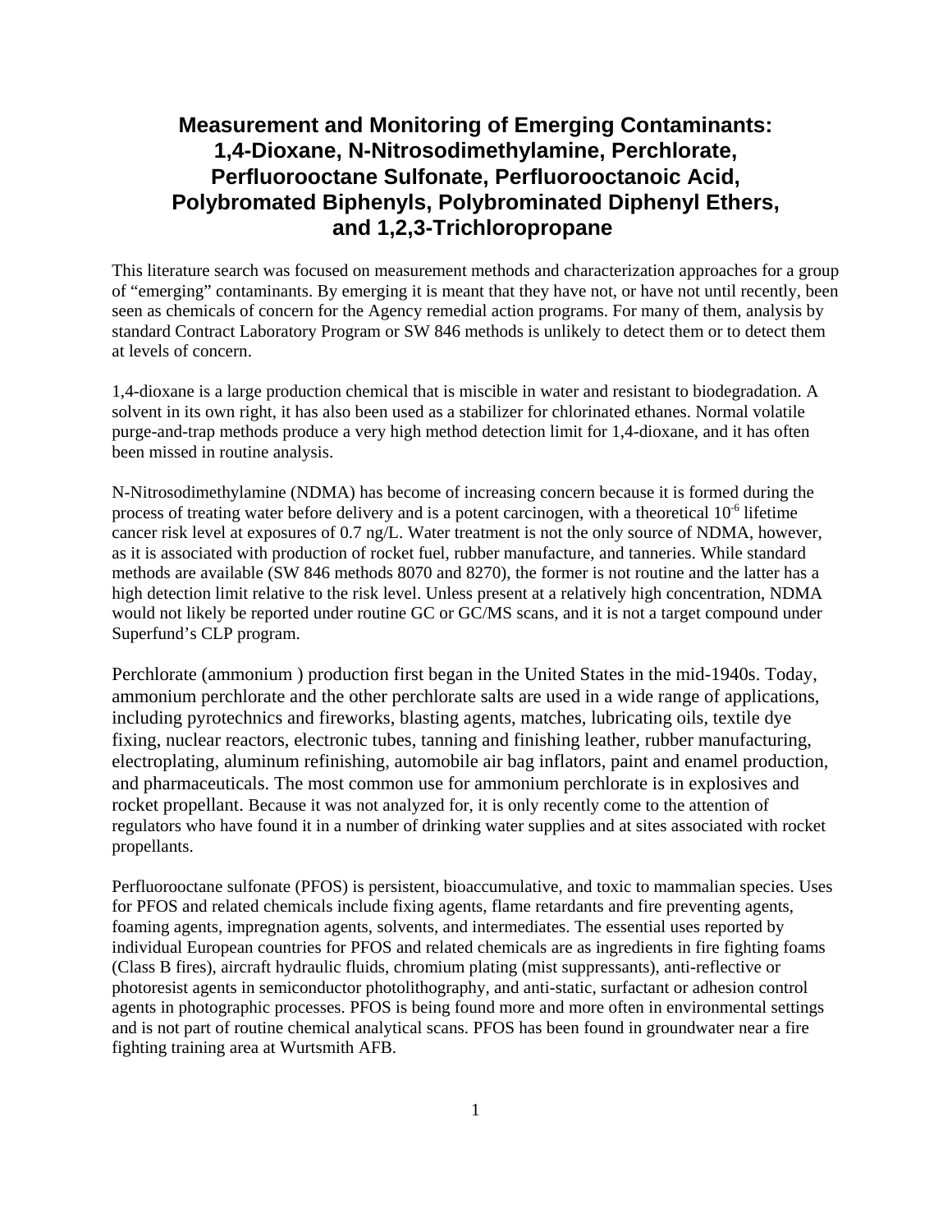# Measurement and Monitoring of Emerging Contaminants: 1,4-Dioxane, N-Nitrosodimethylamine, Perchlorate, Perfluorooctane Sulfonate, Perfluorooctanoic Acid, Polybromated Biphenyls, Polybrominated Diphenyl Ethers, and 1,2,3-Trichloropropane

This literature search was focused on measurement methods and characterization approaches for a group of "emerging" contaminants. By emerging it is meant that they have not, or have not until recently, been seen as chemicals of concern for the Agency remedial action programs. For many of them, analysis by standard Contract Laboratory Program or SW 846 methods is unlikely to detect them or to detect them at levels of concern.

1,4-dioxane is a large production chemical that is miscible in water and resistant to biodegradation. A solvent in its own right, it has also been used as a stabilizer for chlorinated ethanes. Normal volatile purge-and-trap methods produce a very high method detection limit for 1,4-dioxane, and it has often been missed in routine analysis.

N-Nitrosodimethylamine (NDMA) has become of increasing concern because it is formed during the process of treating water before delivery and is a potent carcinogen, with a theoretical $10^{-6}$ lifetime cancer risk level at exposures of 0.7 ng/L. Water treatment is not the only source of NDMA, however, as it is associated with production of rocket fuel, rubber manufacture, and tanneries. While standard methods are available (SW 846 methods 8070 and 8270), the former is not routine and the latter has a high detection limit relative to the risk level. Unless present at a relatively high concentration, NDMA would not likely be reported under routine GC or GC/MS scans, and it is not a target compound under Superfund's CLP program.

Perchlorate (ammonium ) production first began in the United States in the mid-1940s. Today, ammonium perchlorate and the other perchlorate salts are used in a wide range of applications, including pyrotechnics and fireworks, blasting agents, matches, lubricating oils, textile dye fixing, nuclear reactors, electronic tubes, tanning and finishing leather, rubber manufacturing, electroplating, aluminum refinishing, automobile air bag inflators, paint and enamel production, and pharmaceuticals. The most common use for ammonium perchlorate is in explosives and rocket propellant. Because it was not analyzed for, it is only recently come to the attention of regulators who have found it in a number of drinking water supplies and at sites associated with rocket propellants.

Perfluorooctane sulfonate (PFOS) is persistent, bioaccumulative, and toxic to mammalian species. Uses for PFOS and related chemicals include fixing agents, flame retardants and fire preventing agents, foaming agents, impregnation agents, solvents, and intermediates. The essential uses reported by individual European countries for PFOS and related chemicals are as ingredients in fire fighting foams (Class B fires), aircraft hydraulic fluids, chromium plating (mist suppressants), anti-reflective or photoresist agents in semiconductor photolithography, and anti-static, surfactant or adhesion control agents in photographic processes. PFOS is being found more and more often in environmental settings and is not part of routine chemical analytical scans. PFOS has been found in groundwater near a fire fighting training area at Wurtsmith AFB.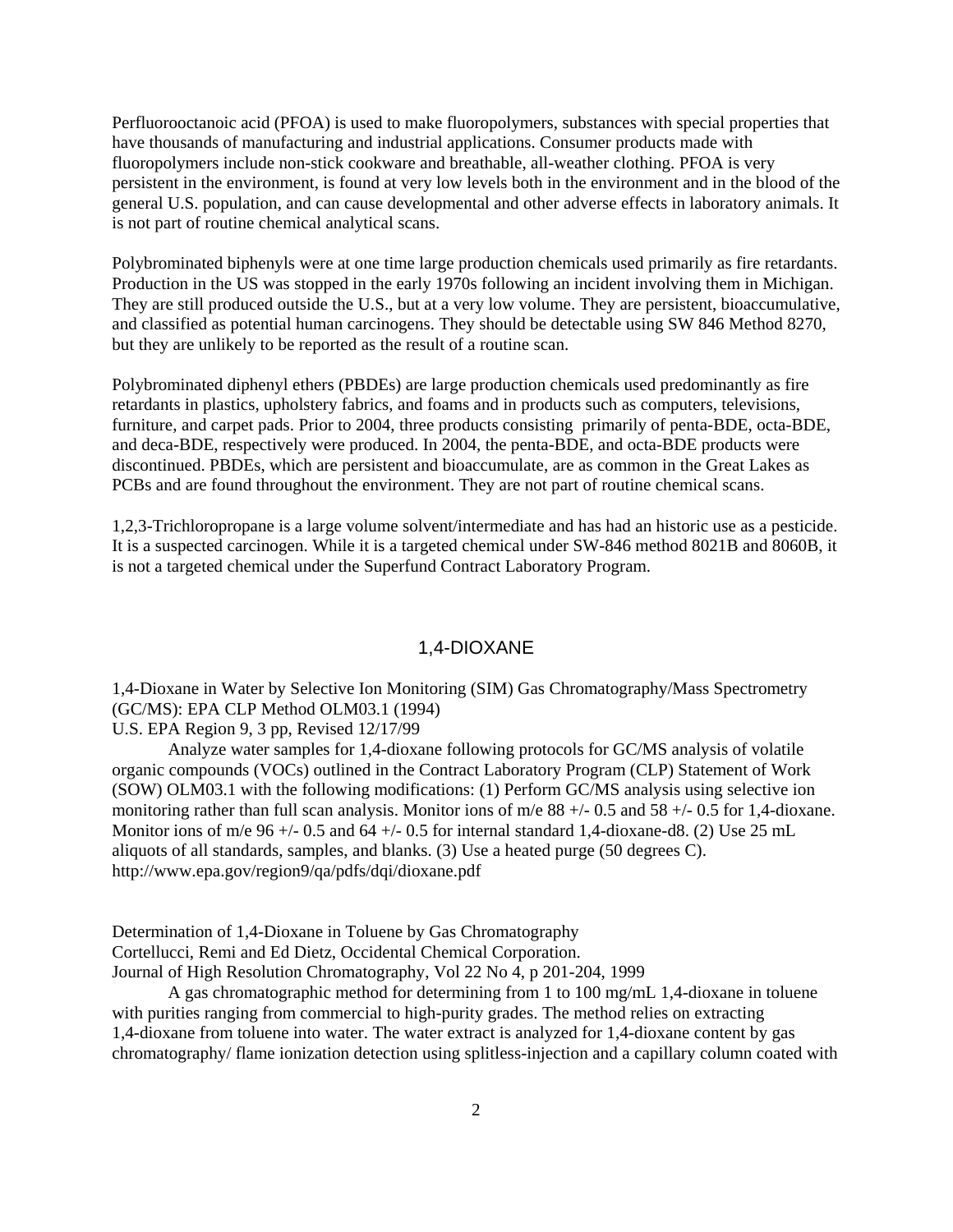Perfluorooctanoic acid (PFOA) is used to make fluoropolymers, substances with special properties that have thousands of manufacturing and industrial applications. Consumer products made with fluoropolymers include non-stick cookware and breathable, all-weather clothing. PFOA is very persistent in the environment, is found at very low levels both in the environment and in the blood of the general U.S. population, and can cause developmental and other adverse effects in laboratory animals. It is not part of routine chemical analytical scans.

Polybrominated biphenyls were at one time large production chemicals used primarily as fire retardants. Production in the US was stopped in the early 1970s following an incident involving them in Michigan. They are still produced outside the U.S., but at a very low volume. They are persistent, bioaccumulative, and classified as potential human carcinogens. They should be detectable using SW 846 Method 8270, but they are unlikely to be reported as the result of a routine scan.

Polybrominated diphenyl ethers (PBDEs) are large production chemicals used predominantly as fire retardants in plastics, upholstery fabrics, and foams and in products such as computers, televisions, furniture, and carpet pads. Prior to 2004, three products consisting primarily of penta-BDE, octa-BDE, and deca-BDE, respectively were produced. In 2004, the penta-BDE, and octa-BDE products were discontinued. PBDEs, which are persistent and bioaccumulate, are as common in the Great Lakes as PCBs and are found throughout the environment. They are not part of routine chemical scans.

1,2,3-Trichloropropane is a large volume solvent/intermediate and has had an historic use as a pesticide. It is a suspected carcinogen. While it is a targeted chemical under SW-846 method 8021B and 8060B, it is not a targeted chemical under the Superfund Contract Laboratory Program.

## 1,4-DIOXANE

1,4-Dioxane in Water by Selective Ion Monitoring (SIM) Gas Chromatography/Mass Spectrometry (GC/MS): EPA CLP Method OLM03.1 (1994)
U.S. EPA Region 9, 3 pp, Revised 12/17/99

Analyze water samples for 1,4-dioxane following protocols for GC/MS analysis of volatile organic compounds (VOCs) outlined in the Contract Laboratory Program (CLP) Statement of Work (SOW) OLM03.1 with the following modifications: (1) Perform GC/MS analysis using selective ion monitoring rather than full scan analysis. Monitor ions of m/e 88 +/- 0.5 and 58 +/- 0.5 for 1,4-dioxane. Monitor ions of m/e 96 +/- 0.5 and 64 +/- 0.5 for internal standard 1,4-dioxane-d8. (2) Use 25 mL aliquots of all standards, samples, and blanks. (3) Use a heated purge (50 degrees C).
http://www.epa.gov/region9/qa/pdfs/dqi/dioxane.pdf

Determination of 1,4-Dioxane in Toluene by Gas Chromatography
Cortellucci, Remi and Ed Dietz, Occidental Chemical Corporation.
Journal of High Resolution Chromatography, Vol 22 No 4, p 201-204, 1999

A gas chromatographic method for determining from 1 to 100 mg/mL 1,4-dioxane in toluene with purities ranging from commercial to high-purity grades. The method relies on extracting 1,4-dioxane from toluene into water. The water extract is analyzed for 1,4-dioxane content by gas chromatography/ flame ionization detection using splitless-injection and a capillary column coated with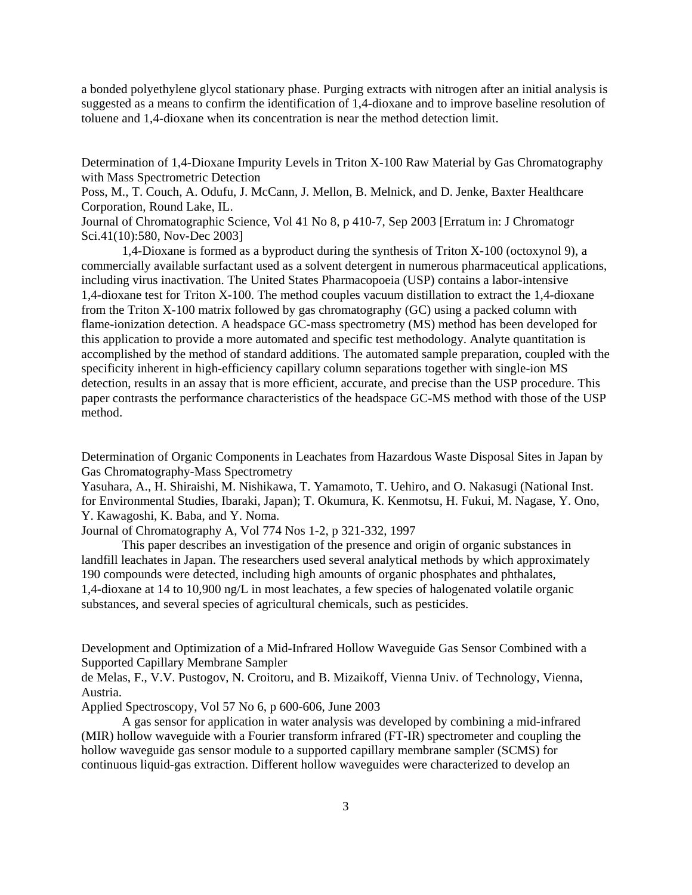a bonded polyethylene glycol stationary phase. Purging extracts with nitrogen after an initial analysis is suggested as a means to confirm the identification of 1,4-dioxane and to improve baseline resolution of toluene and 1,4-dioxane when its concentration is near the method detection limit.

Determination of 1,4-Dioxane Impurity Levels in Triton X-100 Raw Material by Gas Chromatography with Mass Spectrometric Detection
Poss, M., T. Couch, A. Odufu, J. McCann, J. Mellon, B. Melnick, and D. Jenke, Baxter Healthcare Corporation, Round Lake, IL.
Journal of Chromatographic Science, Vol 41 No 8, p 410-7, Sep 2003 [Erratum in: J Chromatogr Sci.41(10):580, Nov-Dec 2003]

1,4-Dioxane is formed as a byproduct during the synthesis of Triton X-100 (octoxynol 9), a commercially available surfactant used as a solvent detergent in numerous pharmaceutical applications, including virus inactivation. The United States Pharmacopoeia (USP) contains a labor-intensive 1,4-dioxane test for Triton X-100. The method couples vacuum distillation to extract the 1,4-dioxane from the Triton X-100 matrix followed by gas chromatography (GC) using a packed column with flame-ionization detection. A headspace GC-mass spectrometry (MS) method has been developed for this application to provide a more automated and specific test methodology. Analyte quantitation is accomplished by the method of standard additions. The automated sample preparation, coupled with the specificity inherent in high-efficiency capillary column separations together with single-ion MS detection, results in an assay that is more efficient, accurate, and precise than the USP procedure. This paper contrasts the performance characteristics of the headspace GC-MS method with those of the USP method.

Determination of Organic Components in Leachates from Hazardous Waste Disposal Sites in Japan by Gas Chromatography-Mass Spectrometry
Yasuhara, A., H. Shiraishi, M. Nishikawa, T. Yamamoto, T. Uehiro, and O. Nakasugi (National Inst. for Environmental Studies, Ibaraki, Japan); T. Okumura, K. Kenmotsu, H. Fukui, M. Nagase, Y. Ono, Y. Kawagoshi, K. Baba, and Y. Noma.
Journal of Chromatography A, Vol 774 Nos 1-2, p 321-332, 1997

This paper describes an investigation of the presence and origin of organic substances in landfill leachates in Japan. The researchers used several analytical methods by which approximately 190 compounds were detected, including high amounts of organic phosphates and phthalates, 1,4-dioxane at 14 to 10,900 ng/L in most leachates, a few species of halogenated volatile organic substances, and several species of agricultural chemicals, such as pesticides.

Development and Optimization of a Mid-Infrared Hollow Waveguide Gas Sensor Combined with a Supported Capillary Membrane Sampler
de Melas, F., V.V. Pustogov, N. Croitoru, and B. Mizaikoff, Vienna Univ. of Technology, Vienna, Austria.
Applied Spectroscopy, Vol 57 No 6, p 600-606, June 2003

A gas sensor for application in water analysis was developed by combining a mid-infrared (MIR) hollow waveguide with a Fourier transform infrared (FT-IR) spectrometer and coupling the hollow waveguide gas sensor module to a supported capillary membrane sampler (SCMS) for continuous liquid-gas extraction. Different hollow waveguides were characterized to develop an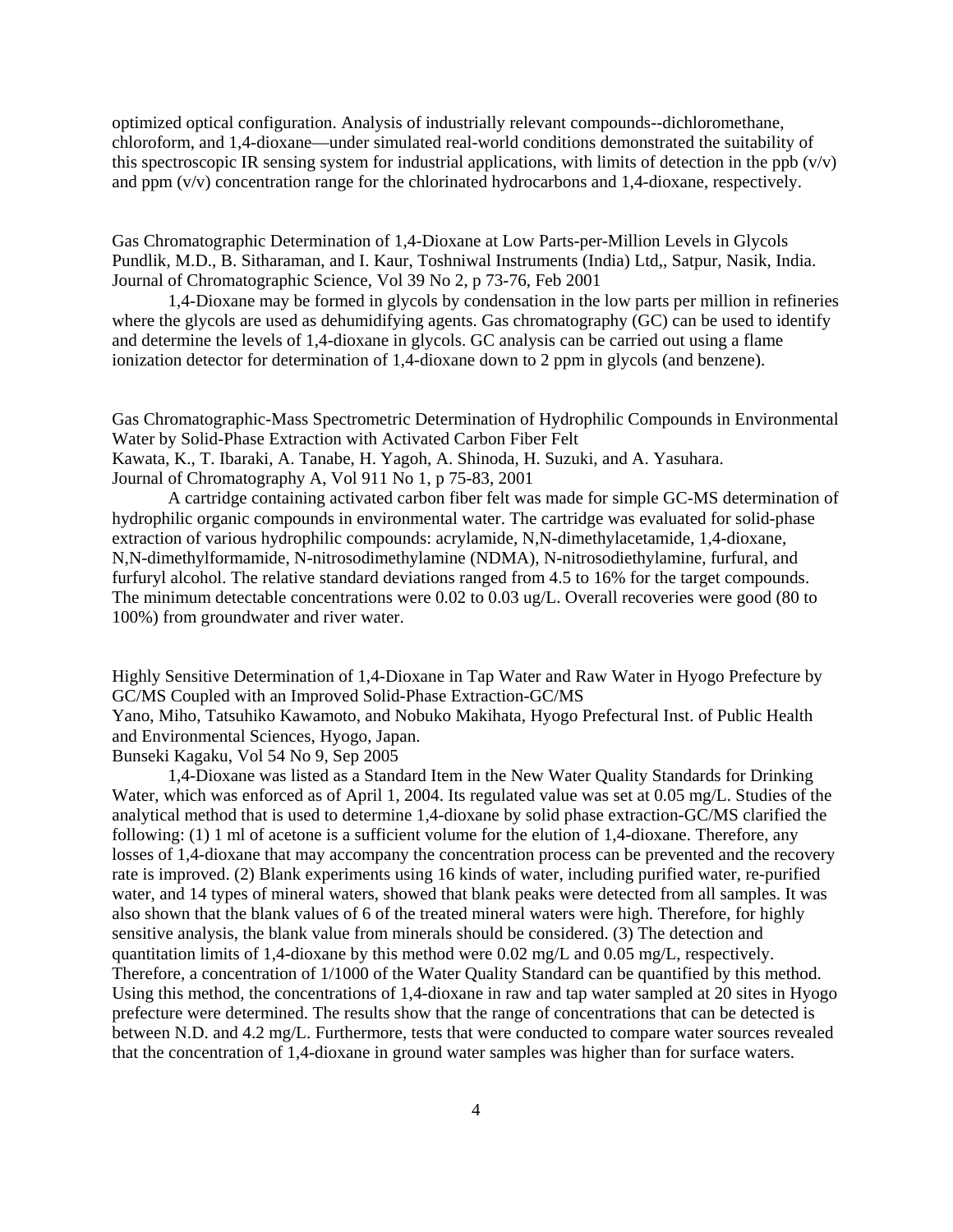optimized optical configuration. Analysis of industrially relevant compounds--dichloromethane, chloroform, and 1,4-dioxane—under simulated real-world conditions demonstrated the suitability of this spectroscopic IR sensing system for industrial applications, with limits of detection in the ppb (v/v) and ppm (v/v) concentration range for the chlorinated hydrocarbons and 1,4-dioxane, respectively.

Gas Chromatographic Determination of 1,4-Dioxane at Low Parts-per-Million Levels in Glycols
Pundlik, M.D., B. Sitharaman, and I. Kaur, Toshniwal Instruments (India) Ltd,, Satpur, Nasik, India.
Journal of Chromatographic Science, Vol 39 No 2, p 73-76, Feb 2001

1,4-Dioxane may be formed in glycols by condensation in the low parts per million in refineries where the glycols are used as dehumidifying agents. Gas chromatography (GC) can be used to identify and determine the levels of 1,4-dioxane in glycols. GC analysis can be carried out using a flame ionization detector for determination of 1,4-dioxane down to 2 ppm in glycols (and benzene).

Gas Chromatographic-Mass Spectrometric Determination of Hydrophilic Compounds in Environmental Water by Solid-Phase Extraction with Activated Carbon Fiber Felt
Kawata, K., T. Ibaraki, A. Tanabe, H. Yagoh, A. Shinoda, H. Suzuki, and A. Yasuhara.
Journal of Chromatography A, Vol 911 No 1, p 75-83, 2001

A cartridge containing activated carbon fiber felt was made for simple GC-MS determination of hydrophilic organic compounds in environmental water. The cartridge was evaluated for solid-phase extraction of various hydrophilic compounds: acrylamide, N,N-dimethylacetamide, 1,4-dioxane, N,N-dimethylformamide, N-nitrosodimethylamine (NDMA), N-nitrosodiethylamine, furfural, and furfuryl alcohol. The relative standard deviations ranged from 4.5 to 16% for the target compounds. The minimum detectable concentrations were 0.02 to 0.03 ug/L. Overall recoveries were good (80 to 100%) from groundwater and river water.

Highly Sensitive Determination of 1,4-Dioxane in Tap Water and Raw Water in Hyogo Prefecture by GC/MS Coupled with an Improved Solid-Phase Extraction-GC/MS
Yano, Miho, Tatsuhiko Kawamoto, and Nobuko Makihata, Hyogo Prefectural Inst. of Public Health and Environmental Sciences, Hyogo, Japan.
Bunseki Kagaku, Vol 54 No 9, Sep 2005

1,4-Dioxane was listed as a Standard Item in the New Water Quality Standards for Drinking Water, which was enforced as of April 1, 2004. Its regulated value was set at 0.05 mg/L. Studies of the analytical method that is used to determine 1,4-dioxane by solid phase extraction-GC/MS clarified the following: (1) 1 ml of acetone is a sufficient volume for the elution of 1,4-dioxane. Therefore, any losses of 1,4-dioxane that may accompany the concentration process can be prevented and the recovery rate is improved. (2) Blank experiments using 16 kinds of water, including purified water, re-purified water, and 14 types of mineral waters, showed that blank peaks were detected from all samples. It was also shown that the blank values of 6 of the treated mineral waters were high. Therefore, for highly sensitive analysis, the blank value from minerals should be considered. (3) The detection and quantitation limits of 1,4-dioxane by this method were 0.02 mg/L and 0.05 mg/L, respectively. Therefore, a concentration of 1/1000 of the Water Quality Standard can be quantified by this method. Using this method, the concentrations of 1,4-dioxane in raw and tap water sampled at 20 sites in Hyogo prefecture were determined. The results show that the range of concentrations that can be detected is between N.D. and 4.2 mg/L. Furthermore, tests that were conducted to compare water sources revealed that the concentration of 1,4-dioxane in ground water samples was higher than for surface waters.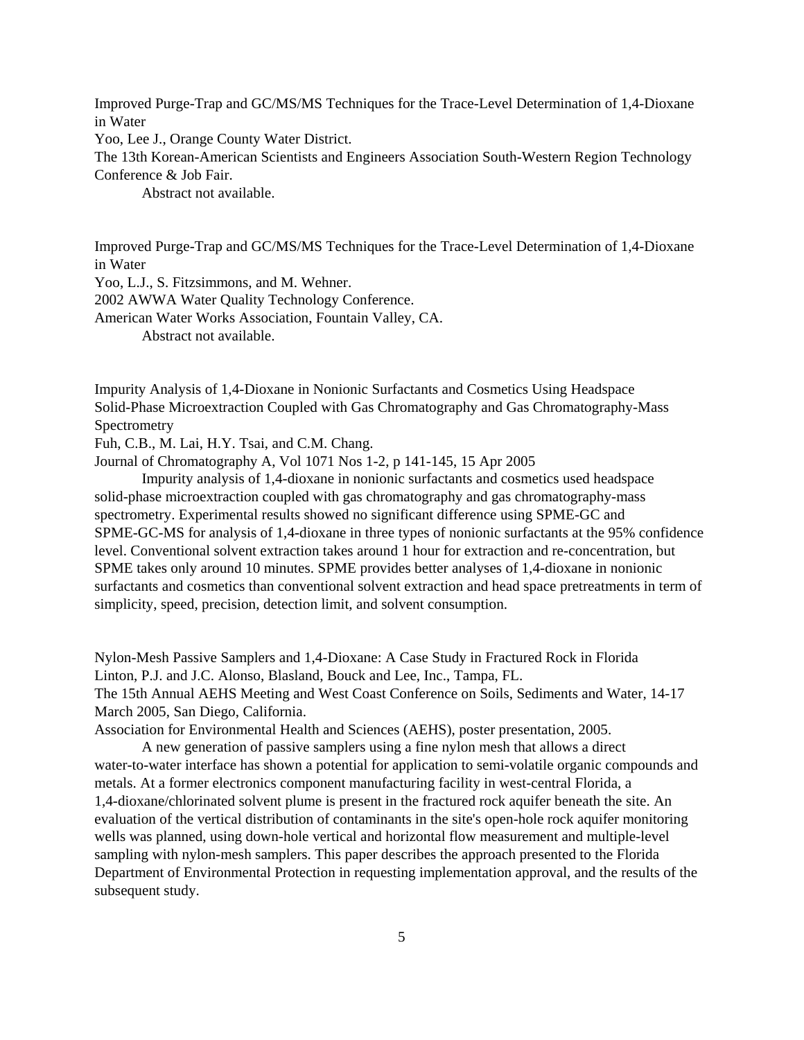Improved Purge-Trap and GC/MS/MS Techniques for the Trace-Level Determination of 1,4-Dioxane in Water
Yoo, Lee J., Orange County Water District.
The 13th Korean-American Scientists and Engineers Association South-Western Region Technology Conference & Job Fair.

Abstract not available.

Improved Purge-Trap and GC/MS/MS Techniques for the Trace-Level Determination of 1,4-Dioxane in Water
Yoo, L.J., S. Fitzsimmons, and M. Wehner.
2002 AWWA Water Quality Technology Conference.
American Water Works Association, Fountain Valley, CA.

Abstract not available.

Impurity Analysis of 1,4-Dioxane in Nonionic Surfactants and Cosmetics Using Headspace Solid-Phase Microextraction Coupled with Gas Chromatography and Gas Chromatography-Mass Spectrometry
Fuh, C.B., M. Lai, H.Y. Tsai, and C.M. Chang.
Journal of Chromatography A, Vol 1071 Nos 1-2, p 141-145, 15 Apr 2005

Impurity analysis of 1,4-dioxane in nonionic surfactants and cosmetics used headspace solid-phase microextraction coupled with gas chromatography and gas chromatography-mass spectrometry. Experimental results showed no significant difference using SPME-GC and SPME-GC-MS for analysis of 1,4-dioxane in three types of nonionic surfactants at the 95% confidence level. Conventional solvent extraction takes around 1 hour for extraction and re-concentration, but SPME takes only around 10 minutes. SPME provides better analyses of 1,4-dioxane in nonionic surfactants and cosmetics than conventional solvent extraction and head space pretreatments in term of simplicity, speed, precision, detection limit, and solvent consumption.

Nylon-Mesh Passive Samplers and 1,4-Dioxane: A Case Study in Fractured Rock in Florida
Linton, P.J. and J.C. Alonso, Blasland, Bouck and Lee, Inc., Tampa, FL.
The 15th Annual AEHS Meeting and West Coast Conference on Soils, Sediments and Water, 14-17 March 2005, San Diego, California.
Association for Environmental Health and Sciences (AEHS), poster presentation, 2005.

A new generation of passive samplers using a fine nylon mesh that allows a direct water-to-water interface has shown a potential for application to semi-volatile organic compounds and metals. At a former electronics component manufacturing facility in west-central Florida, a 1,4-dioxane/chlorinated solvent plume is present in the fractured rock aquifer beneath the site. An evaluation of the vertical distribution of contaminants in the site's open-hole rock aquifer monitoring wells was planned, using down-hole vertical and horizontal flow measurement and multiple-level sampling with nylon-mesh samplers. This paper describes the approach presented to the Florida Department of Environmental Protection in requesting implementation approval, and the results of the subsequent study.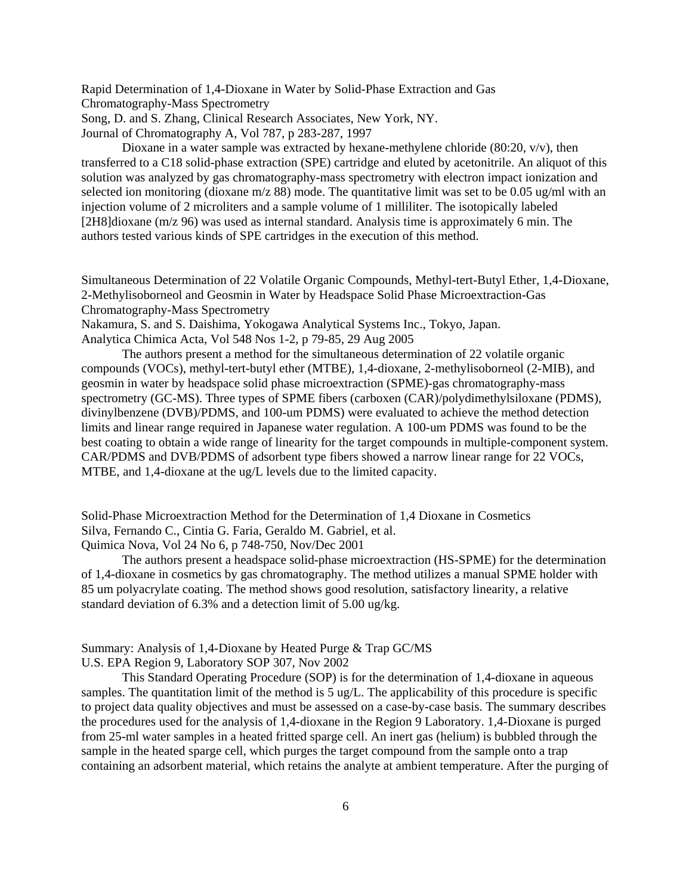Rapid Determination of 1,4-Dioxane in Water by Solid-Phase Extraction and Gas Chromatography-Mass Spectrometry
Song, D. and S. Zhang, Clinical Research Associates, New York, NY.
Journal of Chromatography A, Vol 787, p 283-287, 1997

Dioxane in a water sample was extracted by hexane-methylene chloride (80:20, v/v), then transferred to a C18 solid-phase extraction (SPE) cartridge and eluted by acetonitrile. An aliquot of this solution was analyzed by gas chromatography-mass spectrometry with electron impact ionization and selected ion monitoring (dioxane m/z 88) mode. The quantitative limit was set to be 0.05 ug/ml with an injection volume of 2 microliters and a sample volume of 1 milliliter. The isotopically labeled [2H8]dioxane (m/z 96) was used as internal standard. Analysis time is approximately 6 min. The authors tested various kinds of SPE cartridges in the execution of this method.

Simultaneous Determination of 22 Volatile Organic Compounds, Methyl-tert-Butyl Ether, 1,4-Dioxane, 2-Methylisoborneol and Geosmin in Water by Headspace Solid Phase Microextraction-Gas Chromatography-Mass Spectrometry
Nakamura, S. and S. Daishima, Yokogawa Analytical Systems Inc., Tokyo, Japan.
Analytica Chimica Acta, Vol 548 Nos 1-2, p 79-85, 29 Aug 2005

The authors present a method for the simultaneous determination of 22 volatile organic compounds (VOCs), methyl-tert-butyl ether (MTBE), 1,4-dioxane, 2-methylisoborneol (2-MIB), and geosmin in water by headspace solid phase microextraction (SPME)-gas chromatography-mass spectrometry (GC-MS). Three types of SPME fibers (carboxen (CAR)/polydimethylsiloxane (PDMS), divinylbenzene (DVB)/PDMS, and 100-um PDMS) were evaluated to achieve the method detection limits and linear range required in Japanese water regulation. A 100-um PDMS was found to be the best coating to obtain a wide range of linearity for the target compounds in multiple-component system. CAR/PDMS and DVB/PDMS of adsorbent type fibers showed a narrow linear range for 22 VOCs, MTBE, and 1,4-dioxane at the ug/L levels due to the limited capacity.

Solid-Phase Microextraction Method for the Determination of 1,4 Dioxane in Cosmetics
Silva, Fernando C., Cintia G. Faria, Geraldo M. Gabriel, et al.
Quimica Nova, Vol 24 No 6, p 748-750, Nov/Dec 2001

The authors present a headspace solid-phase microextraction (HS-SPME) for the determination of 1,4-dioxane in cosmetics by gas chromatography. The method utilizes a manual SPME holder with 85 um polyacrylate coating. The method shows good resolution, satisfactory linearity, a relative standard deviation of 6.3% and a detection limit of 5.00 ug/kg.

Summary: Analysis of 1,4-Dioxane by Heated Purge & Trap GC/MS
U.S. EPA Region 9, Laboratory SOP 307, Nov 2002

This Standard Operating Procedure (SOP) is for the determination of 1,4-dioxane in aqueous samples. The quantitation limit of the method is 5 ug/L. The applicability of this procedure is specific to project data quality objectives and must be assessed on a case-by-case basis. The summary describes the procedures used for the analysis of 1,4-dioxane in the Region 9 Laboratory. 1,4-Dioxane is purged from 25-ml water samples in a heated fritted sparge cell. An inert gas (helium) is bubbled through the sample in the heated sparge cell, which purges the target compound from the sample onto a trap containing an adsorbent material, which retains the analyte at ambient temperature. After the purging of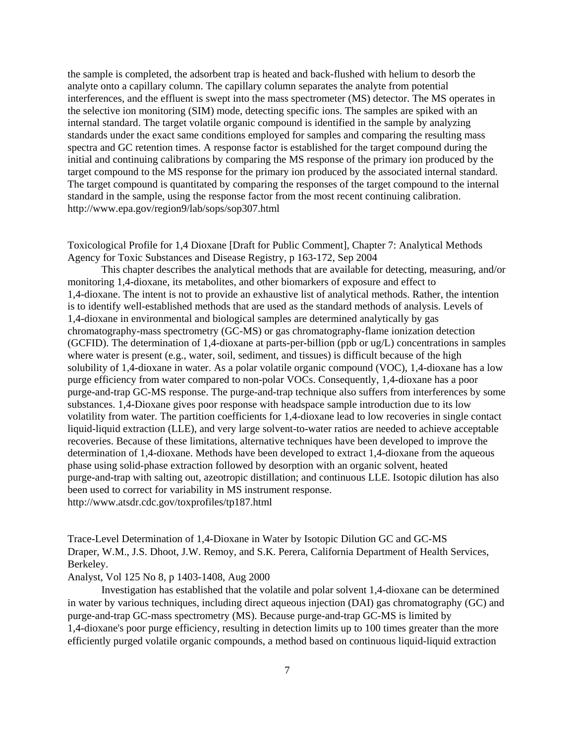the sample is completed, the adsorbent trap is heated and back-flushed with helium to desorb the analyte onto a capillary column. The capillary column separates the analyte from potential interferences, and the effluent is swept into the mass spectrometer (MS) detector. The MS operates in the selective ion monitoring (SIM) mode, detecting specific ions. The samples are spiked with an internal standard. The target volatile organic compound is identified in the sample by analyzing standards under the exact same conditions employed for samples and comparing the resulting mass spectra and GC retention times. A response factor is established for the target compound during the initial and continuing calibrations by comparing the MS response of the primary ion produced by the target compound to the MS response for the primary ion produced by the associated internal standard. The target compound is quantitated by comparing the responses of the target compound to the internal standard in the sample, using the response factor from the most recent continuing calibration.
http://www.epa.gov/region9/lab/sops/sop307.html

Toxicological Profile for 1,4 Dioxane [Draft for Public Comment], Chapter 7: Analytical Methods
Agency for Toxic Substances and Disease Registry, p 163-172, Sep 2004

This chapter describes the analytical methods that are available for detecting, measuring, and/or monitoring 1,4-dioxane, its metabolites, and other biomarkers of exposure and effect to 1,4-dioxane. The intent is not to provide an exhaustive list of analytical methods. Rather, the intention is to identify well-established methods that are used as the standard methods of analysis. Levels of 1,4-dioxane in environmental and biological samples are determined analytically by gas chromatography-mass spectrometry (GC-MS) or gas chromatography-flame ionization detection (GCFID). The determination of 1,4-dioxane at parts-per-billion (ppb or ug/L) concentrations in samples where water is present (e.g., water, soil, sediment, and tissues) is difficult because of the high solubility of 1,4-dioxane in water. As a polar volatile organic compound (VOC), 1,4-dioxane has a low purge efficiency from water compared to non-polar VOCs. Consequently, 1,4-dioxane has a poor purge-and-trap GC-MS response. The purge-and-trap technique also suffers from interferences by some substances. 1,4-Dioxane gives poor response with headspace sample introduction due to its low volatility from water. The partition coefficients for 1,4-dioxane lead to low recoveries in single contact liquid-liquid extraction (LLE), and very large solvent-to-water ratios are needed to achieve acceptable recoveries. Because of these limitations, alternative techniques have been developed to improve the determination of 1,4-dioxane. Methods have been developed to extract 1,4-dioxane from the aqueous phase using solid-phase extraction followed by desorption with an organic solvent, heated purge-and-trap with salting out, azeotropic distillation; and continuous LLE. Isotopic dilution has also been used to correct for variability in MS instrument response.
http://www.atsdr.cdc.gov/toxprofiles/tp187.html

Trace-Level Determination of 1,4-Dioxane in Water by Isotopic Dilution GC and GC-MS
Draper, W.M., J.S. Dhoot, J.W. Remoy, and S.K. Perera, California Department of Health Services, Berkeley.
Analyst, Vol 125 No 8, p 1403-1408, Aug 2000

Investigation has established that the volatile and polar solvent 1,4-dioxane can be determined in water by various techniques, including direct aqueous injection (DAI) gas chromatography (GC) and purge-and-trap GC-mass spectrometry (MS). Because purge-and-trap GC-MS is limited by 1,4-dioxane's poor purge efficiency, resulting in detection limits up to 100 times greater than the more efficiently purged volatile organic compounds, a method based on continuous liquid-liquid extraction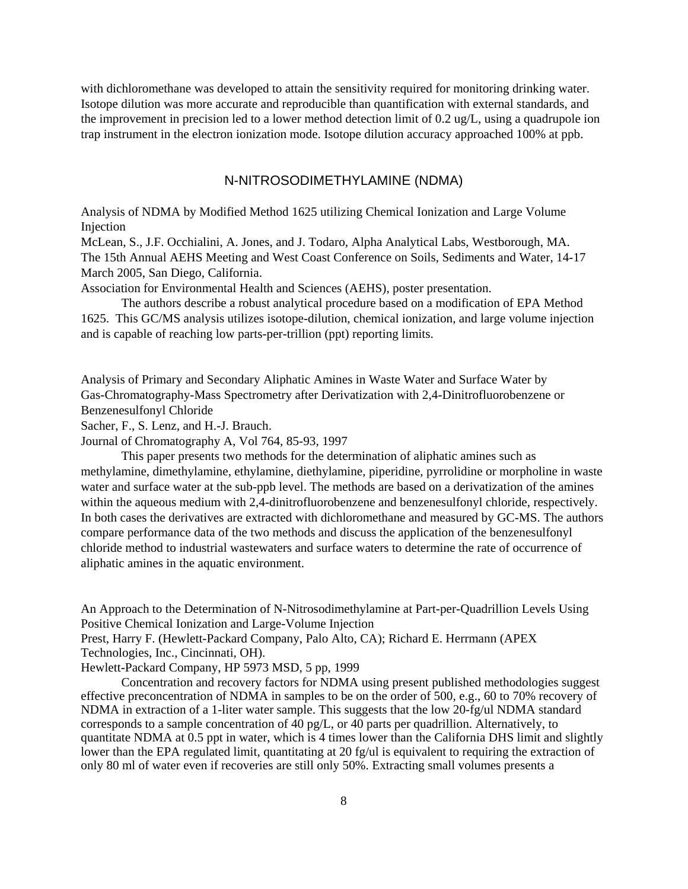with dichloromethane was developed to attain the sensitivity required for monitoring drinking water. Isotope dilution was more accurate and reproducible than quantification with external standards, and the improvement in precision led to a lower method detection limit of 0.2 ug/L, using a quadrupole ion trap instrument in the electron ionization mode. Isotope dilution accuracy approached 100% at ppb.

## N-NITROSODIMETHYLAMINE (NDMA)

Analysis of NDMA by Modified Method 1625 utilizing Chemical Ionization and Large Volume Injection
McLean, S., J.F. Occhialini, A. Jones, and J. Todaro, Alpha Analytical Labs, Westborough, MA.
The 15th Annual AEHS Meeting and West Coast Conference on Soils, Sediments and Water, 14-17 March 2005, San Diego, California.
Association for Environmental Health and Sciences (AEHS), poster presentation.

The authors describe a robust analytical procedure based on a modification of EPA Method 1625. This GC/MS analysis utilizes isotope-dilution, chemical ionization, and large volume injection and is capable of reaching low parts-per-trillion (ppt) reporting limits.

Analysis of Primary and Secondary Aliphatic Amines in Waste Water and Surface Water by Gas-Chromatography-Mass Spectrometry after Derivatization with 2,4-Dinitrofluorobenzene or Benzenesulfonyl Chloride
Sacher, F., S. Lenz, and H.-J. Brauch.
Journal of Chromatography A, Vol 764, 85-93, 1997

This paper presents two methods for the determination of aliphatic amines such as methylamine, dimethylamine, ethylamine, diethylamine, piperidine, pyrrolidine or morpholine in waste water and surface water at the sub-ppb level. The methods are based on a derivatization of the amines within the aqueous medium with 2,4-dinitrofluorobenzene and benzenesulfonyl chloride, respectively. In both cases the derivatives are extracted with dichloromethane and measured by GC-MS. The authors compare performance data of the two methods and discuss the application of the benzenesulfonyl chloride method to industrial wastewaters and surface waters to determine the rate of occurrence of aliphatic amines in the aquatic environment.

An Approach to the Determination of N-Nitrosodimethylamine at Part-per-Quadrillion Levels Using Positive Chemical Ionization and Large-Volume Injection
Prest, Harry F. (Hewlett-Packard Company, Palo Alto, CA); Richard E. Herrmann (APEX Technologies, Inc., Cincinnati, OH).
Hewlett-Packard Company, HP 5973 MSD, 5 pp, 1999

Concentration and recovery factors for NDMA using present published methodologies suggest effective preconcentration of NDMA in samples to be on the order of 500, e.g., 60 to 70% recovery of NDMA in extraction of a 1-liter water sample. This suggests that the low 20-fg/ul NDMA standard corresponds to a sample concentration of 40 pg/L, or 40 parts per quadrillion. Alternatively, to quantitate NDMA at 0.5 ppt in water, which is 4 times lower than the California DHS limit and slightly lower than the EPA regulated limit, quantitating at 20 fg/ul is equivalent to requiring the extraction of only 80 ml of water even if recoveries are still only 50%. Extracting small volumes presents a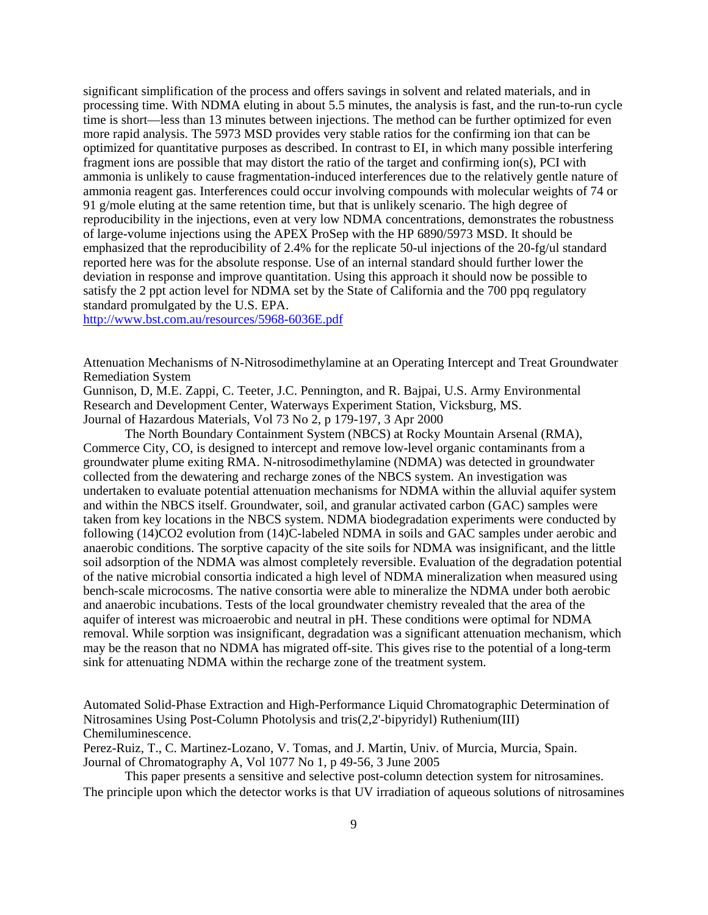significant simplification of the process and offers savings in solvent and related materials, and in processing time. With NDMA eluting in about 5.5 minutes, the analysis is fast, and the run-to-run cycle time is short—less than 13 minutes between injections. The method can be further optimized for even more rapid analysis. The 5973 MSD provides very stable ratios for the confirming ion that can be optimized for quantitative purposes as described. In contrast to EI, in which many possible interfering fragment ions are possible that may distort the ratio of the target and confirming ion(s), PCI with ammonia is unlikely to cause fragmentation-induced interferences due to the relatively gentle nature of ammonia reagent gas. Interferences could occur involving compounds with molecular weights of 74 or 91 g/mole eluting at the same retention time, but that is unlikely scenario. The high degree of reproducibility in the injections, even at very low NDMA concentrations, demonstrates the robustness of large-volume injections using the APEX ProSep with the HP 6890/5973 MSD. It should be emphasized that the reproducibility of 2.4% for the replicate 50-ul injections of the 20-fg/ul standard reported here was for the absolute response. Use of an internal standard should further lower the deviation in response and improve quantitation. Using this approach it should now be possible to satisfy the 2 ppt action level for NDMA set by the State of California and the 700 ppq regulatory standard promulgated by the U.S. EPA.
http://www.bst.com.au/resources/5968-6036E.pdf

Attenuation Mechanisms of N-Nitrosodimethylamine at an Operating Intercept and Treat Groundwater Remediation System
Gunnison, D, M.E. Zappi, C. Teeter, J.C. Pennington, and R. Bajpai, U.S. Army Environmental Research and Development Center, Waterways Experiment Station, Vicksburg, MS.
Journal of Hazardous Materials, Vol 73 No 2, p 179-197, 3 Apr 2000

The North Boundary Containment System (NBCS) at Rocky Mountain Arsenal (RMA), Commerce City, CO, is designed to intercept and remove low-level organic contaminants from a groundwater plume exiting RMA. N-nitrosodimethylamine (NDMA) was detected in groundwater collected from the dewatering and recharge zones of the NBCS system. An investigation was undertaken to evaluate potential attenuation mechanisms for NDMA within the alluvial aquifer system and within the NBCS itself. Groundwater, soil, and granular activated carbon (GAC) samples were taken from key locations in the NBCS system. NDMA biodegradation experiments were conducted by following (14)CO2 evolution from (14)C-labeled NDMA in soils and GAC samples under aerobic and anaerobic conditions. The sorptive capacity of the site soils for NDMA was insignificant, and the little soil adsorption of the NDMA was almost completely reversible. Evaluation of the degradation potential of the native microbial consortia indicated a high level of NDMA mineralization when measured using bench-scale microcosms. The native consortia were able to mineralize the NDMA under both aerobic and anaerobic incubations. Tests of the local groundwater chemistry revealed that the area of the aquifer of interest was microaerobic and neutral in pH. These conditions were optimal for NDMA removal. While sorption was insignificant, degradation was a significant attenuation mechanism, which may be the reason that no NDMA has migrated off-site. This gives rise to the potential of a long-term sink for attenuating NDMA within the recharge zone of the treatment system.

Automated Solid-Phase Extraction and High-Performance Liquid Chromatographic Determination of Nitrosamines Using Post-Column Photolysis and tris(2,2'-bipyridyl) Ruthenium(III) Chemiluminescence.
Perez-Ruiz, T., C. Martinez-Lozano, V. Tomas, and J. Martin, Univ. of Murcia, Murcia, Spain.
Journal of Chromatography A, Vol 1077 No 1, p 49-56, 3 June 2005

This paper presents a sensitive and selective post-column detection system for nitrosamines. The principle upon which the detector works is that UV irradiation of aqueous solutions of nitrosamines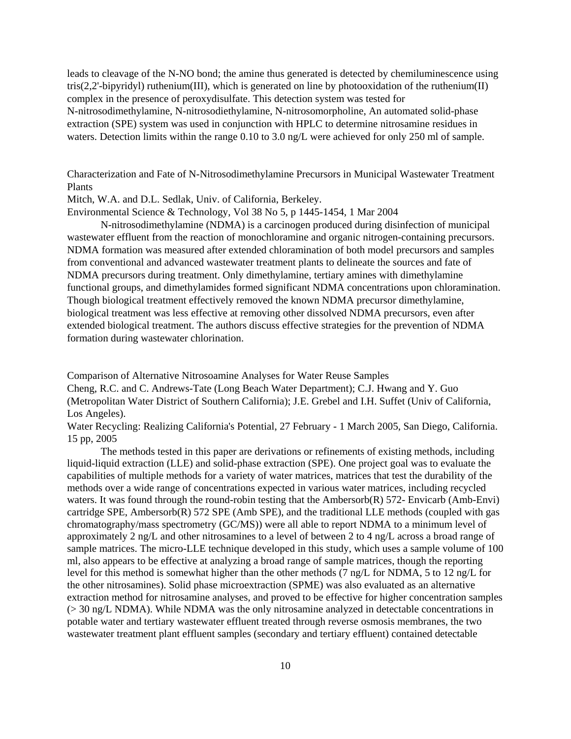leads to cleavage of the N-NO bond; the amine thus generated is detected by chemiluminescence using tris(2,2'-bipyridyl) ruthenium(III), which is generated on line by photooxidation of the ruthenium(II) complex in the presence of peroxydisulfate. This detection system was tested for N-nitrosodimethylamine, N-nitrosodiethylamine, N-nitrosomorpholine, An automated solid-phase extraction (SPE) system was used in conjunction with HPLC to determine nitrosamine residues in waters. Detection limits within the range 0.10 to 3.0 ng/L were achieved for only 250 ml of sample.

Characterization and Fate of N-Nitrosodimethylamine Precursors in Municipal Wastewater Treatment Plants

Mitch, W.A. and D.L. Sedlak, Univ. of California, Berkeley.

Environmental Science & Technology, Vol 38 No 5, p 1445-1454, 1 Mar 2004

N-nitrosodimethylamine (NDMA) is a carcinogen produced during disinfection of municipal wastewater effluent from the reaction of monochloramine and organic nitrogen-containing precursors. NDMA formation was measured after extended chloramination of both model precursors and samples from conventional and advanced wastewater treatment plants to delineate the sources and fate of NDMA precursors during treatment. Only dimethylamine, tertiary amines with dimethylamine functional groups, and dimethylamides formed significant NDMA concentrations upon chloramination. Though biological treatment effectively removed the known NDMA precursor dimethylamine, biological treatment was less effective at removing other dissolved NDMA precursors, even after extended biological treatment. The authors discuss effective strategies for the prevention of NDMA formation during wastewater chlorination.

Comparison of Alternative Nitrosoamine Analyses for Water Reuse Samples

Cheng, R.C. and C. Andrews-Tate (Long Beach Water Department); C.J. Hwang and Y. Guo (Metropolitan Water District of Southern California); J.E. Grebel and I.H. Suffet (Univ of California, Los Angeles).

Water Recycling: Realizing California's Potential, 27 February - 1 March 2005, San Diego, California. 15 pp, 2005

The methods tested in this paper are derivations or refinements of existing methods, including liquid-liquid extraction (LLE) and solid-phase extraction (SPE). One project goal was to evaluate the capabilities of multiple methods for a variety of water matrices, matrices that test the durability of the methods over a wide range of concentrations expected in various water matrices, including recycled waters. It was found through the round-robin testing that the Ambersorb(R) 572- Envicarb (Amb-Envi) cartridge SPE, Ambersorb(R) 572 SPE (Amb SPE), and the traditional LLE methods (coupled with gas chromatography/mass spectrometry (GC/MS)) were all able to report NDMA to a minimum level of approximately 2 ng/L and other nitrosamines to a level of between 2 to 4 ng/L across a broad range of sample matrices. The micro-LLE technique developed in this study, which uses a sample volume of 100 ml, also appears to be effective at analyzing a broad range of sample matrices, though the reporting level for this method is somewhat higher than the other methods (7 ng/L for NDMA, 5 to 12 ng/L for the other nitrosamines). Solid phase microextraction (SPME) was also evaluated as an alternative extraction method for nitrosamine analyses, and proved to be effective for higher concentration samples (> 30 ng/L NDMA). While NDMA was the only nitrosamine analyzed in detectable concentrations in potable water and tertiary wastewater effluent treated through reverse osmosis membranes, the two wastewater treatment plant effluent samples (secondary and tertiary effluent) contained detectable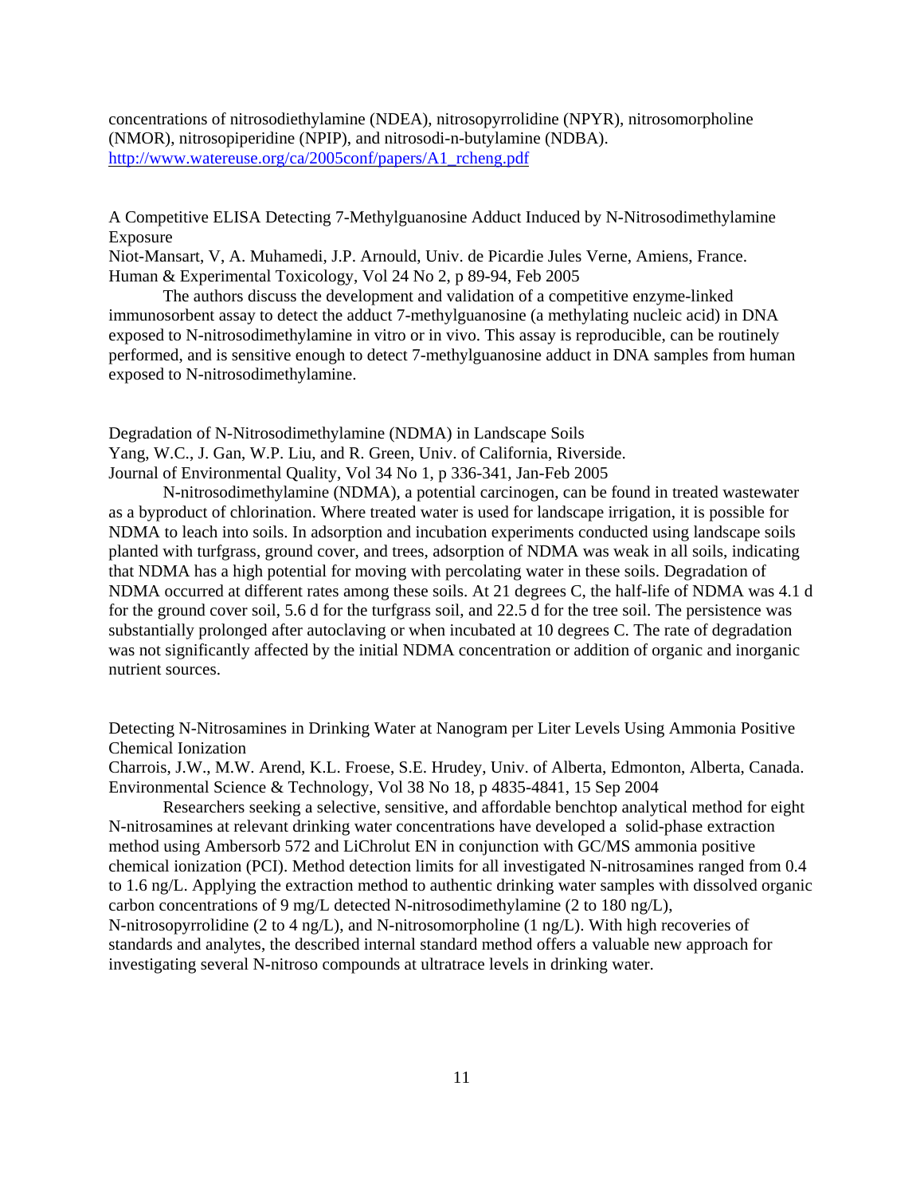concentrations of nitrosodiethylamine (NDEA), nitrosopyrrolidine (NPYR), nitrosomorpholine (NMOR), nitrosopiperidine (NPIP), and nitrosodi-n-butylamine (NDBA).
http://www.watereuse.org/ca/2005conf/papers/A1_rcheng.pdf

A Competitive ELISA Detecting 7-Methylguanosine Adduct Induced by N-Nitrosodimethylamine Exposure
Niot-Mansart, V, A. Muhamedi, J.P. Arnould, Univ. de Picardie Jules Verne, Amiens, France.
Human & Experimental Toxicology, Vol 24 No 2, p 89-94, Feb 2005

The authors discuss the development and validation of a competitive enzyme-linked immunosorbent assay to detect the adduct 7-methylguanosine (a methylating nucleic acid) in DNA exposed to N-nitrosodimethylamine in vitro or in vivo. This assay is reproducible, can be routinely performed, and is sensitive enough to detect 7-methylguanosine adduct in DNA samples from human exposed to N-nitrosodimethylamine.

Degradation of N-Nitrosodimethylamine (NDMA) in Landscape Soils
Yang, W.C., J. Gan, W.P. Liu, and R. Green, Univ. of California, Riverside.
Journal of Environmental Quality, Vol 34 No 1, p 336-341, Jan-Feb 2005

N-nitrosodimethylamine (NDMA), a potential carcinogen, can be found in treated wastewater as a byproduct of chlorination. Where treated water is used for landscape irrigation, it is possible for NDMA to leach into soils. In adsorption and incubation experiments conducted using landscape soils planted with turfgrass, ground cover, and trees, adsorption of NDMA was weak in all soils, indicating that NDMA has a high potential for moving with percolating water in these soils. Degradation of NDMA occurred at different rates among these soils. At 21 degrees C, the half-life of NDMA was 4.1 d for the ground cover soil, 5.6 d for the turfgrass soil, and 22.5 d for the tree soil. The persistence was substantially prolonged after autoclaving or when incubated at 10 degrees C. The rate of degradation was not significantly affected by the initial NDMA concentration or addition of organic and inorganic nutrient sources.

Detecting N-Nitrosamines in Drinking Water at Nanogram per Liter Levels Using Ammonia Positive Chemical Ionization
Charrois, J.W., M.W. Arend, K.L. Froese, S.E. Hrudey, Univ. of Alberta, Edmonton, Alberta, Canada.
Environmental Science & Technology, Vol 38 No 18, p 4835-4841, 15 Sep 2004

Researchers seeking a selective, sensitive, and affordable benchtop analytical method for eight N-nitrosamines at relevant drinking water concentrations have developed a solid-phase extraction method using Ambersorb 572 and LiChrolut EN in conjunction with GC/MS ammonia positive chemical ionization (PCI). Method detection limits for all investigated N-nitrosamines ranged from 0.4 to 1.6 ng/L. Applying the extraction method to authentic drinking water samples with dissolved organic carbon concentrations of 9 mg/L detected N-nitrosodimethylamine (2 to 180 ng/L), N-nitrosopyrrolidine (2 to 4 ng/L), and N-nitrosomorpholine (1 ng/L). With high recoveries of standards and analytes, the described internal standard method offers a valuable new approach for investigating several N-nitroso compounds at ultratrace levels in drinking water.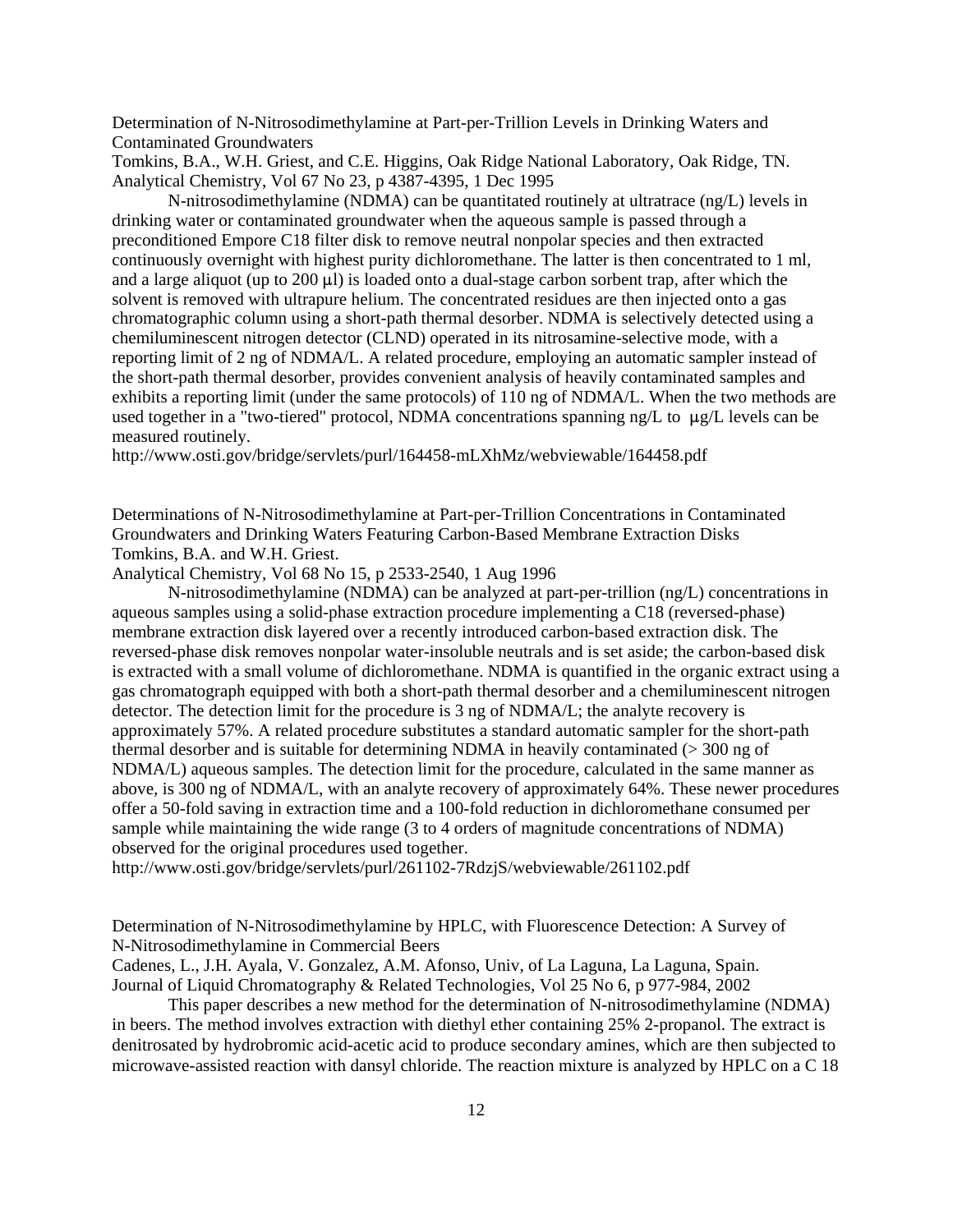Determination of N-Nitrosodimethylamine at Part-per-Trillion Levels in Drinking Waters and Contaminated Groundwaters
Tomkins, B.A., W.H. Griest, and C.E. Higgins, Oak Ridge National Laboratory, Oak Ridge, TN.
Analytical Chemistry, Vol 67 No 23, p 4387-4395, 1 Dec 1995

N-nitrosodimethylamine (NDMA) can be quantitated routinely at ultratrace (ng/L) levels in drinking water or contaminated groundwater when the aqueous sample is passed through a preconditioned Empore C18 filter disk to remove neutral nonpolar species and then extracted continuously overnight with highest purity dichloromethane. The latter is then concentrated to 1 ml, and a large aliquot (up to 200 μl) is loaded onto a dual-stage carbon sorbent trap, after which the solvent is removed with ultrapure helium. The concentrated residues are then injected onto a gas chromatographic column using a short-path thermal desorber. NDMA is selectively detected using a chemiluminescent nitrogen detector (CLND) operated in its nitrosamine-selective mode, with a reporting limit of 2 ng of NDMA/L. A related procedure, employing an automatic sampler instead of the short-path thermal desorber, provides convenient analysis of heavily contaminated samples and exhibits a reporting limit (under the same protocols) of 110 ng of NDMA/L. When the two methods are used together in a "two-tiered" protocol, NDMA concentrations spanning ng/L to μg/L levels can be measured routinely.
http://www.osti.gov/bridge/servlets/purl/164458-mLXhMz/webviewable/164458.pdf

Determinations of N-Nitrosodimethylamine at Part-per-Trillion Concentrations in Contaminated Groundwaters and Drinking Waters Featuring Carbon-Based Membrane Extraction Disks
Tomkins, B.A. and W.H. Griest.
Analytical Chemistry, Vol 68 No 15, p 2533-2540, 1 Aug 1996

N-nitrosodimethylamine (NDMA) can be analyzed at part-per-trillion (ng/L) concentrations in aqueous samples using a solid-phase extraction procedure implementing a C18 (reversed-phase) membrane extraction disk layered over a recently introduced carbon-based extraction disk. The reversed-phase disk removes nonpolar water-insoluble neutrals and is set aside; the carbon-based disk is extracted with a small volume of dichloromethane. NDMA is quantified in the organic extract using a gas chromatograph equipped with both a short-path thermal desorber and a chemiluminescent nitrogen detector. The detection limit for the procedure is 3 ng of NDMA/L; the analyte recovery is approximately 57%. A related procedure substitutes a standard automatic sampler for the short-path thermal desorber and is suitable for determining NDMA in heavily contaminated (> 300 ng of NDMA/L) aqueous samples. The detection limit for the procedure, calculated in the same manner as above, is 300 ng of NDMA/L, with an analyte recovery of approximately 64%. These newer procedures offer a 50-fold saving in extraction time and a 100-fold reduction in dichloromethane consumed per sample while maintaining the wide range (3 to 4 orders of magnitude concentrations of NDMA) observed for the original procedures used together.
http://www.osti.gov/bridge/servlets/purl/261102-7RdzjS/webviewable/261102.pdf

Determination of N-Nitrosodimethylamine by HPLC, with Fluorescence Detection: A Survey of N-Nitrosodimethylamine in Commercial Beers
Cadenes, L., J.H. Ayala, V. Gonzalez, A.M. Afonso, Univ, of La Laguna, La Laguna, Spain.
Journal of Liquid Chromatography & Related Technologies, Vol 25 No 6, p 977-984, 2002

This paper describes a new method for the determination of N-nitrosodimethylamine (NDMA) in beers. The method involves extraction with diethyl ether containing 25% 2-propanol. The extract is denitrosated by hydrobromic acid-acetic acid to produce secondary amines, which are then subjected to microwave-assisted reaction with dansyl chloride. The reaction mixture is analyzed by HPLC on a C 18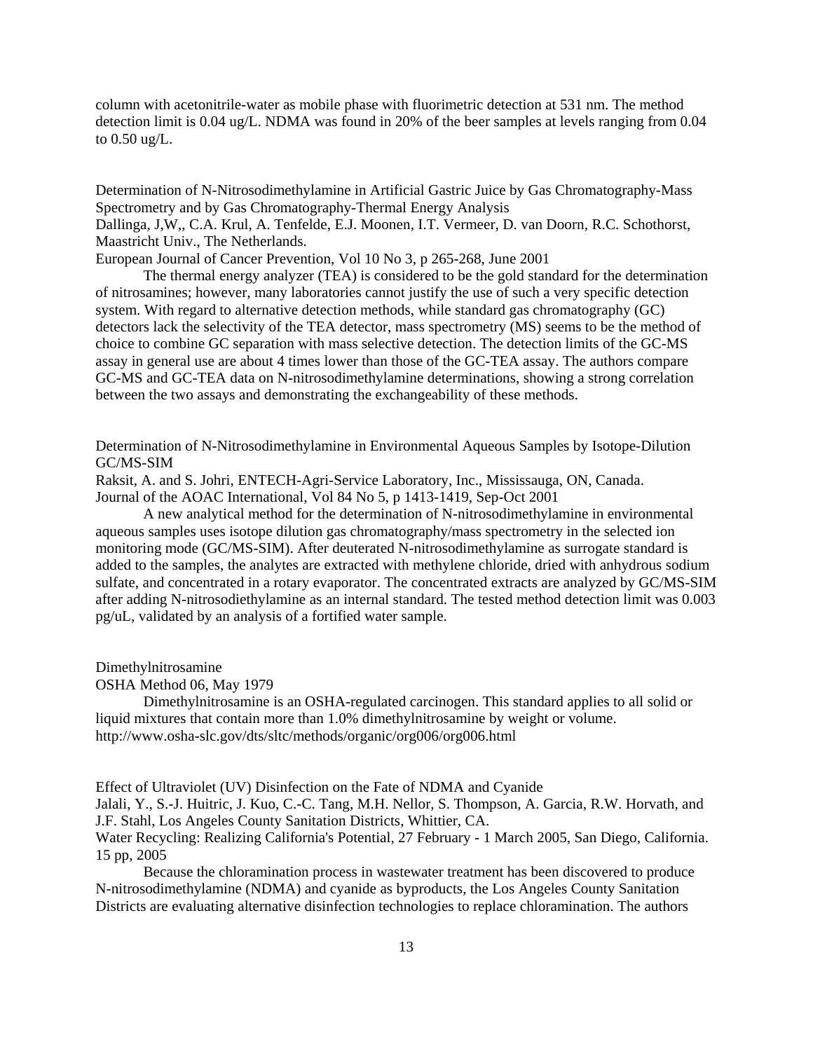column with acetonitrile-water as mobile phase with fluorimetric detection at 531 nm. The method detection limit is 0.04 ug/L. NDMA was found in 20% of the beer samples at levels ranging from 0.04 to 0.50 ug/L.

Determination of N-Nitrosodimethylamine in Artificial Gastric Juice by Gas Chromatography-Mass Spectrometry and by Gas Chromatography-Thermal Energy Analysis
Dallinga, J,W,, C.A. Krul, A. Tenfelde, E.J. Moonen, I.T. Vermeer, D. van Doorn, R.C. Schothorst, Maastricht Univ., The Netherlands.
European Journal of Cancer Prevention, Vol 10 No 3, p 265-268, June 2001

The thermal energy analyzer (TEA) is considered to be the gold standard for the determination of nitrosamines; however, many laboratories cannot justify the use of such a very specific detection system. With regard to alternative detection methods, while standard gas chromatography (GC) detectors lack the selectivity of the TEA detector, mass spectrometry (MS) seems to be the method of choice to combine GC separation with mass selective detection. The detection limits of the GC-MS assay in general use are about 4 times lower than those of the GC-TEA assay. The authors compare GC-MS and GC-TEA data on N-nitrosodimethylamine determinations, showing a strong correlation between the two assays and demonstrating the exchangeability of these methods.

Determination of N-Nitrosodimethylamine in Environmental Aqueous Samples by Isotope-Dilution GC/MS-SIM
Raksit, A. and S. Johri, ENTECH-Agri-Service Laboratory, Inc., Mississauga, ON, Canada.
Journal of the AOAC International, Vol 84 No 5, p 1413-1419, Sep-Oct 2001

A new analytical method for the determination of N-nitrosodimethylamine in environmental aqueous samples uses isotope dilution gas chromatography/mass spectrometry in the selected ion monitoring mode (GC/MS-SIM). After deuterated N-nitrosodimethylamine as surrogate standard is added to the samples, the analytes are extracted with methylene chloride, dried with anhydrous sodium sulfate, and concentrated in a rotary evaporator. The concentrated extracts are analyzed by GC/MS-SIM after adding N-nitrosodiethylamine as an internal standard. The tested method detection limit was 0.003 pg/uL, validated by an analysis of a fortified water sample.

Dimethylnitrosamine
OSHA Method 06, May 1979

Dimethylnitrosamine is an OSHA-regulated carcinogen. This standard applies to all solid or liquid mixtures that contain more than 1.0% dimethylnitrosamine by weight or volume.
http://www.osha-slc.gov/dts/sltc/methods/organic/org006/org006.html

Effect of Ultraviolet (UV) Disinfection on the Fate of NDMA and Cyanide
Jalali, Y., S.-J. Huitric, J. Kuo, C.-C. Tang, M.H. Nellor, S. Thompson, A. Garcia, R.W. Horvath, and J.F. Stahl, Los Angeles County Sanitation Districts, Whittier, CA.
Water Recycling: Realizing California's Potential, 27 February - 1 March 2005, San Diego, California. 15 pp, 2005

Because the chloramination process in wastewater treatment has been discovered to produce N-nitrosodimethylamine (NDMA) and cyanide as byproducts, the Los Angeles County Sanitation Districts are evaluating alternative disinfection technologies to replace chloramination. The authors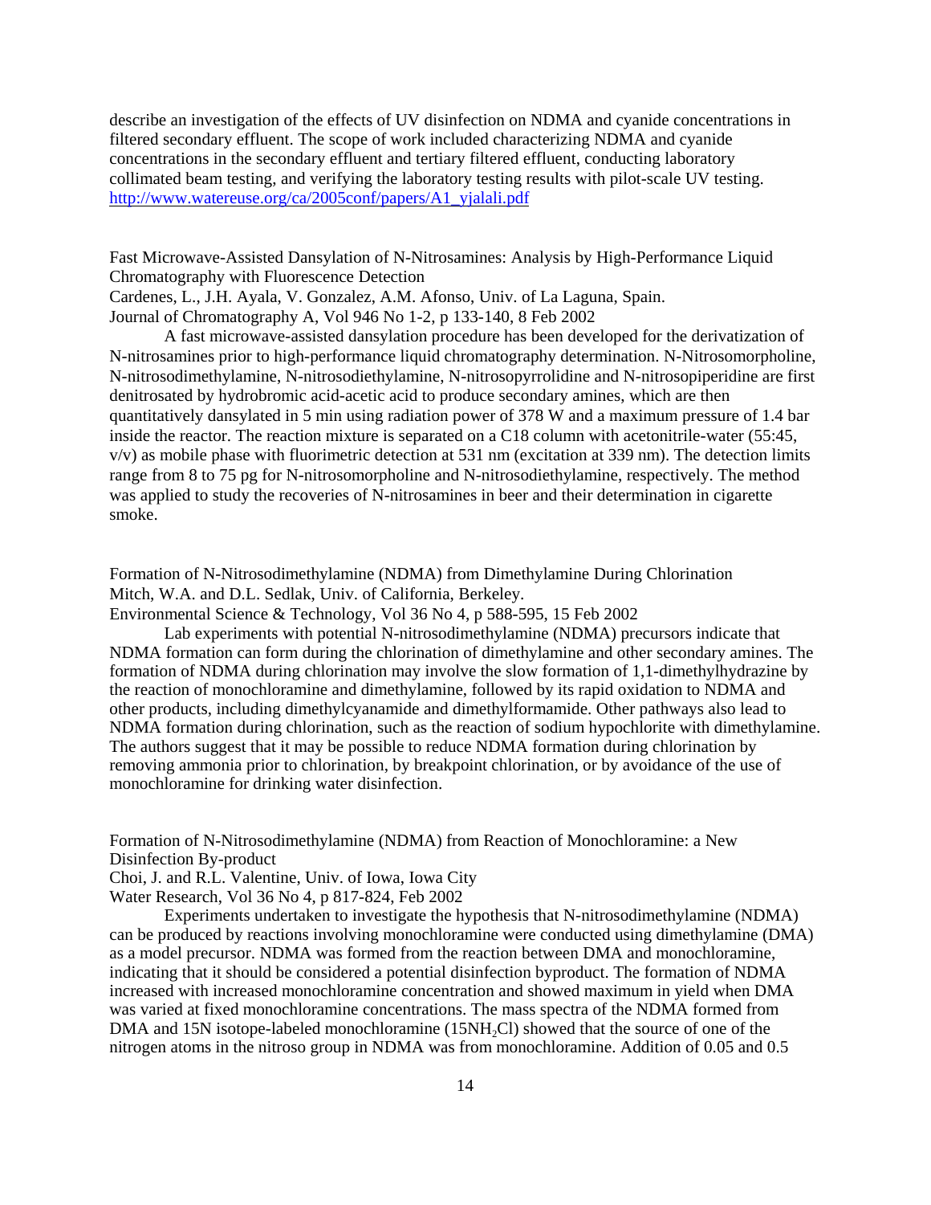describe an investigation of the effects of UV disinfection on NDMA and cyanide concentrations in filtered secondary effluent. The scope of work included characterizing NDMA and cyanide concentrations in the secondary effluent and tertiary filtered effluent, conducting laboratory collimated beam testing, and verifying the laboratory testing results with pilot-scale UV testing. http://www.watereuse.org/ca/2005conf/papers/A1_yjalali.pdf

Fast Microwave-Assisted Dansylation of N-Nitrosamines: Analysis by High-Performance Liquid Chromatography with Fluorescence Detection
Cardenes, L., J.H. Ayala, V. Gonzalez, A.M. Afonso, Univ. of La Laguna, Spain.
Journal of Chromatography A, Vol 946 No 1-2, p 133-140, 8 Feb 2002

A fast microwave-assisted dansylation procedure has been developed for the derivatization of N-nitrosamines prior to high-performance liquid chromatography determination. N-Nitrosomorpholine, N-nitrosodimethylamine, N-nitrosodiethylamine, N-nitrosopyrrolidine and N-nitrosopiperidine are first denitrosated by hydrobromic acid-acetic acid to produce secondary amines, which are then quantitatively dansylated in 5 min using radiation power of 378 W and a maximum pressure of 1.4 bar inside the reactor. The reaction mixture is separated on a C18 column with acetonitrile-water (55:45, v/v) as mobile phase with fluorimetric detection at 531 nm (excitation at 339 nm). The detection limits range from 8 to 75 pg for N-nitrosomorpholine and N-nitrosodiethylamine, respectively. The method was applied to study the recoveries of N-nitrosamines in beer and their determination in cigarette smoke.

Formation of N-Nitrosodimethylamine (NDMA) from Dimethylamine During Chlorination
Mitch, W.A. and D.L. Sedlak, Univ. of California, Berkeley.
Environmental Science & Technology, Vol 36 No 4, p 588-595, 15 Feb 2002

Lab experiments with potential N-nitrosodimethylamine (NDMA) precursors indicate that NDMA formation can form during the chlorination of dimethylamine and other secondary amines. The formation of NDMA during chlorination may involve the slow formation of 1,1-dimethylhydrazine by the reaction of monochloramine and dimethylamine, followed by its rapid oxidation to NDMA and other products, including dimethylcyanamide and dimethylformamide. Other pathways also lead to NDMA formation during chlorination, such as the reaction of sodium hypochlorite with dimethylamine. The authors suggest that it may be possible to reduce NDMA formation during chlorination by removing ammonia prior to chlorination, by breakpoint chlorination, or by avoidance of the use of monochloramine for drinking water disinfection.

Formation of N-Nitrosodimethylamine (NDMA) from Reaction of Monochloramine: a New Disinfection By-product
Choi, J. and R.L. Valentine, Univ. of Iowa, Iowa City
Water Research, Vol 36 No 4, p 817-824, Feb 2002

Experiments undertaken to investigate the hypothesis that N-nitrosodimethylamine (NDMA) can be produced by reactions involving monochloramine were conducted using dimethylamine (DMA) as a model precursor. NDMA was formed from the reaction between DMA and monochloramine, indicating that it should be considered a potential disinfection byproduct. The formation of NDMA increased with increased monochloramine concentration and showed maximum in yield when DMA was varied at fixed monochloramine concentrations. The mass spectra of the NDMA formed from DMA and 15N isotope-labeled monochloramine ($15NH_2Cl$) showed that the source of one of the nitrogen atoms in the nitroso group in NDMA was from monochloramine. Addition of 0.05 and 0.5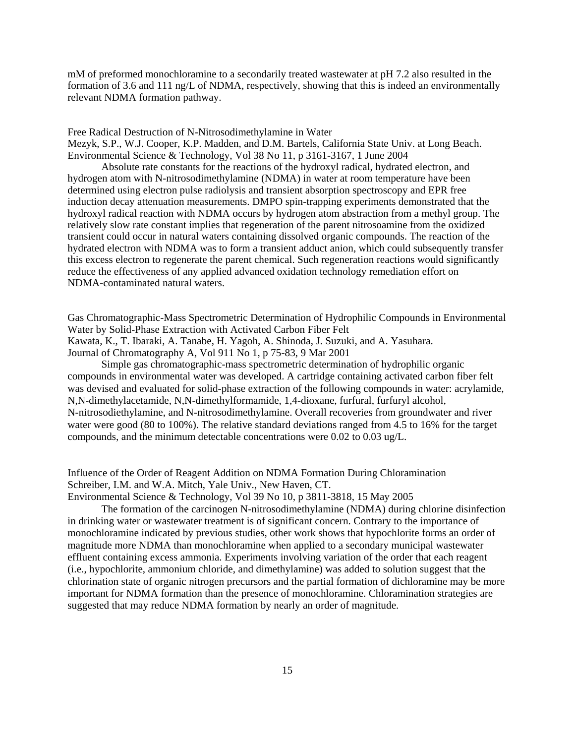mM of preformed monochloramine to a secondarily treated wastewater at pH 7.2 also resulted in the formation of 3.6 and 111 ng/L of NDMA, respectively, showing that this is indeed an environmentally relevant NDMA formation pathway.

Free Radical Destruction of N-Nitrosodimethylamine in Water
Mezyk, S.P., W.J. Cooper, K.P. Madden, and D.M. Bartels, California State Univ. at Long Beach.
Environmental Science & Technology, Vol 38 No 11, p 3161-3167, 1 June 2004

Absolute rate constants for the reactions of the hydroxyl radical, hydrated electron, and hydrogen atom with N-nitrosodimethylamine (NDMA) in water at room temperature have been determined using electron pulse radiolysis and transient absorption spectroscopy and EPR free induction decay attenuation measurements. DMPO spin-trapping experiments demonstrated that the hydroxyl radical reaction with NDMA occurs by hydrogen atom abstraction from a methyl group. The relatively slow rate constant implies that regeneration of the parent nitrosoamine from the oxidized transient could occur in natural waters containing dissolved organic compounds. The reaction of the hydrated electron with NDMA was to form a transient adduct anion, which could subsequently transfer this excess electron to regenerate the parent chemical. Such regeneration reactions would significantly reduce the effectiveness of any applied advanced oxidation technology remediation effort on NDMA-contaminated natural waters.

Gas Chromatographic-Mass Spectrometric Determination of Hydrophilic Compounds in Environmental Water by Solid-Phase Extraction with Activated Carbon Fiber Felt
Kawata, K., T. Ibaraki, A. Tanabe, H. Yagoh, A. Shinoda, J. Suzuki, and A. Yasuhara.
Journal of Chromatography A, Vol 911 No 1, p 75-83, 9 Mar 2001

Simple gas chromatographic-mass spectrometric determination of hydrophilic organic compounds in environmental water was developed. A cartridge containing activated carbon fiber felt was devised and evaluated for solid-phase extraction of the following compounds in water: acrylamide, N,N-dimethylacetamide, N,N-dimethylformamide, 1,4-dioxane, furfural, furfuryl alcohol, N-nitrosodiethylamine, and N-nitrosodimethylamine. Overall recoveries from groundwater and river water were good (80 to 100%). The relative standard deviations ranged from 4.5 to 16% for the target compounds, and the minimum detectable concentrations were 0.02 to 0.03 ug/L.

Influence of the Order of Reagent Addition on NDMA Formation During Chloramination
Schreiber, I.M. and W.A. Mitch, Yale Univ., New Haven, CT.
Environmental Science & Technology, Vol 39 No 10, p 3811-3818, 15 May 2005

The formation of the carcinogen N-nitrosodimethylamine (NDMA) during chlorine disinfection in drinking water or wastewater treatment is of significant concern. Contrary to the importance of monochloramine indicated by previous studies, other work shows that hypochlorite forms an order of magnitude more NDMA than monochloramine when applied to a secondary municipal wastewater effluent containing excess ammonia. Experiments involving variation of the order that each reagent (i.e., hypochlorite, ammonium chloride, and dimethylamine) was added to solution suggest that the chlorination state of organic nitrogen precursors and the partial formation of dichloramine may be more important for NDMA formation than the presence of monochloramine. Chloramination strategies are suggested that may reduce NDMA formation by nearly an order of magnitude.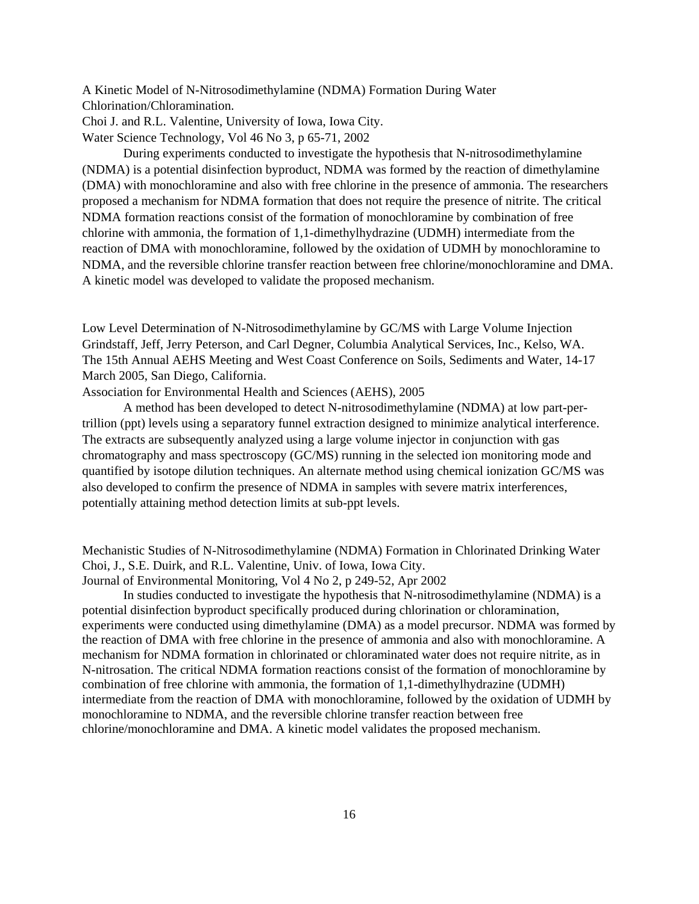A Kinetic Model of N-Nitrosodimethylamine (NDMA) Formation During Water Chlorination/Chloramination.
Choi J. and R.L. Valentine, University of Iowa, Iowa City.
Water Science Technology, Vol 46 No 3, p 65-71, 2002

During experiments conducted to investigate the hypothesis that N-nitrosodimethylamine (NDMA) is a potential disinfection byproduct, NDMA was formed by the reaction of dimethylamine (DMA) with monochloramine and also with free chlorine in the presence of ammonia. The researchers proposed a mechanism for NDMA formation that does not require the presence of nitrite. The critical NDMA formation reactions consist of the formation of monochloramine by combination of free chlorine with ammonia, the formation of 1,1-dimethylhydrazine (UDMH) intermediate from the reaction of DMA with monochloramine, followed by the oxidation of UDMH by monochloramine to NDMA, and the reversible chlorine transfer reaction between free chlorine/monochloramine and DMA. A kinetic model was developed to validate the proposed mechanism.

Low Level Determination of N-Nitrosodimethylamine by GC/MS with Large Volume Injection
Grindstaff, Jeff, Jerry Peterson, and Carl Degner, Columbia Analytical Services, Inc., Kelso, WA.
The 15th Annual AEHS Meeting and West Coast Conference on Soils, Sediments and Water, 14-17 March 2005, San Diego, California.
Association for Environmental Health and Sciences (AEHS), 2005

A method has been developed to detect N-nitrosodimethylamine (NDMA) at low part-per-trillion (ppt) levels using a separatory funnel extraction designed to minimize analytical interference. The extracts are subsequently analyzed using a large volume injector in conjunction with gas chromatography and mass spectroscopy (GC/MS) running in the selected ion monitoring mode and quantified by isotope dilution techniques. An alternate method using chemical ionization GC/MS was also developed to confirm the presence of NDMA in samples with severe matrix interferences, potentially attaining method detection limits at sub-ppt levels.

Mechanistic Studies of N-Nitrosodimethylamine (NDMA) Formation in Chlorinated Drinking Water
Choi, J., S.E. Duirk, and R.L. Valentine, Univ. of Iowa, Iowa City.
Journal of Environmental Monitoring, Vol 4 No 2, p 249-52, Apr 2002

In studies conducted to investigate the hypothesis that N-nitrosodimethylamine (NDMA) is a potential disinfection byproduct specifically produced during chlorination or chloramination, experiments were conducted using dimethylamine (DMA) as a model precursor. NDMA was formed by the reaction of DMA with free chlorine in the presence of ammonia and also with monochloramine. A mechanism for NDMA formation in chlorinated or chloraminated water does not require nitrite, as in N-nitrosation. The critical NDMA formation reactions consist of the formation of monochloramine by combination of free chlorine with ammonia, the formation of 1,1-dimethylhydrazine (UDMH) intermediate from the reaction of DMA with monochloramine, followed by the oxidation of UDMH by monochloramine to NDMA, and the reversible chlorine transfer reaction between free chlorine/monochloramine and DMA. A kinetic model validates the proposed mechanism.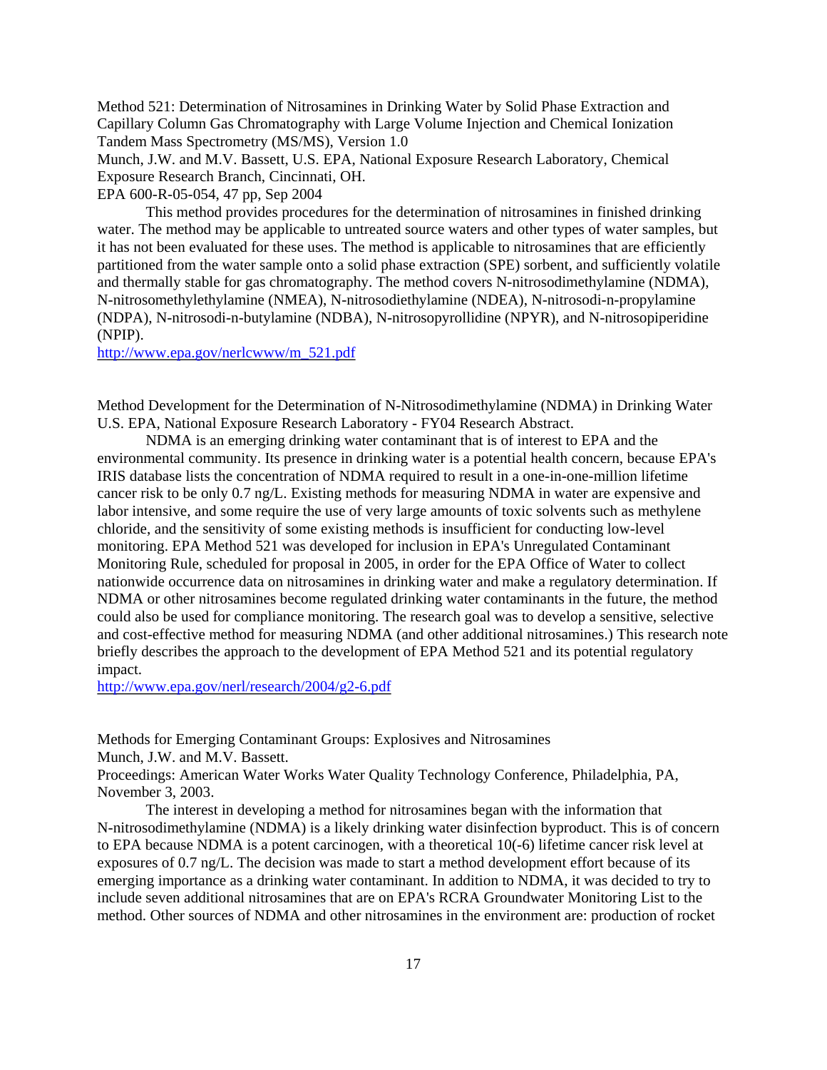Method 521: Determination of Nitrosamines in Drinking Water by Solid Phase Extraction and Capillary Column Gas Chromatography with Large Volume Injection and Chemical Ionization Tandem Mass Spectrometry (MS/MS), Version 1.0
Munch, J.W. and M.V. Bassett, U.S. EPA, National Exposure Research Laboratory, Chemical Exposure Research Branch, Cincinnati, OH.
EPA 600-R-05-054, 47 pp, Sep 2004

This method provides procedures for the determination of nitrosamines in finished drinking water. The method may be applicable to untreated source waters and other types of water samples, but it has not been evaluated for these uses. The method is applicable to nitrosamines that are efficiently partitioned from the water sample onto a solid phase extraction (SPE) sorbent, and sufficiently volatile and thermally stable for gas chromatography. The method covers N-nitrosodimethylamine (NDMA), N-nitrosomethylethylamine (NMEA), N-nitrosodiethylamine (NDEA), N-nitrosodi-n-propylamine (NDPA), N-nitrosodi-n-butylamine (NDBA), N-nitrosopyrollidine (NPYR), and N-nitrosopiperidine (NPIP).
http://www.epa.gov/nerlcwww/m_521.pdf

Method Development for the Determination of N-Nitrosodimethylamine (NDMA) in Drinking Water
U.S. EPA, National Exposure Research Laboratory - FY04 Research Abstract.

NDMA is an emerging drinking water contaminant that is of interest to EPA and the environmental community. Its presence in drinking water is a potential health concern, because EPA's IRIS database lists the concentration of NDMA required to result in a one-in-one-million lifetime cancer risk to be only 0.7 ng/L. Existing methods for measuring NDMA in water are expensive and labor intensive, and some require the use of very large amounts of toxic solvents such as methylene chloride, and the sensitivity of some existing methods is insufficient for conducting low-level monitoring. EPA Method 521 was developed for inclusion in EPA's Unregulated Contaminant Monitoring Rule, scheduled for proposal in 2005, in order for the EPA Office of Water to collect nationwide occurrence data on nitrosamines in drinking water and make a regulatory determination. If NDMA or other nitrosamines become regulated drinking water contaminants in the future, the method could also be used for compliance monitoring. The research goal was to develop a sensitive, selective and cost-effective method for measuring NDMA (and other additional nitrosamines.) This research note briefly describes the approach to the development of EPA Method 521 and its potential regulatory impact.
http://www.epa.gov/nerl/research/2004/g2-6.pdf

Methods for Emerging Contaminant Groups: Explosives and Nitrosamines
Munch, J.W. and M.V. Bassett.
Proceedings: American Water Works Water Quality Technology Conference, Philadelphia, PA, November 3, 2003.

The interest in developing a method for nitrosamines began with the information that N-nitrosodimethylamine (NDMA) is a likely drinking water disinfection byproduct. This is of concern to EPA because NDMA is a potent carcinogen, with a theoretical 10(-6) lifetime cancer risk level at exposures of 0.7 ng/L. The decision was made to start a method development effort because of its emerging importance as a drinking water contaminant. In addition to NDMA, it was decided to try to include seven additional nitrosamines that are on EPA's RCRA Groundwater Monitoring List to the method. Other sources of NDMA and other nitrosamines in the environment are: production of rocket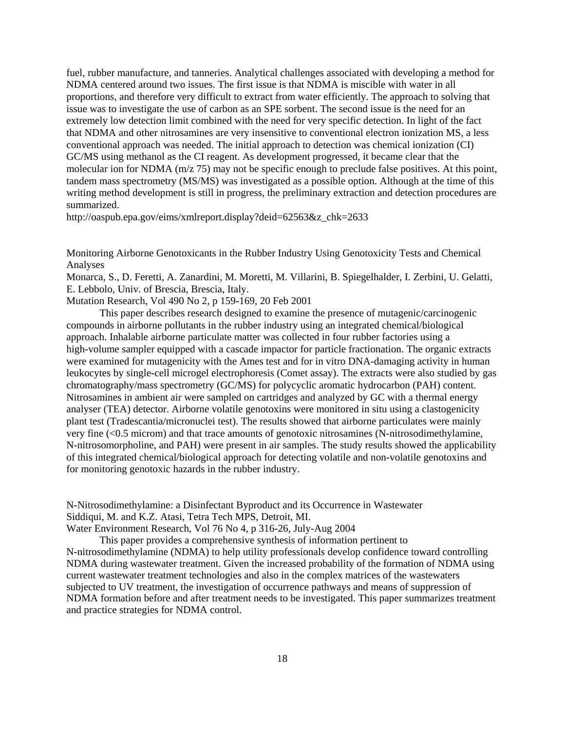fuel, rubber manufacture, and tanneries. Analytical challenges associated with developing a method for NDMA centered around two issues. The first issue is that NDMA is miscible with water in all proportions, and therefore very difficult to extract from water efficiently. The approach to solving that issue was to investigate the use of carbon as an SPE sorbent. The second issue is the need for an extremely low detection limit combined with the need for very specific detection. In light of the fact that NDMA and other nitrosamines are very insensitive to conventional electron ionization MS, a less conventional approach was needed. The initial approach to detection was chemical ionization (CI) GC/MS using methanol as the CI reagent. As development progressed, it became clear that the molecular ion for NDMA (m/z 75) may not be specific enough to preclude false positives. At this point, tandem mass spectrometry (MS/MS) was investigated as a possible option. Although at the time of this writing method development is still in progress, the preliminary extraction and detection procedures are summarized.
http://oaspub.epa.gov/eims/xmlreport.display?deid=62563&z_chk=2633

Monitoring Airborne Genotoxicants in the Rubber Industry Using Genotoxicity Tests and Chemical Analyses
Monarca, S., D. Feretti, A. Zanardini, M. Moretti, M. Villarini, B. Spiegelhalder, I. Zerbini, U. Gelatti, E. Lebbolo, Univ. of Brescia, Brescia, Italy.
Mutation Research, Vol 490 No 2, p 159-169, 20 Feb 2001

This paper describes research designed to examine the presence of mutagenic/carcinogenic compounds in airborne pollutants in the rubber industry using an integrated chemical/biological approach. Inhalable airborne particulate matter was collected in four rubber factories using a high-volume sampler equipped with a cascade impactor for particle fractionation. The organic extracts were examined for mutagenicity with the Ames test and for in vitro DNA-damaging activity in human leukocytes by single-cell microgel electrophoresis (Comet assay). The extracts were also studied by gas chromatography/mass spectrometry (GC/MS) for polycyclic aromatic hydrocarbon (PAH) content. Nitrosamines in ambient air were sampled on cartridges and analyzed by GC with a thermal energy analyser (TEA) detector. Airborne volatile genotoxins were monitored in situ using a clastogenicity plant test (Tradescantia/micronuclei test). The results showed that airborne particulates were mainly very fine (<0.5 microm) and that trace amounts of genotoxic nitrosamines (N-nitrosodimethylamine, N-nitrosomorpholine, and PAH) were present in air samples. The study results showed the applicability of this integrated chemical/biological approach for detecting volatile and non-volatile genotoxins and for monitoring genotoxic hazards in the rubber industry.

N-Nitrosodimethylamine: a Disinfectant Byproduct and its Occurrence in Wastewater
Siddiqui, M. and K.Z. Atasi, Tetra Tech MPS, Detroit, MI.
Water Environment Research, Vol 76 No 4, p 316-26, July-Aug 2004

This paper provides a comprehensive synthesis of information pertinent to N-nitrosodimethylamine (NDMA) to help utility professionals develop confidence toward controlling NDMA during wastewater treatment. Given the increased probability of the formation of NDMA using current wastewater treatment technologies and also in the complex matrices of the wastewaters subjected to UV treatment, the investigation of occurrence pathways and means of suppression of NDMA formation before and after treatment needs to be investigated. This paper summarizes treatment and practice strategies for NDMA control.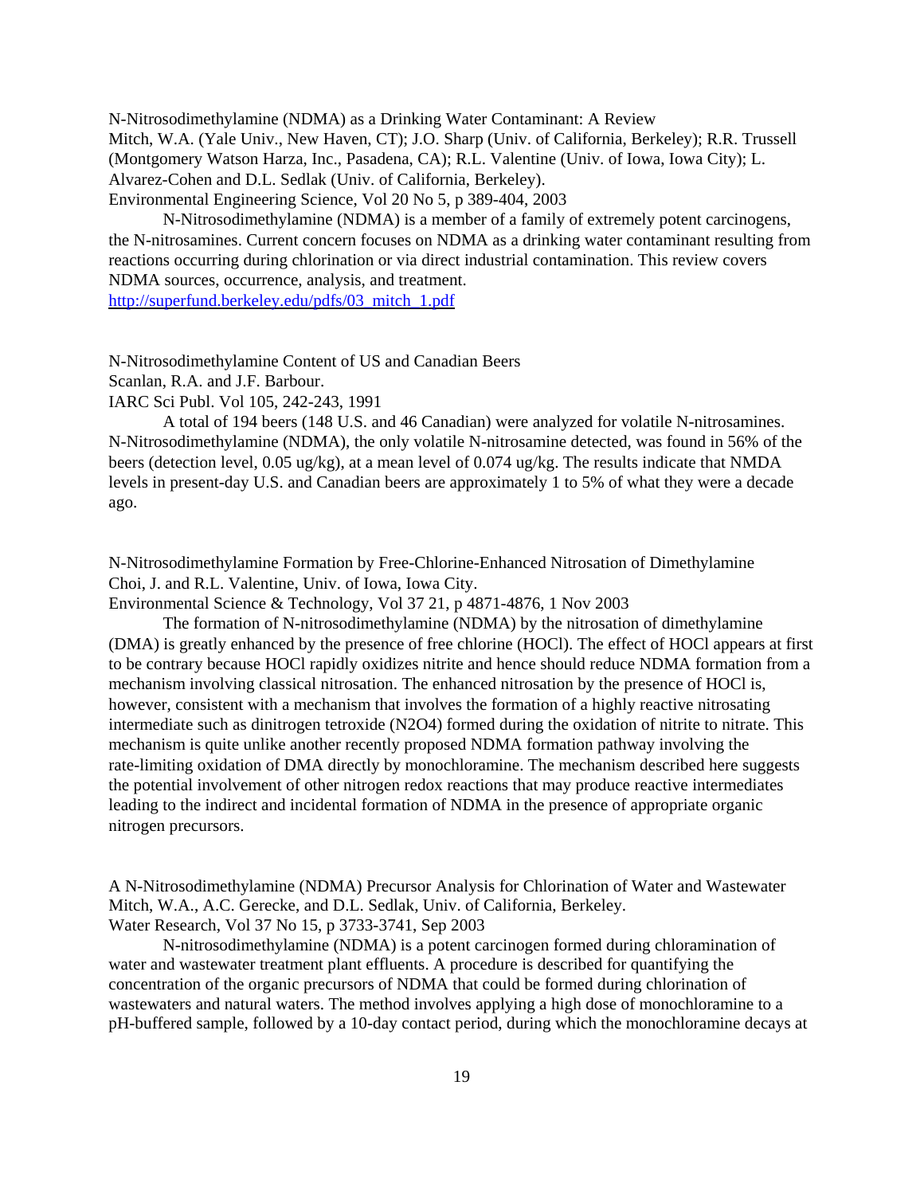N-Nitrosodimethylamine (NDMA) as a Drinking Water Contaminant: A Review
Mitch, W.A. (Yale Univ., New Haven, CT); J.O. Sharp (Univ. of California, Berkeley); R.R. Trussell (Montgomery Watson Harza, Inc., Pasadena, CA); R.L. Valentine (Univ. of Iowa, Iowa City); L. Alvarez-Cohen and D.L. Sedlak (Univ. of California, Berkeley).
Environmental Engineering Science, Vol 20 No 5, p 389-404, 2003

N-Nitrosodimethylamine (NDMA) is a member of a family of extremely potent carcinogens, the N-nitrosamines. Current concern focuses on NDMA as a drinking water contaminant resulting from reactions occurring during chlorination or via direct industrial contamination. This review covers NDMA sources, occurrence, analysis, and treatment.
http://superfund.berkeley.edu/pdfs/03_mitch_1.pdf

N-Nitrosodimethylamine Content of US and Canadian Beers
Scanlan, R.A. and J.F. Barbour.
IARC Sci Publ. Vol 105, 242-243, 1991

A total of 194 beers (148 U.S. and 46 Canadian) were analyzed for volatile N-nitrosamines. N-Nitrosodimethylamine (NDMA), the only volatile N-nitrosamine detected, was found in 56% of the beers (detection level, 0.05 ug/kg), at a mean level of 0.074 ug/kg. The results indicate that NMDA levels in present-day U.S. and Canadian beers are approximately 1 to 5% of what they were a decade ago.

N-Nitrosodimethylamine Formation by Free-Chlorine-Enhanced Nitrosation of Dimethylamine
Choi, J. and R.L. Valentine, Univ. of Iowa, Iowa City.
Environmental Science & Technology, Vol 37 21, p 4871-4876, 1 Nov 2003

The formation of N-nitrosodimethylamine (NDMA) by the nitrosation of dimethylamine (DMA) is greatly enhanced by the presence of free chlorine (HOCl). The effect of HOCl appears at first to be contrary because HOCl rapidly oxidizes nitrite and hence should reduce NDMA formation from a mechanism involving classical nitrosation. The enhanced nitrosation by the presence of HOCl is, however, consistent with a mechanism that involves the formation of a highly reactive nitrosating intermediate such as dinitrogen tetroxide ($N_2O_4$) formed during the oxidation of nitrite to nitrate. This mechanism is quite unlike another recently proposed NDMA formation pathway involving the rate-limiting oxidation of DMA directly by monochloramine. The mechanism described here suggests the potential involvement of other nitrogen redox reactions that may produce reactive intermediates leading to the indirect and incidental formation of NDMA in the presence of appropriate organic nitrogen precursors.

A N-Nitrosodimethylamine (NDMA) Precursor Analysis for Chlorination of Water and Wastewater
Mitch, W.A., A.C. Gerecke, and D.L. Sedlak, Univ. of California, Berkeley.
Water Research, Vol 37 No 15, p 3733-3741, Sep 2003

N-nitrosodimethylamine (NDMA) is a potent carcinogen formed during chloramination of water and wastewater treatment plant effluents. A procedure is described for quantifying the concentration of the organic precursors of NDMA that could be formed during chlorination of wastewaters and natural waters. The method involves applying a high dose of monochloramine to a pH-buffered sample, followed by a 10-day contact period, during which the monochloramine decays at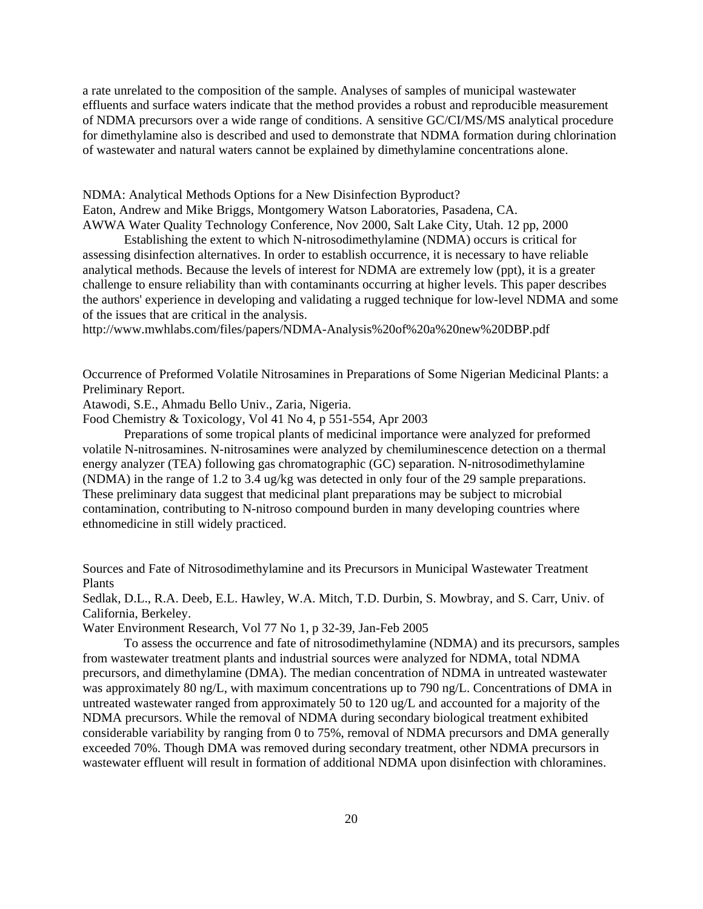a rate unrelated to the composition of the sample. Analyses of samples of municipal wastewater effluents and surface waters indicate that the method provides a robust and reproducible measurement of NDMA precursors over a wide range of conditions. A sensitive GC/CI/MS/MS analytical procedure for dimethylamine also is described and used to demonstrate that NDMA formation during chlorination of wastewater and natural waters cannot be explained by dimethylamine concentrations alone.

NDMA: Analytical Methods Options for a New Disinfection Byproduct?
Eaton, Andrew and Mike Briggs, Montgomery Watson Laboratories, Pasadena, CA.
AWWA Water Quality Technology Conference, Nov 2000, Salt Lake City, Utah. 12 pp, 2000

Establishing the extent to which N-nitrosodimethylamine (NDMA) occurs is critical for assessing disinfection alternatives. In order to establish occurrence, it is necessary to have reliable analytical methods. Because the levels of interest for NDMA are extremely low (ppt), it is a greater challenge to ensure reliability than with contaminants occurring at higher levels. This paper describes the authors' experience in developing and validating a rugged technique for low-level NDMA and some of the issues that are critical in the analysis.
http://www.mwhlabs.com/files/papers/NDMA-Analysis%20of%20a%20new%20DBP.pdf

Occurrence of Preformed Volatile Nitrosamines in Preparations of Some Nigerian Medicinal Plants: a Preliminary Report.
Atawodi, S.E., Ahmadu Bello Univ., Zaria, Nigeria.
Food Chemistry & Toxicology, Vol 41 No 4, p 551-554, Apr 2003

Preparations of some tropical plants of medicinal importance were analyzed for preformed volatile N-nitrosamines. N-nitrosamines were analyzed by chemiluminescence detection on a thermal energy analyzer (TEA) following gas chromatographic (GC) separation. N-nitrosodimethylamine (NDMA) in the range of 1.2 to 3.4 ug/kg was detected in only four of the 29 sample preparations. These preliminary data suggest that medicinal plant preparations may be subject to microbial contamination, contributing to N-nitroso compound burden in many developing countries where ethnomedicine in still widely practiced.

Sources and Fate of Nitrosodimethylamine and its Precursors in Municipal Wastewater Treatment Plants
Sedlak, D.L., R.A. Deeb, E.L. Hawley, W.A. Mitch, T.D. Durbin, S. Mowbray, and S. Carr, Univ. of California, Berkeley.
Water Environment Research, Vol 77 No 1, p 32-39, Jan-Feb 2005

To assess the occurrence and fate of nitrosodimethylamine (NDMA) and its precursors, samples from wastewater treatment plants and industrial sources were analyzed for NDMA, total NDMA precursors, and dimethylamine (DMA). The median concentration of NDMA in untreated wastewater was approximately 80 ng/L, with maximum concentrations up to 790 ng/L. Concentrations of DMA in untreated wastewater ranged from approximately 50 to 120 ug/L and accounted for a majority of the NDMA precursors. While the removal of NDMA during secondary biological treatment exhibited considerable variability by ranging from 0 to 75%, removal of NDMA precursors and DMA generally exceeded 70%. Though DMA was removed during secondary treatment, other NDMA precursors in wastewater effluent will result in formation of additional NDMA upon disinfection with chloramines.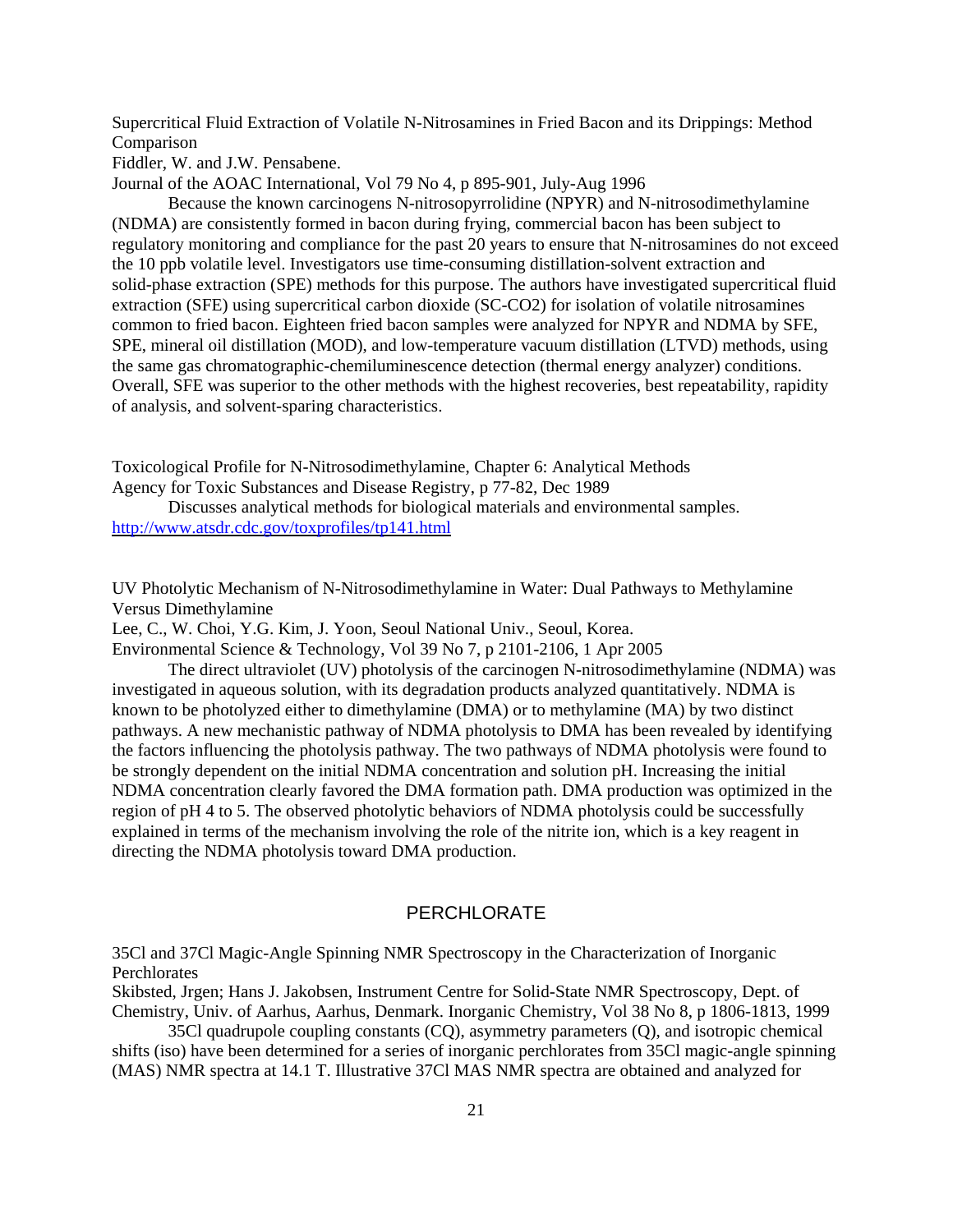Supercritical Fluid Extraction of Volatile N-Nitrosamines in Fried Bacon and its Drippings: Method Comparison
Fiddler, W. and J.W. Pensabene.
Journal of the AOAC International, Vol 79 No 4, p 895-901, July-Aug 1996

Because the known carcinogens N-nitrosopyrrolidine (NPYR) and N-nitrosodimethylamine (NDMA) are consistently formed in bacon during frying, commercial bacon has been subject to regulatory monitoring and compliance for the past 20 years to ensure that N-nitrosamines do not exceed the 10 ppb volatile level. Investigators use time-consuming distillation-solvent extraction and solid-phase extraction (SPE) methods for this purpose. The authors have investigated supercritical fluid extraction (SFE) using supercritical carbon dioxide (SC-CO2) for isolation of volatile nitrosamines common to fried bacon. Eighteen fried bacon samples were analyzed for NPYR and NDMA by SFE, SPE, mineral oil distillation (MOD), and low-temperature vacuum distillation (LTVD) methods, using the same gas chromatographic-chemiluminescence detection (thermal energy analyzer) conditions. Overall, SFE was superior to the other methods with the highest recoveries, best repeatability, rapidity of analysis, and solvent-sparing characteristics.

Toxicological Profile for N-Nitrosodimethylamine, Chapter 6: Analytical Methods
Agency for Toxic Substances and Disease Registry, p 77-82, Dec 1989

Discusses analytical methods for biological materials and environmental samples.
http://www.atsdr.cdc.gov/toxprofiles/tp141.html

UV Photolytic Mechanism of N-Nitrosodimethylamine in Water: Dual Pathways to Methylamine Versus Dimethylamine
Lee, C., W. Choi, Y.G. Kim, J. Yoon, Seoul National Univ., Seoul, Korea.
Environmental Science & Technology, Vol 39 No 7, p 2101-2106, 1 Apr 2005

The direct ultraviolet (UV) photolysis of the carcinogen N-nitrosodimethylamine (NDMA) was investigated in aqueous solution, with its degradation products analyzed quantitatively. NDMA is known to be photolyzed either to dimethylamine (DMA) or to methylamine (MA) by two distinct pathways. A new mechanistic pathway of NDMA photolysis to DMA has been revealed by identifying the factors influencing the photolysis pathway. The two pathways of NDMA photolysis were found to be strongly dependent on the initial NDMA concentration and solution pH. Increasing the initial NDMA concentration clearly favored the DMA formation path. DMA production was optimized in the region of pH 4 to 5. The observed photolytic behaviors of NDMA photolysis could be successfully explained in terms of the mechanism involving the role of the nitrite ion, which is a key reagent in directing the NDMA photolysis toward DMA production.

## PERCHLORATE

35Cl and 37Cl Magic-Angle Spinning NMR Spectroscopy in the Characterization of Inorganic Perchlorates
Skibsted, Jrgen; Hans J. Jakobsen, Instrument Centre for Solid-State NMR Spectroscopy, Dept. of Chemistry, Univ. of Aarhus, Aarhus, Denmark. Inorganic Chemistry, Vol 38 No 8, p 1806-1813, 1999

35Cl quadrupole coupling constants (CQ), asymmetry parameters (Q), and isotropic chemical shifts (iso) have been determined for a series of inorganic perchlorates from 35Cl magic-angle spinning (MAS) NMR spectra at 14.1 T. Illustrative 37Cl MAS NMR spectra are obtained and analyzed for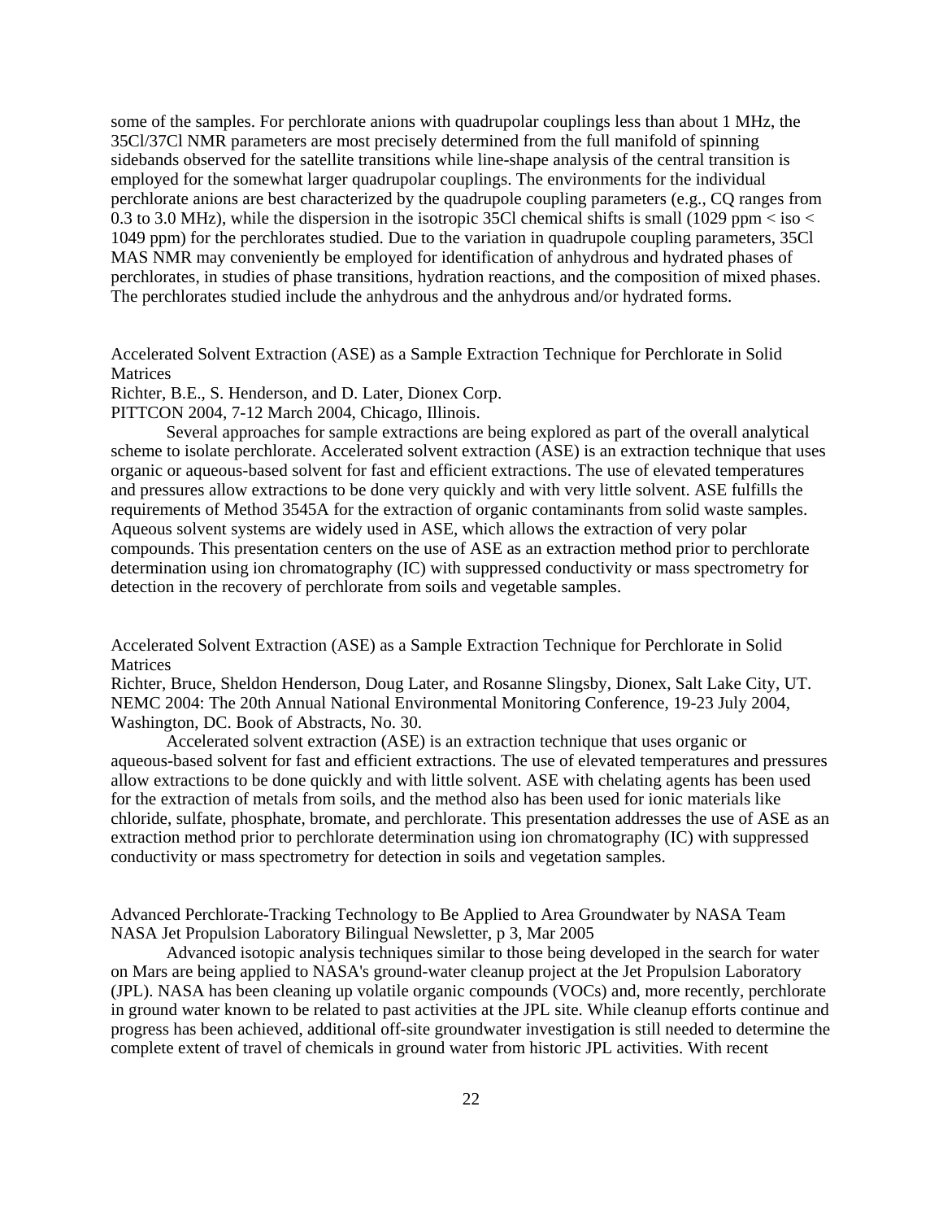some of the samples. For perchlorate anions with quadrupolar couplings less than about 1 MHz, the 35Cl/37Cl NMR parameters are most precisely determined from the full manifold of spinning sidebands observed for the satellite transitions while line-shape analysis of the central transition is employed for the somewhat larger quadrupolar couplings. The environments for the individual perchlorate anions are best characterized by the quadrupole coupling parameters (e.g., CQ ranges from 0.3 to 3.0 MHz), while the dispersion in the isotropic 35Cl chemical shifts is small (1029 ppm < iso < 1049 ppm) for the perchlorates studied. Due to the variation in quadrupole coupling parameters, 35Cl MAS NMR may conveniently be employed for identification of anhydrous and hydrated phases of perchlorates, in studies of phase transitions, hydration reactions, and the composition of mixed phases. The perchlorates studied include the anhydrous and the anhydrous and/or hydrated forms.

Accelerated Solvent Extraction (ASE) as a Sample Extraction Technique for Perchlorate in Solid Matrices
Richter, B.E., S. Henderson, and D. Later, Dionex Corp.
PITTCON 2004, 7-12 March 2004, Chicago, Illinois.

Several approaches for sample extractions are being explored as part of the overall analytical scheme to isolate perchlorate. Accelerated solvent extraction (ASE) is an extraction technique that uses organic or aqueous-based solvent for fast and efficient extractions. The use of elevated temperatures and pressures allow extractions to be done very quickly and with very little solvent. ASE fulfills the requirements of Method 3545A for the extraction of organic contaminants from solid waste samples. Aqueous solvent systems are widely used in ASE, which allows the extraction of very polar compounds. This presentation centers on the use of ASE as an extraction method prior to perchlorate determination using ion chromatography (IC) with suppressed conductivity or mass spectrometry for detection in the recovery of perchlorate from soils and vegetable samples.

Accelerated Solvent Extraction (ASE) as a Sample Extraction Technique for Perchlorate in Solid Matrices
Richter, Bruce, Sheldon Henderson, Doug Later, and Rosanne Slingsby, Dionex, Salt Lake City, UT.
NEMC 2004: The 20th Annual National Environmental Monitoring Conference, 19-23 July 2004, Washington, DC. Book of Abstracts, No. 30.

Accelerated solvent extraction (ASE) is an extraction technique that uses organic or aqueous-based solvent for fast and efficient extractions. The use of elevated temperatures and pressures allow extractions to be done quickly and with little solvent. ASE with chelating agents has been used for the extraction of metals from soils, and the method also has been used for ionic materials like chloride, sulfate, phosphate, bromate, and perchlorate. This presentation addresses the use of ASE as an extraction method prior to perchlorate determination using ion chromatography (IC) with suppressed conductivity or mass spectrometry for detection in soils and vegetation samples.

Advanced Perchlorate-Tracking Technology to Be Applied to Area Groundwater by NASA Team
NASA Jet Propulsion Laboratory Bilingual Newsletter, p 3, Mar 2005

Advanced isotopic analysis techniques similar to those being developed in the search for water on Mars are being applied to NASA's ground-water cleanup project at the Jet Propulsion Laboratory (JPL). NASA has been cleaning up volatile organic compounds (VOCs) and, more recently, perchlorate in ground water known to be related to past activities at the JPL site. While cleanup efforts continue and progress has been achieved, additional off-site groundwater investigation is still needed to determine the complete extent of travel of chemicals in ground water from historic JPL activities. With recent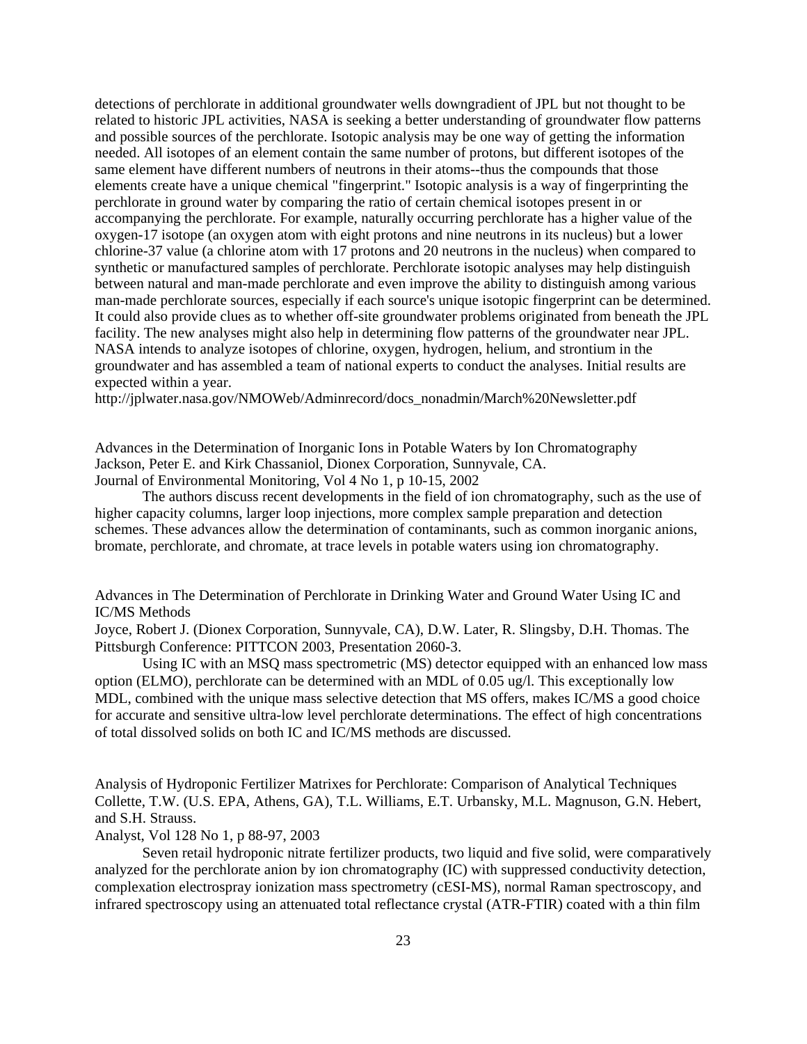detections of perchlorate in additional groundwater wells downgradient of JPL but not thought to be related to historic JPL activities, NASA is seeking a better understanding of groundwater flow patterns and possible sources of the perchlorate. Isotopic analysis may be one way of getting the information needed. All isotopes of an element contain the same number of protons, but different isotopes of the same element have different numbers of neutrons in their atoms--thus the compounds that those elements create have a unique chemical "fingerprint." Isotopic analysis is a way of fingerprinting the perchlorate in ground water by comparing the ratio of certain chemical isotopes present in or accompanying the perchlorate. For example, naturally occurring perchlorate has a higher value of the oxygen-17 isotope (an oxygen atom with eight protons and nine neutrons in its nucleus) but a lower chlorine-37 value (a chlorine atom with 17 protons and 20 neutrons in the nucleus) when compared to synthetic or manufactured samples of perchlorate. Perchlorate isotopic analyses may help distinguish between natural and man-made perchlorate and even improve the ability to distinguish among various man-made perchlorate sources, especially if each source's unique isotopic fingerprint can be determined. It could also provide clues as to whether off-site groundwater problems originated from beneath the JPL facility. The new analyses might also help in determining flow patterns of the groundwater near JPL. NASA intends to analyze isotopes of chlorine, oxygen, hydrogen, helium, and strontium in the groundwater and has assembled a team of national experts to conduct the analyses. Initial results are expected within a year.
http://jplwater.nasa.gov/NMOWeb/Adminrecord/docs_nonadmin/March%20Newsletter.pdf

Advances in the Determination of Inorganic Ions in Potable Waters by Ion Chromatography
Jackson, Peter E. and Kirk Chassaniol, Dionex Corporation, Sunnyvale, CA.
Journal of Environmental Monitoring, Vol 4 No 1, p 10-15, 2002

The authors discuss recent developments in the field of ion chromatography, such as the use of higher capacity columns, larger loop injections, more complex sample preparation and detection schemes. These advances allow the determination of contaminants, such as common inorganic anions, bromate, perchlorate, and chromate, at trace levels in potable waters using ion chromatography.

Advances in The Determination of Perchlorate in Drinking Water and Ground Water Using IC and IC/MS Methods
Joyce, Robert J. (Dionex Corporation, Sunnyvale, CA), D.W. Later, R. Slingsby, D.H. Thomas. The Pittsburgh Conference: PITTCON 2003, Presentation 2060-3.

Using IC with an MSQ mass spectrometric (MS) detector equipped with an enhanced low mass option (ELMO), perchlorate can be determined with an MDL of 0.05 ug/l. This exceptionally low MDL, combined with the unique mass selective detection that MS offers, makes IC/MS a good choice for accurate and sensitive ultra-low level perchlorate determinations. The effect of high concentrations of total dissolved solids on both IC and IC/MS methods are discussed.

Analysis of Hydroponic Fertilizer Matrixes for Perchlorate: Comparison of Analytical Techniques
Collette, T.W. (U.S. EPA, Athens, GA), T.L. Williams, E.T. Urbansky, M.L. Magnuson, G.N. Hebert, and S.H. Strauss.
Analyst, Vol 128 No 1, p 88-97, 2003

Seven retail hydroponic nitrate fertilizer products, two liquid and five solid, were comparatively analyzed for the perchlorate anion by ion chromatography (IC) with suppressed conductivity detection, complexation electrospray ionization mass spectrometry (cESI-MS), normal Raman spectroscopy, and infrared spectroscopy using an attenuated total reflectance crystal (ATR-FTIR) coated with a thin film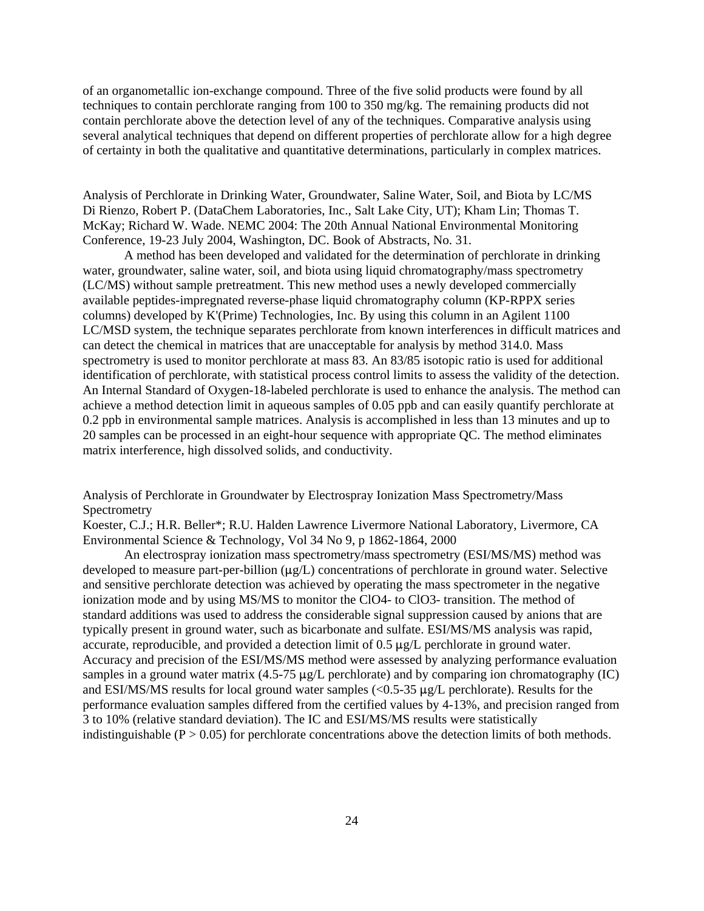of an organometallic ion-exchange compound. Three of the five solid products were found by all techniques to contain perchlorate ranging from 100 to 350 mg/kg. The remaining products did not contain perchlorate above the detection level of any of the techniques. Comparative analysis using several analytical techniques that depend on different properties of perchlorate allow for a high degree of certainty in both the qualitative and quantitative determinations, particularly in complex matrices.

Analysis of Perchlorate in Drinking Water, Groundwater, Saline Water, Soil, and Biota by LC/MS
Di Rienzo, Robert P. (DataChem Laboratories, Inc., Salt Lake City, UT); Kham Lin; Thomas T. McKay; Richard W. Wade. NEMC 2004: The 20th Annual National Environmental Monitoring Conference, 19-23 July 2004, Washington, DC. Book of Abstracts, No. 31.

A method has been developed and validated for the determination of perchlorate in drinking water, groundwater, saline water, soil, and biota using liquid chromatography/mass spectrometry (LC/MS) without sample pretreatment. This new method uses a newly developed commercially available peptides-impregnated reverse-phase liquid chromatography column (KP-RPPX series columns) developed by K'(Prime) Technologies, Inc. By using this column in an Agilent 1100 LC/MSD system, the technique separates perchlorate from known interferences in difficult matrices and can detect the chemical in matrices that are unacceptable for analysis by method 314.0. Mass spectrometry is used to monitor perchlorate at mass 83. An 83/85 isotopic ratio is used for additional identification of perchlorate, with statistical process control limits to assess the validity of the detection. An Internal Standard of Oxygen-18-labeled perchlorate is used to enhance the analysis. The method can achieve a method detection limit in aqueous samples of 0.05 ppb and can easily quantify perchlorate at 0.2 ppb in environmental sample matrices. Analysis is accomplished in less than 13 minutes and up to 20 samples can be processed in an eight-hour sequence with appropriate QC. The method eliminates matrix interference, high dissolved solids, and conductivity.

Analysis of Perchlorate in Groundwater by Electrospray Ionization Mass Spectrometry/Mass Spectrometry
Koester, C.J.; H.R. Beller*; R.U. Halden Lawrence Livermore National Laboratory, Livermore, CA
Environmental Science & Technology, Vol 34 No 9, p 1862-1864, 2000

An electrospray ionization mass spectrometry/mass spectrometry (ESI/MS/MS) method was developed to measure part-per-billion (μg/L) concentrations of perchlorate in ground water. Selective and sensitive perchlorate detection was achieved by operating the mass spectrometer in the negative ionization mode and by using MS/MS to monitor the $ClO_4^-$ to $ClO_3^-$ transition. The method of standard additions was used to address the considerable signal suppression caused by anions that are typically present in ground water, such as bicarbonate and sulfate. ESI/MS/MS analysis was rapid, accurate, reproducible, and provided a detection limit of 0.5 μg/L perchlorate in ground water. Accuracy and precision of the ESI/MS/MS method were assessed by analyzing performance evaluation samples in a ground water matrix (4.5-75 μg/L perchlorate) and by comparing ion chromatography (IC) and ESI/MS/MS results for local ground water samples (<0.5-35 μg/L perchlorate). Results for the performance evaluation samples differed from the certified values by 4-13%, and precision ranged from 3 to 10% (relative standard deviation). The IC and ESI/MS/MS results were statistically indistinguishable ($P > 0.05$) for perchlorate concentrations above the detection limits of both methods.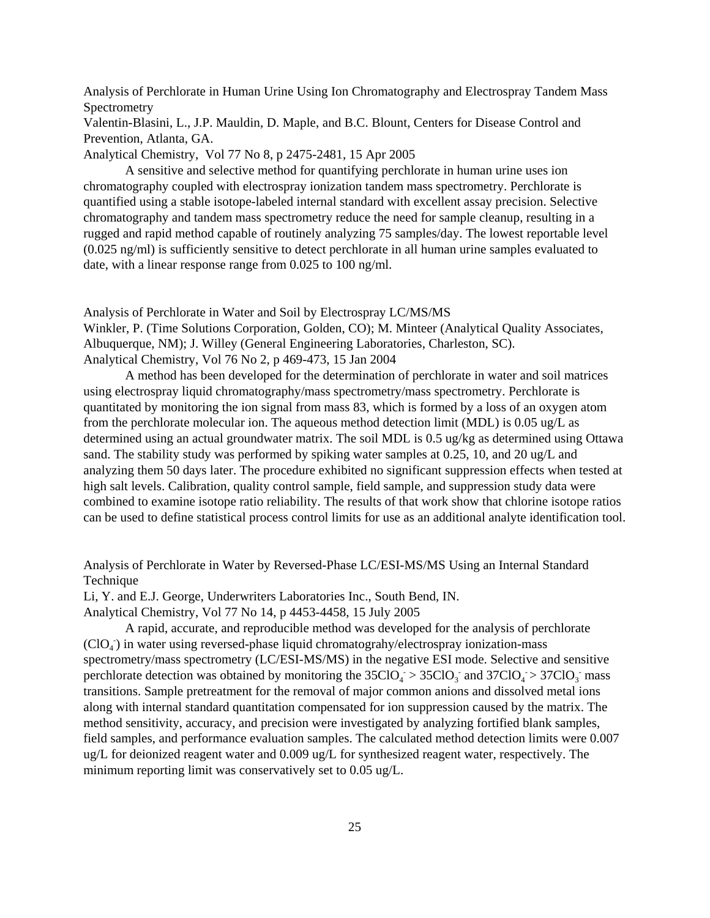Analysis of Perchlorate in Human Urine Using Ion Chromatography and Electrospray Tandem Mass Spectrometry
Valentin-Blasini, L., J.P. Mauldin, D. Maple, and B.C. Blount, Centers for Disease Control and Prevention, Atlanta, GA.
Analytical Chemistry, Vol 77 No 8, p 2475-2481, 15 Apr 2005

A sensitive and selective method for quantifying perchlorate in human urine uses ion chromatography coupled with electrospray ionization tandem mass spectrometry. Perchlorate is quantified using a stable isotope-labeled internal standard with excellent assay precision. Selective chromatography and tandem mass spectrometry reduce the need for sample cleanup, resulting in a rugged and rapid method capable of routinely analyzing 75 samples/day. The lowest reportable level (0.025 ng/ml) is sufficiently sensitive to detect perchlorate in all human urine samples evaluated to date, with a linear response range from 0.025 to 100 ng/ml.

Analysis of Perchlorate in Water and Soil by Electrospray LC/MS/MS
Winkler, P. (Time Solutions Corporation, Golden, CO); M. Minteer (Analytical Quality Associates, Albuquerque, NM); J. Willey (General Engineering Laboratories, Charleston, SC).
Analytical Chemistry, Vol 76 No 2, p 469-473, 15 Jan 2004

A method has been developed for the determination of perchlorate in water and soil matrices using electrospray liquid chromatography/mass spectrometry/mass spectrometry. Perchlorate is quantitated by monitoring the ion signal from mass 83, which is formed by a loss of an oxygen atom from the perchlorate molecular ion. The aqueous method detection limit (MDL) is 0.05 ug/L as determined using an actual groundwater matrix. The soil MDL is 0.5 ug/kg as determined using Ottawa sand. The stability study was performed by spiking water samples at 0.25, 10, and 20 ug/L and analyzing them 50 days later. The procedure exhibited no significant suppression effects when tested at high salt levels. Calibration, quality control sample, field sample, and suppression study data were combined to examine isotope ratio reliability. The results of that work show that chlorine isotope ratios can be used to define statistical process control limits for use as an additional analyte identification tool.

Analysis of Perchlorate in Water by Reversed-Phase LC/ESI-MS/MS Using an Internal Standard Technique
Li, Y. and E.J. George, Underwriters Laboratories Inc., South Bend, IN.
Analytical Chemistry, Vol 77 No 14, p 4453-4458, 15 July 2005

A rapid, accurate, and reproducible method was developed for the analysis of perchlorate ($ClO_4^-$) in water using reversed-phase liquid chromatograhy/electrospray ionization-mass spectrometry/mass spectrometry (LC/ESI-MS/MS) in the negative ESI mode. Selective and sensitive perchlorate detection was obtained by monitoring the $35ClO_4^- > 35ClO_3^-$ and $37ClO_4^- > 37ClO_3^-$ mass transitions. Sample pretreatment for the removal of major common anions and dissolved metal ions along with internal standard quantitation compensated for ion suppression caused by the matrix. The method sensitivity, accuracy, and precision were investigated by analyzing fortified blank samples, field samples, and performance evaluation samples. The calculated method detection limits were 0.007 ug/L for deionized reagent water and 0.009 ug/L for synthesized reagent water, respectively. The minimum reporting limit was conservatively set to 0.05 ug/L.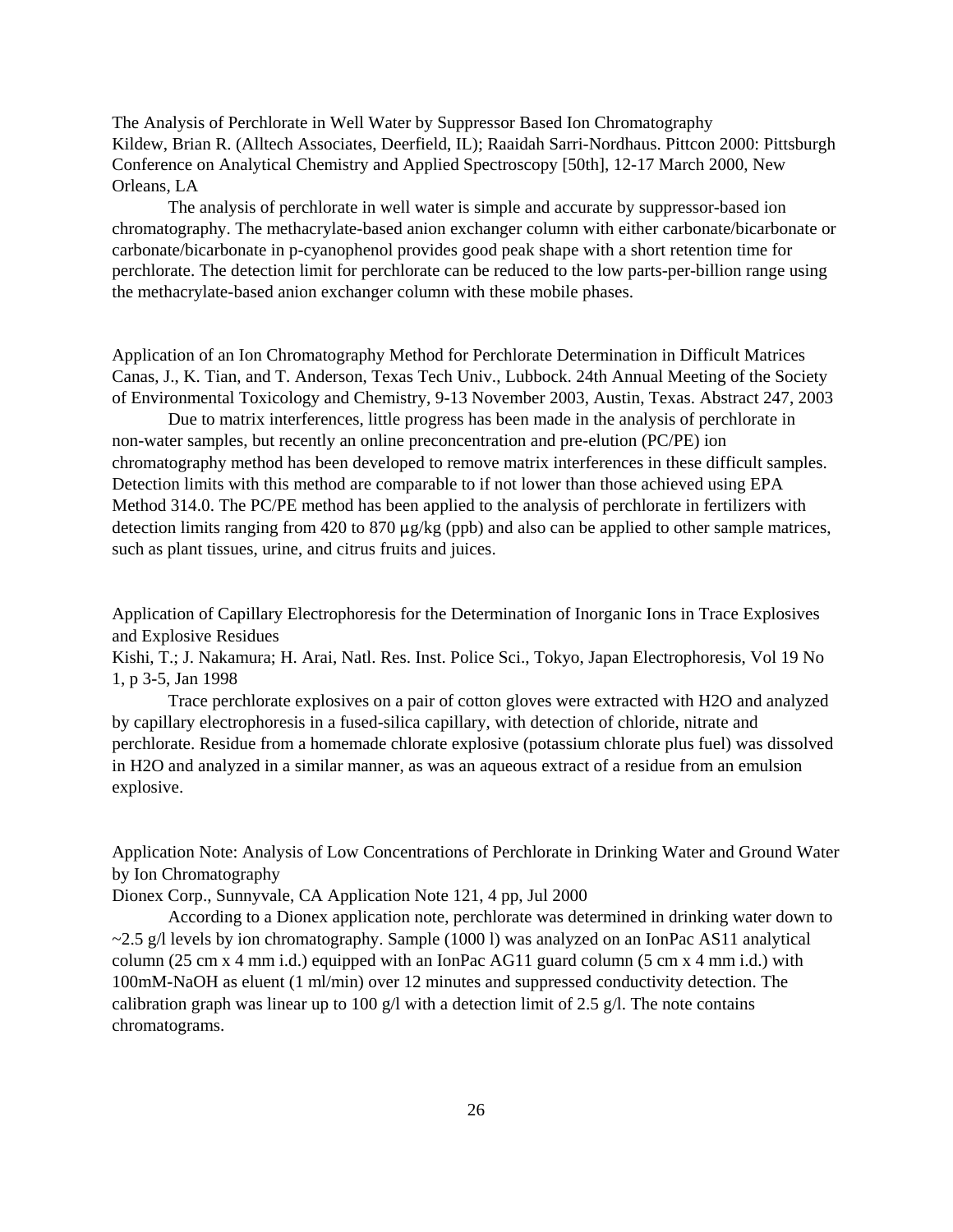The Analysis of Perchlorate in Well Water by Suppressor Based Ion Chromatography
Kildew, Brian R. (Alltech Associates, Deerfield, IL); Raaidah Sarri-Nordhaus. Pittcon 2000: Pittsburgh Conference on Analytical Chemistry and Applied Spectroscopy [50th], 12-17 March 2000, New Orleans, LA

The analysis of perchlorate in well water is simple and accurate by suppressor-based ion chromatography. The methacrylate-based anion exchanger column with either carbonate/bicarbonate or carbonate/bicarbonate in p-cyanophenol provides good peak shape with a short retention time for perchlorate. The detection limit for perchlorate can be reduced to the low parts-per-billion range using the methacrylate-based anion exchanger column with these mobile phases.

Application of an Ion Chromatography Method for Perchlorate Determination in Difficult Matrices
Canas, J., K. Tian, and T. Anderson, Texas Tech Univ., Lubbock. 24th Annual Meeting of the Society of Environmental Toxicology and Chemistry, 9-13 November 2003, Austin, Texas. Abstract 247, 2003

Due to matrix interferences, little progress has been made in the analysis of perchlorate in non-water samples, but recently an online preconcentration and pre-elution (PC/PE) ion chromatography method has been developed to remove matrix interferences in these difficult samples. Detection limits with this method are comparable to if not lower than those achieved using EPA Method 314.0. The PC/PE method has been applied to the analysis of perchlorate in fertilizers with detection limits ranging from 420 to 870 µg/kg (ppb) and also can be applied to other sample matrices, such as plant tissues, urine, and citrus fruits and juices.

Application of Capillary Electrophoresis for the Determination of Inorganic Ions in Trace Explosives and Explosive Residues
Kishi, T.; J. Nakamura; H. Arai, Natl. Res. Inst. Police Sci., Tokyo, Japan Electrophoresis, Vol 19 No 1, p 3-5, Jan 1998

Trace perchlorate explosives on a pair of cotton gloves were extracted with H2O and analyzed by capillary electrophoresis in a fused-silica capillary, with detection of chloride, nitrate and perchlorate. Residue from a homemade chlorate explosive (potassium chlorate plus fuel) was dissolved in H2O and analyzed in a similar manner, as was an aqueous extract of a residue from an emulsion explosive.

Application Note: Analysis of Low Concentrations of Perchlorate in Drinking Water and Ground Water by Ion Chromatography
Dionex Corp., Sunnyvale, CA Application Note 121, 4 pp, Jul 2000

According to a Dionex application note, perchlorate was determined in drinking water down to ~2.5 g/l levels by ion chromatography. Sample (1000 l) was analyzed on an IonPac AS11 analytical column (25 cm x 4 mm i.d.) equipped with an IonPac AG11 guard column (5 cm x 4 mm i.d.) with 100mM-NaOH as eluent (1 ml/min) over 12 minutes and suppressed conductivity detection. The calibration graph was linear up to 100 g/l with a detection limit of 2.5 g/l. The note contains chromatograms.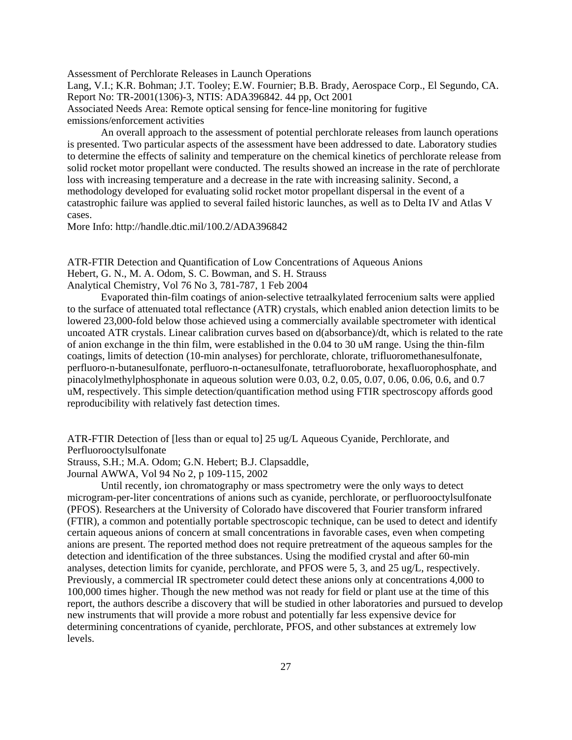Assessment of Perchlorate Releases in Launch Operations
Lang, V.I.; K.R. Bohman; J.T. Tooley; E.W. Fournier; B.B. Brady, Aerospace Corp., El Segundo, CA. Report No: TR-2001(1306)-3, NTIS: ADA396842. 44 pp, Oct 2001
Associated Needs Area: Remote optical sensing for fence-line monitoring for fugitive emissions/enforcement activities

An overall approach to the assessment of potential perchlorate releases from launch operations is presented. Two particular aspects of the assessment have been addressed to date. Laboratory studies to determine the effects of salinity and temperature on the chemical kinetics of perchlorate release from solid rocket motor propellant were conducted. The results showed an increase in the rate of perchlorate loss with increasing temperature and a decrease in the rate with increasing salinity. Second, a methodology developed for evaluating solid rocket motor propellant dispersal in the event of a catastrophic failure was applied to several failed historic launches, as well as to Delta IV and Atlas V cases.
More Info: http://handle.dtic.mil/100.2/ADA396842

ATR-FTIR Detection and Quantification of Low Concentrations of Aqueous Anions
Hebert, G. N., M. A. Odom, S. C. Bowman, and S. H. Strauss
Analytical Chemistry, Vol 76 No 3, 781-787, 1 Feb 2004

Evaporated thin-film coatings of anion-selective tetraalkylated ferrocenium salts were applied to the surface of attenuated total reflectance (ATR) crystals, which enabled anion detection limits to be lowered 23,000-fold below those achieved using a commercially available spectrometer with identical uncoated ATR crystals. Linear calibration curves based on d(absorbance)/dt, which is related to the rate of anion exchange in the thin film, were established in the 0.04 to 30 uM range. Using the thin-film coatings, limits of detection (10-min analyses) for perchlorate, chlorate, trifluoromethanesulfonate, perfluoro-n-butanesulfonate, perfluoro-n-octanesulfonate, tetrafluoroborate, hexafluorophosphate, and pinacolylmethylphosphonate in aqueous solution were 0.03, 0.2, 0.05, 0.07, 0.06, 0.06, 0.6, and 0.7 uM, respectively. This simple detection/quantification method using FTIR spectroscopy affords good reproducibility with relatively fast detection times.

ATR-FTIR Detection of [less than or equal to] 25 ug/L Aqueous Cyanide, Perchlorate, and Perfluorooctylsulfonate
Strauss, S.H.; M.A. Odom; G.N. Hebert; B.J. Clapsaddle,
Journal AWWA, Vol 94 No 2, p 109-115, 2002

Until recently, ion chromatography or mass spectrometry were the only ways to detect microgram-per-liter concentrations of anions such as cyanide, perchlorate, or perfluorooctylsulfonate (PFOS). Researchers at the University of Colorado have discovered that Fourier transform infrared (FTIR), a common and potentially portable spectroscopic technique, can be used to detect and identify certain aqueous anions of concern at small concentrations in favorable cases, even when competing anions are present. The reported method does not require pretreatment of the aqueous samples for the detection and identification of the three substances. Using the modified crystal and after 60-min analyses, detection limits for cyanide, perchlorate, and PFOS were 5, 3, and 25 ug/L, respectively. Previously, a commercial IR spectrometer could detect these anions only at concentrations 4,000 to 100,000 times higher. Though the new method was not ready for field or plant use at the time of this report, the authors describe a discovery that will be studied in other laboratories and pursued to develop new instruments that will provide a more robust and potentially far less expensive device for determining concentrations of cyanide, perchlorate, PFOS, and other substances at extremely low levels.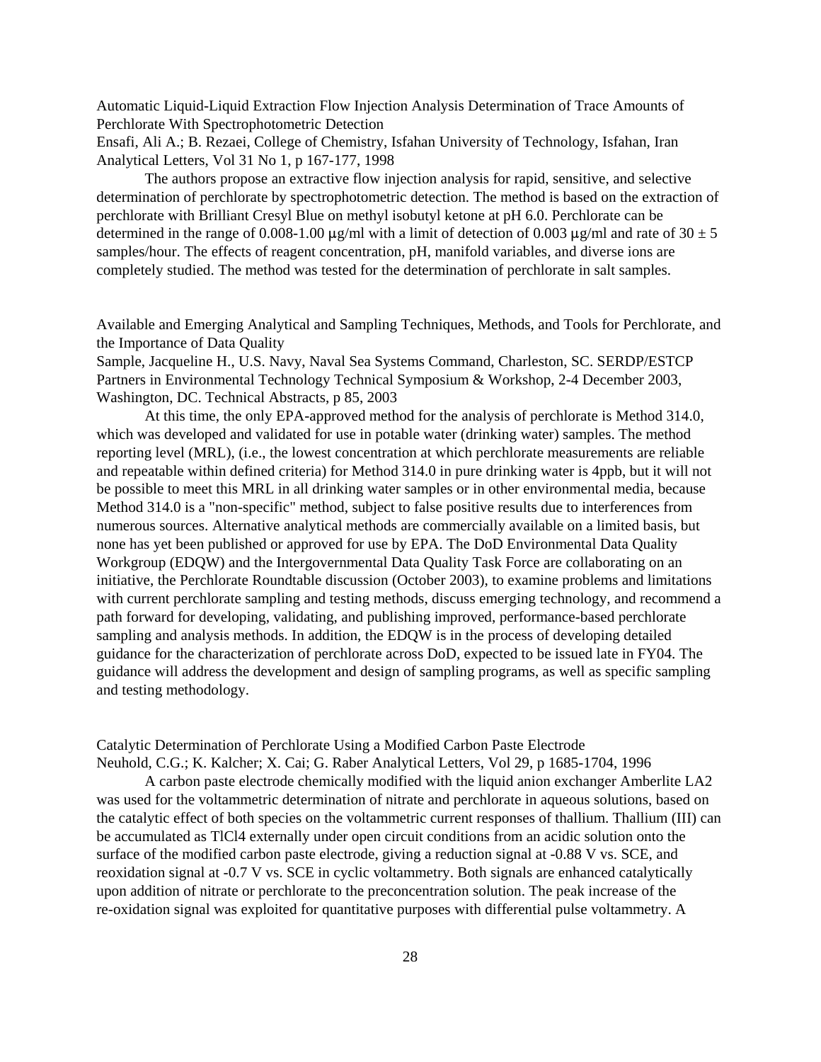Automatic Liquid-Liquid Extraction Flow Injection Analysis Determination of Trace Amounts of Perchlorate With Spectrophotometric Detection
Ensafi, Ali A.; B. Rezaei, College of Chemistry, Isfahan University of Technology, Isfahan, Iran
Analytical Letters, Vol 31 No 1, p 167-177, 1998

The authors propose an extractive flow injection analysis for rapid, sensitive, and selective determination of perchlorate by spectrophotometric detection. The method is based on the extraction of perchlorate with Brilliant Cresyl Blue on methyl isobutyl ketone at pH 6.0. Perchlorate can be determined in the range of 0.008-1.00 μg/ml with a limit of detection of 0.003 μg/ml and rate of 30 ± 5 samples/hour. The effects of reagent concentration, pH, manifold variables, and diverse ions are completely studied. The method was tested for the determination of perchlorate in salt samples.

Available and Emerging Analytical and Sampling Techniques, Methods, and Tools for Perchlorate, and the Importance of Data Quality
Sample, Jacqueline H., U.S. Navy, Naval Sea Systems Command, Charleston, SC. SERDP/ESTCP Partners in Environmental Technology Technical Symposium & Workshop, 2-4 December 2003, Washington, DC. Technical Abstracts, p 85, 2003

At this time, the only EPA-approved method for the analysis of perchlorate is Method 314.0, which was developed and validated for use in potable water (drinking water) samples. The method reporting level (MRL), (i.e., the lowest concentration at which perchlorate measurements are reliable and repeatable within defined criteria) for Method 314.0 in pure drinking water is 4ppb, but it will not be possible to meet this MRL in all drinking water samples or in other environmental media, because Method 314.0 is a "non-specific" method, subject to false positive results due to interferences from numerous sources. Alternative analytical methods are commercially available on a limited basis, but none has yet been published or approved for use by EPA. The DoD Environmental Data Quality Workgroup (EDQW) and the Intergovernmental Data Quality Task Force are collaborating on an initiative, the Perchlorate Roundtable discussion (October 2003), to examine problems and limitations with current perchlorate sampling and testing methods, discuss emerging technology, and recommend a path forward for developing, validating, and publishing improved, performance-based perchlorate sampling and analysis methods. In addition, the EDQW is in the process of developing detailed guidance for the characterization of perchlorate across DoD, expected to be issued late in FY04. The guidance will address the development and design of sampling programs, as well as specific sampling and testing methodology.

Catalytic Determination of Perchlorate Using a Modified Carbon Paste Electrode
Neuhold, C.G.; K. Kalcher; X. Cai; G. Raber Analytical Letters, Vol 29, p 1685-1704, 1996

A carbon paste electrode chemically modified with the liquid anion exchanger Amberlite LA2 was used for the voltammetric determination of nitrate and perchlorate in aqueous solutions, based on the catalytic effect of both species on the voltammetric current responses of thallium. Thallium (III) can be accumulated as $TlCl_4$ externally under open circuit conditions from an acidic solution onto the surface of the modified carbon paste electrode, giving a reduction signal at -0.88 V vs. SCE, and reoxidation signal at -0.7 V vs. SCE in cyclic voltammetry. Both signals are enhanced catalytically upon addition of nitrate or perchlorate to the preconcentration solution. The peak increase of the re-oxidation signal was exploited for quantitative purposes with differential pulse voltammetry. A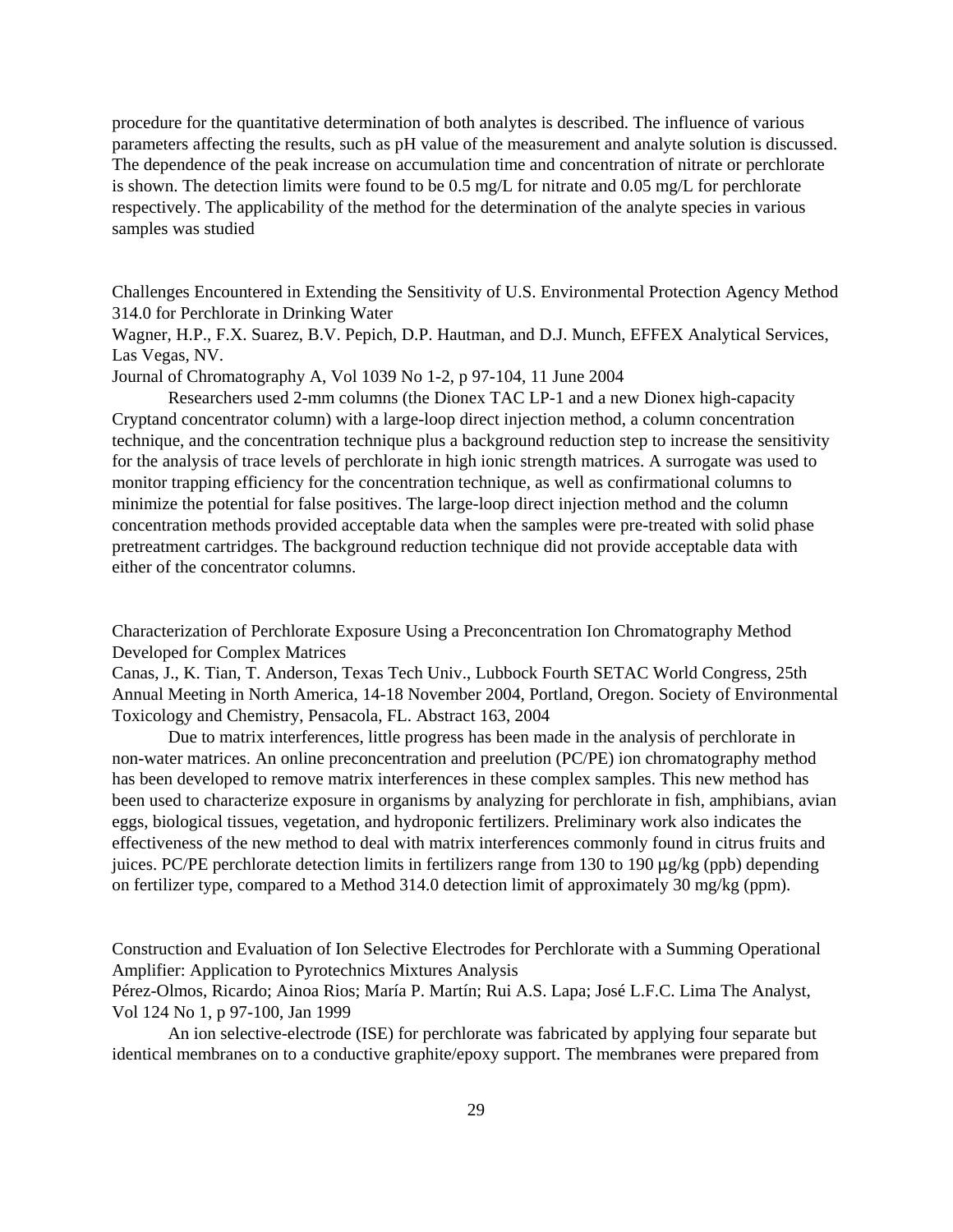procedure for the quantitative determination of both analytes is described. The influence of various parameters affecting the results, such as pH value of the measurement and analyte solution is discussed. The dependence of the peak increase on accumulation time and concentration of nitrate or perchlorate is shown. The detection limits were found to be 0.5 mg/L for nitrate and 0.05 mg/L for perchlorate respectively. The applicability of the method for the determination of the analyte species in various samples was studied

Challenges Encountered in Extending the Sensitivity of U.S. Environmental Protection Agency Method 314.0 for Perchlorate in Drinking Water
Wagner, H.P., F.X. Suarez, B.V. Pepich, D.P. Hautman, and D.J. Munch, EFFEX Analytical Services, Las Vegas, NV.
Journal of Chromatography A, Vol 1039 No 1-2, p 97-104, 11 June 2004

Researchers used 2-mm columns (the Dionex TAC LP-1 and a new Dionex high-capacity Cryptand concentrator column) with a large-loop direct injection method, a column concentration technique, and the concentration technique plus a background reduction step to increase the sensitivity for the analysis of trace levels of perchlorate in high ionic strength matrices. A surrogate was used to monitor trapping efficiency for the concentration technique, as well as confirmational columns to minimize the potential for false positives. The large-loop direct injection method and the column concentration methods provided acceptable data when the samples were pre-treated with solid phase pretreatment cartridges. The background reduction technique did not provide acceptable data with either of the concentrator columns.

Characterization of Perchlorate Exposure Using a Preconcentration Ion Chromatography Method Developed for Complex Matrices
Canas, J., K. Tian, T. Anderson, Texas Tech Univ., Lubbock Fourth SETAC World Congress, 25th Annual Meeting in North America, 14-18 November 2004, Portland, Oregon. Society of Environmental Toxicology and Chemistry, Pensacola, FL. Abstract 163, 2004

Due to matrix interferences, little progress has been made in the analysis of perchlorate in non-water matrices. An online preconcentration and preelution (PC/PE) ion chromatography method has been developed to remove matrix interferences in these complex samples. This new method has been used to characterize exposure in organisms by analyzing for perchlorate in fish, amphibians, avian eggs, biological tissues, vegetation, and hydroponic fertilizers. Preliminary work also indicates the effectiveness of the new method to deal with matrix interferences commonly found in citrus fruits and juices. PC/PE perchlorate detection limits in fertilizers range from 130 to 190 μg/kg (ppb) depending on fertilizer type, compared to a Method 314.0 detection limit of approximately 30 mg/kg (ppm).

Construction and Evaluation of Ion Selective Electrodes for Perchlorate with a Summing Operational Amplifier: Application to Pyrotechnics Mixtures Analysis
Pérez-Olmos, Ricardo; Ainoa Rios; María P. Martín; Rui A.S. Lapa; José L.F.C. Lima The Analyst, Vol 124 No 1, p 97-100, Jan 1999

An ion selective-electrode (ISE) for perchlorate was fabricated by applying four separate but identical membranes on to a conductive graphite/epoxy support. The membranes were prepared from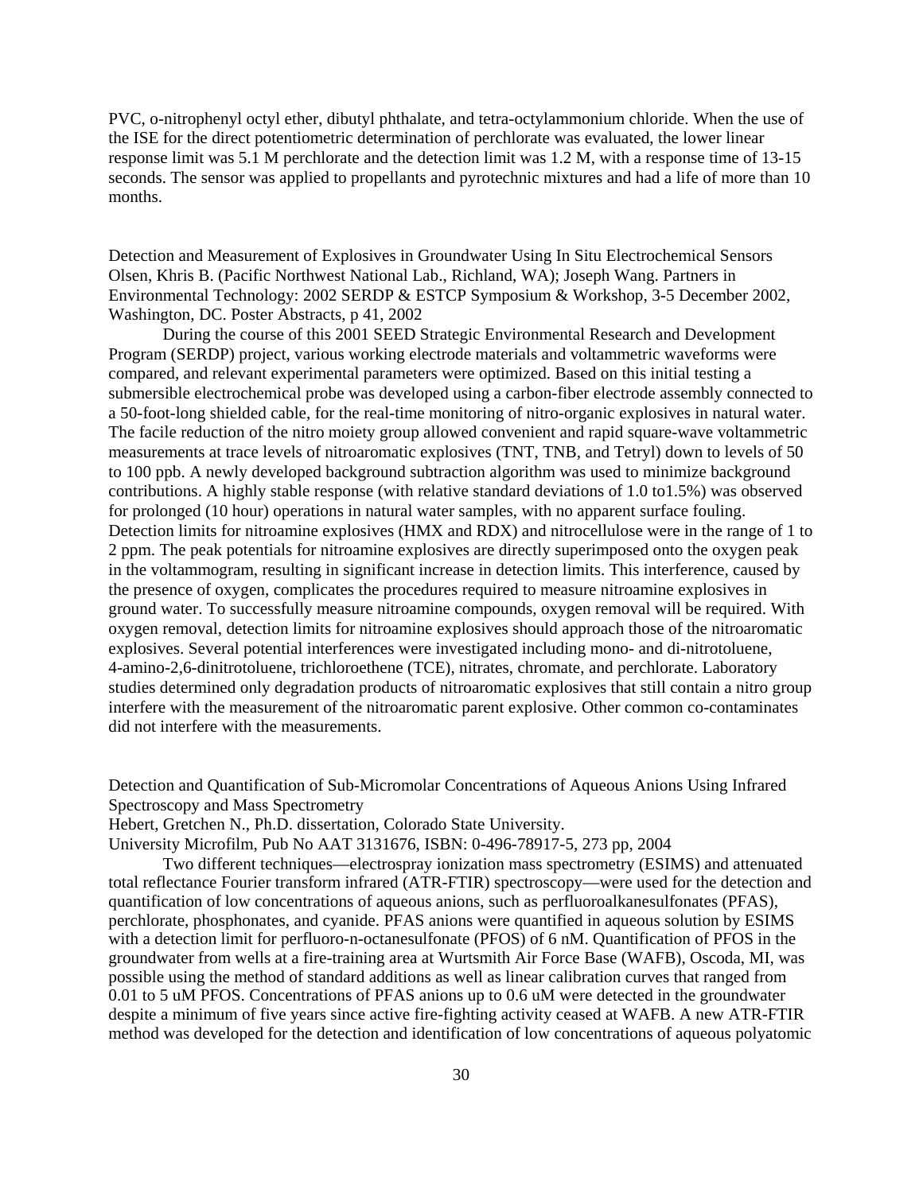PVC, o-nitrophenyl octyl ether, dibutyl phthalate, and tetra-octylammonium chloride. When the use of the ISE for the direct potentiometric determination of perchlorate was evaluated, the lower linear response limit was 5.1 M perchlorate and the detection limit was 1.2 M, with a response time of 13-15 seconds. The sensor was applied to propellants and pyrotechnic mixtures and had a life of more than 10 months.

Detection and Measurement of Explosives in Groundwater Using In Situ Electrochemical Sensors
Olsen, Khris B. (Pacific Northwest National Lab., Richland, WA); Joseph Wang. Partners in Environmental Technology: 2002 SERDP & ESTCP Symposium & Workshop, 3-5 December 2002, Washington, DC. Poster Abstracts, p 41, 2002

During the course of this 2001 SEED Strategic Environmental Research and Development Program (SERDP) project, various working electrode materials and voltammetric waveforms were compared, and relevant experimental parameters were optimized. Based on this initial testing a submersible electrochemical probe was developed using a carbon-fiber electrode assembly connected to a 50-foot-long shielded cable, for the real-time monitoring of nitro-organic explosives in natural water. The facile reduction of the nitro moiety group allowed convenient and rapid square-wave voltammetric measurements at trace levels of nitroaromatic explosives (TNT, TNB, and Tetryl) down to levels of 50 to 100 ppb. A newly developed background subtraction algorithm was used to minimize background contributions. A highly stable response (with relative standard deviations of 1.0 to1.5%) was observed for prolonged (10 hour) operations in natural water samples, with no apparent surface fouling. Detection limits for nitroamine explosives (HMX and RDX) and nitrocellulose were in the range of 1 to 2 ppm. The peak potentials for nitroamine explosives are directly superimposed onto the oxygen peak in the voltammogram, resulting in significant increase in detection limits. This interference, caused by the presence of oxygen, complicates the procedures required to measure nitroamine explosives in ground water. To successfully measure nitroamine compounds, oxygen removal will be required. With oxygen removal, detection limits for nitroamine explosives should approach those of the nitroaromatic explosives. Several potential interferences were investigated including mono- and di-nitrotoluene, 4-amino-2,6-dinitrotoluene, trichloroethene (TCE), nitrates, chromate, and perchlorate. Laboratory studies determined only degradation products of nitroaromatic explosives that still contain a nitro group interfere with the measurement of the nitroaromatic parent explosive. Other common co-contaminates did not interfere with the measurements.

Detection and Quantification of Sub-Micromolar Concentrations of Aqueous Anions Using Infrared Spectroscopy and Mass Spectrometry
Hebert, Gretchen N., Ph.D. dissertation, Colorado State University.
University Microfilm, Pub No AAT 3131676, ISBN: 0-496-78917-5, 273 pp, 2004

Two different techniques—electrospray ionization mass spectrometry (ESIMS) and attenuated total reflectance Fourier transform infrared (ATR-FTIR) spectroscopy—were used for the detection and quantification of low concentrations of aqueous anions, such as perfluoroalkanesulfonates (PFAS), perchlorate, phosphonates, and cyanide. PFAS anions were quantified in aqueous solution by ESIMS with a detection limit for perfluoro-n-octanesulfonate (PFOS) of 6 nM. Quantification of PFOS in the groundwater from wells at a fire-training area at Wurtsmith Air Force Base (WAFB), Oscoda, MI, was possible using the method of standard additions as well as linear calibration curves that ranged from 0.01 to 5 uM PFOS. Concentrations of PFAS anions up to 0.6 uM were detected in the groundwater despite a minimum of five years since active fire-fighting activity ceased at WAFB. A new ATR-FTIR method was developed for the detection and identification of low concentrations of aqueous polyatomic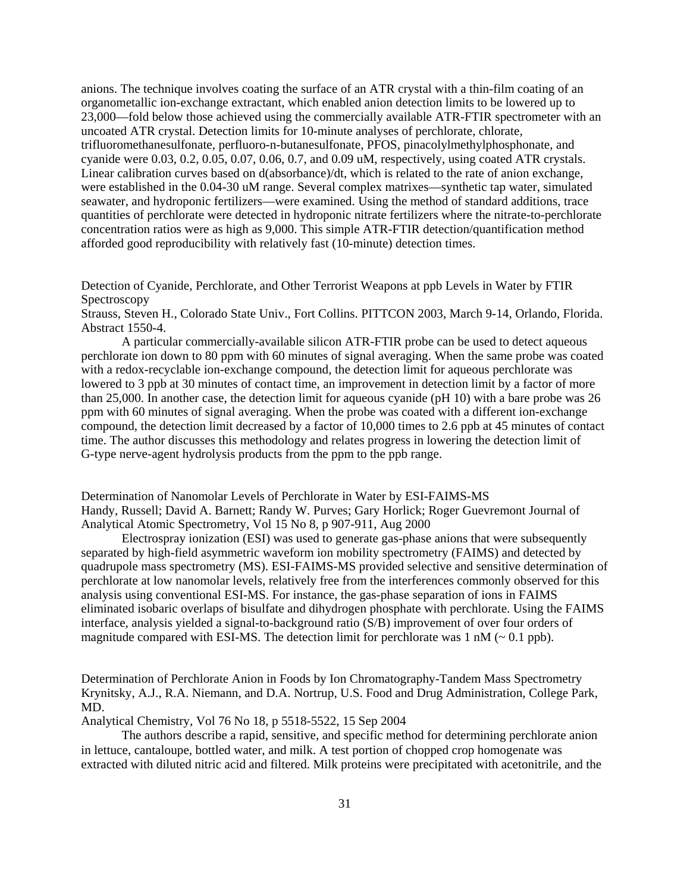anions. The technique involves coating the surface of an ATR crystal with a thin-film coating of an organometallic ion-exchange extractant, which enabled anion detection limits to be lowered up to 23,000—fold below those achieved using the commercially available ATR-FTIR spectrometer with an uncoated ATR crystal. Detection limits for 10-minute analyses of perchlorate, chlorate, trifluoromethanesulfonate, perfluoro-n-butanesulfonate, PFOS, pinacolylmethylphosphonate, and cyanide were 0.03, 0.2, 0.05, 0.07, 0.06, 0.7, and 0.09 uM, respectively, using coated ATR crystals. Linear calibration curves based on d(absorbance)/dt, which is related to the rate of anion exchange, were established in the 0.04-30 uM range. Several complex matrixes—synthetic tap water, simulated seawater, and hydroponic fertilizers—were examined. Using the method of standard additions, trace quantities of perchlorate were detected in hydroponic nitrate fertilizers where the nitrate-to-perchlorate concentration ratios were as high as 9,000. This simple ATR-FTIR detection/quantification method afforded good reproducibility with relatively fast (10-minute) detection times.

Detection of Cyanide, Perchlorate, and Other Terrorist Weapons at ppb Levels in Water by FTIR Spectroscopy
Strauss, Steven H., Colorado State Univ., Fort Collins. PITTCON 2003, March 9-14, Orlando, Florida. Abstract 1550-4.

A particular commercially-available silicon ATR-FTIR probe can be used to detect aqueous perchlorate ion down to 80 ppm with 60 minutes of signal averaging. When the same probe was coated with a redox-recyclable ion-exchange compound, the detection limit for aqueous perchlorate was lowered to 3 ppb at 30 minutes of contact time, an improvement in detection limit by a factor of more than 25,000. In another case, the detection limit for aqueous cyanide (pH 10) with a bare probe was 26 ppm with 60 minutes of signal averaging. When the probe was coated with a different ion-exchange compound, the detection limit decreased by a factor of 10,000 times to 2.6 ppb at 45 minutes of contact time. The author discusses this methodology and relates progress in lowering the detection limit of G-type nerve-agent hydrolysis products from the ppm to the ppb range.

Determination of Nanomolar Levels of Perchlorate in Water by ESI-FAIMS-MS
Handy, Russell; David A. Barnett; Randy W. Purves; Gary Horlick; Roger Guevremont Journal of Analytical Atomic Spectrometry, Vol 15 No 8, p 907-911, Aug 2000

Electrospray ionization (ESI) was used to generate gas-phase anions that were subsequently separated by high-field asymmetric waveform ion mobility spectrometry (FAIMS) and detected by quadrupole mass spectrometry (MS). ESI-FAIMS-MS provided selective and sensitive determination of perchlorate at low nanomolar levels, relatively free from the interferences commonly observed for this analysis using conventional ESI-MS. For instance, the gas-phase separation of ions in FAIMS eliminated isobaric overlaps of bisulfate and dihydrogen phosphate with perchlorate. Using the FAIMS interface, analysis yielded a signal-to-background ratio (S/B) improvement of over four orders of magnitude compared with ESI-MS. The detection limit for perchlorate was 1 nM (~ 0.1 ppb).

Determination of Perchlorate Anion in Foods by Ion Chromatography-Tandem Mass Spectrometry
Krynitsky, A.J., R.A. Niemann, and D.A. Nortrup, U.S. Food and Drug Administration, College Park, MD.
Analytical Chemistry, Vol 76 No 18, p 5518-5522, 15 Sep 2004

The authors describe a rapid, sensitive, and specific method for determining perchlorate anion in lettuce, cantaloupe, bottled water, and milk. A test portion of chopped crop homogenate was extracted with diluted nitric acid and filtered. Milk proteins were precipitated with acetonitrile, and the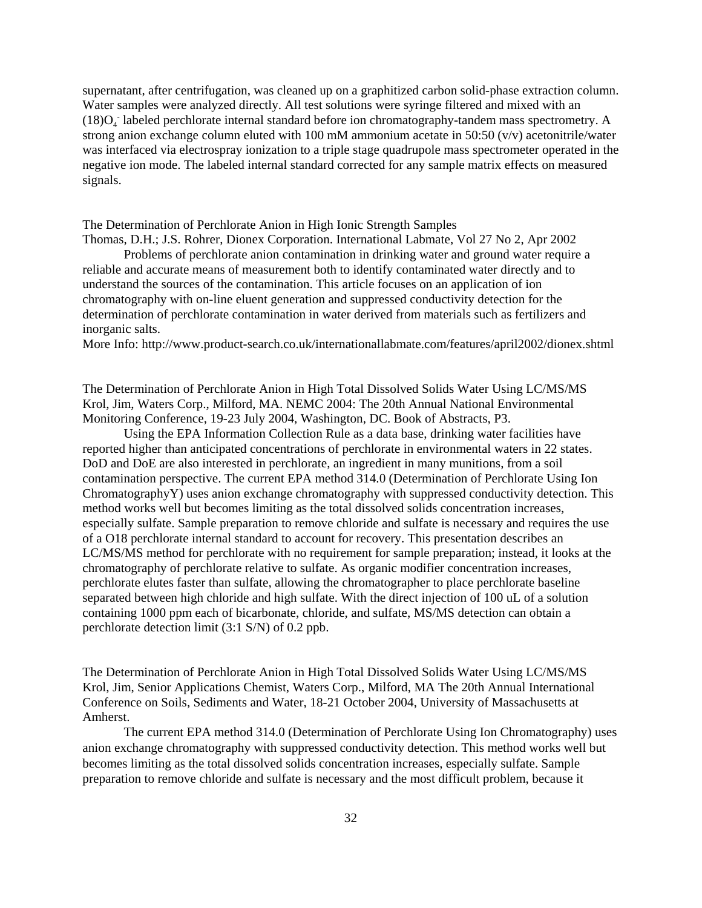supernatant, after centrifugation, was cleaned up on a graphitized carbon solid-phase extraction column. Water samples were analyzed directly. All test solutions were syringe filtered and mixed with an $(18)O_4^-$ labeled perchlorate internal standard before ion chromatography-tandem mass spectrometry. A strong anion exchange column eluted with 100 mM ammonium acetate in 50:50 (v/v) acetonitrile/water was interfaced via electrospray ionization to a triple stage quadrupole mass spectrometer operated in the negative ion mode. The labeled internal standard corrected for any sample matrix effects on measured signals.

The Determination of Perchlorate Anion in High Ionic Strength Samples
Thomas, D.H.; J.S. Rohrer, Dionex Corporation. International Labmate, Vol 27 No 2, Apr 2002

Problems of perchlorate anion contamination in drinking water and ground water require a reliable and accurate means of measurement both to identify contaminated water directly and to understand the sources of the contamination. This article focuses on an application of ion chromatography with on-line eluent generation and suppressed conductivity detection for the determination of perchlorate contamination in water derived from materials such as fertilizers and inorganic salts.
More Info: http://www.product-search.co.uk/internationallabmate.com/features/april2002/dionex.shtml

The Determination of Perchlorate Anion in High Total Dissolved Solids Water Using LC/MS/MS
Krol, Jim, Waters Corp., Milford, MA. NEMC 2004: The 20th Annual National Environmental Monitoring Conference, 19-23 July 2004, Washington, DC. Book of Abstracts, P3.

Using the EPA Information Collection Rule as a data base, drinking water facilities have reported higher than anticipated concentrations of perchlorate in environmental waters in 22 states. DoD and DoE are also interested in perchlorate, an ingredient in many munitions, from a soil contamination perspective. The current EPA method 314.0 (Determination of Perchlorate Using Ion ChromatographyY) uses anion exchange chromatography with suppressed conductivity detection. This method works well but becomes limiting as the total dissolved solids concentration increases, especially sulfate. Sample preparation to remove chloride and sulfate is necessary and requires the use of a O18 perchlorate internal standard to account for recovery. This presentation describes an LC/MS/MS method for perchlorate with no requirement for sample preparation; instead, it looks at the chromatography of perchlorate relative to sulfate. As organic modifier concentration increases, perchlorate elutes faster than sulfate, allowing the chromatographer to place perchlorate baseline separated between high chloride and high sulfate. With the direct injection of 100 uL of a solution containing 1000 ppm each of bicarbonate, chloride, and sulfate, MS/MS detection can obtain a perchlorate detection limit (3:1 S/N) of 0.2 ppb.

The Determination of Perchlorate Anion in High Total Dissolved Solids Water Using LC/MS/MS
Krol, Jim, Senior Applications Chemist, Waters Corp., Milford, MA The 20th Annual International Conference on Soils, Sediments and Water, 18-21 October 2004, University of Massachusetts at Amherst.

The current EPA method 314.0 (Determination of Perchlorate Using Ion Chromatography) uses anion exchange chromatography with suppressed conductivity detection. This method works well but becomes limiting as the total dissolved solids concentration increases, especially sulfate. Sample preparation to remove chloride and sulfate is necessary and the most difficult problem, because it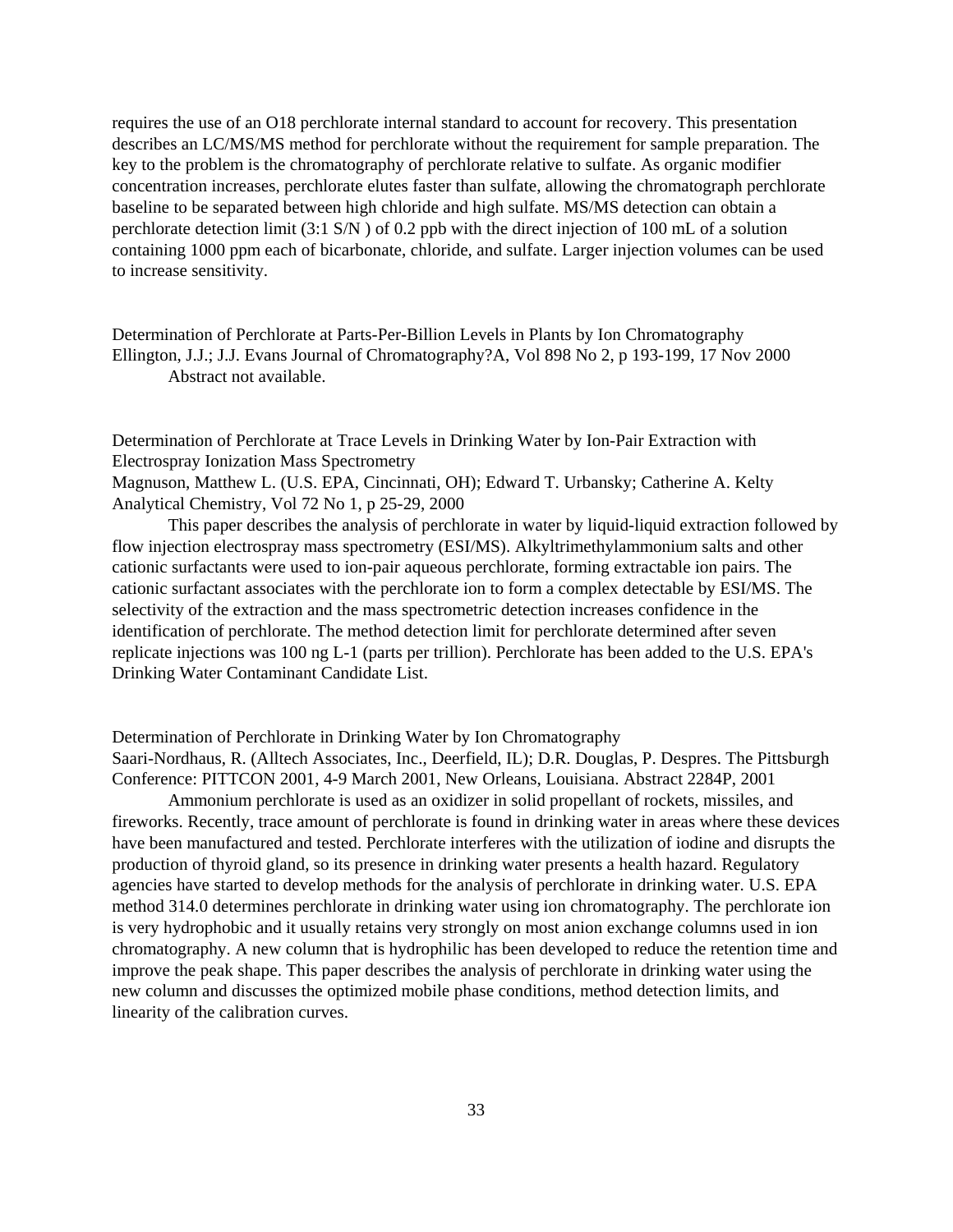requires the use of an O18 perchlorate internal standard to account for recovery. This presentation describes an LC/MS/MS method for perchlorate without the requirement for sample preparation. The key to the problem is the chromatography of perchlorate relative to sulfate. As organic modifier concentration increases, perchlorate elutes faster than sulfate, allowing the chromatograph perchlorate baseline to be separated between high chloride and high sulfate. MS/MS detection can obtain a perchlorate detection limit (3:1 S/N ) of 0.2 ppb with the direct injection of 100 mL of a solution containing 1000 ppm each of bicarbonate, chloride, and sulfate. Larger injection volumes can be used to increase sensitivity.

Determination of Perchlorate at Parts-Per-Billion Levels in Plants by Ion Chromatography
Ellington, J.J.; J.J. Evans Journal of Chromatography?A, Vol 898 No 2, p 193-199, 17 Nov 2000

Abstract not available.

Determination of Perchlorate at Trace Levels in Drinking Water by Ion-Pair Extraction with Electrospray Ionization Mass Spectrometry
Magnuson, Matthew L. (U.S. EPA, Cincinnati, OH); Edward T. Urbansky; Catherine A. Kelty
Analytical Chemistry, Vol 72 No 1, p 25-29, 2000

This paper describes the analysis of perchlorate in water by liquid-liquid extraction followed by flow injection electrospray mass spectrometry (ESI/MS). Alkyltrimethylammonium salts and other cationic surfactants were used to ion-pair aqueous perchlorate, forming extractable ion pairs. The cationic surfactant associates with the perchlorate ion to form a complex detectable by ESI/MS. The selectivity of the extraction and the mass spectrometric detection increases confidence in the identification of perchlorate. The method detection limit for perchlorate determined after seven replicate injections was 100 ng L-1 (parts per trillion). Perchlorate has been added to the U.S. EPA's Drinking Water Contaminant Candidate List.

Determination of Perchlorate in Drinking Water by Ion Chromatography
Saari-Nordhaus, R. (Alltech Associates, Inc., Deerfield, IL); D.R. Douglas, P. Despres. The Pittsburgh Conference: PITTCON 2001, 4-9 March 2001, New Orleans, Louisiana. Abstract 2284P, 2001

Ammonium perchlorate is used as an oxidizer in solid propellant of rockets, missiles, and fireworks. Recently, trace amount of perchlorate is found in drinking water in areas where these devices have been manufactured and tested. Perchlorate interferes with the utilization of iodine and disrupts the production of thyroid gland, so its presence in drinking water presents a health hazard. Regulatory agencies have started to develop methods for the analysis of perchlorate in drinking water. U.S. EPA method 314.0 determines perchlorate in drinking water using ion chromatography. The perchlorate ion is very hydrophobic and it usually retains very strongly on most anion exchange columns used in ion chromatography. A new column that is hydrophilic has been developed to reduce the retention time and improve the peak shape. This paper describes the analysis of perchlorate in drinking water using the new column and discusses the optimized mobile phase conditions, method detection limits, and linearity of the calibration curves.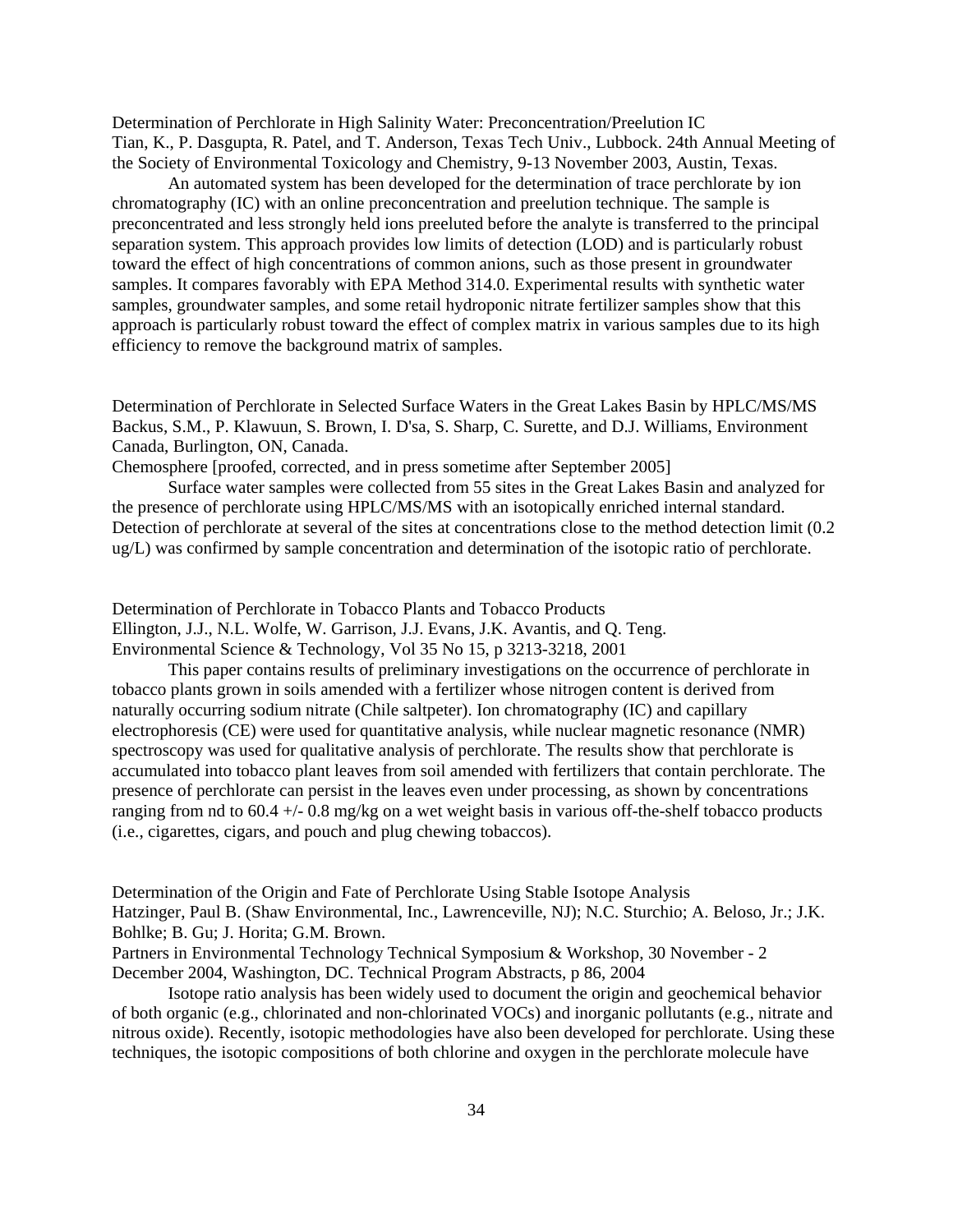Determination of Perchlorate in High Salinity Water: Preconcentration/Preelution IC
Tian, K., P. Dasgupta, R. Patel, and T. Anderson, Texas Tech Univ., Lubbock. 24th Annual Meeting of the Society of Environmental Toxicology and Chemistry, 9-13 November 2003, Austin, Texas.

An automated system has been developed for the determination of trace perchlorate by ion chromatography (IC) with an online preconcentration and preelution technique. The sample is preconcentrated and less strongly held ions preeluted before the analyte is transferred to the principal separation system. This approach provides low limits of detection (LOD) and is particularly robust toward the effect of high concentrations of common anions, such as those present in groundwater samples. It compares favorably with EPA Method 314.0. Experimental results with synthetic water samples, groundwater samples, and some retail hydroponic nitrate fertilizer samples show that this approach is particularly robust toward the effect of complex matrix in various samples due to its high efficiency to remove the background matrix of samples.

Determination of Perchlorate in Selected Surface Waters in the Great Lakes Basin by HPLC/MS/MS
Backus, S.M., P. Klawuun, S. Brown, I. D'sa, S. Sharp, C. Surette, and D.J. Williams, Environment Canada, Burlington, ON, Canada.
Chemosphere [proofed, corrected, and in press sometime after September 2005]

Surface water samples were collected from 55 sites in the Great Lakes Basin and analyzed for the presence of perchlorate using HPLC/MS/MS with an isotopically enriched internal standard. Detection of perchlorate at several of the sites at concentrations close to the method detection limit (0.2 ug/L) was confirmed by sample concentration and determination of the isotopic ratio of perchlorate.

Determination of Perchlorate in Tobacco Plants and Tobacco Products
Ellington, J.J., N.L. Wolfe, W. Garrison, J.J. Evans, J.K. Avantis, and Q. Teng.
Environmental Science & Technology, Vol 35 No 15, p 3213-3218, 2001

This paper contains results of preliminary investigations on the occurrence of perchlorate in tobacco plants grown in soils amended with a fertilizer whose nitrogen content is derived from naturally occurring sodium nitrate (Chile saltpeter). Ion chromatography (IC) and capillary electrophoresis (CE) were used for quantitative analysis, while nuclear magnetic resonance (NMR) spectroscopy was used for qualitative analysis of perchlorate. The results show that perchlorate is accumulated into tobacco plant leaves from soil amended with fertilizers that contain perchlorate. The presence of perchlorate can persist in the leaves even under processing, as shown by concentrations ranging from nd to 60.4 +/- 0.8 mg/kg on a wet weight basis in various off-the-shelf tobacco products (i.e., cigarettes, cigars, and pouch and plug chewing tobaccos).

Determination of the Origin and Fate of Perchlorate Using Stable Isotope Analysis
Hatzinger, Paul B. (Shaw Environmental, Inc., Lawrenceville, NJ); N.C. Sturchio; A. Beloso, Jr.; J.K. Bohlke; B. Gu; J. Horita; G.M. Brown.
Partners in Environmental Technology Technical Symposium & Workshop, 30 November - 2 December 2004, Washington, DC. Technical Program Abstracts, p 86, 2004

Isotope ratio analysis has been widely used to document the origin and geochemical behavior of both organic (e.g., chlorinated and non-chlorinated VOCs) and inorganic pollutants (e.g., nitrate and nitrous oxide). Recently, isotopic methodologies have also been developed for perchlorate. Using these techniques, the isotopic compositions of both chlorine and oxygen in the perchlorate molecule have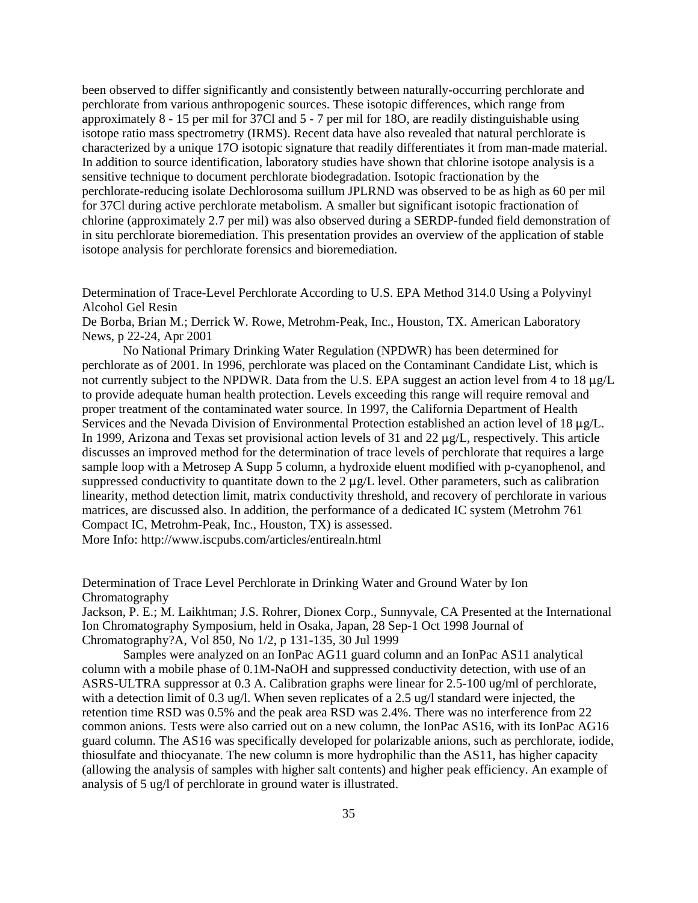been observed to differ significantly and consistently between naturally-occurring perchlorate and perchlorate from various anthropogenic sources. These isotopic differences, which range from approximately 8 - 15 per mil for 37Cl and 5 - 7 per mil for 18O, are readily distinguishable using isotope ratio mass spectrometry (IRMS). Recent data have also revealed that natural perchlorate is characterized by a unique 17O isotopic signature that readily differentiates it from man-made material. In addition to source identification, laboratory studies have shown that chlorine isotope analysis is a sensitive technique to document perchlorate biodegradation. Isotopic fractionation by the perchlorate-reducing isolate Dechlorosoma suillum JPLRND was observed to be as high as 60 per mil for 37Cl during active perchlorate metabolism. A smaller but significant isotopic fractionation of chlorine (approximately 2.7 per mil) was also observed during a SERDP-funded field demonstration of in situ perchlorate bioremediation. This presentation provides an overview of the application of stable isotope analysis for perchlorate forensics and bioremediation.

Determination of Trace-Level Perchlorate According to U.S. EPA Method 314.0 Using a Polyvinyl Alcohol Gel Resin
De Borba, Brian M.; Derrick W. Rowe, Metrohm-Peak, Inc., Houston, TX. American Laboratory News, p 22-24, Apr 2001

No National Primary Drinking Water Regulation (NPDWR) has been determined for perchlorate as of 2001. In 1996, perchlorate was placed on the Contaminant Candidate List, which is not currently subject to the NPDWR. Data from the U.S. EPA suggest an action level from 4 to 18 μg/L to provide adequate human health protection. Levels exceeding this range will require removal and proper treatment of the contaminated water source. In 1997, the California Department of Health Services and the Nevada Division of Environmental Protection established an action level of 18 μg/L. In 1999, Arizona and Texas set provisional action levels of 31 and 22 μg/L, respectively. This article discusses an improved method for the determination of trace levels of perchlorate that requires a large sample loop with a Metrosep A Supp 5 column, a hydroxide eluent modified with p-cyanophenol, and suppressed conductivity to quantitate down to the 2 μg/L level. Other parameters, such as calibration linearity, method detection limit, matrix conductivity threshold, and recovery of perchlorate in various matrices, are discussed also. In addition, the performance of a dedicated IC system (Metrohm 761 Compact IC, Metrohm-Peak, Inc., Houston, TX) is assessed.
More Info: http://www.iscpubs.com/articles/entirealn.html

Determination of Trace Level Perchlorate in Drinking Water and Ground Water by Ion Chromatography
Jackson, P. E.; M. Laikhtman; J.S. Rohrer, Dionex Corp., Sunnyvale, CA Presented at the International Ion Chromatography Symposium, held in Osaka, Japan, 28 Sep-1 Oct 1998 Journal of Chromatography?A, Vol 850, No 1/2, p 131-135, 30 Jul 1999

Samples were analyzed on an IonPac AG11 guard column and an IonPac AS11 analytical column with a mobile phase of 0.1M-NaOH and suppressed conductivity detection, with use of an ASRS-ULTRA suppressor at 0.3 A. Calibration graphs were linear for 2.5-100 ug/ml of perchlorate, with a detection limit of 0.3 ug/l. When seven replicates of a 2.5 ug/l standard were injected, the retention time RSD was 0.5% and the peak area RSD was 2.4%. There was no interference from 22 common anions. Tests were also carried out on a new column, the IonPac AS16, with its IonPac AG16 guard column. The AS16 was specifically developed for polarizable anions, such as perchlorate, iodide, thiosulfate and thiocyanate. The new column is more hydrophilic than the AS11, has higher capacity (allowing the analysis of samples with higher salt contents) and higher peak efficiency. An example of analysis of 5 ug/l of perchlorate in ground water is illustrated.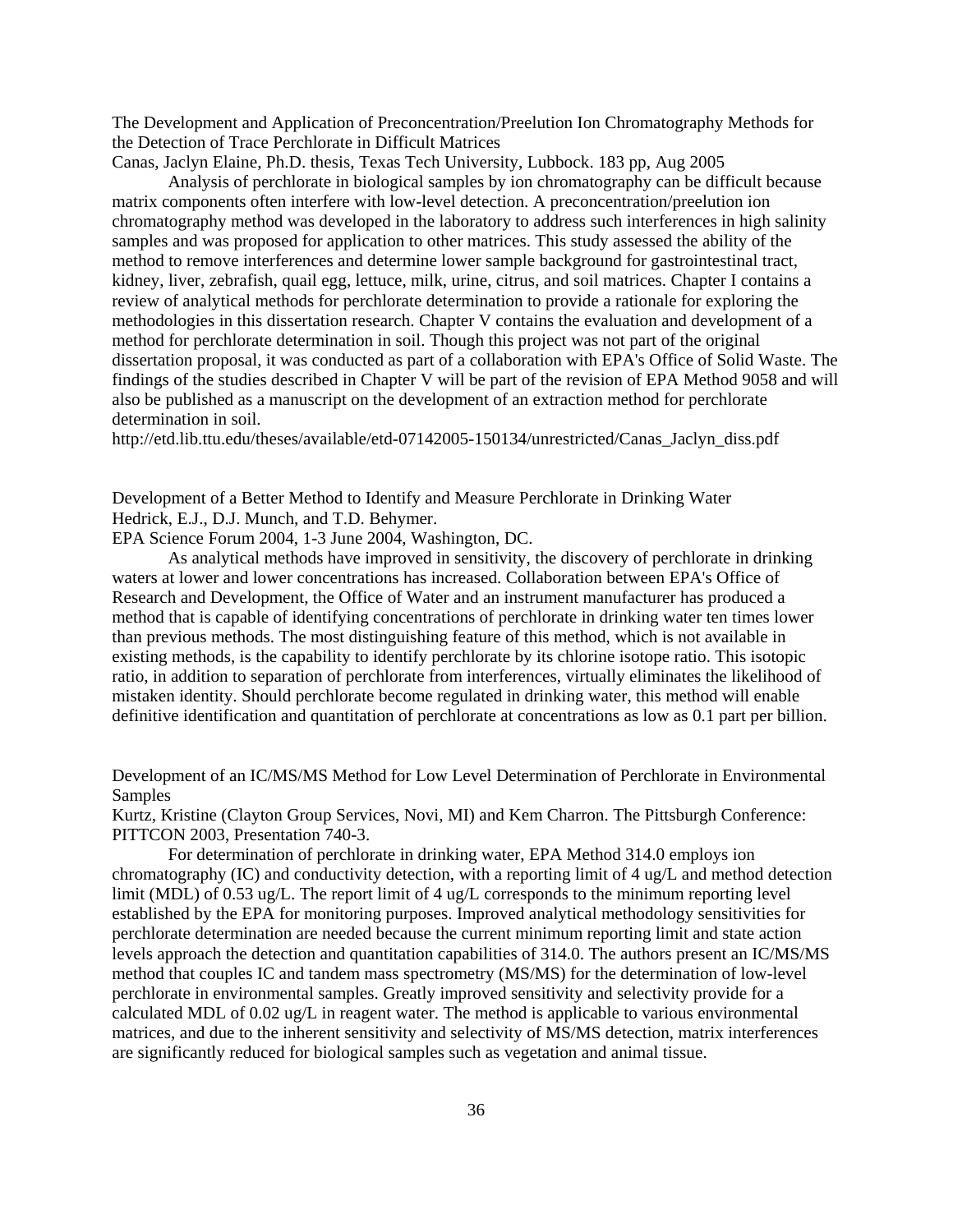The Development and Application of Preconcentration/Preelution Ion Chromatography Methods for the Detection of Trace Perchlorate in Difficult Matrices
Canas, Jaclyn Elaine, Ph.D. thesis, Texas Tech University, Lubbock. 183 pp, Aug 2005

Analysis of perchlorate in biological samples by ion chromatography can be difficult because matrix components often interfere with low-level detection. A preconcentration/preelution ion chromatography method was developed in the laboratory to address such interferences in high salinity samples and was proposed for application to other matrices. This study assessed the ability of the method to remove interferences and determine lower sample background for gastrointestinal tract, kidney, liver, zebrafish, quail egg, lettuce, milk, urine, citrus, and soil matrices. Chapter I contains a review of analytical methods for perchlorate determination to provide a rationale for exploring the methodologies in this dissertation research. Chapter V contains the evaluation and development of a method for perchlorate determination in soil. Though this project was not part of the original dissertation proposal, it was conducted as part of a collaboration with EPA's Office of Solid Waste. The findings of the studies described in Chapter V will be part of the revision of EPA Method 9058 and will also be published as a manuscript on the development of an extraction method for perchlorate determination in soil.
http://etd.lib.ttu.edu/theses/available/etd-07142005-150134/unrestricted/Canas_Jaclyn_diss.pdf

Development of a Better Method to Identify and Measure Perchlorate in Drinking Water
Hedrick, E.J., D.J. Munch, and T.D. Behymer.
EPA Science Forum 2004, 1-3 June 2004, Washington, DC.

As analytical methods have improved in sensitivity, the discovery of perchlorate in drinking waters at lower and lower concentrations has increased. Collaboration between EPA's Office of Research and Development, the Office of Water and an instrument manufacturer has produced a method that is capable of identifying concentrations of perchlorate in drinking water ten times lower than previous methods. The most distinguishing feature of this method, which is not available in existing methods, is the capability to identify perchlorate by its chlorine isotope ratio. This isotopic ratio, in addition to separation of perchlorate from interferences, virtually eliminates the likelihood of mistaken identity. Should perchlorate become regulated in drinking water, this method will enable definitive identification and quantitation of perchlorate at concentrations as low as 0.1 part per billion.

Development of an IC/MS/MS Method for Low Level Determination of Perchlorate in Environmental Samples
Kurtz, Kristine (Clayton Group Services, Novi, MI) and Kem Charron. The Pittsburgh Conference: PITTCON 2003, Presentation 740-3.

For determination of perchlorate in drinking water, EPA Method 314.0 employs ion chromatography (IC) and conductivity detection, with a reporting limit of 4 ug/L and method detection limit (MDL) of 0.53 ug/L. The report limit of 4 ug/L corresponds to the minimum reporting level established by the EPA for monitoring purposes. Improved analytical methodology sensitivities for perchlorate determination are needed because the current minimum reporting limit and state action levels approach the detection and quantitation capabilities of 314.0. The authors present an IC/MS/MS method that couples IC and tandem mass spectrometry (MS/MS) for the determination of low-level perchlorate in environmental samples. Greatly improved sensitivity and selectivity provide for a calculated MDL of 0.02 ug/L in reagent water. The method is applicable to various environmental matrices, and due to the inherent sensitivity and selectivity of MS/MS detection, matrix interferences are significantly reduced for biological samples such as vegetation and animal tissue.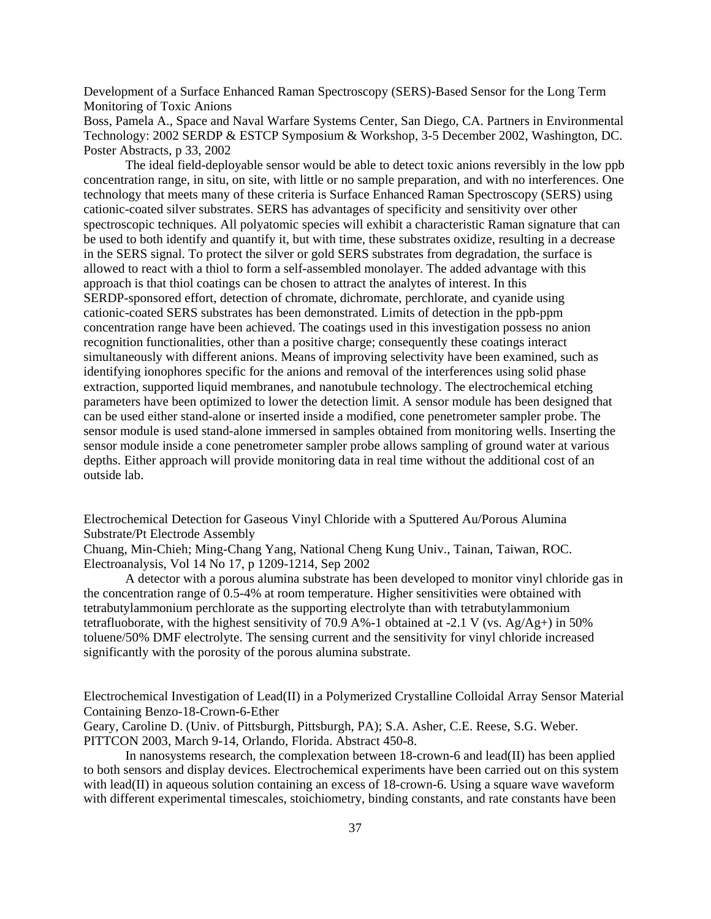Development of a Surface Enhanced Raman Spectroscopy (SERS)-Based Sensor for the Long Term Monitoring of Toxic Anions

Boss, Pamela A., Space and Naval Warfare Systems Center, San Diego, CA. Partners in Environmental Technology: 2002 SERDP & ESTCP Symposium & Workshop, 3-5 December 2002, Washington, DC. Poster Abstracts, p 33, 2002

The ideal field-deployable sensor would be able to detect toxic anions reversibly in the low ppb concentration range, in situ, on site, with little or no sample preparation, and with no interferences. One technology that meets many of these criteria is Surface Enhanced Raman Spectroscopy (SERS) using cationic-coated silver substrates. SERS has advantages of specificity and sensitivity over other spectroscopic techniques. All polyatomic species will exhibit a characteristic Raman signature that can be used to both identify and quantify it, but with time, these substrates oxidize, resulting in a decrease in the SERS signal. To protect the silver or gold SERS substrates from degradation, the surface is allowed to react with a thiol to form a self-assembled monolayer. The added advantage with this approach is that thiol coatings can be chosen to attract the analytes of interest. In this SERDP-sponsored effort, detection of chromate, dichromate, perchlorate, and cyanide using cationic-coated SERS substrates has been demonstrated. Limits of detection in the ppb-ppm concentration range have been achieved. The coatings used in this investigation possess no anion recognition functionalities, other than a positive charge; consequently these coatings interact simultaneously with different anions. Means of improving selectivity have been examined, such as identifying ionophores specific for the anions and removal of the interferences using solid phase extraction, supported liquid membranes, and nanotubule technology. The electrochemical etching parameters have been optimized to lower the detection limit. A sensor module has been designed that can be used either stand-alone or inserted inside a modified, cone penetrometer sampler probe. The sensor module is used stand-alone immersed in samples obtained from monitoring wells. Inserting the sensor module inside a cone penetrometer sampler probe allows sampling of ground water at various depths. Either approach will provide monitoring data in real time without the additional cost of an outside lab.

Electrochemical Detection for Gaseous Vinyl Chloride with a Sputtered Au/Porous Alumina Substrate/Pt Electrode Assembly

Chuang, Min-Chieh; Ming-Chang Yang, National Cheng Kung Univ., Tainan, Taiwan, ROC. Electroanalysis, Vol 14 No 17, p 1209-1214, Sep 2002

A detector with a porous alumina substrate has been developed to monitor vinyl chloride gas in the concentration range of 0.5-4% at room temperature. Higher sensitivities were obtained with tetrabutylammonium perchlorate as the supporting electrolyte than with tetrabutylammonium tetrafluoborate, with the highest sensitivity of 70.9 A%-1 obtained at -2.1 V (vs. $Ag/Ag^+$) in 50% toluene/50% DMF electrolyte. The sensing current and the sensitivity for vinyl chloride increased significantly with the porosity of the porous alumina substrate.

Electrochemical Investigation of Lead(II) in a Polymerized Crystalline Colloidal Array Sensor Material Containing Benzo-18-Crown-6-Ether

Geary, Caroline D. (Univ. of Pittsburgh, Pittsburgh, PA); S.A. Asher, C.E. Reese, S.G. Weber. PITTCON 2003, March 9-14, Orlando, Florida. Abstract 450-8.

In nanosystems research, the complexation between 18-crown-6 and lead(II) has been applied to both sensors and display devices. Electrochemical experiments have been carried out on this system with lead(II) in aqueous solution containing an excess of 18-crown-6. Using a square wave waveform with different experimental timescales, stoichiometry, binding constants, and rate constants have been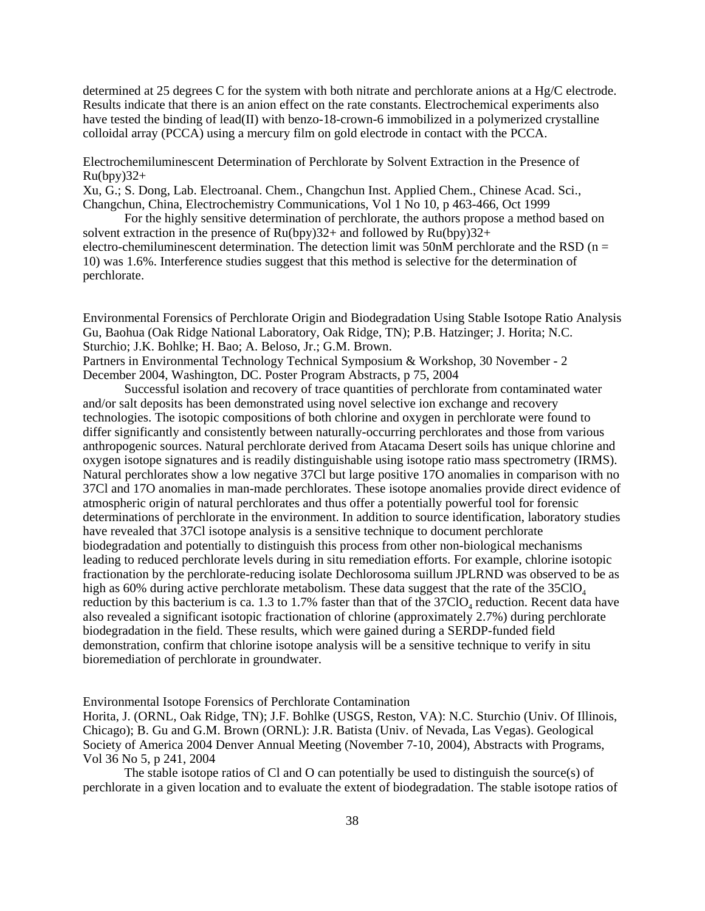determined at 25 degrees C for the system with both nitrate and perchlorate anions at a Hg/C electrode. Results indicate that there is an anion effect on the rate constants. Electrochemical experiments also have tested the binding of lead(II) with benzo-18-crown-6 immobilized in a polymerized crystalline colloidal array (PCCA) using a mercury film on gold electrode in contact with the PCCA.

Electrochemiluminescent Determination of Perchlorate by Solvent Extraction in the Presence of Ru(bpy)32+
Xu, G.; S. Dong, Lab. Electroanal. Chem., Changchun Inst. Applied Chem., Chinese Acad. Sci., Changchun, China, Electrochemistry Communications, Vol 1 No 10, p 463-466, Oct 1999

For the highly sensitive determination of perchlorate, the authors propose a method based on solvent extraction in the presence of Ru(bpy)32+ and followed by Ru(bpy)32+ electro-chemiluminescent determination. The detection limit was 50nM perchlorate and the RSD (n = 10) was 1.6%. Interference studies suggest that this method is selective for the determination of perchlorate.

Environmental Forensics of Perchlorate Origin and Biodegradation Using Stable Isotope Ratio Analysis
Gu, Baohua (Oak Ridge National Laboratory, Oak Ridge, TN); P.B. Hatzinger; J. Horita; N.C. Sturchio; J.K. Bohlke; H. Bao; A. Beloso, Jr.; G.M. Brown.
Partners in Environmental Technology Technical Symposium & Workshop, 30 November - 2 December 2004, Washington, DC. Poster Program Abstracts, p 75, 2004

Successful isolation and recovery of trace quantities of perchlorate from contaminated water and/or salt deposits has been demonstrated using novel selective ion exchange and recovery technologies. The isotopic compositions of both chlorine and oxygen in perchlorate were found to differ significantly and consistently between naturally-occurring perchlorates and those from various anthropogenic sources. Natural perchlorate derived from Atacama Desert soils has unique chlorine and oxygen isotope signatures and is readily distinguishable using isotope ratio mass spectrometry (IRMS). Natural perchlorates show a low negative 37Cl but large positive 17O anomalies in comparison with no 37Cl and 17O anomalies in man-made perchlorates. These isotope anomalies provide direct evidence of atmospheric origin of natural perchlorates and thus offer a potentially powerful tool for forensic determinations of perchlorate in the environment. In addition to source identification, laboratory studies have revealed that 37Cl isotope analysis is a sensitive technique to document perchlorate biodegradation and potentially to distinguish this process from other non-biological mechanisms leading to reduced perchlorate levels during in situ remediation efforts. For example, chlorine isotopic fractionation by the perchlorate-reducing isolate Dechlorosoma suillum JPLRND was observed to be as high as 60% during active perchlorate metabolism. These data suggest that the rate of the $35ClO_4$ reduction by this bacterium is ca. 1.3 to 1.7% faster than that of the $37ClO_4$ reduction. Recent data have also revealed a significant isotopic fractionation of chlorine (approximately 2.7%) during perchlorate biodegradation in the field. These results, which were gained during a SERDP-funded field demonstration, confirm that chlorine isotope analysis will be a sensitive technique to verify in situ bioremediation of perchlorate in groundwater.

Environmental Isotope Forensics of Perchlorate Contamination
Horita, J. (ORNL, Oak Ridge, TN); J.F. Bohlke (USGS, Reston, VA): N.C. Sturchio (Univ. Of Illinois, Chicago); B. Gu and G.M. Brown (ORNL): J.R. Batista (Univ. of Nevada, Las Vegas). Geological Society of America 2004 Denver Annual Meeting (November 7-10, 2004), Abstracts with Programs, Vol 36 No 5, p 241, 2004

The stable isotope ratios of Cl and O can potentially be used to distinguish the source(s) of perchlorate in a given location and to evaluate the extent of biodegradation. The stable isotope ratios of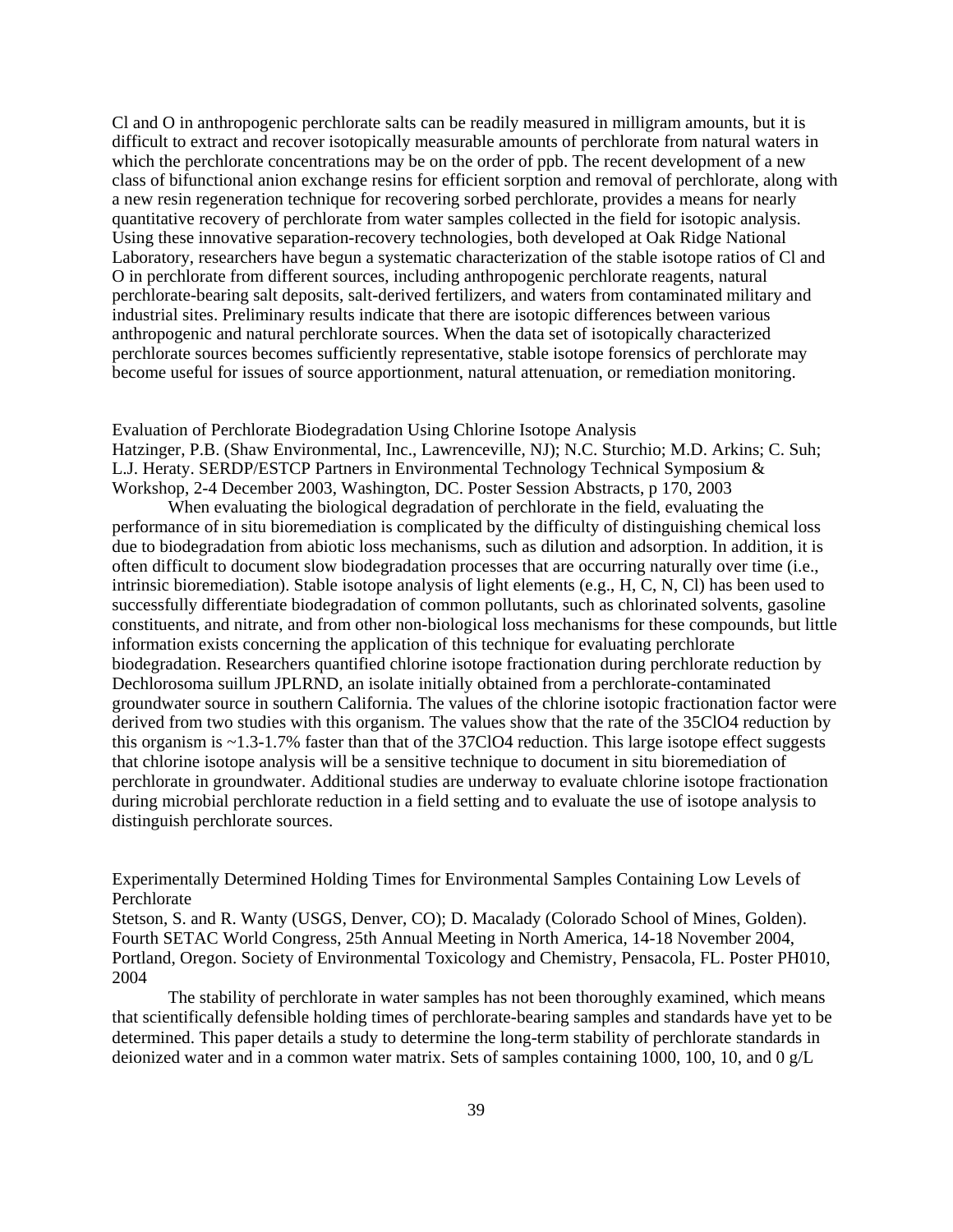Cl and O in anthropogenic perchlorate salts can be readily measured in milligram amounts, but it is difficult to extract and recover isotopically measurable amounts of perchlorate from natural waters in which the perchlorate concentrations may be on the order of ppb. The recent development of a new class of bifunctional anion exchange resins for efficient sorption and removal of perchlorate, along with a new resin regeneration technique for recovering sorbed perchlorate, provides a means for nearly quantitative recovery of perchlorate from water samples collected in the field for isotopic analysis. Using these innovative separation-recovery technologies, both developed at Oak Ridge National Laboratory, researchers have begun a systematic characterization of the stable isotope ratios of Cl and O in perchlorate from different sources, including anthropogenic perchlorate reagents, natural perchlorate-bearing salt deposits, salt-derived fertilizers, and waters from contaminated military and industrial sites. Preliminary results indicate that there are isotopic differences between various anthropogenic and natural perchlorate sources. When the data set of isotopically characterized perchlorate sources becomes sufficiently representative, stable isotope forensics of perchlorate may become useful for issues of source apportionment, natural attenuation, or remediation monitoring.

Evaluation of Perchlorate Biodegradation Using Chlorine Isotope Analysis
Hatzinger, P.B. (Shaw Environmental, Inc., Lawrenceville, NJ); N.C. Sturchio; M.D. Arkins; C. Suh; L.J. Heraty. SERDP/ESTCP Partners in Environmental Technology Technical Symposium & Workshop, 2-4 December 2003, Washington, DC. Poster Session Abstracts, p 170, 2003

When evaluating the biological degradation of perchlorate in the field, evaluating the performance of in situ bioremediation is complicated by the difficulty of distinguishing chemical loss due to biodegradation from abiotic loss mechanisms, such as dilution and adsorption. In addition, it is often difficult to document slow biodegradation processes that are occurring naturally over time (i.e., intrinsic bioremediation). Stable isotope analysis of light elements (e.g., H, C, N, Cl) has been used to successfully differentiate biodegradation of common pollutants, such as chlorinated solvents, gasoline constituents, and nitrate, and from other non-biological loss mechanisms for these compounds, but little information exists concerning the application of this technique for evaluating perchlorate biodegradation. Researchers quantified chlorine isotope fractionation during perchlorate reduction by Dechlorosoma suillum JPLRND, an isolate initially obtained from a perchlorate-contaminated groundwater source in southern California. The values of the chlorine isotopic fractionation factor were derived from two studies with this organism. The values show that the rate of the $^{35}ClO_4$ reduction by this organism is ~1.3-1.7% faster than that of the $^{37}ClO_4$ reduction. This large isotope effect suggests that chlorine isotope analysis will be a sensitive technique to document in situ bioremediation of perchlorate in groundwater. Additional studies are underway to evaluate chlorine isotope fractionation during microbial perchlorate reduction in a field setting and to evaluate the use of isotope analysis to distinguish perchlorate sources.

Experimentally Determined Holding Times for Environmental Samples Containing Low Levels of Perchlorate
Stetson, S. and R. Wanty (USGS, Denver, CO); D. Macalady (Colorado School of Mines, Golden). Fourth SETAC World Congress, 25th Annual Meeting in North America, 14-18 November 2004, Portland, Oregon. Society of Environmental Toxicology and Chemistry, Pensacola, FL. Poster PH010, 2004

The stability of perchlorate in water samples has not been thoroughly examined, which means that scientifically defensible holding times of perchlorate-bearing samples and standards have yet to be determined. This paper details a study to determine the long-term stability of perchlorate standards in deionized water and in a common water matrix. Sets of samples containing 1000, 100, 10, and 0 g/L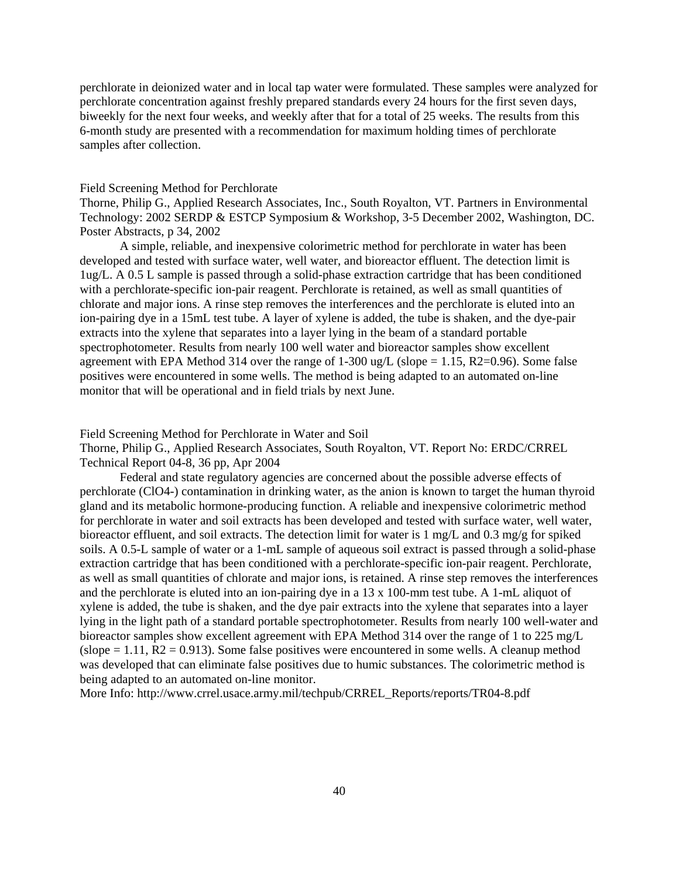perchlorate in deionized water and in local tap water were formulated. These samples were analyzed for perchlorate concentration against freshly prepared standards every 24 hours for the first seven days, biweekly for the next four weeks, and weekly after that for a total of 25 weeks. The results from this 6-month study are presented with a recommendation for maximum holding times of perchlorate samples after collection.

Field Screening Method for Perchlorate

Thorne, Philip G., Applied Research Associates, Inc., South Royalton, VT. Partners in Environmental Technology: 2002 SERDP & ESTCP Symposium & Workshop, 3-5 December 2002, Washington, DC. Poster Abstracts, p 34, 2002

A simple, reliable, and inexpensive colorimetric method for perchlorate in water has been developed and tested with surface water, well water, and bioreactor effluent. The detection limit is 1ug/L. A 0.5 L sample is passed through a solid-phase extraction cartridge that has been conditioned with a perchlorate-specific ion-pair reagent. Perchlorate is retained, as well as small quantities of chlorate and major ions. A rinse step removes the interferences and the perchlorate is eluted into an ion-pairing dye in a 15mL test tube. A layer of xylene is added, the tube is shaken, and the dye-pair extracts into the xylene that separates into a layer lying in the beam of a standard portable spectrophotometer. Results from nearly 100 well water and bioreactor samples show excellent agreement with EPA Method 314 over the range of 1-300 ug/L (slope = 1.15, $R^2$=0.96). Some false positives were encountered in some wells. The method is being adapted to an automated on-line monitor that will be operational and in field trials by next June.

Field Screening Method for Perchlorate in Water and Soil

Thorne, Philip G., Applied Research Associates, South Royalton, VT. Report No: ERDC/CRREL Technical Report 04-8, 36 pp, Apr 2004

Federal and state regulatory agencies are concerned about the possible adverse effects of perchlorate ($ClO_4^-$) contamination in drinking water, as the anion is known to target the human thyroid gland and its metabolic hormone-producing function. A reliable and inexpensive colorimetric method for perchlorate in water and soil extracts has been developed and tested with surface water, well water, bioreactor effluent, and soil extracts. The detection limit for water is 1 mg/L and 0.3 mg/g for spiked soils. A 0.5-L sample of water or a 1-mL sample of aqueous soil extract is passed through a solid-phase extraction cartridge that has been conditioned with a perchlorate-specific ion-pair reagent. Perchlorate, as well as small quantities of chlorate and major ions, is retained. A rinse step removes the interferences and the perchlorate is eluted into an ion-pairing dye in a 13 x 100-mm test tube. A 1-mL aliquot of xylene is added, the tube is shaken, and the dye pair extracts into the xylene that separates into a layer lying in the light path of a standard portable spectrophotometer. Results from nearly 100 well-water and bioreactor samples show excellent agreement with EPA Method 314 over the range of 1 to 225 mg/L (slope = 1.11, $R^2$ = 0.913). Some false positives were encountered in some wells. A cleanup method was developed that can eliminate false positives due to humic substances. The colorimetric method is being adapted to an automated on-line monitor.

More Info: http://www.crrel.usace.army.mil/techpub/CRREL_Reports/reports/TR04-8.pdf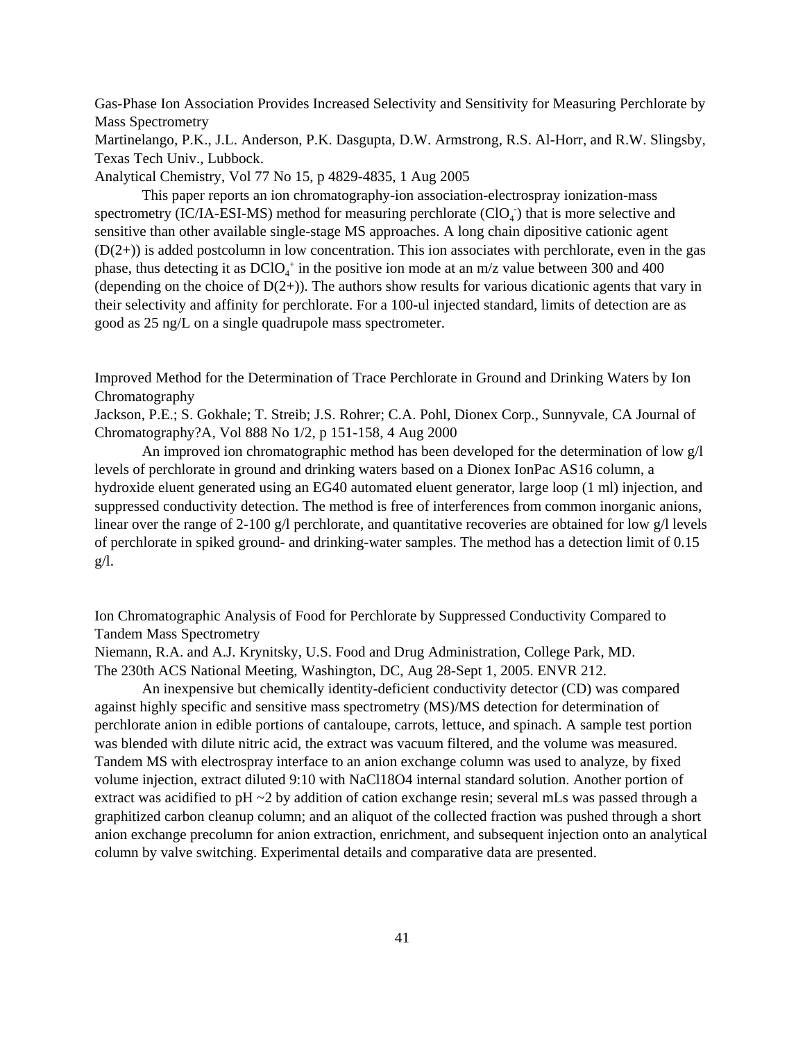Gas-Phase Ion Association Provides Increased Selectivity and Sensitivity for Measuring Perchlorate by Mass Spectrometry

Martinelango, P.K., J.L. Anderson, P.K. Dasgupta, D.W. Armstrong, R.S. Al-Horr, and R.W. Slingsby, Texas Tech Univ., Lubbock.

Analytical Chemistry, Vol 77 No 15, p 4829-4835, 1 Aug 2005

This paper reports an ion chromatography-ion association-electrospray ionization-mass spectrometry (IC/IA-ESI-MS) method for measuring perchlorate ($ClO_4^-$) that is more selective and sensitive than other available single-stage MS approaches. A long chain dipositive cationic agent (D(2+)) is added postcolumn in low concentration. This ion associates with perchlorate, even in the gas phase, thus detecting it as $DClO_4^+$ in the positive ion mode at an m/z value between 300 and 400 (depending on the choice of D(2+)). The authors show results for various dicationic agents that vary in their selectivity and affinity for perchlorate. For a 100-ul injected standard, limits of detection are as good as 25 ng/L on a single quadrupole mass spectrometer.

Improved Method for the Determination of Trace Perchlorate in Ground and Drinking Waters by Ion Chromatography

Jackson, P.E.; S. Gokhale; T. Streib; J.S. Rohrer; C.A. Pohl, Dionex Corp., Sunnyvale, CA Journal of Chromatography?A, Vol 888 No 1/2, p 151-158, 4 Aug 2000

An improved ion chromatographic method has been developed for the determination of low g/l levels of perchlorate in ground and drinking waters based on a Dionex IonPac AS16 column, a hydroxide eluent generated using an EG40 automated eluent generator, large loop (1 ml) injection, and suppressed conductivity detection. The method is free of interferences from common inorganic anions, linear over the range of 2-100 g/l perchlorate, and quantitative recoveries are obtained for low g/l levels of perchlorate in spiked ground- and drinking-water samples. The method has a detection limit of 0.15 g/l.

Ion Chromatographic Analysis of Food for Perchlorate by Suppressed Conductivity Compared to Tandem Mass Spectrometry

Niemann, R.A. and A.J. Krynitsky, U.S. Food and Drug Administration, College Park, MD.

The 230th ACS National Meeting, Washington, DC, Aug 28-Sept 1, 2005. ENVR 212.

An inexpensive but chemically identity-deficient conductivity detector (CD) was compared against highly specific and sensitive mass spectrometry (MS)/MS detection for determination of perchlorate anion in edible portions of cantaloupe, carrots, lettuce, and spinach. A sample test portion was blended with dilute nitric acid, the extract was vacuum filtered, and the volume was measured. Tandem MS with electrospray interface to an anion exchange column was used to analyze, by fixed volume injection, extract diluted 9:10 with NaCl18O4 internal standard solution. Another portion of extract was acidified to pH ~2 by addition of cation exchange resin; several mLs was passed through a graphitized carbon cleanup column; and an aliquot of the collected fraction was pushed through a short anion exchange precolumn for anion extraction, enrichment, and subsequent injection onto an analytical column by valve switching. Experimental details and comparative data are presented.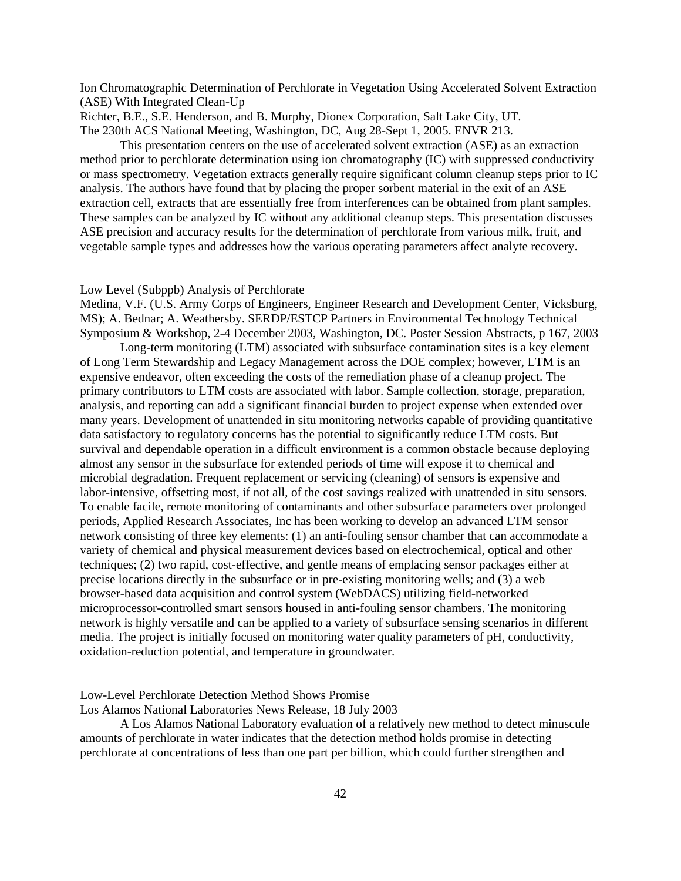Ion Chromatographic Determination of Perchlorate in Vegetation Using Accelerated Solvent Extraction (ASE) With Integrated Clean-Up
Richter, B.E., S.E. Henderson, and B. Murphy, Dionex Corporation, Salt Lake City, UT.
The 230th ACS National Meeting, Washington, DC, Aug 28-Sept 1, 2005. ENVR 213.

This presentation centers on the use of accelerated solvent extraction (ASE) as an extraction method prior to perchlorate determination using ion chromatography (IC) with suppressed conductivity or mass spectrometry. Vegetation extracts generally require significant column cleanup steps prior to IC analysis. The authors have found that by placing the proper sorbent material in the exit of an ASE extraction cell, extracts that are essentially free from interferences can be obtained from plant samples. These samples can be analyzed by IC without any additional cleanup steps. This presentation discusses ASE precision and accuracy results for the determination of perchlorate from various milk, fruit, and vegetable sample types and addresses how the various operating parameters affect analyte recovery.

Low Level (Subppb) Analysis of Perchlorate
Medina, V.F. (U.S. Army Corps of Engineers, Engineer Research and Development Center, Vicksburg, MS); A. Bednar; A. Weathersby. SERDP/ESTCP Partners in Environmental Technology Technical Symposium & Workshop, 2-4 December 2003, Washington, DC. Poster Session Abstracts, p 167, 2003

Long-term monitoring (LTM) associated with subsurface contamination sites is a key element of Long Term Stewardship and Legacy Management across the DOE complex; however, LTM is an expensive endeavor, often exceeding the costs of the remediation phase of a cleanup project. The primary contributors to LTM costs are associated with labor. Sample collection, storage, preparation, analysis, and reporting can add a significant financial burden to project expense when extended over many years. Development of unattended in situ monitoring networks capable of providing quantitative data satisfactory to regulatory concerns has the potential to significantly reduce LTM costs. But survival and dependable operation in a difficult environment is a common obstacle because deploying almost any sensor in the subsurface for extended periods of time will expose it to chemical and microbial degradation. Frequent replacement or servicing (cleaning) of sensors is expensive and labor-intensive, offsetting most, if not all, of the cost savings realized with unattended in situ sensors. To enable facile, remote monitoring of contaminants and other subsurface parameters over prolonged periods, Applied Research Associates, Inc has been working to develop an advanced LTM sensor network consisting of three key elements: (1) an anti-fouling sensor chamber that can accommodate a variety of chemical and physical measurement devices based on electrochemical, optical and other techniques; (2) two rapid, cost-effective, and gentle means of emplacing sensor packages either at precise locations directly in the subsurface or in pre-existing monitoring wells; and (3) a web browser-based data acquisition and control system (WebDACS) utilizing field-networked microprocessor-controlled smart sensors housed in anti-fouling sensor chambers. The monitoring network is highly versatile and can be applied to a variety of subsurface sensing scenarios in different media. The project is initially focused on monitoring water quality parameters of pH, conductivity, oxidation-reduction potential, and temperature in groundwater.

Low-Level Perchlorate Detection Method Shows Promise
Los Alamos National Laboratories News Release, 18 July 2003

A Los Alamos National Laboratory evaluation of a relatively new method to detect minuscule amounts of perchlorate in water indicates that the detection method holds promise in detecting perchlorate at concentrations of less than one part per billion, which could further strengthen and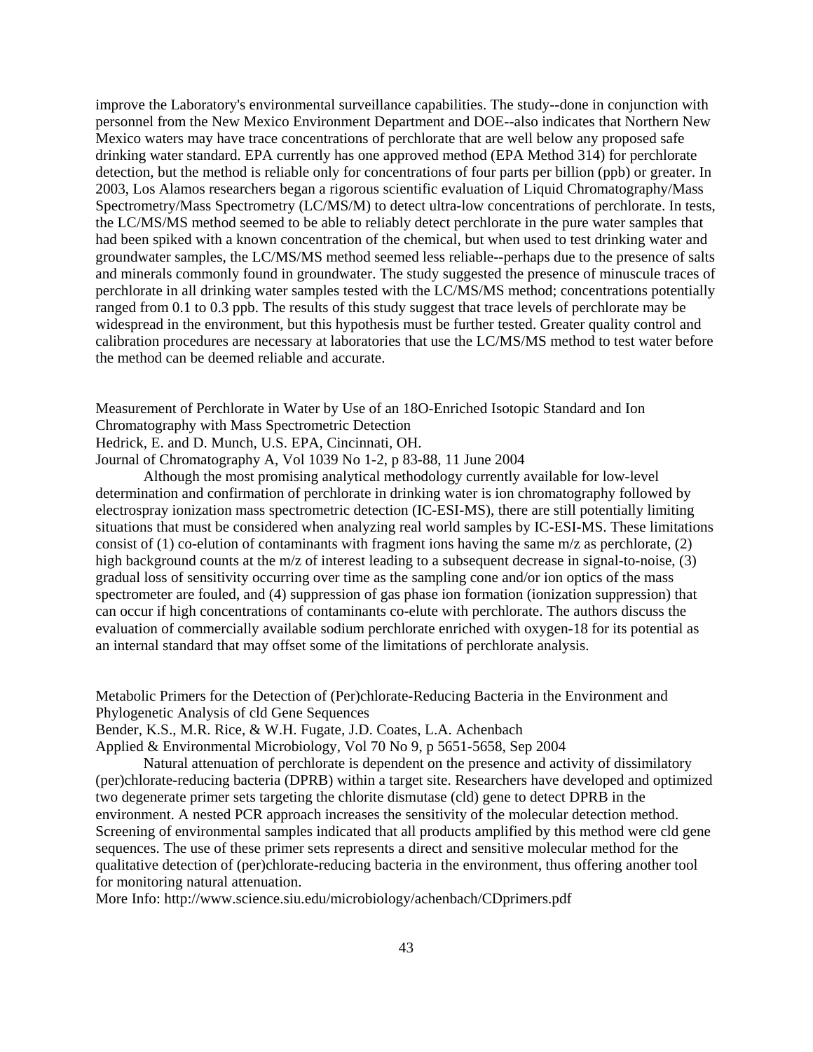improve the Laboratory's environmental surveillance capabilities. The study--done in conjunction with personnel from the New Mexico Environment Department and DOE--also indicates that Northern New Mexico waters may have trace concentrations of perchlorate that are well below any proposed safe drinking water standard. EPA currently has one approved method (EPA Method 314) for perchlorate detection, but the method is reliable only for concentrations of four parts per billion (ppb) or greater. In 2003, Los Alamos researchers began a rigorous scientific evaluation of Liquid Chromatography/Mass Spectrometry/Mass Spectrometry (LC/MS/M) to detect ultra-low concentrations of perchlorate. In tests, the LC/MS/MS method seemed to be able to reliably detect perchlorate in the pure water samples that had been spiked with a known concentration of the chemical, but when used to test drinking water and groundwater samples, the LC/MS/MS method seemed less reliable--perhaps due to the presence of salts and minerals commonly found in groundwater. The study suggested the presence of minuscule traces of perchlorate in all drinking water samples tested with the LC/MS/MS method; concentrations potentially ranged from 0.1 to 0.3 ppb. The results of this study suggest that trace levels of perchlorate may be widespread in the environment, but this hypothesis must be further tested. Greater quality control and calibration procedures are necessary at laboratories that use the LC/MS/MS method to test water before the method can be deemed reliable and accurate.

Measurement of Perchlorate in Water by Use of an 18O-Enriched Isotopic Standard and Ion Chromatography with Mass Spectrometric Detection
Hedrick, E. and D. Munch, U.S. EPA, Cincinnati, OH.
Journal of Chromatography A, Vol 1039 No 1-2, p 83-88, 11 June 2004

Although the most promising analytical methodology currently available for low-level determination and confirmation of perchlorate in drinking water is ion chromatography followed by electrospray ionization mass spectrometric detection (IC-ESI-MS), there are still potentially limiting situations that must be considered when analyzing real world samples by IC-ESI-MS. These limitations consist of (1) co-elution of contaminants with fragment ions having the same m/z as perchlorate, (2) high background counts at the m/z of interest leading to a subsequent decrease in signal-to-noise, (3) gradual loss of sensitivity occurring over time as the sampling cone and/or ion optics of the mass spectrometer are fouled, and (4) suppression of gas phase ion formation (ionization suppression) that can occur if high concentrations of contaminants co-elute with perchlorate. The authors discuss the evaluation of commercially available sodium perchlorate enriched with oxygen-18 for its potential as an internal standard that may offset some of the limitations of perchlorate analysis.

Metabolic Primers for the Detection of (Per)chlorate-Reducing Bacteria in the Environment and Phylogenetic Analysis of cld Gene Sequences
Bender, K.S., M.R. Rice, & W.H. Fugate, J.D. Coates, L.A. Achenbach
Applied & Environmental Microbiology, Vol 70 No 9, p 5651-5658, Sep 2004

Natural attenuation of perchlorate is dependent on the presence and activity of dissimilatory (per)chlorate-reducing bacteria (DPRB) within a target site. Researchers have developed and optimized two degenerate primer sets targeting the chlorite dismutase (cld) gene to detect DPRB in the environment. A nested PCR approach increases the sensitivity of the molecular detection method. Screening of environmental samples indicated that all products amplified by this method were cld gene sequences. The use of these primer sets represents a direct and sensitive molecular method for the qualitative detection of (per)chlorate-reducing bacteria in the environment, thus offering another tool for monitoring natural attenuation.
More Info: http://www.science.siu.edu/microbiology/achenbach/CDprimers.pdf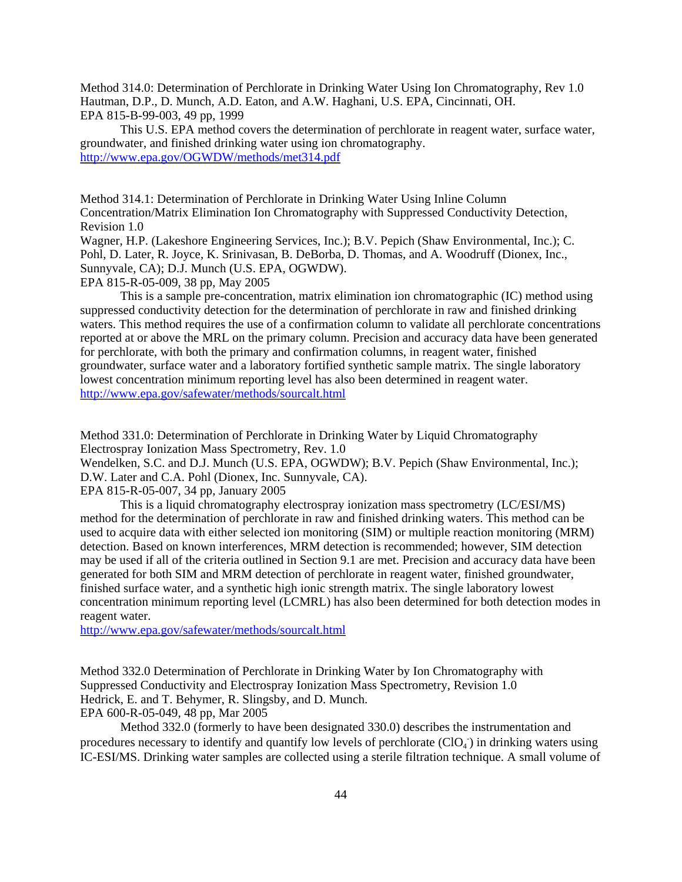Method 314.0: Determination of Perchlorate in Drinking Water Using Ion Chromatography, Rev 1.0
Hautman, D.P., D. Munch, A.D. Eaton, and A.W. Haghani, U.S. EPA, Cincinnati, OH.
EPA 815-B-99-003, 49 pp, 1999

This U.S. EPA method covers the determination of perchlorate in reagent water, surface water, groundwater, and finished drinking water using ion chromatography.
http://www.epa.gov/OGWDW/methods/met314.pdf

Method 314.1: Determination of Perchlorate in Drinking Water Using Inline Column Concentration/Matrix Elimination Ion Chromatography with Suppressed Conductivity Detection, Revision 1.0
Wagner, H.P. (Lakeshore Engineering Services, Inc.); B.V. Pepich (Shaw Environmental, Inc.); C. Pohl, D. Later, R. Joyce, K. Srinivasan, B. DeBorba, D. Thomas, and A. Woodruff (Dionex, Inc., Sunnyvale, CA); D.J. Munch (U.S. EPA, OGWDW).
EPA 815-R-05-009, 38 pp, May 2005

This is a sample pre-concentration, matrix elimination ion chromatographic (IC) method using suppressed conductivity detection for the determination of perchlorate in raw and finished drinking waters. This method requires the use of a confirmation column to validate all perchlorate concentrations reported at or above the MRL on the primary column. Precision and accuracy data have been generated for perchlorate, with both the primary and confirmation columns, in reagent water, finished groundwater, surface water and a laboratory fortified synthetic sample matrix. The single laboratory lowest concentration minimum reporting level has also been determined in reagent water.
http://www.epa.gov/safewater/methods/sourcalt.html

Method 331.0: Determination of Perchlorate in Drinking Water by Liquid Chromatography Electrospray Ionization Mass Spectrometry, Rev. 1.0
Wendelken, S.C. and D.J. Munch (U.S. EPA, OGWDW); B.V. Pepich (Shaw Environmental, Inc.); D.W. Later and C.A. Pohl (Dionex, Inc. Sunnyvale, CA).
EPA 815-R-05-007, 34 pp, January 2005

This is a liquid chromatography electrospray ionization mass spectrometry (LC/ESI/MS) method for the determination of perchlorate in raw and finished drinking waters. This method can be used to acquire data with either selected ion monitoring (SIM) or multiple reaction monitoring (MRM) detection. Based on known interferences, MRM detection is recommended; however, SIM detection may be used if all of the criteria outlined in Section 9.1 are met. Precision and accuracy data have been generated for both SIM and MRM detection of perchlorate in reagent water, finished groundwater, finished surface water, and a synthetic high ionic strength matrix. The single laboratory lowest concentration minimum reporting level (LCMRL) has also been determined for both detection modes in reagent water.
http://www.epa.gov/safewater/methods/sourcalt.html

Method 332.0 Determination of Perchlorate in Drinking Water by Ion Chromatography with Suppressed Conductivity and Electrospray Ionization Mass Spectrometry, Revision 1.0
Hedrick, E. and T. Behymer, R. Slingsby, and D. Munch.
EPA 600-R-05-049, 48 pp, Mar 2005

Method 332.0 (formerly to have been designated 330.0) describes the instrumentation and procedures necessary to identify and quantify low levels of perchlorate ($ClO_4^-$) in drinking waters using IC-ESI/MS. Drinking water samples are collected using a sterile filtration technique. A small volume of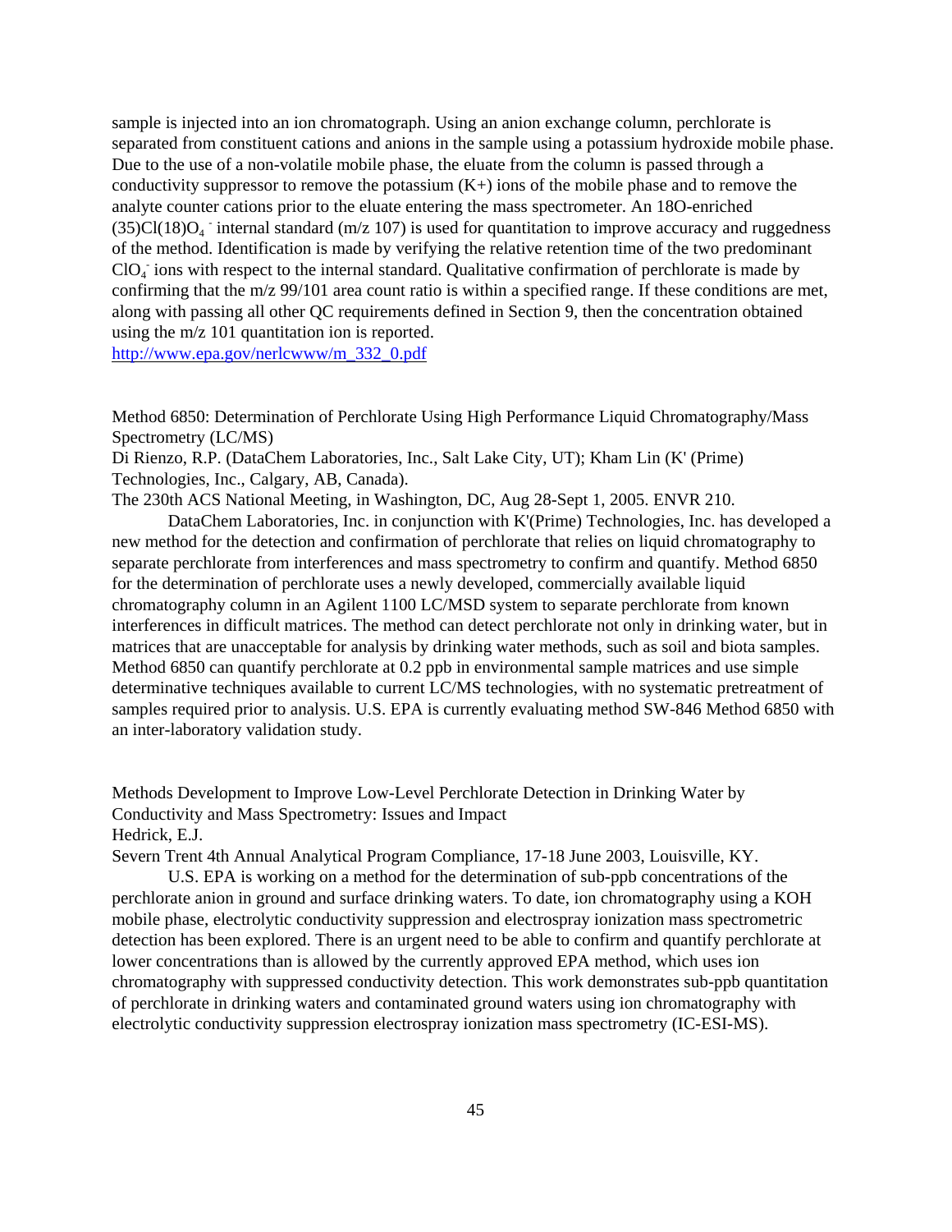sample is injected into an ion chromatograph. Using an anion exchange column, perchlorate is separated from constituent cations and anions in the sample using a potassium hydroxide mobile phase. Due to the use of a non-volatile mobile phase, the eluate from the column is passed through a conductivity suppressor to remove the potassium (K+) ions of the mobile phase and to remove the analyte counter cations prior to the eluate entering the mass spectrometer. An 18O-enriched (35)Cl(18)$O_4^-$ internal standard (m/z 107) is used for quantitation to improve accuracy and ruggedness of the method. Identification is made by verifying the relative retention time of the two predominant $ClO_4^-$ ions with respect to the internal standard. Qualitative confirmation of perchlorate is made by confirming that the m/z 99/101 area count ratio is within a specified range. If these conditions are met, along with passing all other QC requirements defined in Section 9, then the concentration obtained using the m/z 101 quantitation ion is reported.
http://www.epa.gov/nerlcwww/m_332_0.pdf

Method 6850: Determination of Perchlorate Using High Performance Liquid Chromatography/Mass Spectrometry (LC/MS)
Di Rienzo, R.P. (DataChem Laboratories, Inc., Salt Lake City, UT); Kham Lin (K' (Prime) Technologies, Inc., Calgary, AB, Canada).
The 230th ACS National Meeting, in Washington, DC, Aug 28-Sept 1, 2005. ENVR 210.

DataChem Laboratories, Inc. in conjunction with K'(Prime) Technologies, Inc. has developed a new method for the detection and confirmation of perchlorate that relies on liquid chromatography to separate perchlorate from interferences and mass spectrometry to confirm and quantify. Method 6850 for the determination of perchlorate uses a newly developed, commercially available liquid chromatography column in an Agilent 1100 LC/MSD system to separate perchlorate from known interferences in difficult matrices. The method can detect perchlorate not only in drinking water, but in matrices that are unacceptable for analysis by drinking water methods, such as soil and biota samples. Method 6850 can quantify perchlorate at 0.2 ppb in environmental sample matrices and use simple determinative techniques available to current LC/MS technologies, with no systematic pretreatment of samples required prior to analysis. U.S. EPA is currently evaluating method SW-846 Method 6850 with an inter-laboratory validation study.

Methods Development to Improve Low-Level Perchlorate Detection in Drinking Water by Conductivity and Mass Spectrometry: Issues and Impact
Hedrick, E.J.
Severn Trent 4th Annual Analytical Program Compliance, 17-18 June 2003, Louisville, KY.

U.S. EPA is working on a method for the determination of sub-ppb concentrations of the perchlorate anion in ground and surface drinking waters. To date, ion chromatography using a KOH mobile phase, electrolytic conductivity suppression and electrospray ionization mass spectrometric detection has been explored. There is an urgent need to be able to confirm and quantify perchlorate at lower concentrations than is allowed by the currently approved EPA method, which uses ion chromatography with suppressed conductivity detection. This work demonstrates sub-ppb quantitation of perchlorate in drinking waters and contaminated ground waters using ion chromatography with electrolytic conductivity suppression electrospray ionization mass spectrometry (IC-ESI-MS).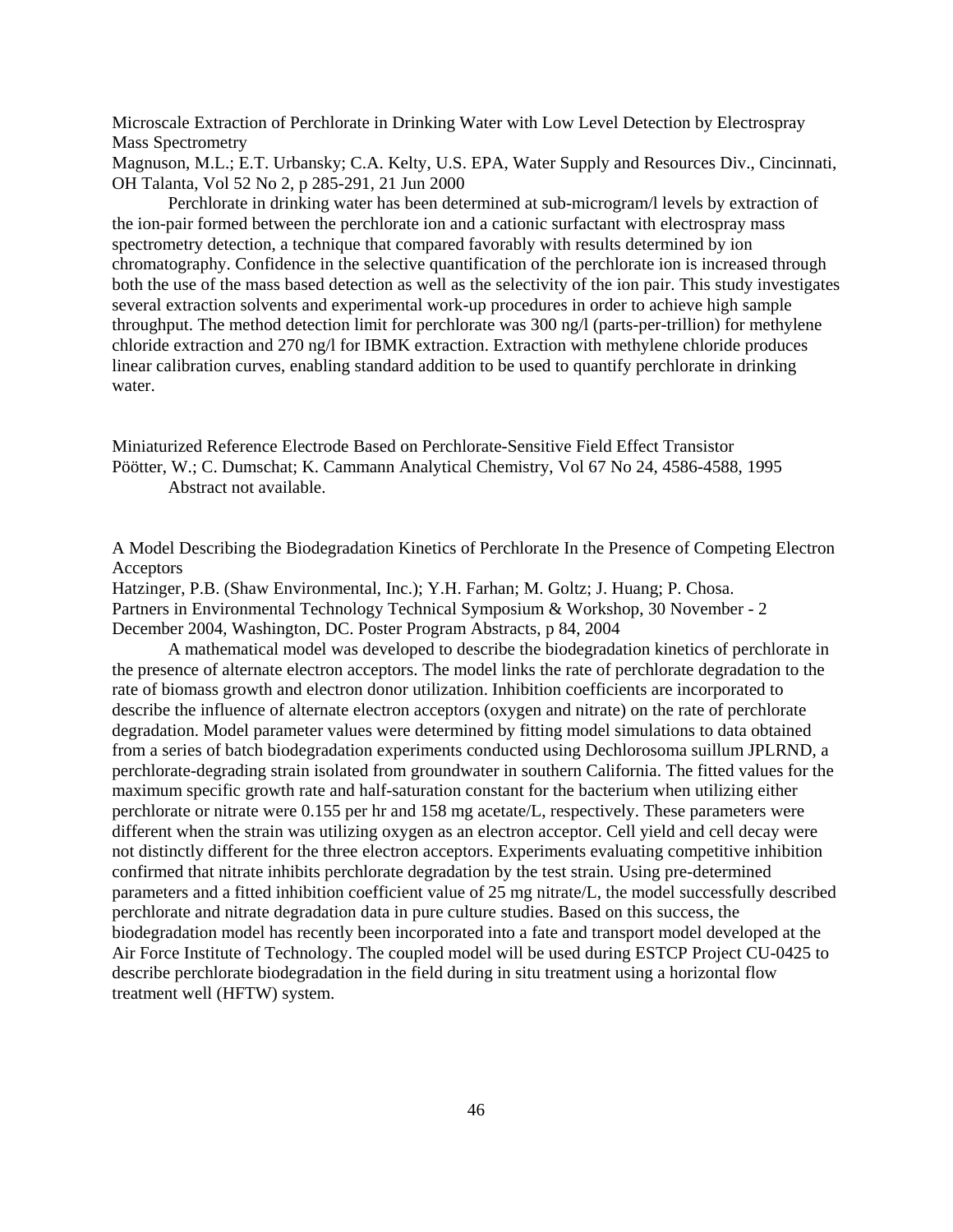Microscale Extraction of Perchlorate in Drinking Water with Low Level Detection by Electrospray Mass Spectrometry

Magnuson, M.L.; E.T. Urbansky; C.A. Kelty, U.S. EPA, Water Supply and Resources Div., Cincinnati, OH Talanta, Vol 52 No 2, p 285-291, 21 Jun 2000

Perchlorate in drinking water has been determined at sub-microgram/l levels by extraction of the ion-pair formed between the perchlorate ion and a cationic surfactant with electrospray mass spectrometry detection, a technique that compared favorably with results determined by ion chromatography. Confidence in the selective quantification of the perchlorate ion is increased through both the use of the mass based detection as well as the selectivity of the ion pair. This study investigates several extraction solvents and experimental work-up procedures in order to achieve high sample throughput. The method detection limit for perchlorate was 300 ng/l (parts-per-trillion) for methylene chloride extraction and 270 ng/l for IBMK extraction. Extraction with methylene chloride produces linear calibration curves, enabling standard addition to be used to quantify perchlorate in drinking water.

Miniaturized Reference Electrode Based on Perchlorate-Sensitive Field Effect Transistor

Pöötter, W.; C. Dumschat; K. Cammann Analytical Chemistry, Vol 67 No 24, 4586-4588, 1995

Abstract not available.

A Model Describing the Biodegradation Kinetics of Perchlorate In the Presence of Competing Electron Acceptors

Hatzinger, P.B. (Shaw Environmental, Inc.); Y.H. Farhan; M. Goltz; J. Huang; P. Chosa. Partners in Environmental Technology Technical Symposium & Workshop, 30 November - 2 December 2004, Washington, DC. Poster Program Abstracts, p 84, 2004

A mathematical model was developed to describe the biodegradation kinetics of perchlorate in the presence of alternate electron acceptors. The model links the rate of perchlorate degradation to the rate of biomass growth and electron donor utilization. Inhibition coefficients are incorporated to describe the influence of alternate electron acceptors (oxygen and nitrate) on the rate of perchlorate degradation. Model parameter values were determined by fitting model simulations to data obtained from a series of batch biodegradation experiments conducted using Dechlorosoma suillum JPLRND, a perchlorate-degrading strain isolated from groundwater in southern California. The fitted values for the maximum specific growth rate and half-saturation constant for the bacterium when utilizing either perchlorate or nitrate were 0.155 per hr and 158 mg acetate/L, respectively. These parameters were different when the strain was utilizing oxygen as an electron acceptor. Cell yield and cell decay were not distinctly different for the three electron acceptors. Experiments evaluating competitive inhibition confirmed that nitrate inhibits perchlorate degradation by the test strain. Using pre-determined parameters and a fitted inhibition coefficient value of 25 mg nitrate/L, the model successfully described perchlorate and nitrate degradation data in pure culture studies. Based on this success, the biodegradation model has recently been incorporated into a fate and transport model developed at the Air Force Institute of Technology. The coupled model will be used during ESTCP Project CU-0425 to describe perchlorate biodegradation in the field during in situ treatment using a horizontal flow treatment well (HFTW) system.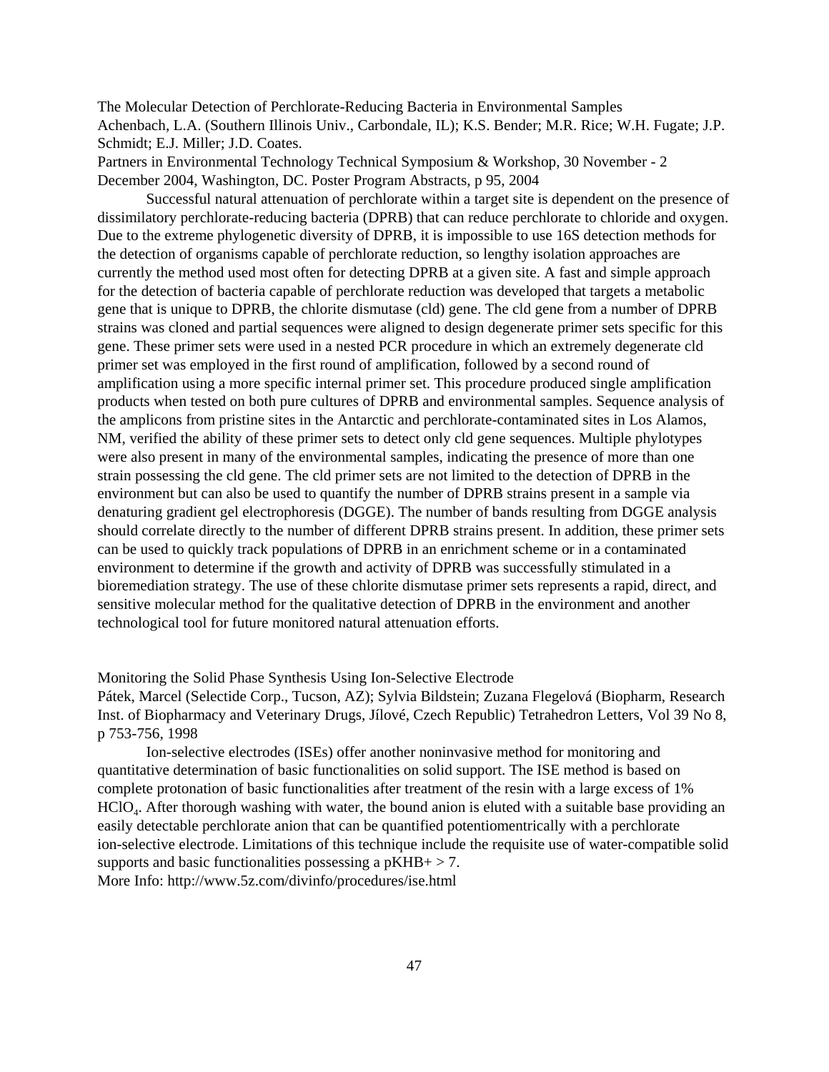The Molecular Detection of Perchlorate-Reducing Bacteria in Environmental Samples
Achenbach, L.A. (Southern Illinois Univ., Carbondale, IL); K.S. Bender; M.R. Rice; W.H. Fugate; J.P. Schmidt; E.J. Miller; J.D. Coates.
Partners in Environmental Technology Technical Symposium & Workshop, 30 November - 2 December 2004, Washington, DC. Poster Program Abstracts, p 95, 2004

Successful natural attenuation of perchlorate within a target site is dependent on the presence of dissimilatory perchlorate-reducing bacteria (DPRB) that can reduce perchlorate to chloride and oxygen. Due to the extreme phylogenetic diversity of DPRB, it is impossible to use 16S detection methods for the detection of organisms capable of perchlorate reduction, so lengthy isolation approaches are currently the method used most often for detecting DPRB at a given site. A fast and simple approach for the detection of bacteria capable of perchlorate reduction was developed that targets a metabolic gene that is unique to DPRB, the chlorite dismutase (cld) gene. The cld gene from a number of DPRB strains was cloned and partial sequences were aligned to design degenerate primer sets specific for this gene. These primer sets were used in a nested PCR procedure in which an extremely degenerate cld primer set was employed in the first round of amplification, followed by a second round of amplification using a more specific internal primer set. This procedure produced single amplification products when tested on both pure cultures of DPRB and environmental samples. Sequence analysis of the amplicons from pristine sites in the Antarctic and perchlorate-contaminated sites in Los Alamos, NM, verified the ability of these primer sets to detect only cld gene sequences. Multiple phylotypes were also present in many of the environmental samples, indicating the presence of more than one strain possessing the cld gene. The cld primer sets are not limited to the detection of DPRB in the environment but can also be used to quantify the number of DPRB strains present in a sample via denaturing gradient gel electrophoresis (DGGE). The number of bands resulting from DGGE analysis should correlate directly to the number of different DPRB strains present. In addition, these primer sets can be used to quickly track populations of DPRB in an enrichment scheme or in a contaminated environment to determine if the growth and activity of DPRB was successfully stimulated in a bioremediation strategy. The use of these chlorite dismutase primer sets represents a rapid, direct, and sensitive molecular method for the qualitative detection of DPRB in the environment and another technological tool for future monitored natural attenuation efforts.

Monitoring the Solid Phase Synthesis Using Ion-Selective Electrode
Pátek, Marcel (Selectide Corp., Tucson, AZ); Sylvia Bildstein; Zuzana Flegelová (Biopharm, Research Inst. of Biopharmacy and Veterinary Drugs, Jílové, Czech Republic) Tetrahedron Letters, Vol 39 No 8, p 753-756, 1998

Ion-selective electrodes (ISEs) offer another noninvasive method for monitoring and quantitative determination of basic functionalities on solid support. The ISE method is based on complete protonation of basic functionalities after treatment of the resin with a large excess of 1% $HClO_4$. After thorough washing with water, the bound anion is eluted with a suitable base providing an easily detectable perchlorate anion that can be quantified potentiomentrically with a perchlorate ion-selective electrode. Limitations of this technique include the requisite use of water-compatible solid supports and basic functionalities possessing a pKHB+ > 7.
More Info: http://www.5z.com/divinfo/procedures/ise.html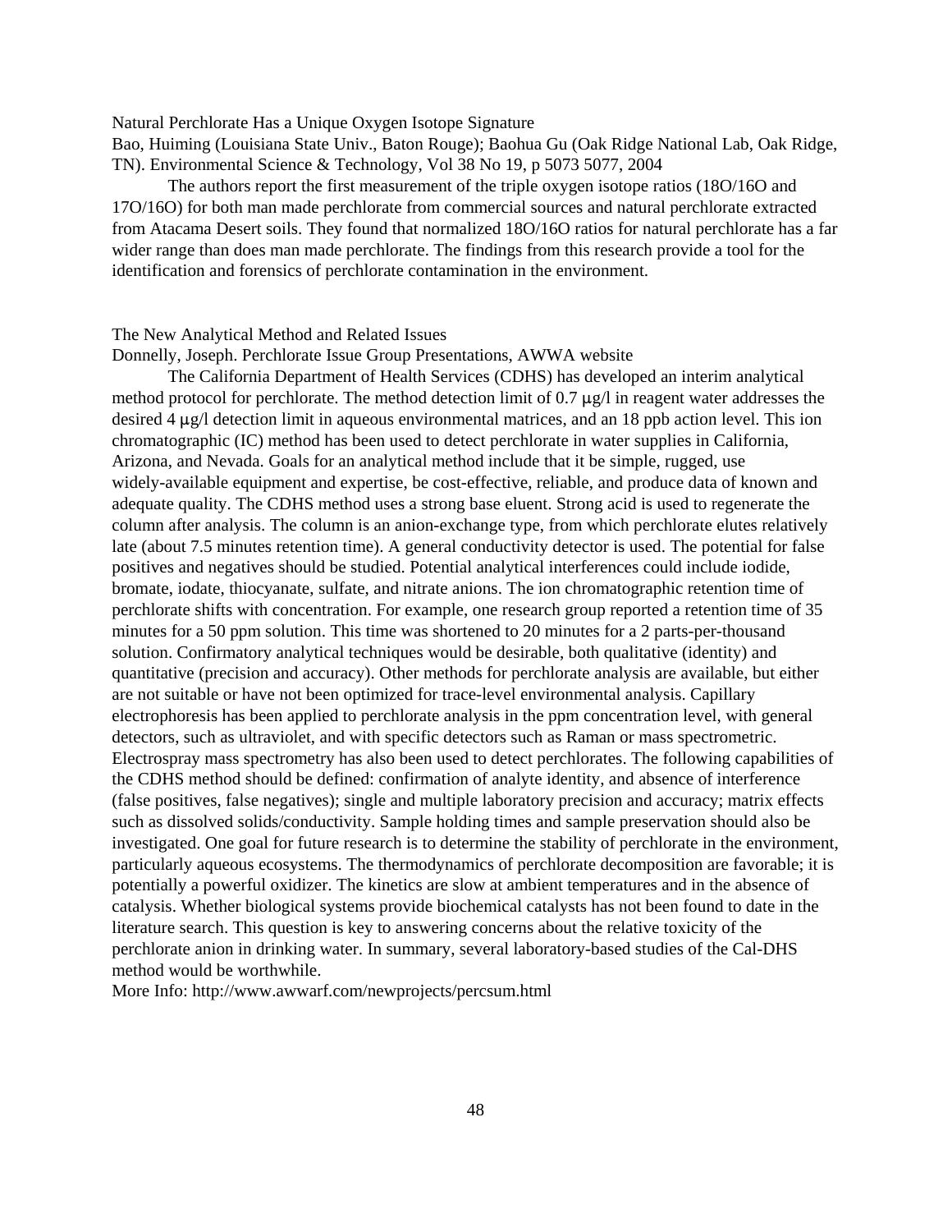Natural Perchlorate Has a Unique Oxygen Isotope Signature

Bao, Huiming (Louisiana State Univ., Baton Rouge); Baohua Gu (Oak Ridge National Lab, Oak Ridge, TN). Environmental Science & Technology, Vol 38 No 19, p 5073 5077, 2004

The authors report the first measurement of the triple oxygen isotope ratios (18O/16O and 17O/16O) for both man made perchlorate from commercial sources and natural perchlorate extracted from Atacama Desert soils. They found that normalized 18O/16O ratios for natural perchlorate has a far wider range than does man made perchlorate. The findings from this research provide a tool for the identification and forensics of perchlorate contamination in the environment.

The New Analytical Method and Related Issues

Donnelly, Joseph. Perchlorate Issue Group Presentations, AWWA website

The California Department of Health Services (CDHS) has developed an interim analytical method protocol for perchlorate. The method detection limit of 0.7 μg/l in reagent water addresses the desired 4 μg/l detection limit in aqueous environmental matrices, and an 18 ppb action level. This ion chromatographic (IC) method has been used to detect perchlorate in water supplies in California, Arizona, and Nevada. Goals for an analytical method include that it be simple, rugged, use widely-available equipment and expertise, be cost-effective, reliable, and produce data of known and adequate quality. The CDHS method uses a strong base eluent. Strong acid is used to regenerate the column after analysis. The column is an anion-exchange type, from which perchlorate elutes relatively late (about 7.5 minutes retention time). A general conductivity detector is used. The potential for false positives and negatives should be studied. Potential analytical interferences could include iodide, bromate, iodate, thiocyanate, sulfate, and nitrate anions. The ion chromatographic retention time of perchlorate shifts with concentration. For example, one research group reported a retention time of 35 minutes for a 50 ppm solution. This time was shortened to 20 minutes for a 2 parts-per-thousand solution. Confirmatory analytical techniques would be desirable, both qualitative (identity) and quantitative (precision and accuracy). Other methods for perchlorate analysis are available, but either are not suitable or have not been optimized for trace-level environmental analysis. Capillary electrophoresis has been applied to perchlorate analysis in the ppm concentration level, with general detectors, such as ultraviolet, and with specific detectors such as Raman or mass spectrometric. Electrospray mass spectrometry has also been used to detect perchlorates. The following capabilities of the CDHS method should be defined: confirmation of analyte identity, and absence of interference (false positives, false negatives); single and multiple laboratory precision and accuracy; matrix effects such as dissolved solids/conductivity. Sample holding times and sample preservation should also be investigated. One goal for future research is to determine the stability of perchlorate in the environment, particularly aqueous ecosystems. The thermodynamics of perchlorate decomposition are favorable; it is potentially a powerful oxidizer. The kinetics are slow at ambient temperatures and in the absence of catalysis. Whether biological systems provide biochemical catalysts has not been found to date in the literature search. This question is key to answering concerns about the relative toxicity of the perchlorate anion in drinking water. In summary, several laboratory-based studies of the Cal-DHS method would be worthwhile.

More Info: http://www.awwarf.com/newprojects/percsum.html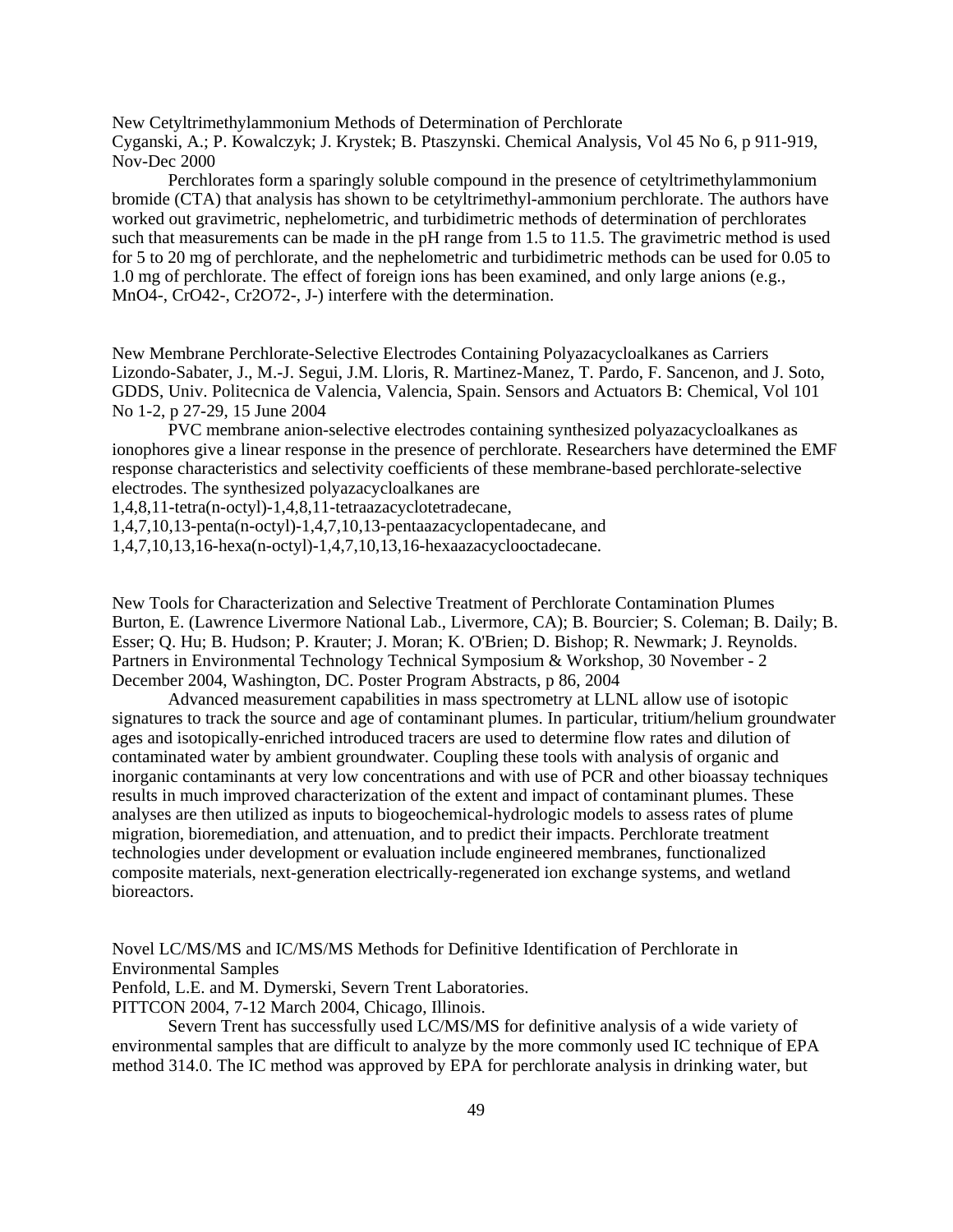New Cetyltrimethylammonium Methods of Determination of Perchlorate
Cyganski, A.; P. Kowalczyk; J. Krystek; B. Ptaszynski. Chemical Analysis, Vol 45 No 6, p 911-919, Nov-Dec 2000

Perchlorates form a sparingly soluble compound in the presence of cetyltrimethylammonium bromide (CTA) that analysis has shown to be cetyltrimethyl-ammonium perchlorate. The authors have worked out gravimetric, nephelometric, and turbidimetric methods of determination of perchlorates such that measurements can be made in the pH range from 1.5 to 11.5. The gravimetric method is used for 5 to 20 mg of perchlorate, and the nephelometric and turbidimetric methods can be used for 0.05 to 1.0 mg of perchlorate. The effect of foreign ions has been examined, and only large anions (e.g., $MnO_4^-$, $CrO_4^{2-}$, $Cr_2O_7^{2-}$, J-) interfere with the determination.

New Membrane Perchlorate-Selective Electrodes Containing Polyazacycloalkanes as Carriers
Lizondo-Sabater, J., M.-J. Segui, J.M. Lloris, R. Martinez-Manez, T. Pardo, F. Sancenon, and J. Soto, GDDS, Univ. Politecnica de Valencia, Valencia, Spain. Sensors and Actuators B: Chemical, Vol 101 No 1-2, p 27-29, 15 June 2004

PVC membrane anion-selective electrodes containing synthesized polyazacycloalkanes as ionophores give a linear response in the presence of perchlorate. Researchers have determined the EMF response characteristics and selectivity coefficients of these membrane-based perchlorate-selective electrodes. The synthesized polyazacycloalkanes are
1,4,8,11-tetra(n-octyl)-1,4,8,11-tetraazacyclotetradecane,
1,4,7,10,13-penta(n-octyl)-1,4,7,10,13-pentaazacyclopentadecane, and
1,4,7,10,13,16-hexa(n-octyl)-1,4,7,10,13,16-hexaazacyclooctadecane.

New Tools for Characterization and Selective Treatment of Perchlorate Contamination Plumes
Burton, E. (Lawrence Livermore National Lab., Livermore, CA); B. Bourcier; S. Coleman; B. Daily; B. Esser; Q. Hu; B. Hudson; P. Krauter; J. Moran; K. O'Brien; D. Bishop; R. Newmark; J. Reynolds. Partners in Environmental Technology Technical Symposium & Workshop, 30 November - 2 December 2004, Washington, DC. Poster Program Abstracts, p 86, 2004

Advanced measurement capabilities in mass spectrometry at LLNL allow use of isotopic signatures to track the source and age of contaminant plumes. In particular, tritium/helium groundwater ages and isotopically-enriched introduced tracers are used to determine flow rates and dilution of contaminated water by ambient groundwater. Coupling these tools with analysis of organic and inorganic contaminants at very low concentrations and with use of PCR and other bioassay techniques results in much improved characterization of the extent and impact of contaminant plumes. These analyses are then utilized as inputs to biogeochemical-hydrologic models to assess rates of plume migration, bioremediation, and attenuation, and to predict their impacts. Perchlorate treatment technologies under development or evaluation include engineered membranes, functionalized composite materials, next-generation electrically-regenerated ion exchange systems, and wetland bioreactors.

Novel LC/MS/MS and IC/MS/MS Methods for Definitive Identification of Perchlorate in Environmental Samples
Penfold, L.E. and M. Dymerski, Severn Trent Laboratories.
PITTCON 2004, 7-12 March 2004, Chicago, Illinois.

Severn Trent has successfully used LC/MS/MS for definitive analysis of a wide variety of environmental samples that are difficult to analyze by the more commonly used IC technique of EPA method 314.0. The IC method was approved by EPA for perchlorate analysis in drinking water, but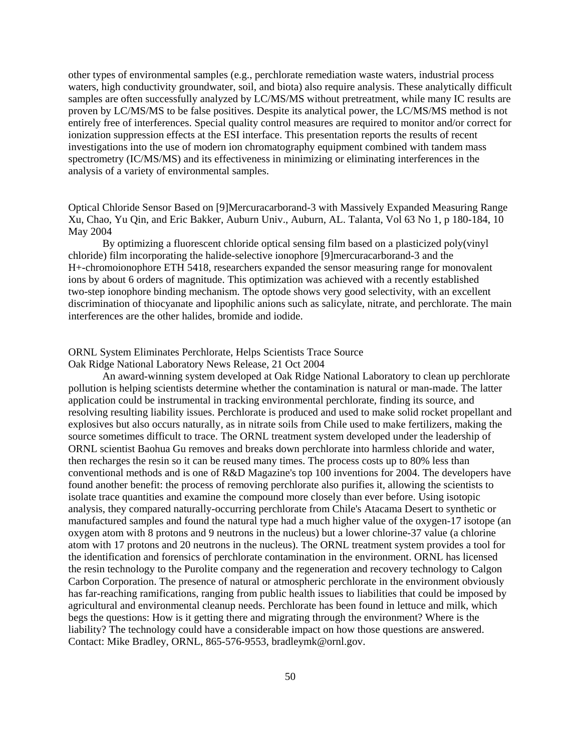other types of environmental samples (e.g., perchlorate remediation waste waters, industrial process waters, high conductivity groundwater, soil, and biota) also require analysis. These analytically difficult samples are often successfully analyzed by LC/MS/MS without pretreatment, while many IC results are proven by LC/MS/MS to be false positives. Despite its analytical power, the LC/MS/MS method is not entirely free of interferences. Special quality control measures are required to monitor and/or correct for ionization suppression effects at the ESI interface. This presentation reports the results of recent investigations into the use of modern ion chromatography equipment combined with tandem mass spectrometry (IC/MS/MS) and its effectiveness in minimizing or eliminating interferences in the analysis of a variety of environmental samples.

Optical Chloride Sensor Based on [9]Mercuracarborand-3 with Massively Expanded Measuring Range
Xu, Chao, Yu Qin, and Eric Bakker, Auburn Univ., Auburn, AL. Talanta, Vol 63 No 1, p 180-184, 10 May 2004

By optimizing a fluorescent chloride optical sensing film based on a plasticized poly(vinyl chloride) film incorporating the halide-selective ionophore [9]mercuracarborand-3 and the $H^+$-chromoionophore ETH 5418, researchers expanded the sensor measuring range for monovalent ions by about 6 orders of magnitude. This optimization was achieved with a recently established two-step ionophore binding mechanism. The optode shows very good selectivity, with an excellent discrimination of thiocyanate and lipophilic anions such as salicylate, nitrate, and perchlorate. The main interferences are the other halides, bromide and iodide.

ORNL System Eliminates Perchlorate, Helps Scientists Trace Source
Oak Ridge National Laboratory News Release, 21 Oct 2004

An award-winning system developed at Oak Ridge National Laboratory to clean up perchlorate pollution is helping scientists determine whether the contamination is natural or man-made. The latter application could be instrumental in tracking environmental perchlorate, finding its source, and resolving resulting liability issues. Perchlorate is produced and used to make solid rocket propellant and explosives but also occurs naturally, as in nitrate soils from Chile used to make fertilizers, making the source sometimes difficult to trace. The ORNL treatment system developed under the leadership of ORNL scientist Baohua Gu removes and breaks down perchlorate into harmless chloride and water, then recharges the resin so it can be reused many times. The process costs up to 80% less than conventional methods and is one of R&D Magazine's top 100 inventions for 2004. The developers have found another benefit: the process of removing perchlorate also purifies it, allowing the scientists to isolate trace quantities and examine the compound more closely than ever before. Using isotopic analysis, they compared naturally-occurring perchlorate from Chile's Atacama Desert to synthetic or manufactured samples and found the natural type had a much higher value of the oxygen-17 isotope (an oxygen atom with 8 protons and 9 neutrons in the nucleus) but a lower chlorine-37 value (a chlorine atom with 17 protons and 20 neutrons in the nucleus). The ORNL treatment system provides a tool for the identification and forensics of perchlorate contamination in the environment. ORNL has licensed the resin technology to the Purolite company and the regeneration and recovery technology to Calgon Carbon Corporation. The presence of natural or atmospheric perchlorate in the environment obviously has far-reaching ramifications, ranging from public health issues to liabilities that could be imposed by agricultural and environmental cleanup needs. Perchlorate has been found in lettuce and milk, which begs the questions: How is it getting there and migrating through the environment? Where is the liability? The technology could have a considerable impact on how those questions are answered. Contact: Mike Bradley, ORNL, 865-576-9553, bradleymk@ornl.gov.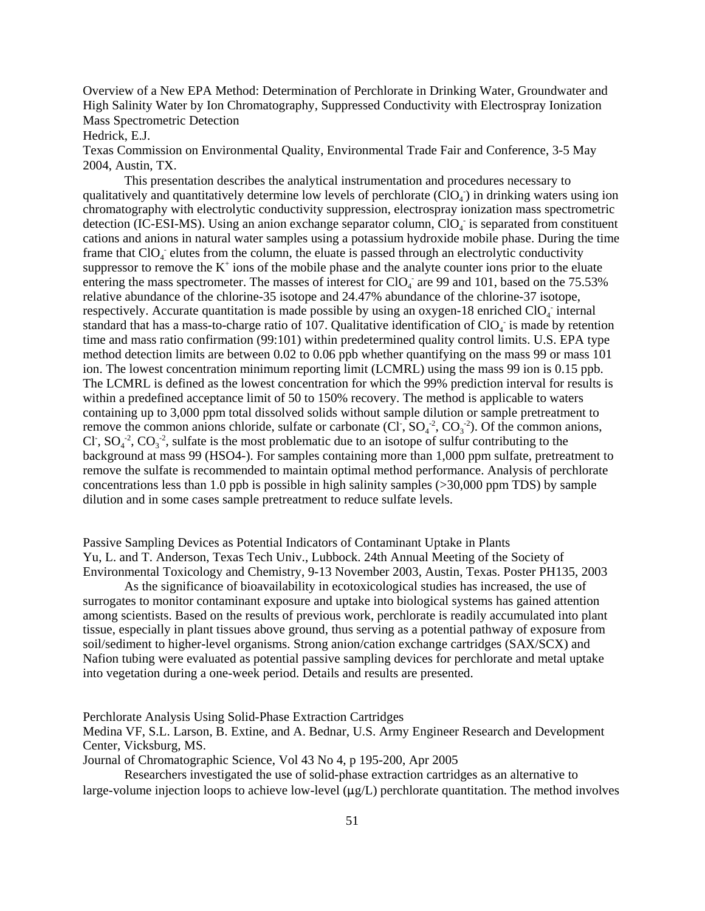Overview of a New EPA Method: Determination of Perchlorate in Drinking Water, Groundwater and High Salinity Water by Ion Chromatography, Suppressed Conductivity with Electrospray Ionization Mass Spectrometric Detection

Hedrick, E.J.

Texas Commission on Environmental Quality, Environmental Trade Fair and Conference, 3-5 May 2004, Austin, TX.

This presentation describes the analytical instrumentation and procedures necessary to qualitatively and quantitatively determine low levels of perchlorate ($ClO_4^-$) in drinking waters using ion chromatography with electrolytic conductivity suppression, electrospray ionization mass spectrometric detection (IC-ESI-MS). Using an anion exchange separator column, $ClO_4^-$ is separated from constituent cations and anions in natural water samples using a potassium hydroxide mobile phase. During the time frame that $ClO_4^-$ elutes from the column, the eluate is passed through an electrolytic conductivity suppressor to remove the $K^+$ ions of the mobile phase and the analyte counter ions prior to the eluate entering the mass spectrometer. The masses of interest for $ClO_4^-$ are 99 and 101, based on the 75.53% relative abundance of the chlorine-35 isotope and 24.47% abundance of the chlorine-37 isotope, respectively. Accurate quantitation is made possible by using an oxygen-18 enriched $ClO_4^-$ internal standard that has a mass-to-charge ratio of 107. Qualitative identification of $ClO_4^-$ is made by retention time and mass ratio confirmation (99:101) within predetermined quality control limits. U.S. EPA type method detection limits are between 0.02 to 0.06 ppb whether quantifying on the mass 99 or mass 101 ion. The lowest concentration minimum reporting limit (LCMRL) using the mass 99 ion is 0.15 ppb. The LCMRL is defined as the lowest concentration for which the 99% prediction interval for results is within a predefined acceptance limit of 50 to 150% recovery. The method is applicable to waters containing up to 3,000 ppm total dissolved solids without sample dilution or sample pretreatment to remove the common anions chloride, sulfate or carbonate ($Cl^-$, $SO_4^{-2}$, $CO_3^{-2}$). Of the common anions, $Cl^-$, $SO_4^{-2}$, $CO_3^{-2}$, sulfate is the most problematic due to an isotope of sulfur contributing to the background at mass 99 (HSO4-). For samples containing more than 1,000 ppm sulfate, pretreatment to remove the sulfate is recommended to maintain optimal method performance. Analysis of perchlorate concentrations less than 1.0 ppb is possible in high salinity samples (>30,000 ppm TDS) by sample dilution and in some cases sample pretreatment to reduce sulfate levels.

Passive Sampling Devices as Potential Indicators of Contaminant Uptake in Plants

Yu, L. and T. Anderson, Texas Tech Univ., Lubbock. 24th Annual Meeting of the Society of Environmental Toxicology and Chemistry, 9-13 November 2003, Austin, Texas. Poster PH135, 2003

As the significance of bioavailability in ecotoxicological studies has increased, the use of surrogates to monitor contaminant exposure and uptake into biological systems has gained attention among scientists. Based on the results of previous work, perchlorate is readily accumulated into plant tissue, especially in plant tissues above ground, thus serving as a potential pathway of exposure from soil/sediment to higher-level organisms. Strong anion/cation exchange cartridges (SAX/SCX) and Nafion tubing were evaluated as potential passive sampling devices for perchlorate and metal uptake into vegetation during a one-week period. Details and results are presented.

Perchlorate Analysis Using Solid-Phase Extraction Cartridges

Medina VF, S.L. Larson, B. Extine, and A. Bednar, U.S. Army Engineer Research and Development Center, Vicksburg, MS.

Journal of Chromatographic Science, Vol 43 No 4, p 195-200, Apr 2005

Researchers investigated the use of solid-phase extraction cartridges as an alternative to large-volume injection loops to achieve low-level (µg/L) perchlorate quantitation. The method involves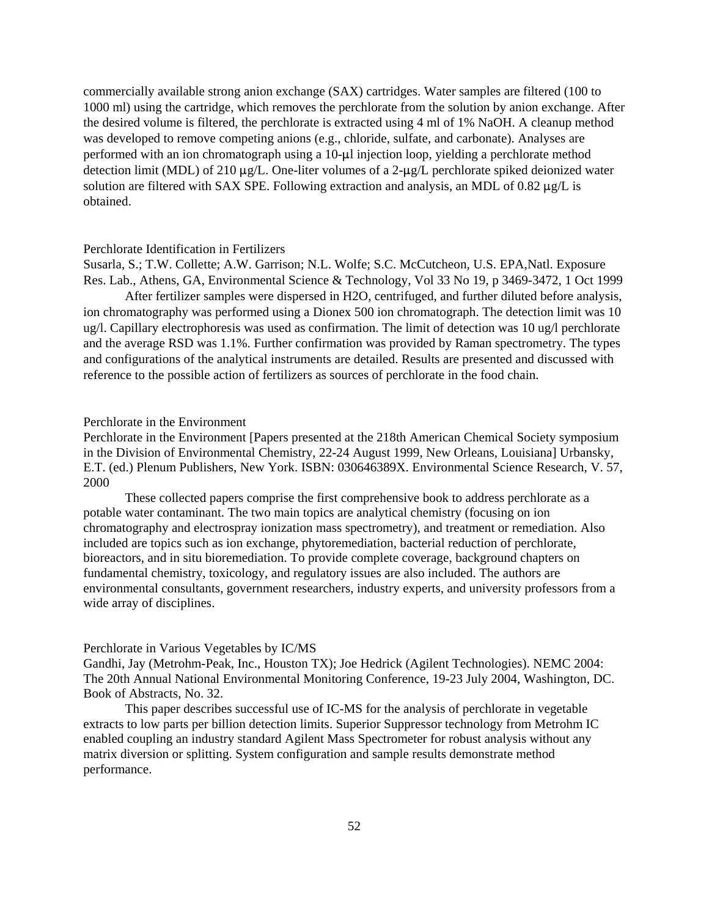commercially available strong anion exchange (SAX) cartridges. Water samples are filtered (100 to 1000 ml) using the cartridge, which removes the perchlorate from the solution by anion exchange. After the desired volume is filtered, the perchlorate is extracted using 4 ml of 1% NaOH. A cleanup method was developed to remove competing anions (e.g., chloride, sulfate, and carbonate). Analyses are performed with an ion chromatograph using a 10-μl injection loop, yielding a perchlorate method detection limit (MDL) of 210 μg/L. One-liter volumes of a 2-μg/L perchlorate spiked deionized water solution are filtered with SAX SPE. Following extraction and analysis, an MDL of 0.82 μg/L is obtained.

Perchlorate Identification in Fertilizers

Susarla, S.; T.W. Collette; A.W. Garrison; N.L. Wolfe; S.C. McCutcheon, U.S. EPA,Natl. Exposure Res. Lab., Athens, GA, Environmental Science & Technology, Vol 33 No 19, p 3469-3472, 1 Oct 1999

After fertilizer samples were dispersed in H2O, centrifuged, and further diluted before analysis, ion chromatography was performed using a Dionex 500 ion chromatograph. The detection limit was 10 ug/l. Capillary electrophoresis was used as confirmation. The limit of detection was 10 ug/l perchlorate and the average RSD was 1.1%. Further confirmation was provided by Raman spectrometry. The types and configurations of the analytical instruments are detailed. Results are presented and discussed with reference to the possible action of fertilizers as sources of perchlorate in the food chain.

Perchlorate in the Environment

Perchlorate in the Environment [Papers presented at the 218th American Chemical Society symposium in the Division of Environmental Chemistry, 22-24 August 1999, New Orleans, Louisiana] Urbansky, E.T. (ed.) Plenum Publishers, New York. ISBN: 030646389X. Environmental Science Research, V. 57, 2000

These collected papers comprise the first comprehensive book to address perchlorate as a potable water contaminant. The two main topics are analytical chemistry (focusing on ion chromatography and electrospray ionization mass spectrometry), and treatment or remediation. Also included are topics such as ion exchange, phytoremediation, bacterial reduction of perchlorate, bioreactors, and in situ bioremediation. To provide complete coverage, background chapters on fundamental chemistry, toxicology, and regulatory issues are also included. The authors are environmental consultants, government researchers, industry experts, and university professors from a wide array of disciplines.

Perchlorate in Various Vegetables by IC/MS

Gandhi, Jay (Metrohm-Peak, Inc., Houston TX); Joe Hedrick (Agilent Technologies). NEMC 2004: The 20th Annual National Environmental Monitoring Conference, 19-23 July 2004, Washington, DC. Book of Abstracts, No. 32.

This paper describes successful use of IC-MS for the analysis of perchlorate in vegetable extracts to low parts per billion detection limits. Superior Suppressor technology from Metrohm IC enabled coupling an industry standard Agilent Mass Spectrometer for robust analysis without any matrix diversion or splitting. System configuration and sample results demonstrate method performance.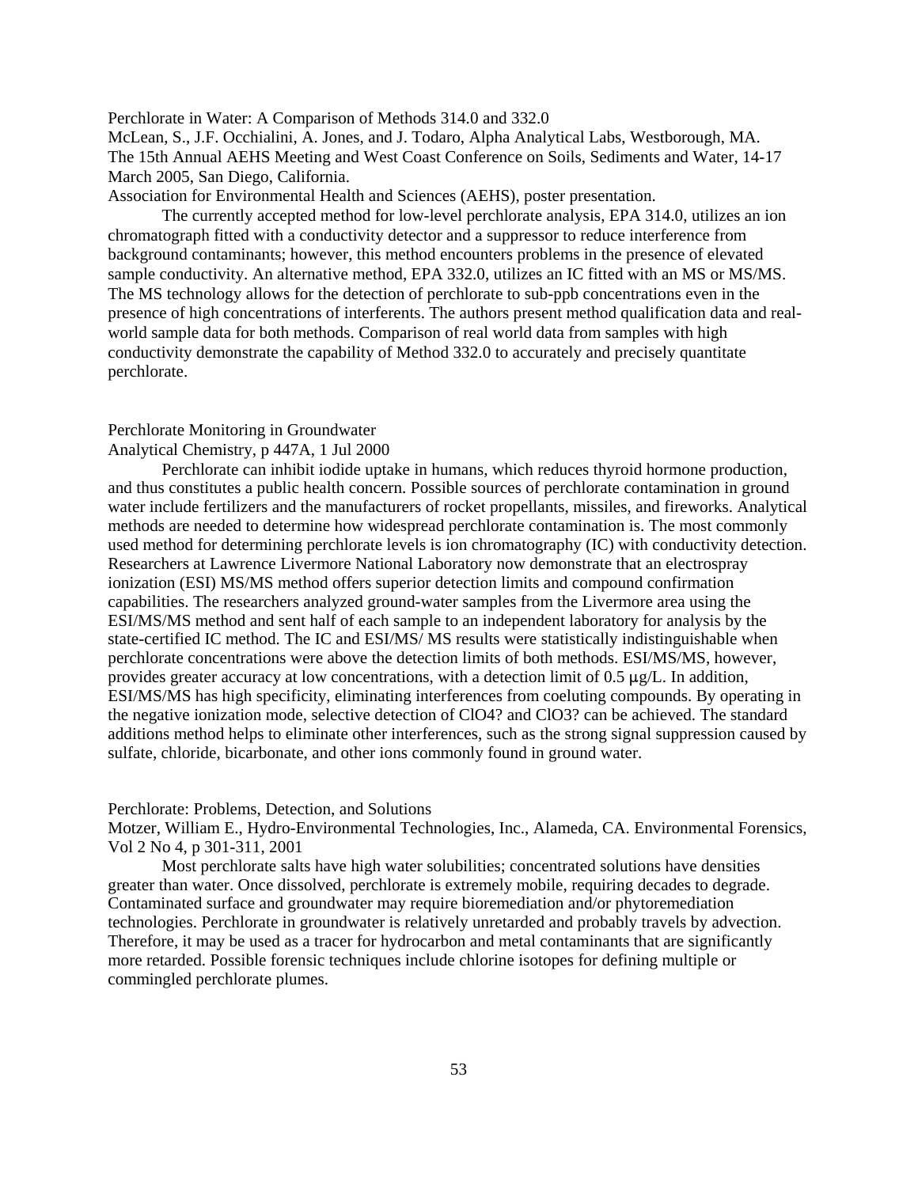Perchlorate in Water: A Comparison of Methods 314.0 and 332.0
McLean, S., J.F. Occhialini, A. Jones, and J. Todaro, Alpha Analytical Labs, Westborough, MA. The 15th Annual AEHS Meeting and West Coast Conference on Soils, Sediments and Water, 14-17 March 2005, San Diego, California.
Association for Environmental Health and Sciences (AEHS), poster presentation.

The currently accepted method for low-level perchlorate analysis, EPA 314.0, utilizes an ion chromatograph fitted with a conductivity detector and a suppressor to reduce interference from background contaminants; however, this method encounters problems in the presence of elevated sample conductivity. An alternative method, EPA 332.0, utilizes an IC fitted with an MS or MS/MS. The MS technology allows for the detection of perchlorate to sub-ppb concentrations even in the presence of high concentrations of interferents. The authors present method qualification data and real-world sample data for both methods. Comparison of real world data from samples with high conductivity demonstrate the capability of Method 332.0 to accurately and precisely quantitate perchlorate.

Perchlorate Monitoring in Groundwater
Analytical Chemistry, p 447A, 1 Jul 2000

Perchlorate can inhibit iodide uptake in humans, which reduces thyroid hormone production, and thus constitutes a public health concern. Possible sources of perchlorate contamination in ground water include fertilizers and the manufacturers of rocket propellants, missiles, and fireworks. Analytical methods are needed to determine how widespread perchlorate contamination is. The most commonly used method for determining perchlorate levels is ion chromatography (IC) with conductivity detection. Researchers at Lawrence Livermore National Laboratory now demonstrate that an electrospray ionization (ESI) MS/MS method offers superior detection limits and compound confirmation capabilities. The researchers analyzed ground-water samples from the Livermore area using the ESI/MS/MS method and sent half of each sample to an independent laboratory for analysis by the state-certified IC method. The IC and ESI/MS/ MS results were statistically indistinguishable when perchlorate concentrations were above the detection limits of both methods. ESI/MS/MS, however, provides greater accuracy at low concentrations, with a detection limit of 0.5 μg/L. In addition, ESI/MS/MS has high specificity, eliminating interferences from coeluting compounds. By operating in the negative ionization mode, selective detection of ClO4? and ClO3? can be achieved. The standard additions method helps to eliminate other interferences, such as the strong signal suppression caused by sulfate, chloride, bicarbonate, and other ions commonly found in ground water.

Perchlorate: Problems, Detection, and Solutions
Motzer, William E., Hydro-Environmental Technologies, Inc., Alameda, CA. Environmental Forensics, Vol 2 No 4, p 301-311, 2001

Most perchlorate salts have high water solubilities; concentrated solutions have densities greater than water. Once dissolved, perchlorate is extremely mobile, requiring decades to degrade. Contaminated surface and groundwater may require bioremediation and/or phytoremediation technologies. Perchlorate in groundwater is relatively unretarded and probably travels by advection. Therefore, it may be used as a tracer for hydrocarbon and metal contaminants that are significantly more retarded. Possible forensic techniques include chlorine isotopes for defining multiple or commingled perchlorate plumes.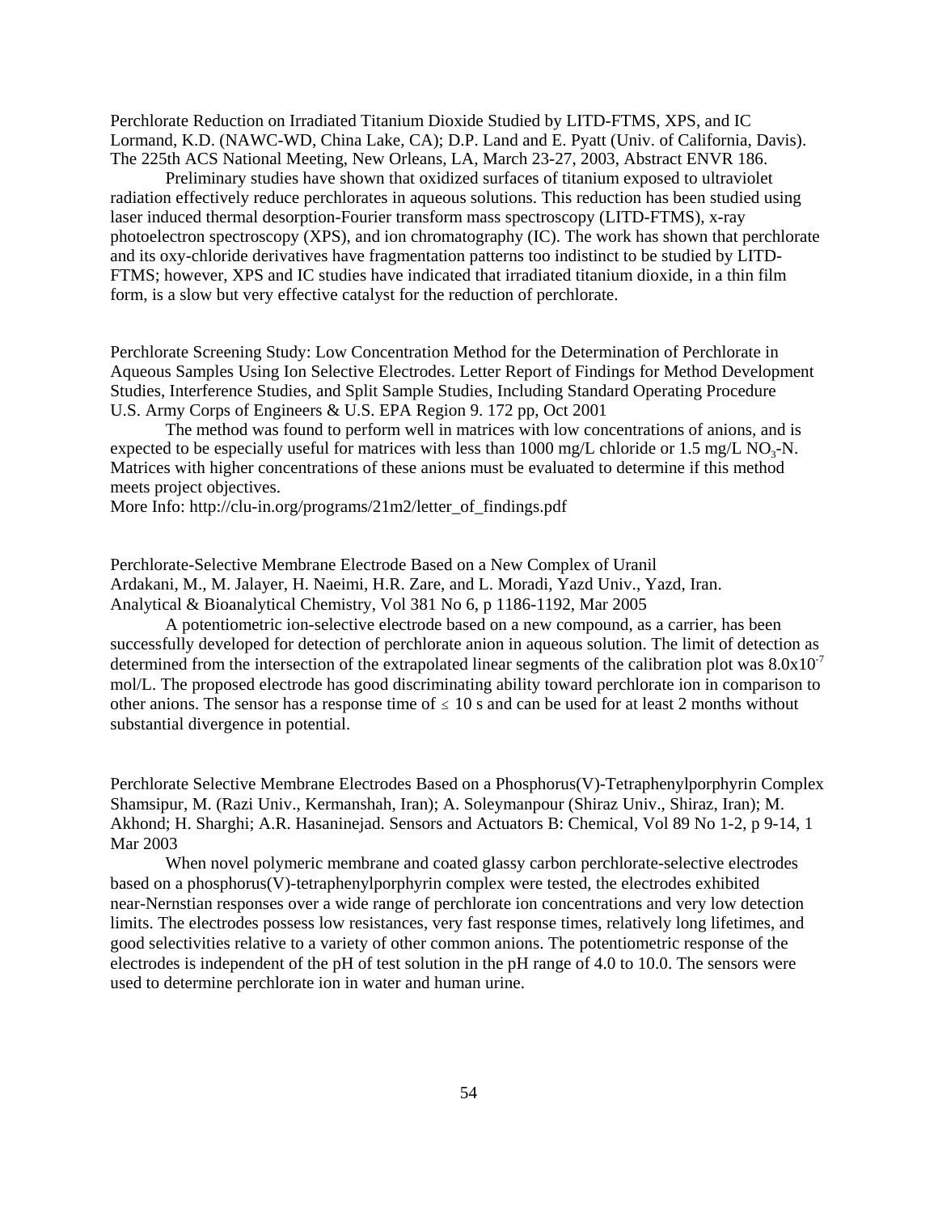Perchlorate Reduction on Irradiated Titanium Dioxide Studied by LITD-FTMS, XPS, and IC
Lormand, K.D. (NAWC-WD, China Lake, CA); D.P. Land and E. Pyatt (Univ. of California, Davis). The 225th ACS National Meeting, New Orleans, LA, March 23-27, 2003, Abstract ENVR 186.

Preliminary studies have shown that oxidized surfaces of titanium exposed to ultraviolet radiation effectively reduce perchlorates in aqueous solutions. This reduction has been studied using laser induced thermal desorption-Fourier transform mass spectroscopy (LITD-FTMS), x-ray photoelectron spectroscopy (XPS), and ion chromatography (IC). The work has shown that perchlorate and its oxy-chloride derivatives have fragmentation patterns too indistinct to be studied by LITD-FTMS; however, XPS and IC studies have indicated that irradiated titanium dioxide, in a thin film form, is a slow but very effective catalyst for the reduction of perchlorate.

Perchlorate Screening Study: Low Concentration Method for the Determination of Perchlorate in Aqueous Samples Using Ion Selective Electrodes. Letter Report of Findings for Method Development Studies, Interference Studies, and Split Sample Studies, Including Standard Operating Procedure
U.S. Army Corps of Engineers & U.S. EPA Region 9. 172 pp, Oct 2001

The method was found to perform well in matrices with low concentrations of anions, and is expected to be especially useful for matrices with less than 1000 mg/L chloride or 1.5 mg/L $NO_3$-N. Matrices with higher concentrations of these anions must be evaluated to determine if this method meets project objectives.
More Info: http://clu-in.org/programs/21m2/letter_of_findings.pdf

Perchlorate-Selective Membrane Electrode Based on a New Complex of Uranil
Ardakani, M., M. Jalayer, H. Naeimi, H.R. Zare, and L. Moradi, Yazd Univ., Yazd, Iran.
Analytical & Bioanalytical Chemistry, Vol 381 No 6, p 1186-1192, Mar 2005

A potentiometric ion-selective electrode based on a new compound, as a carrier, has been successfully developed for detection of perchlorate anion in aqueous solution. The limit of detection as determined from the intersection of the extrapolated linear segments of the calibration plot was $8.0 \times 10^{-7}$ mol/L. The proposed electrode has good discriminating ability toward perchlorate ion in comparison to other anions. The sensor has a response time of $\leq$ 10 s and can be used for at least 2 months without substantial divergence in potential.

Perchlorate Selective Membrane Electrodes Based on a Phosphorus(V)-Tetraphenylporphyrin Complex
Shamsipur, M. (Razi Univ., Kermanshah, Iran); A. Soleymanpour (Shiraz Univ., Shiraz, Iran); M. Akhond; H. Sharghi; A.R. Hasaninejad. Sensors and Actuators B: Chemical, Vol 89 No 1-2, p 9-14, 1 Mar 2003

When novel polymeric membrane and coated glassy carbon perchlorate-selective electrodes based on a phosphorus(V)-tetraphenylporphyrin complex were tested, the electrodes exhibited near-Nernstian responses over a wide range of perchlorate ion concentrations and very low detection limits. The electrodes possess low resistances, very fast response times, relatively long lifetimes, and good selectivities relative to a variety of other common anions. The potentiometric response of the electrodes is independent of the pH of test solution in the pH range of 4.0 to 10.0. The sensors were used to determine perchlorate ion in water and human urine.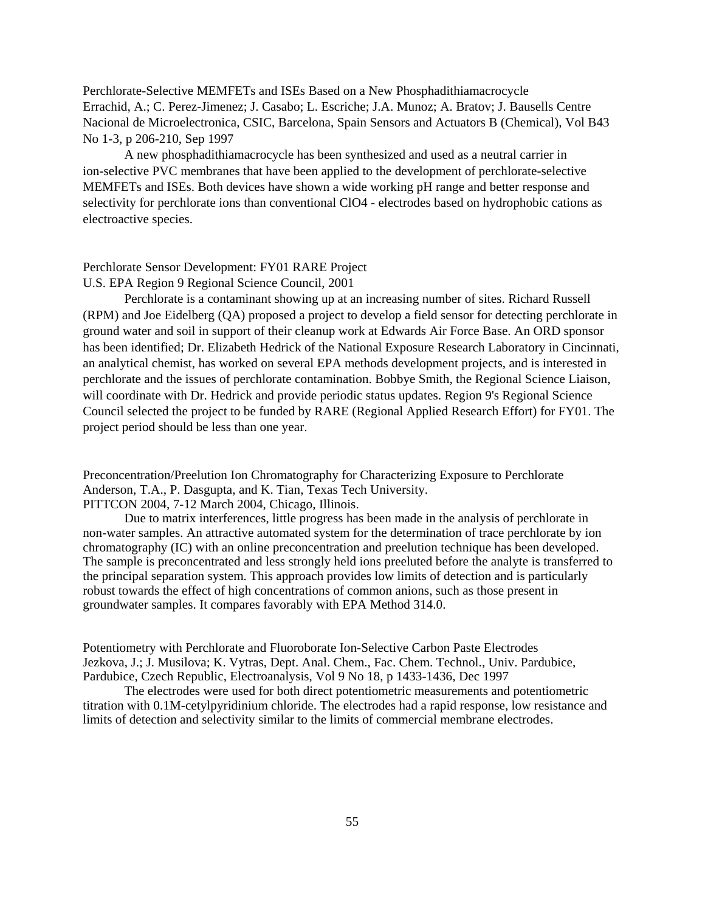Perchlorate-Selective MEMFETs and ISEs Based on a New Phosphadithiamacrocycle
Errachid, A.; C. Perez-Jimenez; J. Casabo; L. Escriche; J.A. Munoz; A. Bratov; J. Bausells Centre Nacional de Microelectronica, CSIC, Barcelona, Spain Sensors and Actuators B (Chemical), Vol B43 No 1-3, p 206-210, Sep 1997

A new phosphadithiamacrocycle has been synthesized and used as a neutral carrier in ion-selective PVC membranes that have been applied to the development of perchlorate-selective MEMFETs and ISEs. Both devices have shown a wide working pH range and better response and selectivity for perchlorate ions than conventional $ClO_4^-$ electrodes based on hydrophobic cations as electroactive species.

Perchlorate Sensor Development: FY01 RARE Project
U.S. EPA Region 9 Regional Science Council, 2001

Perchlorate is a contaminant showing up at an increasing number of sites. Richard Russell (RPM) and Joe Eidelberg (QA) proposed a project to develop a field sensor for detecting perchlorate in ground water and soil in support of their cleanup work at Edwards Air Force Base. An ORD sponsor has been identified; Dr. Elizabeth Hedrick of the National Exposure Research Laboratory in Cincinnati, an analytical chemist, has worked on several EPA methods development projects, and is interested in perchlorate and the issues of perchlorate contamination. Bobbye Smith, the Regional Science Liaison, will coordinate with Dr. Hedrick and provide periodic status updates. Region 9's Regional Science Council selected the project to be funded by RARE (Regional Applied Research Effort) for FY01. The project period should be less than one year.

Preconcentration/Preelution Ion Chromatography for Characterizing Exposure to Perchlorate
Anderson, T.A., P. Dasgupta, and K. Tian, Texas Tech University.
PITTCON 2004, 7-12 March 2004, Chicago, Illinois.

Due to matrix interferences, little progress has been made in the analysis of perchlorate in non-water samples. An attractive automated system for the determination of trace perchlorate by ion chromatography (IC) with an online preconcentration and preelution technique has been developed. The sample is preconcentrated and less strongly held ions preeluted before the analyte is transferred to the principal separation system. This approach provides low limits of detection and is particularly robust towards the effect of high concentrations of common anions, such as those present in groundwater samples. It compares favorably with EPA Method 314.0.

Potentiometry with Perchlorate and Fluoroborate Ion-Selective Carbon Paste Electrodes
Jezkova, J.; J. Musilova; K. Vytras, Dept. Anal. Chem., Fac. Chem. Technol., Univ. Pardubice, Pardubice, Czech Republic, Electroanalysis, Vol 9 No 18, p 1433-1436, Dec 1997

The electrodes were used for both direct potentiometric measurements and potentiometric titration with 0.1M-cetylpyridinium chloride. The electrodes had a rapid response, low resistance and limits of detection and selectivity similar to the limits of commercial membrane electrodes.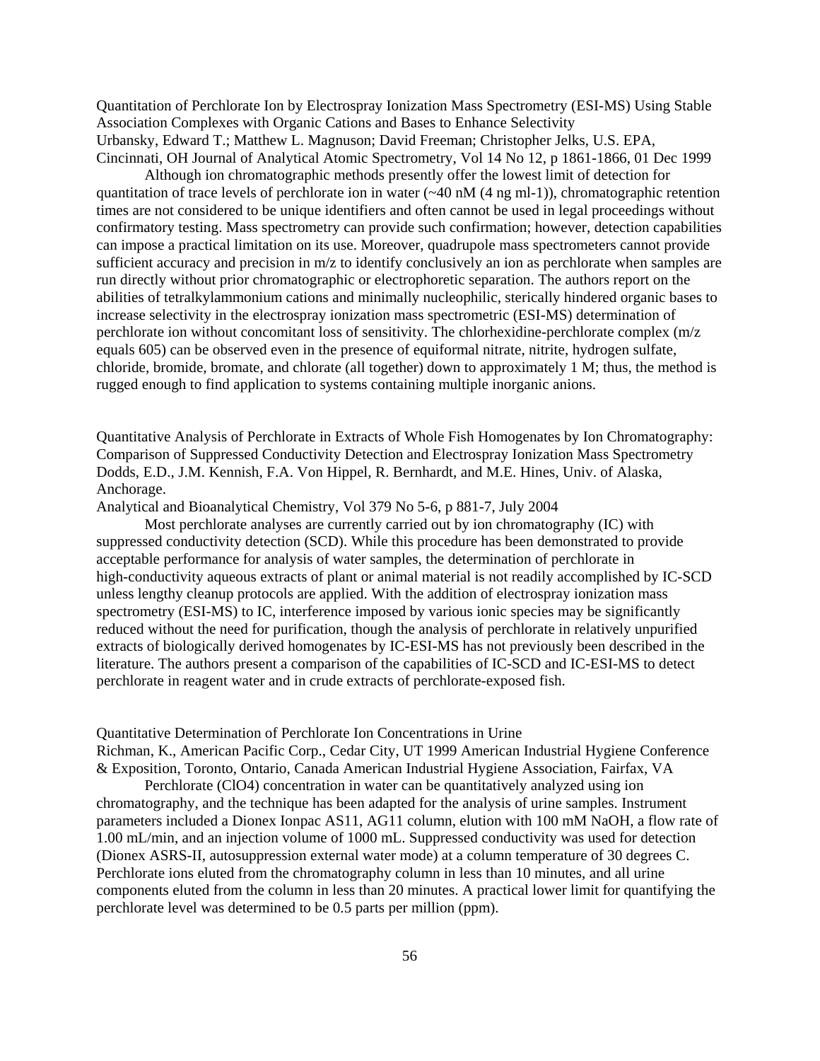Quantitation of Perchlorate Ion by Electrospray Ionization Mass Spectrometry (ESI-MS) Using Stable Association Complexes with Organic Cations and Bases to Enhance Selectivity
Urbansky, Edward T.; Matthew L. Magnuson; David Freeman; Christopher Jelks, U.S. EPA, Cincinnati, OH Journal of Analytical Atomic Spectrometry, Vol 14 No 12, p 1861-1866, 01 Dec 1999

Although ion chromatographic methods presently offer the lowest limit of detection for quantitation of trace levels of perchlorate ion in water (~40 nM (4 ng ml-1)), chromatographic retention times are not considered to be unique identifiers and often cannot be used in legal proceedings without confirmatory testing. Mass spectrometry can provide such confirmation; however, detection capabilities can impose a practical limitation on its use. Moreover, quadrupole mass spectrometers cannot provide sufficient accuracy and precision in m/z to identify conclusively an ion as perchlorate when samples are run directly without prior chromatographic or electrophoretic separation. The authors report on the abilities of tetralkylammonium cations and minimally nucleophilic, sterically hindered organic bases to increase selectivity in the electrospray ionization mass spectrometric (ESI-MS) determination of perchlorate ion without concomitant loss of sensitivity. The chlorhexidine-perchlorate complex (m/z equals 605) can be observed even in the presence of equiformal nitrate, nitrite, hydrogen sulfate, chloride, bromide, bromate, and chlorate (all together) down to approximately 1 M; thus, the method is rugged enough to find application to systems containing multiple inorganic anions.

Quantitative Analysis of Perchlorate in Extracts of Whole Fish Homogenates by Ion Chromatography: Comparison of Suppressed Conductivity Detection and Electrospray Ionization Mass Spectrometry
Dodds, E.D., J.M. Kennish, F.A. Von Hippel, R. Bernhardt, and M.E. Hines, Univ. of Alaska, Anchorage.
Analytical and Bioanalytical Chemistry, Vol 379 No 5-6, p 881-7, July 2004

Most perchlorate analyses are currently carried out by ion chromatography (IC) with suppressed conductivity detection (SCD). While this procedure has been demonstrated to provide acceptable performance for analysis of water samples, the determination of perchlorate in high-conductivity aqueous extracts of plant or animal material is not readily accomplished by IC-SCD unless lengthy cleanup protocols are applied. With the addition of electrospray ionization mass spectrometry (ESI-MS) to IC, interference imposed by various ionic species may be significantly reduced without the need for purification, though the analysis of perchlorate in relatively unpurified extracts of biologically derived homogenates by IC-ESI-MS has not previously been described in the literature. The authors present a comparison of the capabilities of IC-SCD and IC-ESI-MS to detect perchlorate in reagent water and in crude extracts of perchlorate-exposed fish.

Quantitative Determination of Perchlorate Ion Concentrations in Urine
Richman, K., American Pacific Corp., Cedar City, UT 1999 American Industrial Hygiene Conference & Exposition, Toronto, Ontario, Canada American Industrial Hygiene Association, Fairfax, VA

Perchlorate (ClO4) concentration in water can be quantitatively analyzed using ion chromatography, and the technique has been adapted for the analysis of urine samples. Instrument parameters included a Dionex Ionpac AS11, AG11 column, elution with 100 mM NaOH, a flow rate of 1.00 mL/min, and an injection volume of 1000 mL. Suppressed conductivity was used for detection (Dionex ASRS-II, autosuppression external water mode) at a column temperature of 30 degrees C. Perchlorate ions eluted from the chromatography column in less than 10 minutes, and all urine components eluted from the column in less than 20 minutes. A practical lower limit for quantifying the perchlorate level was determined to be 0.5 parts per million (ppm).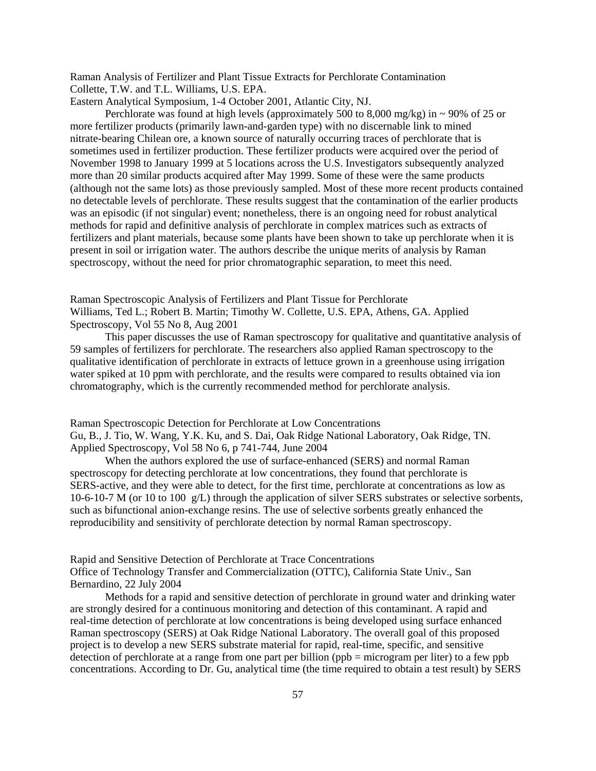Raman Analysis of Fertilizer and Plant Tissue Extracts for Perchlorate Contamination
Collette, T.W. and T.L. Williams, U.S. EPA.
Eastern Analytical Symposium, 1-4 October 2001, Atlantic City, NJ.

Perchlorate was found at high levels (approximately 500 to 8,000 mg/kg) in ~ 90% of 25 or more fertilizer products (primarily lawn-and-garden type) with no discernable link to mined nitrate-bearing Chilean ore, a known source of naturally occurring traces of perchlorate that is sometimes used in fertilizer production. These fertilizer products were acquired over the period of November 1998 to January 1999 at 5 locations across the U.S. Investigators subsequently analyzed more than 20 similar products acquired after May 1999. Some of these were the same products (although not the same lots) as those previously sampled. Most of these more recent products contained no detectable levels of perchlorate. These results suggest that the contamination of the earlier products was an episodic (if not singular) event; nonetheless, there is an ongoing need for robust analytical methods for rapid and definitive analysis of perchlorate in complex matrices such as extracts of fertilizers and plant materials, because some plants have been shown to take up perchlorate when it is present in soil or irrigation water. The authors describe the unique merits of analysis by Raman spectroscopy, without the need for prior chromatographic separation, to meet this need.

Raman Spectroscopic Analysis of Fertilizers and Plant Tissue for Perchlorate
Williams, Ted L.; Robert B. Martin; Timothy W. Collette, U.S. EPA, Athens, GA. Applied Spectroscopy, Vol 55 No 8, Aug 2001

This paper discusses the use of Raman spectroscopy for qualitative and quantitative analysis of 59 samples of fertilizers for perchlorate. The researchers also applied Raman spectroscopy to the qualitative identification of perchlorate in extracts of lettuce grown in a greenhouse using irrigation water spiked at 10 ppm with perchlorate, and the results were compared to results obtained via ion chromatography, which is the currently recommended method for perchlorate analysis.

Raman Spectroscopic Detection for Perchlorate at Low Concentrations
Gu, B., J. Tio, W. Wang, Y.K. Ku, and S. Dai, Oak Ridge National Laboratory, Oak Ridge, TN. Applied Spectroscopy, Vol 58 No 6, p 741-744, June 2004

When the authors explored the use of surface-enhanced (SERS) and normal Raman spectroscopy for detecting perchlorate at low concentrations, they found that perchlorate is SERS-active, and they were able to detect, for the first time, perchlorate at concentrations as low as $10^{-6}$-$10^{-7}$ M (or 10 to 100 g/L) through the application of silver SERS substrates or selective sorbents, such as bifunctional anion-exchange resins. The use of selective sorbents greatly enhanced the reproducibility and sensitivity of perchlorate detection by normal Raman spectroscopy.

Rapid and Sensitive Detection of Perchlorate at Trace Concentrations
Office of Technology Transfer and Commercialization (OTTC), California State Univ., San Bernardino, 22 July 2004

Methods for a rapid and sensitive detection of perchlorate in ground water and drinking water are strongly desired for a continuous monitoring and detection of this contaminant. A rapid and real-time detection of perchlorate at low concentrations is being developed using surface enhanced Raman spectroscopy (SERS) at Oak Ridge National Laboratory. The overall goal of this proposed project is to develop a new SERS substrate material for rapid, real-time, specific, and sensitive detection of perchlorate at a range from one part per billion (ppb = microgram per liter) to a few ppb concentrations. According to Dr. Gu, analytical time (the time required to obtain a test result) by SERS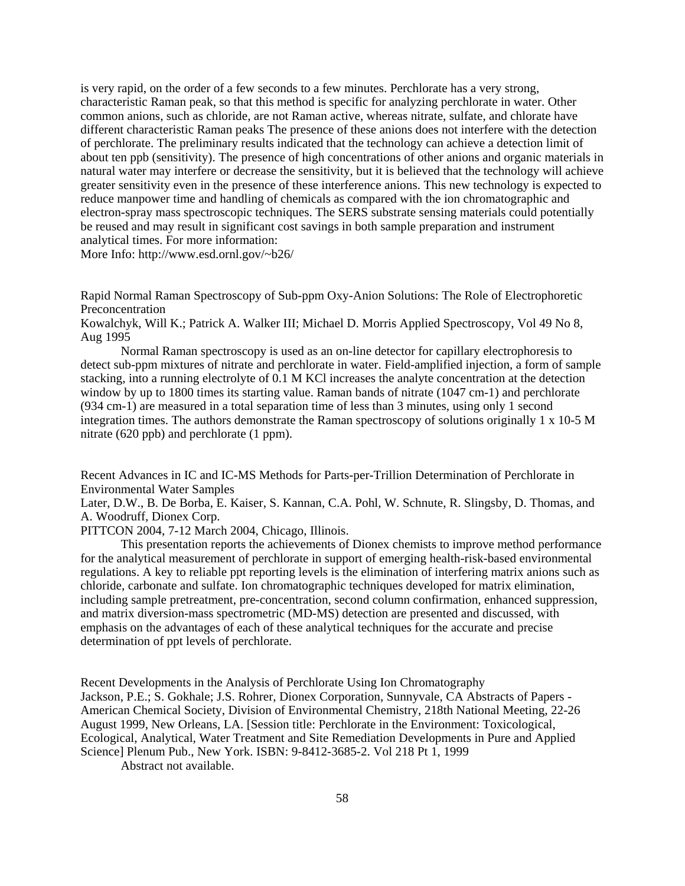is very rapid, on the order of a few seconds to a few minutes. Perchlorate has a very strong, characteristic Raman peak, so that this method is specific for analyzing perchlorate in water. Other common anions, such as chloride, are not Raman active, whereas nitrate, sulfate, and chlorate have different characteristic Raman peaks The presence of these anions does not interfere with the detection of perchlorate. The preliminary results indicated that the technology can achieve a detection limit of about ten ppb (sensitivity). The presence of high concentrations of other anions and organic materials in natural water may interfere or decrease the sensitivity, but it is believed that the technology will achieve greater sensitivity even in the presence of these interference anions. This new technology is expected to reduce manpower time and handling of chemicals as compared with the ion chromatographic and electron-spray mass spectroscopic techniques. The SERS substrate sensing materials could potentially be reused and may result in significant cost savings in both sample preparation and instrument analytical times. For more information:
More Info: http://www.esd.ornl.gov/~b26/

Rapid Normal Raman Spectroscopy of Sub-ppm Oxy-Anion Solutions: The Role of Electrophoretic Preconcentration
Kowalchyk, Will K.; Patrick A. Walker III; Michael D. Morris Applied Spectroscopy, Vol 49 No 8, Aug 1995

Normal Raman spectroscopy is used as an on-line detector for capillary electrophoresis to detect sub-ppm mixtures of nitrate and perchlorate in water. Field-amplified injection, a form of sample stacking, into a running electrolyte of 0.1 M KCl increases the analyte concentration at the detection window by up to 1800 times its starting value. Raman bands of nitrate (1047 cm-1) and perchlorate (934 cm-1) are measured in a total separation time of less than 3 minutes, using only 1 second integration times. The authors demonstrate the Raman spectroscopy of solutions originally 1 x 10-5 M nitrate (620 ppb) and perchlorate (1 ppm).

Recent Advances in IC and IC-MS Methods for Parts-per-Trillion Determination of Perchlorate in Environmental Water Samples
Later, D.W., B. De Borba, E. Kaiser, S. Kannan, C.A. Pohl, W. Schnute, R. Slingsby, D. Thomas, and A. Woodruff, Dionex Corp.
PITTCON 2004, 7-12 March 2004, Chicago, Illinois.

This presentation reports the achievements of Dionex chemists to improve method performance for the analytical measurement of perchlorate in support of emerging health-risk-based environmental regulations. A key to reliable ppt reporting levels is the elimination of interfering matrix anions such as chloride, carbonate and sulfate. Ion chromatographic techniques developed for matrix elimination, including sample pretreatment, pre-concentration, second column confirmation, enhanced suppression, and matrix diversion-mass spectrometric (MD-MS) detection are presented and discussed, with emphasis on the advantages of each of these analytical techniques for the accurate and precise determination of ppt levels of perchlorate.

Recent Developments in the Analysis of Perchlorate Using Ion Chromatography
Jackson, P.E.; S. Gokhale; J.S. Rohrer, Dionex Corporation, Sunnyvale, CA Abstracts of Papers - American Chemical Society, Division of Environmental Chemistry, 218th National Meeting, 22-26 August 1999, New Orleans, LA. [Session title: Perchlorate in the Environment: Toxicological, Ecological, Analytical, Water Treatment and Site Remediation Developments in Pure and Applied Science] Plenum Pub., New York. ISBN: 9-8412-3685-2. Vol 218 Pt 1, 1999

Abstract not available.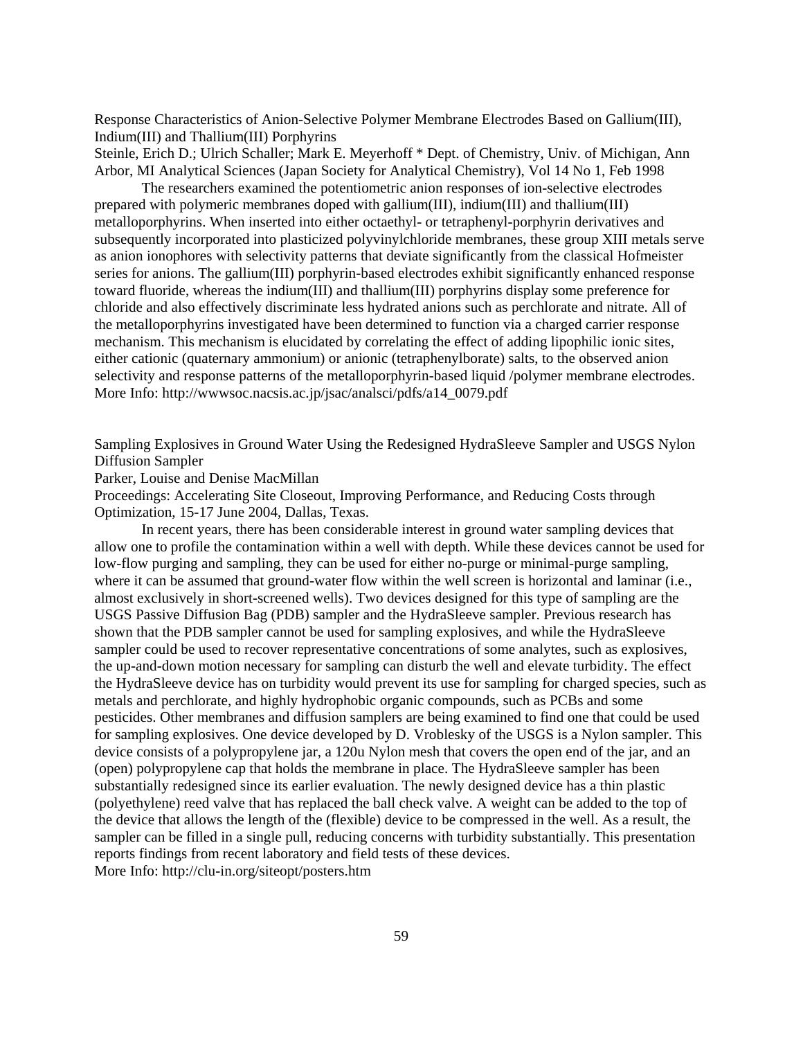Response Characteristics of Anion-Selective Polymer Membrane Electrodes Based on Gallium(III), Indium(III) and Thallium(III) Porphyrins
Steinle, Erich D.; Ulrich Schaller; Mark E. Meyerhoff * Dept. of Chemistry, Univ. of Michigan, Ann Arbor, MI Analytical Sciences (Japan Society for Analytical Chemistry), Vol 14 No 1, Feb 1998

The researchers examined the potentiometric anion responses of ion-selective electrodes prepared with polymeric membranes doped with gallium(III), indium(III) and thallium(III) metalloporphyrins. When inserted into either octaethyl- or tetraphenyl-porphyrin derivatives and subsequently incorporated into plasticized polyvinylchloride membranes, these group XIII metals serve as anion ionophores with selectivity patterns that deviate significantly from the classical Hofmeister series for anions. The gallium(III) porphyrin-based electrodes exhibit significantly enhanced response toward fluoride, whereas the indium(III) and thallium(III) porphyrins display some preference for chloride and also effectively discriminate less hydrated anions such as perchlorate and nitrate. All of the metalloporphyrins investigated have been determined to function via a charged carrier response mechanism. This mechanism is elucidated by correlating the effect of adding lipophilic ionic sites, either cationic (quaternary ammonium) or anionic (tetraphenylborate) salts, to the observed anion selectivity and response patterns of the metalloporphyrin-based liquid /polymer membrane electrodes.
More Info: http://wwwsoc.nacsis.ac.jp/jsac/analsci/pdfs/a14_0079.pdf

Sampling Explosives in Ground Water Using the Redesigned HydraSleeve Sampler and USGS Nylon Diffusion Sampler
Parker, Louise and Denise MacMillan
Proceedings: Accelerating Site Closeout, Improving Performance, and Reducing Costs through Optimization, 15-17 June 2004, Dallas, Texas.

In recent years, there has been considerable interest in ground water sampling devices that allow one to profile the contamination within a well with depth. While these devices cannot be used for low-flow purging and sampling, they can be used for either no-purge or minimal-purge sampling, where it can be assumed that ground-water flow within the well screen is horizontal and laminar (i.e., almost exclusively in short-screened wells). Two devices designed for this type of sampling are the USGS Passive Diffusion Bag (PDB) sampler and the HydraSleeve sampler. Previous research has shown that the PDB sampler cannot be used for sampling explosives, and while the HydraSleeve sampler could be used to recover representative concentrations of some analytes, such as explosives, the up-and-down motion necessary for sampling can disturb the well and elevate turbidity. The effect the HydraSleeve device has on turbidity would prevent its use for sampling for charged species, such as metals and perchlorate, and highly hydrophobic organic compounds, such as PCBs and some pesticides. Other membranes and diffusion samplers are being examined to find one that could be used for sampling explosives. One device developed by D. Vroblesky of the USGS is a Nylon sampler. This device consists of a polypropylene jar, a 120u Nylon mesh that covers the open end of the jar, and an (open) polypropylene cap that holds the membrane in place. The HydraSleeve sampler has been substantially redesigned since its earlier evaluation. The newly designed device has a thin plastic (polyethylene) reed valve that has replaced the ball check valve. A weight can be added to the top of the device that allows the length of the (flexible) device to be compressed in the well. As a result, the sampler can be filled in a single pull, reducing concerns with turbidity substantially. This presentation reports findings from recent laboratory and field tests of these devices.
More Info: http://clu-in.org/siteopt/posters.htm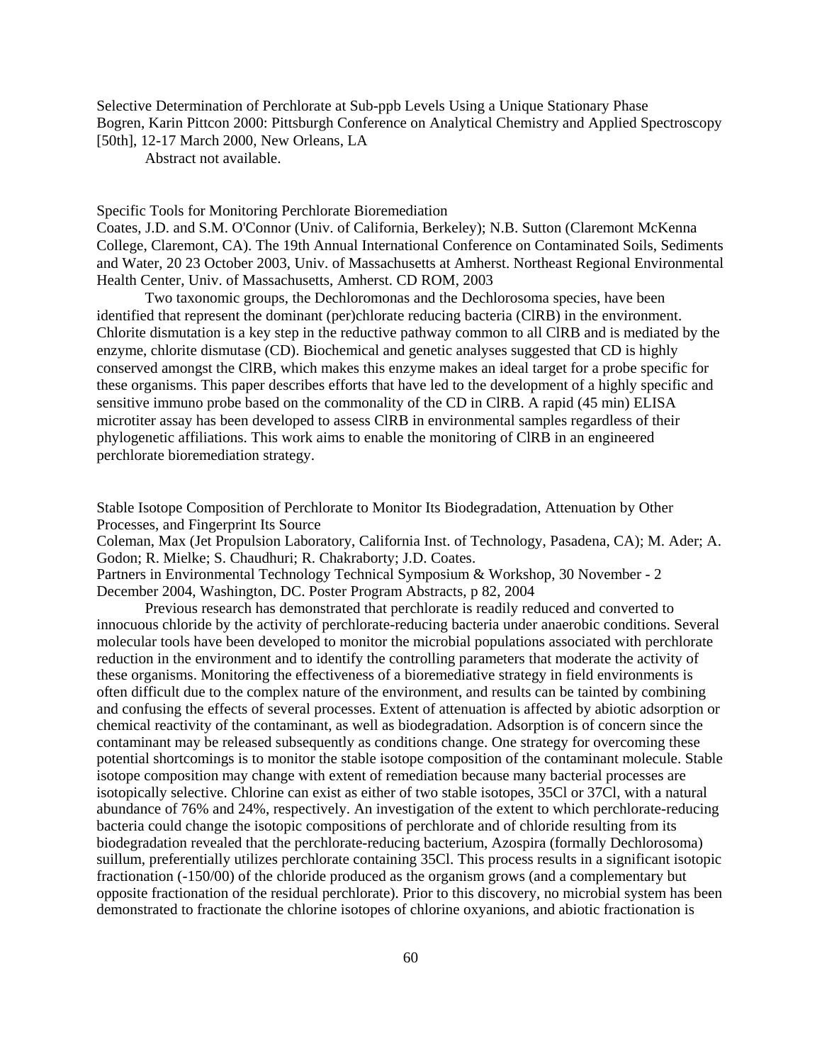Selective Determination of Perchlorate at Sub-ppb Levels Using a Unique Stationary Phase
Bogren, Karin Pittcon 2000: Pittsburgh Conference on Analytical Chemistry and Applied Spectroscopy [50th], 12-17 March 2000, New Orleans, LA

Abstract not available.

Specific Tools for Monitoring Perchlorate Bioremediation
Coates, J.D. and S.M. O'Connor (Univ. of California, Berkeley); N.B. Sutton (Claremont McKenna College, Claremont, CA). The 19th Annual International Conference on Contaminated Soils, Sediments and Water, 20 23 October 2003, Univ. of Massachusetts at Amherst. Northeast Regional Environmental Health Center, Univ. of Massachusetts, Amherst. CD ROM, 2003

Two taxonomic groups, the Dechloromonas and the Dechlorosoma species, have been identified that represent the dominant (per)chlorate reducing bacteria (ClRB) in the environment. Chlorite dismutation is a key step in the reductive pathway common to all ClRB and is mediated by the enzyme, chlorite dismutase (CD). Biochemical and genetic analyses suggested that CD is highly conserved amongst the ClRB, which makes this enzyme makes an ideal target for a probe specific for these organisms. This paper describes efforts that have led to the development of a highly specific and sensitive immuno probe based on the commonality of the CD in ClRB. A rapid (45 min) ELISA microtiter assay has been developed to assess ClRB in environmental samples regardless of their phylogenetic affiliations. This work aims to enable the monitoring of ClRB in an engineered perchlorate bioremediation strategy.

Stable Isotope Composition of Perchlorate to Monitor Its Biodegradation, Attenuation by Other Processes, and Fingerprint Its Source
Coleman, Max (Jet Propulsion Laboratory, California Inst. of Technology, Pasadena, CA); M. Ader; A. Godon; R. Mielke; S. Chaudhuri; R. Chakraborty; J.D. Coates.
Partners in Environmental Technology Technical Symposium & Workshop, 30 November - 2 December 2004, Washington, DC. Poster Program Abstracts, p 82, 2004

Previous research has demonstrated that perchlorate is readily reduced and converted to innocuous chloride by the activity of perchlorate-reducing bacteria under anaerobic conditions. Several molecular tools have been developed to monitor the microbial populations associated with perchlorate reduction in the environment and to identify the controlling parameters that moderate the activity of these organisms. Monitoring the effectiveness of a bioremediative strategy in field environments is often difficult due to the complex nature of the environment, and results can be tainted by combining and confusing the effects of several processes. Extent of attenuation is affected by abiotic adsorption or chemical reactivity of the contaminant, as well as biodegradation. Adsorption is of concern since the contaminant may be released subsequently as conditions change. One strategy for overcoming these potential shortcomings is to monitor the stable isotope composition of the contaminant molecule. Stable isotope composition may change with extent of remediation because many bacterial processes are isotopically selective. Chlorine can exist as either of two stable isotopes, 35Cl or 37Cl, with a natural abundance of 76% and 24%, respectively. An investigation of the extent to which perchlorate-reducing bacteria could change the isotopic compositions of perchlorate and of chloride resulting from its biodegradation revealed that the perchlorate-reducing bacterium, Azospira (formally Dechlorosoma) suillum, preferentially utilizes perchlorate containing 35Cl. This process results in a significant isotopic fractionation (-150/00) of the chloride produced as the organism grows (and a complementary but opposite fractionation of the residual perchlorate). Prior to this discovery, no microbial system has been demonstrated to fractionate the chlorine isotopes of chlorine oxyanions, and abiotic fractionation is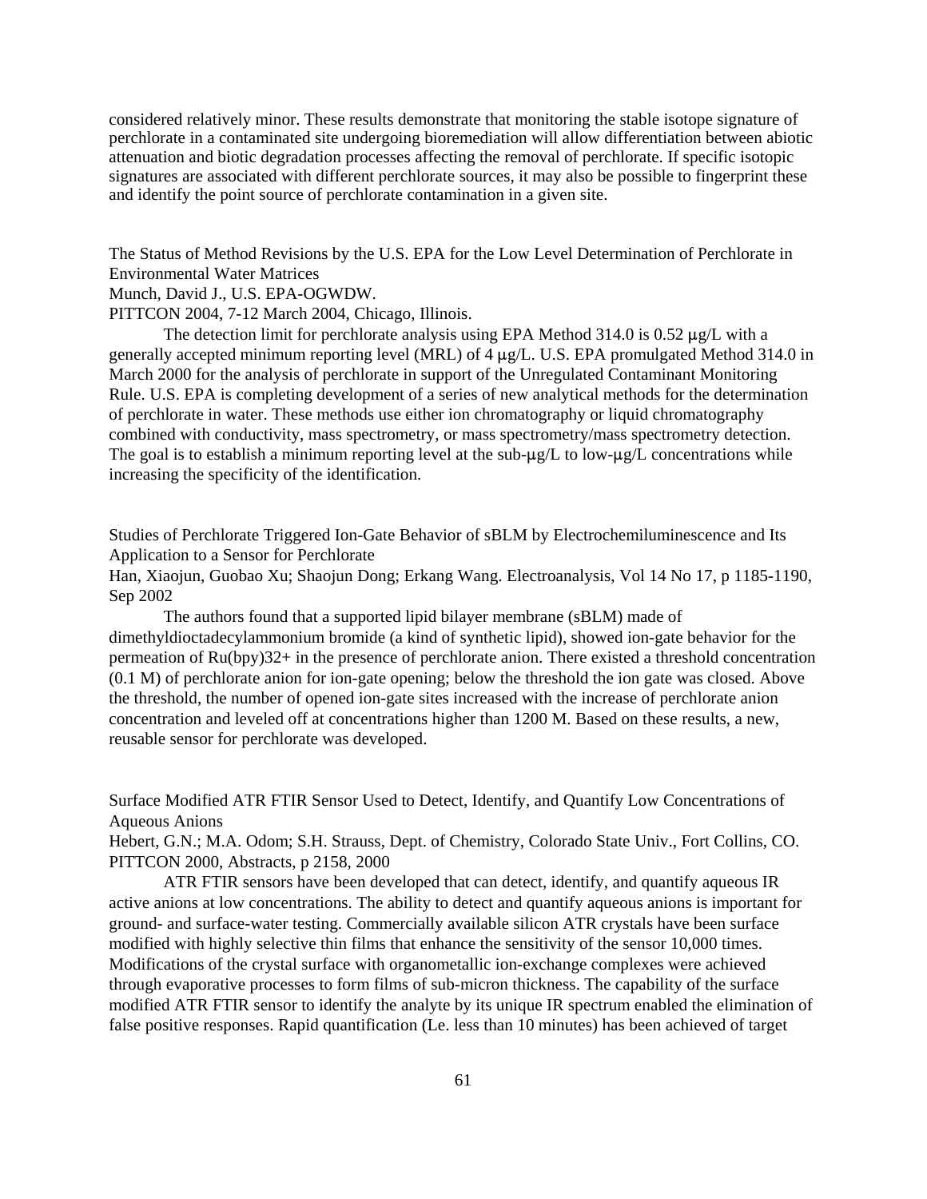considered relatively minor. These results demonstrate that monitoring the stable isotope signature of perchlorate in a contaminated site undergoing bioremediation will allow differentiation between abiotic attenuation and biotic degradation processes affecting the removal of perchlorate. If specific isotopic signatures are associated with different perchlorate sources, it may also be possible to fingerprint these and identify the point source of perchlorate contamination in a given site.

The Status of Method Revisions by the U.S. EPA for the Low Level Determination of Perchlorate in Environmental Water Matrices
Munch, David J., U.S. EPA-OGWDW.
PITTCON 2004, 7-12 March 2004, Chicago, Illinois.

The detection limit for perchlorate analysis using EPA Method 314.0 is 0.52 μg/L with a generally accepted minimum reporting level (MRL) of 4 μg/L. U.S. EPA promulgated Method 314.0 in March 2000 for the analysis of perchlorate in support of the Unregulated Contaminant Monitoring Rule. U.S. EPA is completing development of a series of new analytical methods for the determination of perchlorate in water. These methods use either ion chromatography or liquid chromatography combined with conductivity, mass spectrometry, or mass spectrometry/mass spectrometry detection. The goal is to establish a minimum reporting level at the sub-μg/L to low-μg/L concentrations while increasing the specificity of the identification.

Studies of Perchlorate Triggered Ion-Gate Behavior of sBLM by Electrochemiluminescence and Its Application to a Sensor for Perchlorate
Han, Xiaojun, Guobao Xu; Shaojun Dong; Erkang Wang. Electroanalysis, Vol 14 No 17, p 1185-1190, Sep 2002

The authors found that a supported lipid bilayer membrane (sBLM) made of dimethyldioctadecylammonium bromide (a kind of synthetic lipid), showed ion-gate behavior for the permeation of Ru(bpy)32+ in the presence of perchlorate anion. There existed a threshold concentration (0.1 M) of perchlorate anion for ion-gate opening; below the threshold the ion gate was closed. Above the threshold, the number of opened ion-gate sites increased with the increase of perchlorate anion concentration and leveled off at concentrations higher than 1200 M. Based on these results, a new, reusable sensor for perchlorate was developed.

Surface Modified ATR FTIR Sensor Used to Detect, Identify, and Quantify Low Concentrations of Aqueous Anions
Hebert, G.N.; M.A. Odom; S.H. Strauss, Dept. of Chemistry, Colorado State Univ., Fort Collins, CO.
PITTCON 2000, Abstracts, p 2158, 2000

ATR FTIR sensors have been developed that can detect, identify, and quantify aqueous IR active anions at low concentrations. The ability to detect and quantify aqueous anions is important for ground- and surface-water testing. Commercially available silicon ATR crystals have been surface modified with highly selective thin films that enhance the sensitivity of the sensor 10,000 times. Modifications of the crystal surface with organometallic ion-exchange complexes were achieved through evaporative processes to form films of sub-micron thickness. The capability of the surface modified ATR FTIR sensor to identify the analyte by its unique IR spectrum enabled the elimination of false positive responses. Rapid quantification (Le. less than 10 minutes) has been achieved of target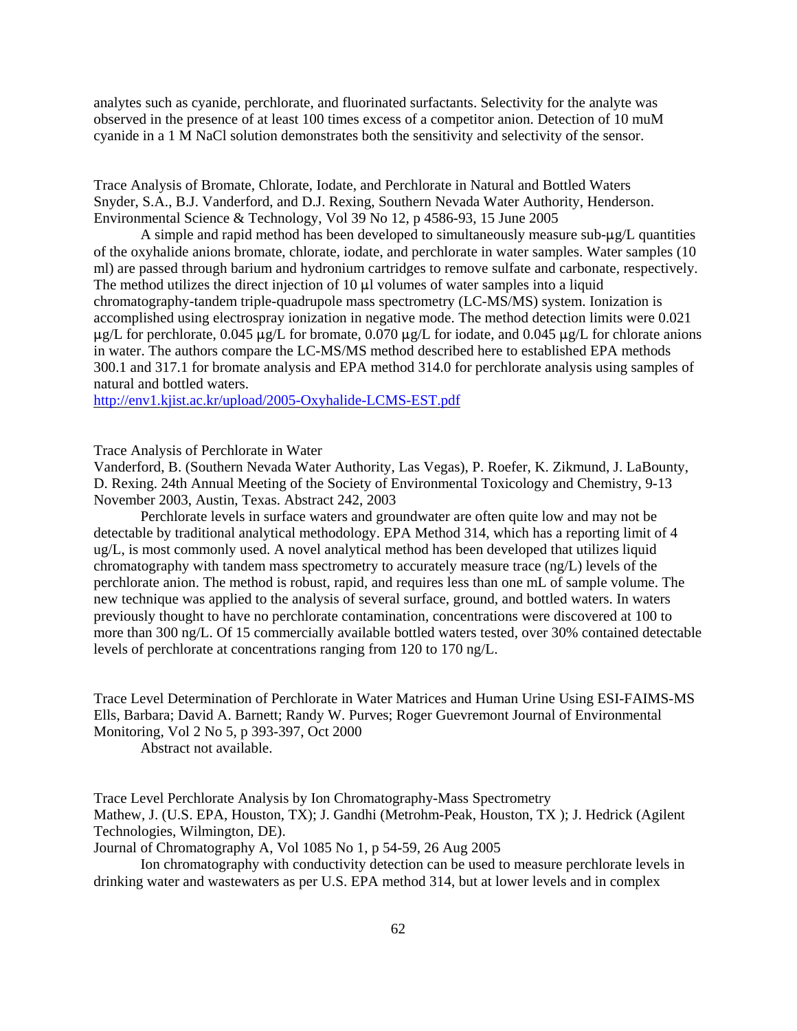analytes such as cyanide, perchlorate, and fluorinated surfactants. Selectivity for the analyte was observed in the presence of at least 100 times excess of a competitor anion. Detection of 10 muM cyanide in a 1 M NaCl solution demonstrates both the sensitivity and selectivity of the sensor.

Trace Analysis of Bromate, Chlorate, Iodate, and Perchlorate in Natural and Bottled Waters
Snyder, S.A., B.J. Vanderford, and D.J. Rexing, Southern Nevada Water Authority, Henderson.
Environmental Science & Technology, Vol 39 No 12, p 4586-93, 15 June 2005

A simple and rapid method has been developed to simultaneously measure sub-μg/L quantities of the oxyhalide anions bromate, chlorate, iodate, and perchlorate in water samples. Water samples (10 ml) are passed through barium and hydronium cartridges to remove sulfate and carbonate, respectively. The method utilizes the direct injection of 10 μl volumes of water samples into a liquid chromatography-tandem triple-quadrupole mass spectrometry (LC-MS/MS) system. Ionization is accomplished using electrospray ionization in negative mode. The method detection limits were 0.021 μg/L for perchlorate, 0.045 μg/L for bromate, 0.070 μg/L for iodate, and 0.045 μg/L for chlorate anions in water. The authors compare the LC-MS/MS method described here to established EPA methods 300.1 and 317.1 for bromate analysis and EPA method 314.0 for perchlorate analysis using samples of natural and bottled waters.
http://env1.kjist.ac.kr/upload/2005-Oxyhalide-LCMS-EST.pdf

Trace Analysis of Perchlorate in Water
Vanderford, B. (Southern Nevada Water Authority, Las Vegas), P. Roefer, K. Zikmund, J. LaBounty, D. Rexing. 24th Annual Meeting of the Society of Environmental Toxicology and Chemistry, 9-13 November 2003, Austin, Texas. Abstract 242, 2003

Perchlorate levels in surface waters and groundwater are often quite low and may not be detectable by traditional analytical methodology. EPA Method 314, which has a reporting limit of 4 ug/L, is most commonly used. A novel analytical method has been developed that utilizes liquid chromatography with tandem mass spectrometry to accurately measure trace (ng/L) levels of the perchlorate anion. The method is robust, rapid, and requires less than one mL of sample volume. The new technique was applied to the analysis of several surface, ground, and bottled waters. In waters previously thought to have no perchlorate contamination, concentrations were discovered at 100 to more than 300 ng/L. Of 15 commercially available bottled waters tested, over 30% contained detectable levels of perchlorate at concentrations ranging from 120 to 170 ng/L.

Trace Level Determination of Perchlorate in Water Matrices and Human Urine Using ESI-FAIMS-MS
Ells, Barbara; David A. Barnett; Randy W. Purves; Roger Guevremont Journal of Environmental Monitoring, Vol 2 No 5, p 393-397, Oct 2000

Abstract not available.

Trace Level Perchlorate Analysis by Ion Chromatography-Mass Spectrometry
Mathew, J. (U.S. EPA, Houston, TX); J. Gandhi (Metrohm-Peak, Houston, TX ); J. Hedrick (Agilent Technologies, Wilmington, DE).
Journal of Chromatography A, Vol 1085 No 1, p 54-59, 26 Aug 2005

Ion chromatography with conductivity detection can be used to measure perchlorate levels in drinking water and wastewaters as per U.S. EPA method 314, but at lower levels and in complex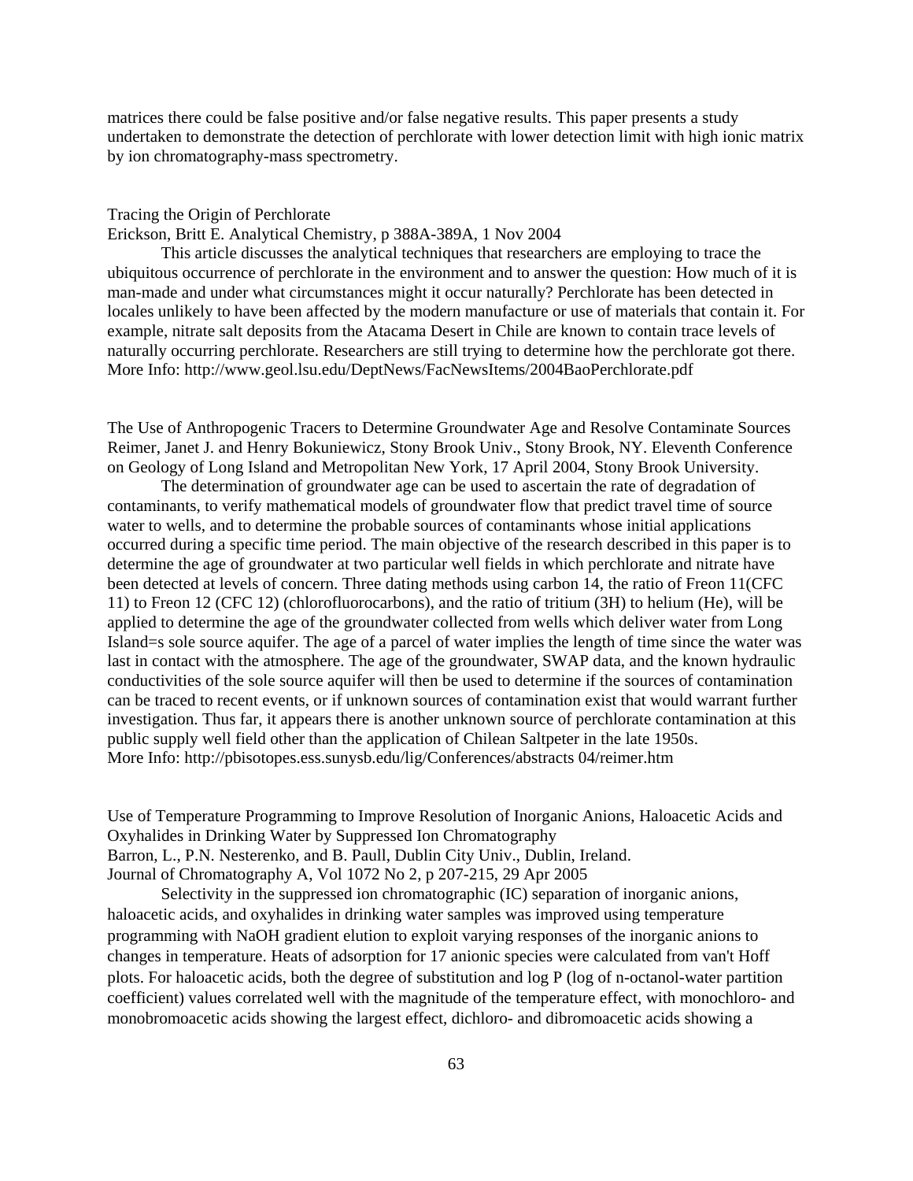matrices there could be false positive and/or false negative results. This paper presents a study undertaken to demonstrate the detection of perchlorate with lower detection limit with high ionic matrix by ion chromatography-mass spectrometry.

Tracing the Origin of Perchlorate
Erickson, Britt E. Analytical Chemistry, p 388A-389A, 1 Nov 2004

This article discusses the analytical techniques that researchers are employing to trace the ubiquitous occurrence of perchlorate in the environment and to answer the question: How much of it is man-made and under what circumstances might it occur naturally? Perchlorate has been detected in locales unlikely to have been affected by the modern manufacture or use of materials that contain it. For example, nitrate salt deposits from the Atacama Desert in Chile are known to contain trace levels of naturally occurring perchlorate. Researchers are still trying to determine how the perchlorate got there.
More Info: http://www.geol.lsu.edu/DeptNews/FacNewsItems/2004BaoPerchlorate.pdf

The Use of Anthropogenic Tracers to Determine Groundwater Age and Resolve Contaminate Sources
Reimer, Janet J. and Henry Bokuniewicz, Stony Brook Univ., Stony Brook, NY. Eleventh Conference on Geology of Long Island and Metropolitan New York, 17 April 2004, Stony Brook University.

The determination of groundwater age can be used to ascertain the rate of degradation of contaminants, to verify mathematical models of groundwater flow that predict travel time of source water to wells, and to determine the probable sources of contaminants whose initial applications occurred during a specific time period. The main objective of the research described in this paper is to determine the age of groundwater at two particular well fields in which perchlorate and nitrate have been detected at levels of concern. Three dating methods using carbon 14, the ratio of Freon 11(CFC 11) to Freon 12 (CFC 12) (chlorofluorocarbons), and the ratio of tritium (3H) to helium (He), will be applied to determine the age of the groundwater collected from wells which deliver water from Long Island=s sole source aquifer. The age of a parcel of water implies the length of time since the water was last in contact with the atmosphere. The age of the groundwater, SWAP data, and the known hydraulic conductivities of the sole source aquifer will then be used to determine if the sources of contamination can be traced to recent events, or if unknown sources of contamination exist that would warrant further investigation. Thus far, it appears there is another unknown source of perchlorate contamination at this public supply well field other than the application of Chilean Saltpeter in the late 1950s.
More Info: http://pbisotopes.ess.sunysb.edu/lig/Conferences/abstracts 04/reimer.htm

Use of Temperature Programming to Improve Resolution of Inorganic Anions, Haloacetic Acids and Oxyhalides in Drinking Water by Suppressed Ion Chromatography
Barron, L., P.N. Nesterenko, and B. Paull, Dublin City Univ., Dublin, Ireland.
Journal of Chromatography A, Vol 1072 No 2, p 207-215, 29 Apr 2005

Selectivity in the suppressed ion chromatographic (IC) separation of inorganic anions, haloacetic acids, and oxyhalides in drinking water samples was improved using temperature programming with NaOH gradient elution to exploit varying responses of the inorganic anions to changes in temperature. Heats of adsorption for 17 anionic species were calculated from van't Hoff plots. For haloacetic acids, both the degree of substitution and log P (log of n-octanol-water partition coefficient) values correlated well with the magnitude of the temperature effect, with monochloro- and monobromoacetic acids showing the largest effect, dichloro- and dibromoacetic acids showing a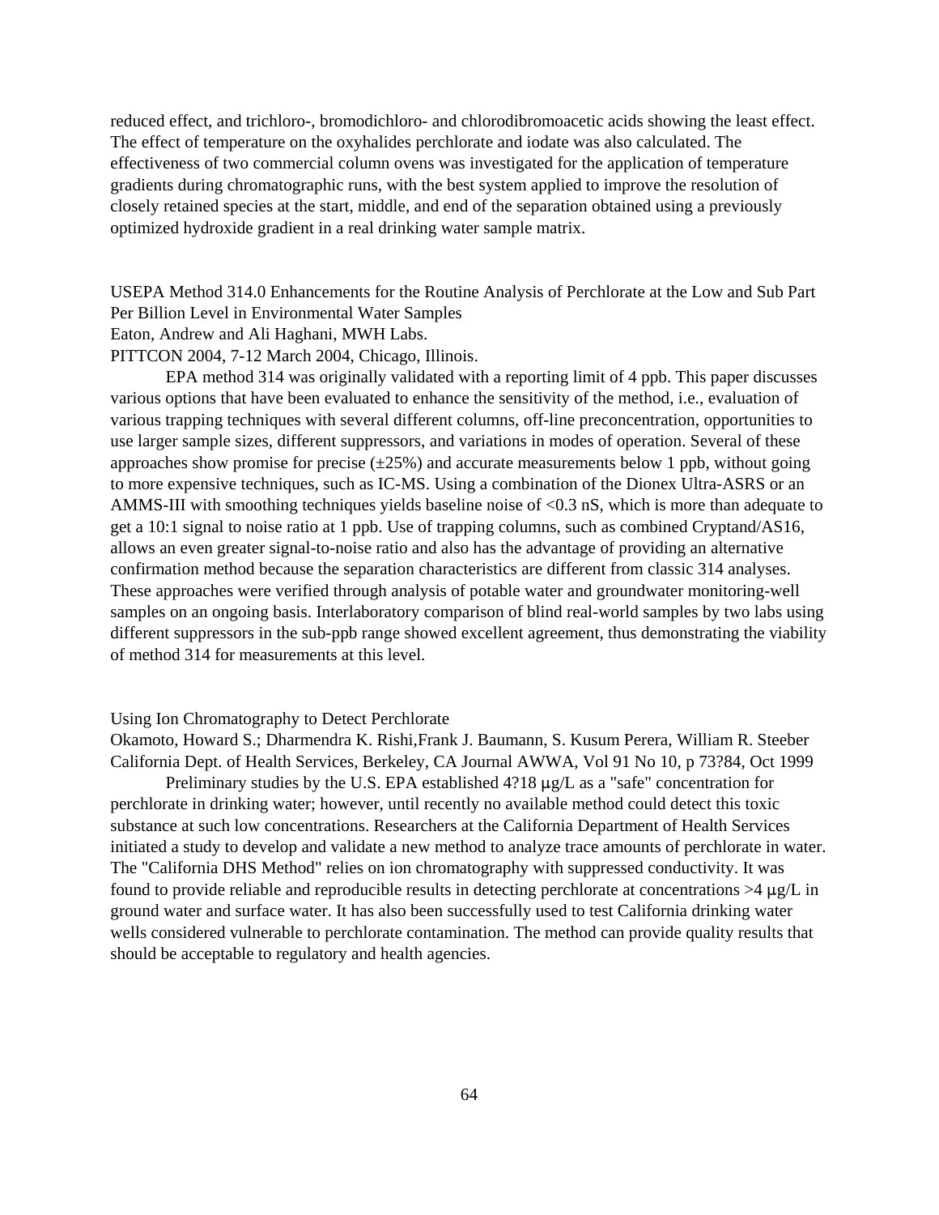reduced effect, and trichloro-, bromodichloro- and chlorodibromoacetic acids showing the least effect. The effect of temperature on the oxyhalides perchlorate and iodate was also calculated. The effectiveness of two commercial column ovens was investigated for the application of temperature gradients during chromatographic runs, with the best system applied to improve the resolution of closely retained species at the start, middle, and end of the separation obtained using a previously optimized hydroxide gradient in a real drinking water sample matrix.

USEPA Method 314.0 Enhancements for the Routine Analysis of Perchlorate at the Low and Sub Part Per Billion Level in Environmental Water Samples
Eaton, Andrew and Ali Haghani, MWH Labs.
PITTCON 2004, 7-12 March 2004, Chicago, Illinois.

EPA method 314 was originally validated with a reporting limit of 4 ppb. This paper discusses various options that have been evaluated to enhance the sensitivity of the method, i.e., evaluation of various trapping techniques with several different columns, off-line preconcentration, opportunities to use larger sample sizes, different suppressors, and variations in modes of operation. Several of these approaches show promise for precise (±25%) and accurate measurements below 1 ppb, without going to more expensive techniques, such as IC-MS. Using a combination of the Dionex Ultra-ASRS or an AMMS-III with smoothing techniques yields baseline noise of <0.3 nS, which is more than adequate to get a 10:1 signal to noise ratio at 1 ppb. Use of trapping columns, such as combined Cryptand/AS16, allows an even greater signal-to-noise ratio and also has the advantage of providing an alternative confirmation method because the separation characteristics are different from classic 314 analyses. These approaches were verified through analysis of potable water and groundwater monitoring-well samples on an ongoing basis. Interlaboratory comparison of blind real-world samples by two labs using different suppressors in the sub-ppb range showed excellent agreement, thus demonstrating the viability of method 314 for measurements at this level.

Using Ion Chromatography to Detect Perchlorate
Okamoto, Howard S.; Dharmendra K. Rishi,Frank J. Baumann, S. Kusum Perera, William R. Steeber
California Dept. of Health Services, Berkeley, CA Journal AWWA, Vol 91 No 10, p 73?84, Oct 1999

Preliminary studies by the U.S. EPA established 4?18 µg/L as a "safe" concentration for perchlorate in drinking water; however, until recently no available method could detect this toxic substance at such low concentrations. Researchers at the California Department of Health Services initiated a study to develop and validate a new method to analyze trace amounts of perchlorate in water. The "California DHS Method" relies on ion chromatography with suppressed conductivity. It was found to provide reliable and reproducible results in detecting perchlorate at concentrations >4 µg/L in ground water and surface water. It has also been successfully used to test California drinking water wells considered vulnerable to perchlorate contamination. The method can provide quality results that should be acceptable to regulatory and health agencies.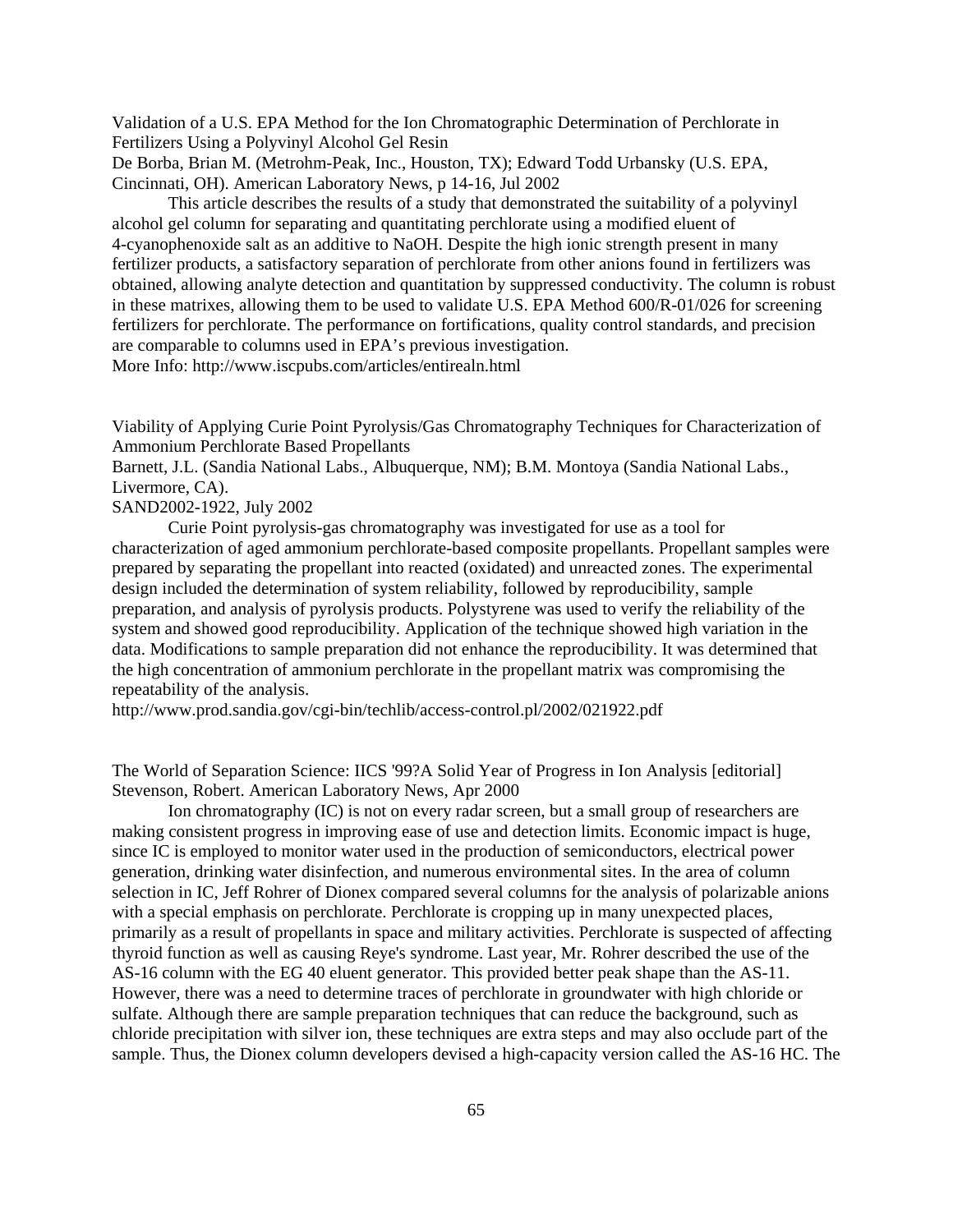Validation of a U.S. EPA Method for the Ion Chromatographic Determination of Perchlorate in Fertilizers Using a Polyvinyl Alcohol Gel Resin
De Borba, Brian M. (Metrohm-Peak, Inc., Houston, TX); Edward Todd Urbansky (U.S. EPA, Cincinnati, OH). American Laboratory News, p 14-16, Jul 2002

This article describes the results of a study that demonstrated the suitability of a polyvinyl alcohol gel column for separating and quantitating perchlorate using a modified eluent of 4-cyanophenoxide salt as an additive to NaOH. Despite the high ionic strength present in many fertilizer products, a satisfactory separation of perchlorate from other anions found in fertilizers was obtained, allowing analyte detection and quantitation by suppressed conductivity. The column is robust in these matrixes, allowing them to be used to validate U.S. EPA Method 600/R-01/026 for screening fertilizers for perchlorate. The performance on fortifications, quality control standards, and precision are comparable to columns used in EPA's previous investigation.
More Info: http://www.iscpubs.com/articles/entirealn.html

Viability of Applying Curie Point Pyrolysis/Gas Chromatography Techniques for Characterization of Ammonium Perchlorate Based Propellants
Barnett, J.L. (Sandia National Labs., Albuquerque, NM); B.M. Montoya (Sandia National Labs., Livermore, CA).
SAND2002-1922, July 2002

Curie Point pyrolysis-gas chromatography was investigated for use as a tool for characterization of aged ammonium perchlorate-based composite propellants. Propellant samples were prepared by separating the propellant into reacted (oxidated) and unreacted zones. The experimental design included the determination of system reliability, followed by reproducibility, sample preparation, and analysis of pyrolysis products. Polystyrene was used to verify the reliability of the system and showed good reproducibility. Application of the technique showed high variation in the data. Modifications to sample preparation did not enhance the reproducibility. It was determined that the high concentration of ammonium perchlorate in the propellant matrix was compromising the repeatability of the analysis.
http://www.prod.sandia.gov/cgi-bin/techlib/access-control.pl/2002/021922.pdf

The World of Separation Science: IICS '99?A Solid Year of Progress in Ion Analysis [editorial]
Stevenson, Robert. American Laboratory News, Apr 2000

Ion chromatography (IC) is not on every radar screen, but a small group of researchers are making consistent progress in improving ease of use and detection limits. Economic impact is huge, since IC is employed to monitor water used in the production of semiconductors, electrical power generation, drinking water disinfection, and numerous environmental sites. In the area of column selection in IC, Jeff Rohrer of Dionex compared several columns for the analysis of polarizable anions with a special emphasis on perchlorate. Perchlorate is cropping up in many unexpected places, primarily as a result of propellants in space and military activities. Perchlorate is suspected of affecting thyroid function as well as causing Reye's syndrome. Last year, Mr. Rohrer described the use of the AS-16 column with the EG 40 eluent generator. This provided better peak shape than the AS-11. However, there was a need to determine traces of perchlorate in groundwater with high chloride or sulfate. Although there are sample preparation techniques that can reduce the background, such as chloride precipitation with silver ion, these techniques are extra steps and may also occlude part of the sample. Thus, the Dionex column developers devised a high-capacity version called the AS-16 HC. The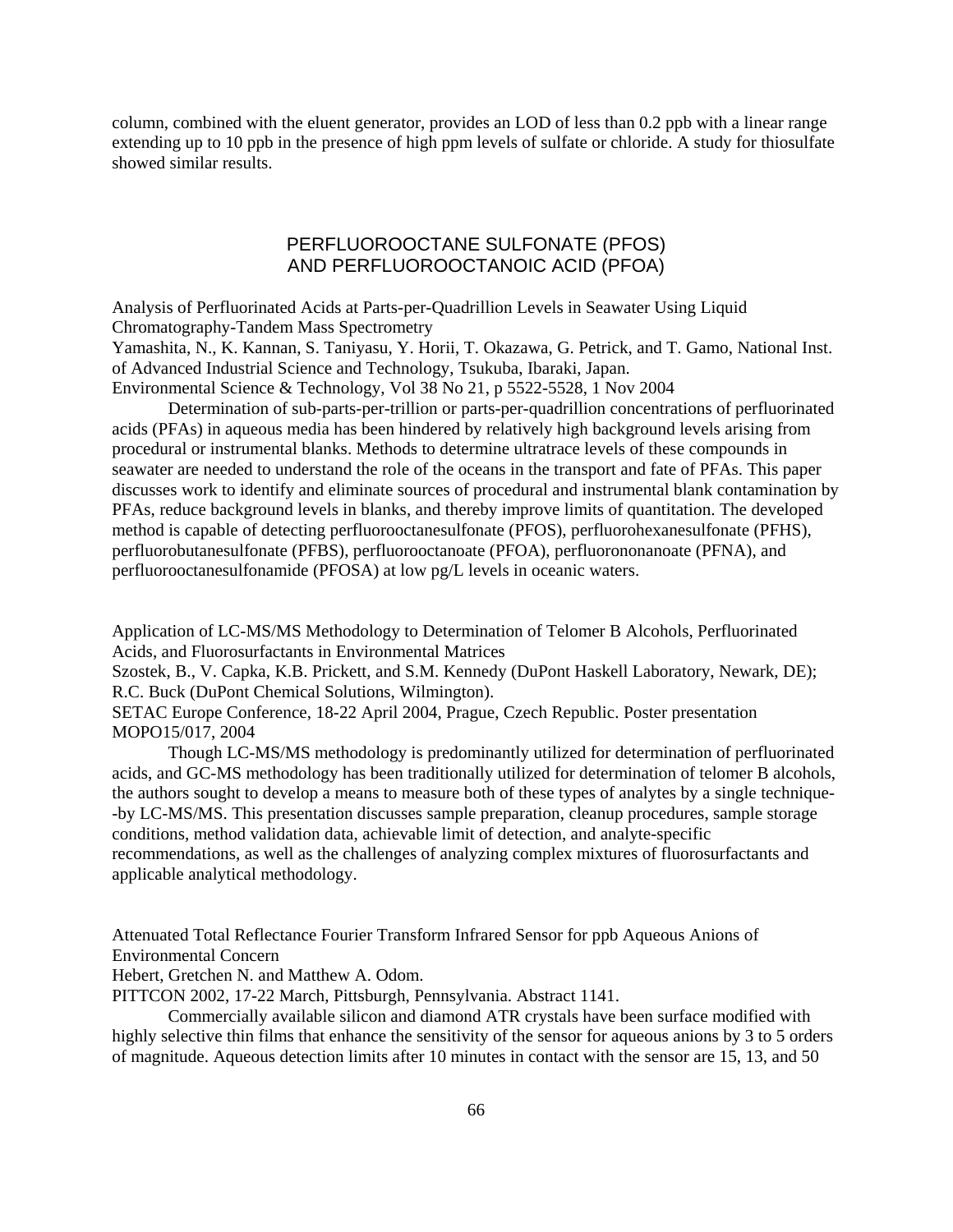column, combined with the eluent generator, provides an LOD of less than 0.2 ppb with a linear range extending up to 10 ppb in the presence of high ppm levels of sulfate or chloride. A study for thiosulfate showed similar results.

## PERFLUOROOCTANE SULFONATE (PFOS) AND PERFLUOROOCTANOIC ACID (PFOA)

Analysis of Perfluorinated Acids at Parts-per-Quadrillion Levels in Seawater Using Liquid Chromatography-Tandem Mass Spectrometry
Yamashita, N., K. Kannan, S. Taniyasu, Y. Horii, T. Okazawa, G. Petrick, and T. Gamo, National Inst. of Advanced Industrial Science and Technology, Tsukuba, Ibaraki, Japan.
Environmental Science & Technology, Vol 38 No 21, p 5522-5528, 1 Nov 2004

Determination of sub-parts-per-trillion or parts-per-quadrillion concentrations of perfluorinated acids (PFAs) in aqueous media has been hindered by relatively high background levels arising from procedural or instrumental blanks. Methods to determine ultratrace levels of these compounds in seawater are needed to understand the role of the oceans in the transport and fate of PFAs. This paper discusses work to identify and eliminate sources of procedural and instrumental blank contamination by PFAs, reduce background levels in blanks, and thereby improve limits of quantitation. The developed method is capable of detecting perfluorooctanesulfonate (PFOS), perfluorohexanesulfonate (PFHS), perfluorobutanesulfonate (PFBS), perfluorooctanoate (PFOA), perfluorononanoate (PFNA), and perfluorooctanesulfonamide (PFOSA) at low pg/L levels in oceanic waters.

Application of LC-MS/MS Methodology to Determination of Telomer B Alcohols, Perfluorinated Acids, and Fluorosurfactants in Environmental Matrices
Szostek, B., V. Capka, K.B. Prickett, and S.M. Kennedy (DuPont Haskell Laboratory, Newark, DE); R.C. Buck (DuPont Chemical Solutions, Wilmington).
SETAC Europe Conference, 18-22 April 2004, Prague, Czech Republic. Poster presentation MOPO15/017, 2004

Though LC-MS/MS methodology is predominantly utilized for determination of perfluorinated acids, and GC-MS methodology has been traditionally utilized for determination of telomer B alcohols, the authors sought to develop a means to measure both of these types of analytes by a single technique--by LC-MS/MS. This presentation discusses sample preparation, cleanup procedures, sample storage conditions, method validation data, achievable limit of detection, and analyte-specific recommendations, as well as the challenges of analyzing complex mixtures of fluorosurfactants and applicable analytical methodology.

Attenuated Total Reflectance Fourier Transform Infrared Sensor for ppb Aqueous Anions of Environmental Concern
Hebert, Gretchen N. and Matthew A. Odom.
PITTCON 2002, 17-22 March, Pittsburgh, Pennsylvania. Abstract 1141.

Commercially available silicon and diamond ATR crystals have been surface modified with highly selective thin films that enhance the sensitivity of the sensor for aqueous anions by 3 to 5 orders of magnitude. Aqueous detection limits after 10 minutes in contact with the sensor are 15, 13, and 50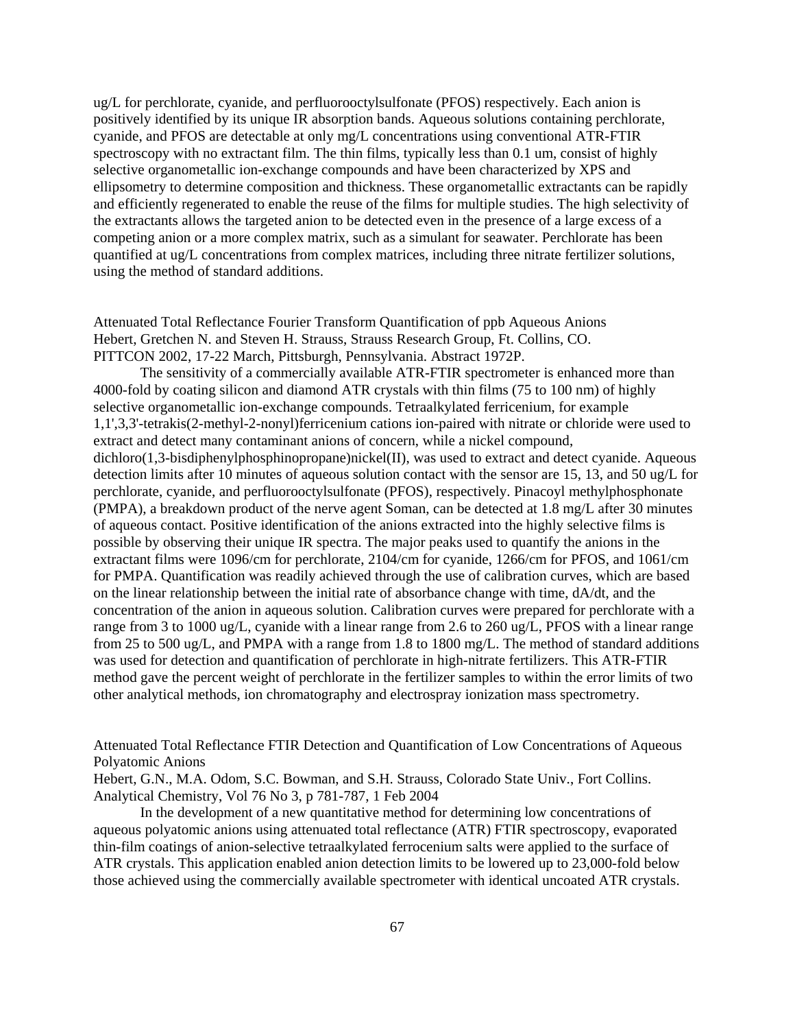ug/L for perchlorate, cyanide, and perfluorooctylsulfonate (PFOS) respectively. Each anion is positively identified by its unique IR absorption bands. Aqueous solutions containing perchlorate, cyanide, and PFOS are detectable at only mg/L concentrations using conventional ATR-FTIR spectroscopy with no extractant film. The thin films, typically less than 0.1 um, consist of highly selective organometallic ion-exchange compounds and have been characterized by XPS and ellipsometry to determine composition and thickness. These organometallic extractants can be rapidly and efficiently regenerated to enable the reuse of the films for multiple studies. The high selectivity of the extractants allows the targeted anion to be detected even in the presence of a large excess of a competing anion or a more complex matrix, such as a simulant for seawater. Perchlorate has been quantified at ug/L concentrations from complex matrices, including three nitrate fertilizer solutions, using the method of standard additions.

Attenuated Total Reflectance Fourier Transform Quantification of ppb Aqueous Anions
Hebert, Gretchen N. and Steven H. Strauss, Strauss Research Group, Ft. Collins, CO.
PITTCON 2002, 17-22 March, Pittsburgh, Pennsylvania. Abstract 1972P.

The sensitivity of a commercially available ATR-FTIR spectrometer is enhanced more than 4000-fold by coating silicon and diamond ATR crystals with thin films (75 to 100 nm) of highly selective organometallic ion-exchange compounds. Tetraalkylated ferricenium, for example 1,1',3,3'-tetrakis(2-methyl-2-nonyl)ferricenium cations ion-paired with nitrate or chloride were used to extract and detect many contaminant anions of concern, while a nickel compound, dichloro(1,3-bisdiphenylphosphinopropane)nickel(II), was used to extract and detect cyanide. Aqueous detection limits after 10 minutes of aqueous solution contact with the sensor are 15, 13, and 50 ug/L for perchlorate, cyanide, and perfluorooctylsulfonate (PFOS), respectively. Pinacoyl methylphosphonate (PMPA), a breakdown product of the nerve agent Soman, can be detected at 1.8 mg/L after 30 minutes of aqueous contact. Positive identification of the anions extracted into the highly selective films is possible by observing their unique IR spectra. The major peaks used to quantify the anions in the extractant films were 1096/cm for perchlorate, 2104/cm for cyanide, 1266/cm for PFOS, and 1061/cm for PMPA. Quantification was readily achieved through the use of calibration curves, which are based on the linear relationship between the initial rate of absorbance change with time, dA/dt, and the concentration of the anion in aqueous solution. Calibration curves were prepared for perchlorate with a range from 3 to 1000 ug/L, cyanide with a linear range from 2.6 to 260 ug/L, PFOS with a linear range from 25 to 500 ug/L, and PMPA with a range from 1.8 to 1800 mg/L. The method of standard additions was used for detection and quantification of perchlorate in high-nitrate fertilizers. This ATR-FTIR method gave the percent weight of perchlorate in the fertilizer samples to within the error limits of two other analytical methods, ion chromatography and electrospray ionization mass spectrometry.

Attenuated Total Reflectance FTIR Detection and Quantification of Low Concentrations of Aqueous Polyatomic Anions
Hebert, G.N., M.A. Odom, S.C. Bowman, and S.H. Strauss, Colorado State Univ., Fort Collins.
Analytical Chemistry, Vol 76 No 3, p 781-787, 1 Feb 2004

In the development of a new quantitative method for determining low concentrations of aqueous polyatomic anions using attenuated total reflectance (ATR) FTIR spectroscopy, evaporated thin-film coatings of anion-selective tetraalkylated ferrocenium salts were applied to the surface of ATR crystals. This application enabled anion detection limits to be lowered up to 23,000-fold below those achieved using the commercially available spectrometer with identical uncoated ATR crystals.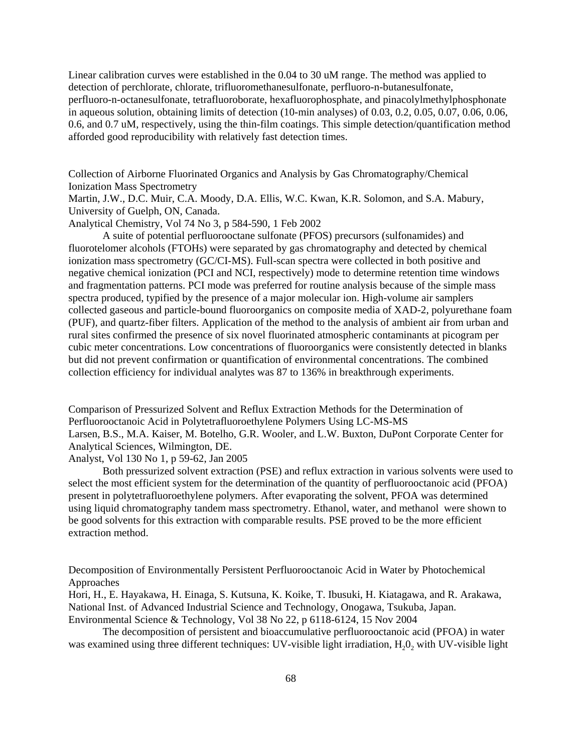Linear calibration curves were established in the 0.04 to 30 uM range. The method was applied to detection of perchlorate, chlorate, trifluoromethanesulfonate, perfluoro-n-butanesulfonate, perfluoro-n-octanesulfonate, tetrafluoroborate, hexafluorophosphate, and pinacolylmethylphosphonate in aqueous solution, obtaining limits of detection (10-min analyses) of 0.03, 0.2, 0.05, 0.07, 0.06, 0.06, 0.6, and 0.7 uM, respectively, using the thin-film coatings. This simple detection/quantification method afforded good reproducibility with relatively fast detection times.

Collection of Airborne Fluorinated Organics and Analysis by Gas Chromatography/Chemical Ionization Mass Spectrometry
Martin, J.W., D.C. Muir, C.A. Moody, D.A. Ellis, W.C. Kwan, K.R. Solomon, and S.A. Mabury, University of Guelph, ON, Canada.
Analytical Chemistry, Vol 74 No 3, p 584-590, 1 Feb 2002

A suite of potential perfluorooctane sulfonate (PFOS) precursors (sulfonamides) and fluorotelomer alcohols (FTOHs) were separated by gas chromatography and detected by chemical ionization mass spectrometry (GC/CI-MS). Full-scan spectra were collected in both positive and negative chemical ionization (PCI and NCI, respectively) mode to determine retention time windows and fragmentation patterns. PCI mode was preferred for routine analysis because of the simple mass spectra produced, typified by the presence of a major molecular ion. High-volume air samplers collected gaseous and particle-bound fluoroorganics on composite media of XAD-2, polyurethane foam (PUF), and quartz-fiber filters. Application of the method to the analysis of ambient air from urban and rural sites confirmed the presence of six novel fluorinated atmospheric contaminants at picogram per cubic meter concentrations. Low concentrations of fluoroorganics were consistently detected in blanks but did not prevent confirmation or quantification of environmental concentrations. The combined collection efficiency for individual analytes was 87 to 136% in breakthrough experiments.

Comparison of Pressurized Solvent and Reflux Extraction Methods for the Determination of Perfluorooctanoic Acid in Polytetrafluoroethylene Polymers Using LC-MS-MS
Larsen, B.S., M.A. Kaiser, M. Botelho, G.R. Wooler, and L.W. Buxton, DuPont Corporate Center for Analytical Sciences, Wilmington, DE.
Analyst, Vol 130 No 1, p 59-62, Jan 2005

Both pressurized solvent extraction (PSE) and reflux extraction in various solvents were used to select the most efficient system for the determination of the quantity of perfluorooctanoic acid (PFOA) present in polytetrafluoroethylene polymers. After evaporating the solvent, PFOA was determined using liquid chromatography tandem mass spectrometry. Ethanol, water, and methanol were shown to be good solvents for this extraction with comparable results. PSE proved to be the more efficient extraction method.

Decomposition of Environmentally Persistent Perfluorooctanoic Acid in Water by Photochemical Approaches
Hori, H., E. Hayakawa, H. Einaga, S. Kutsuna, K. Koike, T. Ibusuki, H. Kiatagawa, and R. Arakawa, National Inst. of Advanced Industrial Science and Technology, Onogawa, Tsukuba, Japan.
Environmental Science & Technology, Vol 38 No 22, p 6118-6124, 15 Nov 2004

The decomposition of persistent and bioaccumulative perfluorooctanoic acid (PFOA) in water was examined using three different techniques: UV-visible light irradiation, $H_20_2$ with UV-visible light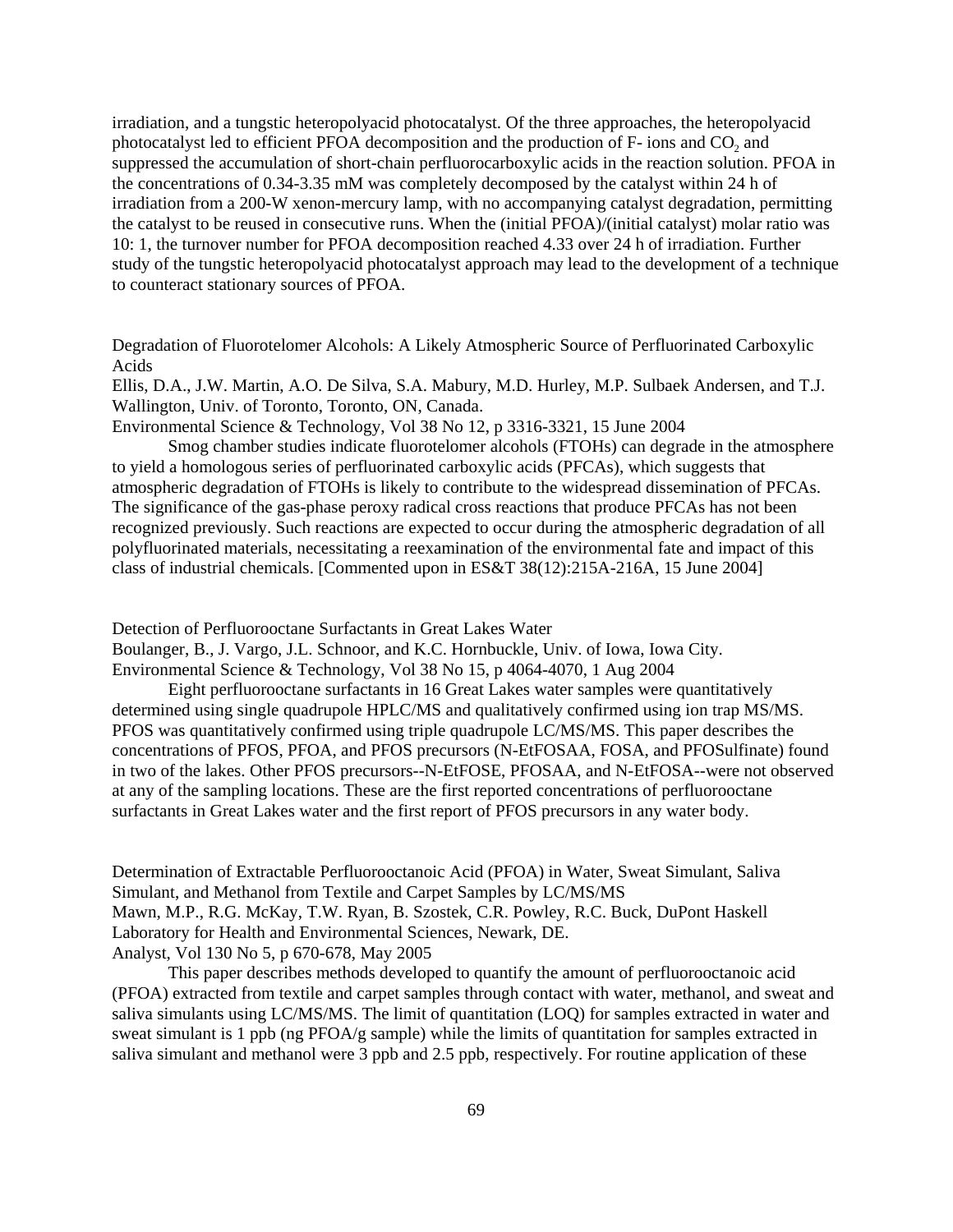irradiation, and a tungstic heteropolyacid photocatalyst. Of the three approaches, the heteropolyacid photocatalyst led to efficient PFOA decomposition and the production of F- ions and $CO_2$ and suppressed the accumulation of short-chain perfluorocarboxylic acids in the reaction solution. PFOA in the concentrations of 0.34-3.35 mM was completely decomposed by the catalyst within 24 h of irradiation from a 200-W xenon-mercury lamp, with no accompanying catalyst degradation, permitting the catalyst to be reused in consecutive runs. When the (initial PFOA)/(initial catalyst) molar ratio was 10: 1, the turnover number for PFOA decomposition reached 4.33 over 24 h of irradiation. Further study of the tungstic heteropolyacid photocatalyst approach may lead to the development of a technique to counteract stationary sources of PFOA.

Degradation of Fluorotelomer Alcohols: A Likely Atmospheric Source of Perfluorinated Carboxylic Acids
Ellis, D.A., J.W. Martin, A.O. De Silva, S.A. Mabury, M.D. Hurley, M.P. Sulbaek Andersen, and T.J. Wallington, Univ. of Toronto, Toronto, ON, Canada.
Environmental Science & Technology, Vol 38 No 12, p 3316-3321, 15 June 2004

Smog chamber studies indicate fluorotelomer alcohols (FTOHs) can degrade in the atmosphere to yield a homologous series of perfluorinated carboxylic acids (PFCAs), which suggests that atmospheric degradation of FTOHs is likely to contribute to the widespread dissemination of PFCAs. The significance of the gas-phase peroxy radical cross reactions that produce PFCAs has not been recognized previously. Such reactions are expected to occur during the atmospheric degradation of all polyfluorinated materials, necessitating a reexamination of the environmental fate and impact of this class of industrial chemicals. [Commented upon in ES&T 38(12):215A-216A, 15 June 2004]

Detection of Perfluorooctane Surfactants in Great Lakes Water
Boulanger, B., J. Vargo, J.L. Schnoor, and K.C. Hornbuckle, Univ. of Iowa, Iowa City.
Environmental Science & Technology, Vol 38 No 15, p 4064-4070, 1 Aug 2004

Eight perfluorooctane surfactants in 16 Great Lakes water samples were quantitatively determined using single quadrupole HPLC/MS and qualitatively confirmed using ion trap MS/MS. PFOS was quantitatively confirmed using triple quadrupole LC/MS/MS. This paper describes the concentrations of PFOS, PFOA, and PFOS precursors (N-EtFOSAA, FOSA, and PFOSulfinate) found in two of the lakes. Other PFOS precursors--N-EtFOSE, PFOSAA, and N-EtFOSA--were not observed at any of the sampling locations. These are the first reported concentrations of perfluorooctane surfactants in Great Lakes water and the first report of PFOS precursors in any water body.

Determination of Extractable Perfluorooctanoic Acid (PFOA) in Water, Sweat Simulant, Saliva Simulant, and Methanol from Textile and Carpet Samples by LC/MS/MS
Mawn, M.P., R.G. McKay, T.W. Ryan, B. Szostek, C.R. Powley, R.C. Buck, DuPont Haskell Laboratory for Health and Environmental Sciences, Newark, DE.
Analyst, Vol 130 No 5, p 670-678, May 2005

This paper describes methods developed to quantify the amount of perfluorooctanoic acid (PFOA) extracted from textile and carpet samples through contact with water, methanol, and sweat and saliva simulants using LC/MS/MS. The limit of quantitation (LOQ) for samples extracted in water and sweat simulant is 1 ppb (ng PFOA/g sample) while the limits of quantitation for samples extracted in saliva simulant and methanol were 3 ppb and 2.5 ppb, respectively. For routine application of these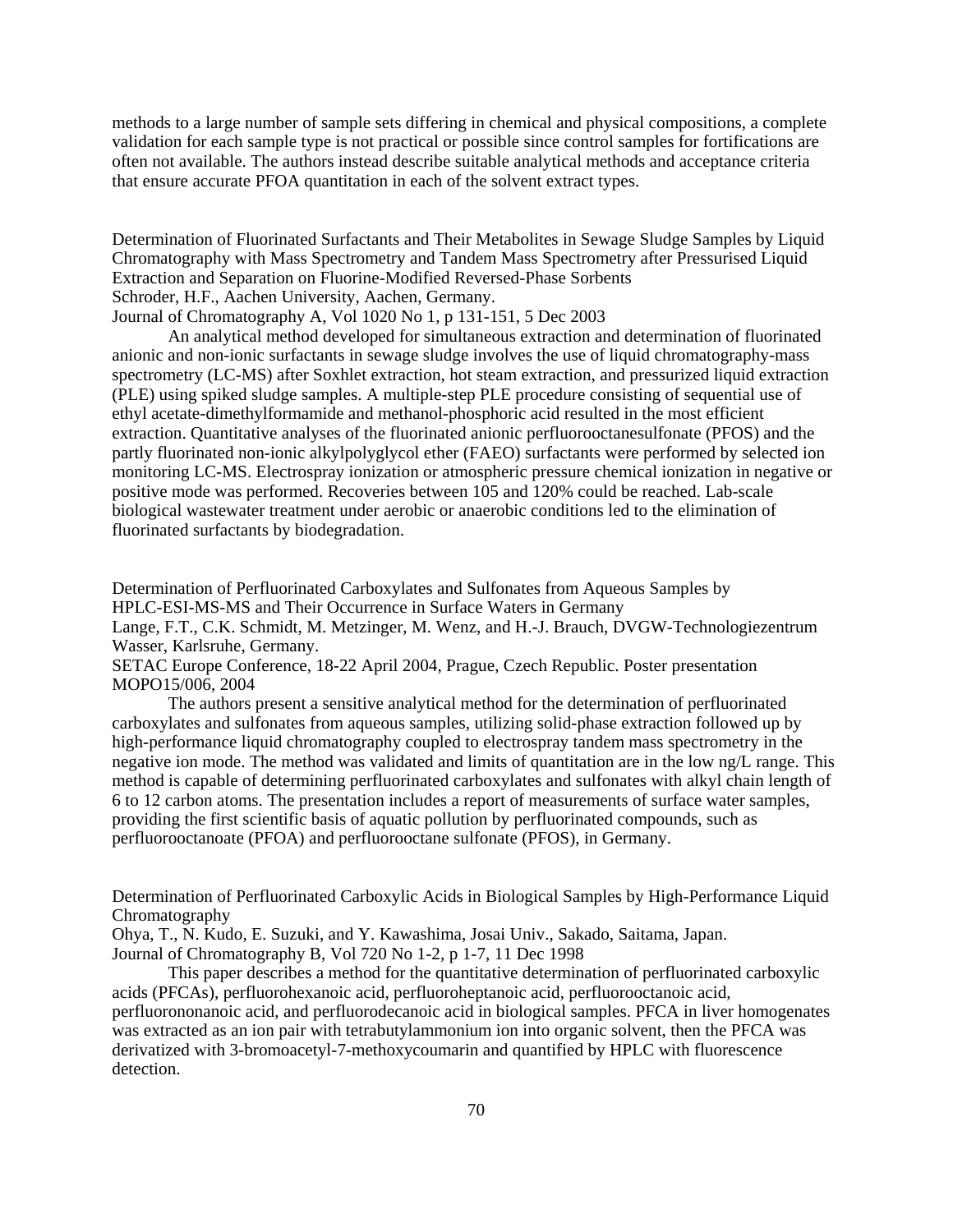methods to a large number of sample sets differing in chemical and physical compositions, a complete validation for each sample type is not practical or possible since control samples for fortifications are often not available. The authors instead describe suitable analytical methods and acceptance criteria that ensure accurate PFOA quantitation in each of the solvent extract types.

Determination of Fluorinated Surfactants and Their Metabolites in Sewage Sludge Samples by Liquid Chromatography with Mass Spectrometry and Tandem Mass Spectrometry after Pressurised Liquid Extraction and Separation on Fluorine-Modified Reversed-Phase Sorbents
Schroder, H.F., Aachen University, Aachen, Germany.
Journal of Chromatography A, Vol 1020 No 1, p 131-151, 5 Dec 2003

An analytical method developed for simultaneous extraction and determination of fluorinated anionic and non-ionic surfactants in sewage sludge involves the use of liquid chromatography-mass spectrometry (LC-MS) after Soxhlet extraction, hot steam extraction, and pressurized liquid extraction (PLE) using spiked sludge samples. A multiple-step PLE procedure consisting of sequential use of ethyl acetate-dimethylformamide and methanol-phosphoric acid resulted in the most efficient extraction. Quantitative analyses of the fluorinated anionic perfluorooctanesulfonate (PFOS) and the partly fluorinated non-ionic alkylpolyglycol ether (FAEO) surfactants were performed by selected ion monitoring LC-MS. Electrospray ionization or atmospheric pressure chemical ionization in negative or positive mode was performed. Recoveries between 105 and 120% could be reached. Lab-scale biological wastewater treatment under aerobic or anaerobic conditions led to the elimination of fluorinated surfactants by biodegradation.

Determination of Perfluorinated Carboxylates and Sulfonates from Aqueous Samples by HPLC-ESI-MS-MS and Their Occurrence in Surface Waters in Germany
Lange, F.T., C.K. Schmidt, M. Metzinger, M. Wenz, and H.-J. Brauch, DVGW-Technologiezentrum Wasser, Karlsruhe, Germany.
SETAC Europe Conference, 18-22 April 2004, Prague, Czech Republic. Poster presentation MOPO15/006, 2004

The authors present a sensitive analytical method for the determination of perfluorinated carboxylates and sulfonates from aqueous samples, utilizing solid-phase extraction followed up by high-performance liquid chromatography coupled to electrospray tandem mass spectrometry in the negative ion mode. The method was validated and limits of quantitation are in the low ng/L range. This method is capable of determining perfluorinated carboxylates and sulfonates with alkyl chain length of 6 to 12 carbon atoms. The presentation includes a report of measurements of surface water samples, providing the first scientific basis of aquatic pollution by perfluorinated compounds, such as perfluorooctanoate (PFOA) and perfluorooctane sulfonate (PFOS), in Germany.

Determination of Perfluorinated Carboxylic Acids in Biological Samples by High-Performance Liquid Chromatography
Ohya, T., N. Kudo, E. Suzuki, and Y. Kawashima, Josai Univ., Sakado, Saitama, Japan.
Journal of Chromatography B, Vol 720 No 1-2, p 1-7, 11 Dec 1998

This paper describes a method for the quantitative determination of perfluorinated carboxylic acids (PFCAs), perfluorohexanoic acid, perfluoroheptanoic acid, perfluorooctanoic acid, perfluorononanoic acid, and perfluorodecanoic acid in biological samples. PFCA in liver homogenates was extracted as an ion pair with tetrabutylammonium ion into organic solvent, then the PFCA was derivatized with 3-bromoacetyl-7-methoxycoumarin and quantified by HPLC with fluorescence detection.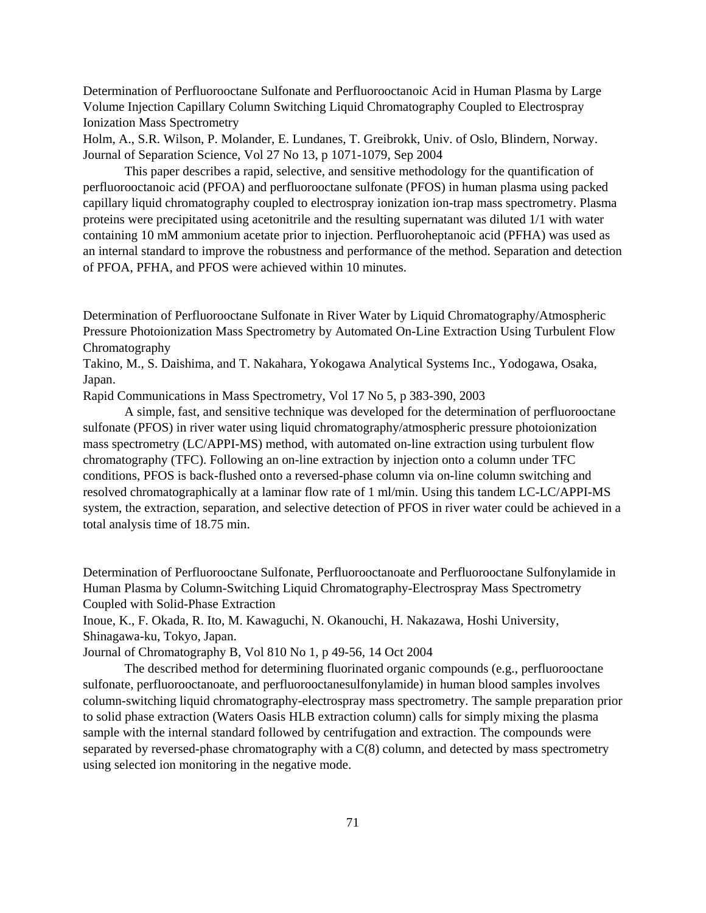Determination of Perfluorooctane Sulfonate and Perfluorooctanoic Acid in Human Plasma by Large Volume Injection Capillary Column Switching Liquid Chromatography Coupled to Electrospray Ionization Mass Spectrometry

Holm, A., S.R. Wilson, P. Molander, E. Lundanes, T. Greibrokk, Univ. of Oslo, Blindern, Norway.

Journal of Separation Science, Vol 27 No 13, p 1071-1079, Sep 2004

This paper describes a rapid, selective, and sensitive methodology for the quantification of perfluorooctanoic acid (PFOA) and perfluorooctane sulfonate (PFOS) in human plasma using packed capillary liquid chromatography coupled to electrospray ionization ion-trap mass spectrometry. Plasma proteins were precipitated using acetonitrile and the resulting supernatant was diluted 1/1 with water containing 10 mM ammonium acetate prior to injection. Perfluoroheptanoic acid (PFHA) was used as an internal standard to improve the robustness and performance of the method. Separation and detection of PFOA, PFHA, and PFOS were achieved within 10 minutes.

Determination of Perfluorooctane Sulfonate in River Water by Liquid Chromatography/Atmospheric Pressure Photoionization Mass Spectrometry by Automated On-Line Extraction Using Turbulent Flow Chromatography

Takino, M., S. Daishima, and T. Nakahara, Yokogawa Analytical Systems Inc., Yodogawa, Osaka, Japan.

Rapid Communications in Mass Spectrometry, Vol 17 No 5, p 383-390, 2003

A simple, fast, and sensitive technique was developed for the determination of perfluorooctane sulfonate (PFOS) in river water using liquid chromatography/atmospheric pressure photoionization mass spectrometry (LC/APPI-MS) method, with automated on-line extraction using turbulent flow chromatography (TFC). Following an on-line extraction by injection onto a column under TFC conditions, PFOS is back-flushed onto a reversed-phase column via on-line column switching and resolved chromatographically at a laminar flow rate of 1 ml/min. Using this tandem LC-LC/APPI-MS system, the extraction, separation, and selective detection of PFOS in river water could be achieved in a total analysis time of 18.75 min.

Determination of Perfluorooctane Sulfonate, Perfluorooctanoate and Perfluorooctane Sulfonylamide in Human Plasma by Column-Switching Liquid Chromatography-Electrospray Mass Spectrometry Coupled with Solid-Phase Extraction

Inoue, K., F. Okada, R. Ito, M. Kawaguchi, N. Okanouchi, H. Nakazawa, Hoshi University, Shinagawa-ku, Tokyo, Japan.

Journal of Chromatography B, Vol 810 No 1, p 49-56, 14 Oct 2004

The described method for determining fluorinated organic compounds (e.g., perfluorooctane sulfonate, perfluorooctanoate, and perfluorooctanesulfonylamide) in human blood samples involves column-switching liquid chromatography-electrospray mass spectrometry. The sample preparation prior to solid phase extraction (Waters Oasis HLB extraction column) calls for simply mixing the plasma sample with the internal standard followed by centrifugation and extraction. The compounds were separated by reversed-phase chromatography with a C(8) column, and detected by mass spectrometry using selected ion monitoring in the negative mode.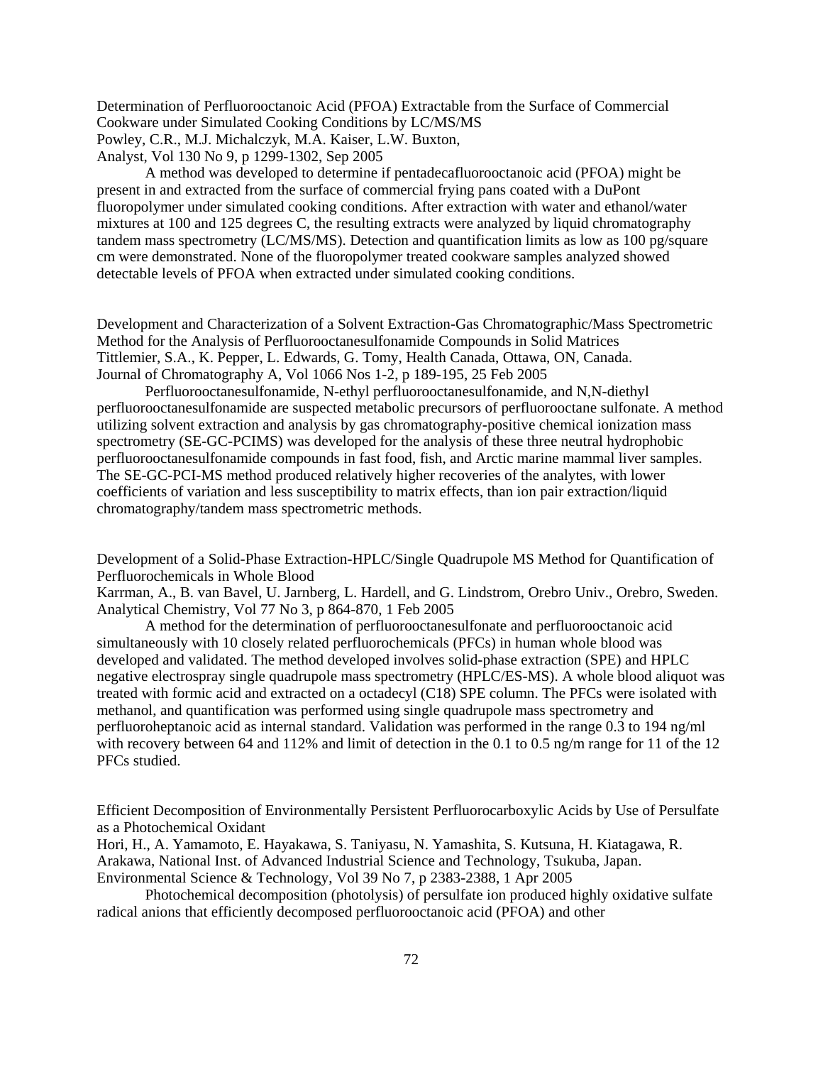Determination of Perfluorooctanoic Acid (PFOA) Extractable from the Surface of Commercial Cookware under Simulated Cooking Conditions by LC/MS/MS
Powley, C.R., M.J. Michalczyk, M.A. Kaiser, L.W. Buxton,
Analyst, Vol 130 No 9, p 1299-1302, Sep 2005

A method was developed to determine if pentadecafluorooctanoic acid (PFOA) might be present in and extracted from the surface of commercial frying pans coated with a DuPont fluoropolymer under simulated cooking conditions. After extraction with water and ethanol/water mixtures at 100 and 125 degrees C, the resulting extracts were analyzed by liquid chromatography tandem mass spectrometry (LC/MS/MS). Detection and quantification limits as low as 100 pg/square cm were demonstrated. None of the fluoropolymer treated cookware samples analyzed showed detectable levels of PFOA when extracted under simulated cooking conditions.

Development and Characterization of a Solvent Extraction-Gas Chromatographic/Mass Spectrometric Method for the Analysis of Perfluorooctanesulfonamide Compounds in Solid Matrices
Tittlemier, S.A., K. Pepper, L. Edwards, G. Tomy, Health Canada, Ottawa, ON, Canada.
Journal of Chromatography A, Vol 1066 Nos 1-2, p 189-195, 25 Feb 2005

Perfluorooctanesulfonamide, N-ethyl perfluorooctanesulfonamide, and N,N-diethyl perfluorooctanesulfonamide are suspected metabolic precursors of perfluorooctane sulfonate. A method utilizing solvent extraction and analysis by gas chromatography-positive chemical ionization mass spectrometry (SE-GC-PCIMS) was developed for the analysis of these three neutral hydrophobic perfluorooctanesulfonamide compounds in fast food, fish, and Arctic marine mammal liver samples. The SE-GC-PCI-MS method produced relatively higher recoveries of the analytes, with lower coefficients of variation and less susceptibility to matrix effects, than ion pair extraction/liquid chromatography/tandem mass spectrometric methods.

Development of a Solid-Phase Extraction-HPLC/Single Quadrupole MS Method for Quantification of Perfluorochemicals in Whole Blood
Karrman, A., B. van Bavel, U. Jarnberg, L. Hardell, and G. Lindstrom, Orebro Univ., Orebro, Sweden.
Analytical Chemistry, Vol 77 No 3, p 864-870, 1 Feb 2005

A method for the determination of perfluorooctanesulfonate and perfluorooctanoic acid simultaneously with 10 closely related perfluorochemicals (PFCs) in human whole blood was developed and validated. The method developed involves solid-phase extraction (SPE) and HPLC negative electrospray single quadrupole mass spectrometry (HPLC/ES-MS). A whole blood aliquot was treated with formic acid and extracted on a octadecyl (C18) SPE column. The PFCs were isolated with methanol, and quantification was performed using single quadrupole mass spectrometry and perfluoroheptanoic acid as internal standard. Validation was performed in the range 0.3 to 194 ng/ml with recovery between 64 and 112% and limit of detection in the 0.1 to 0.5 ng/m range for 11 of the 12 PFCs studied.

Efficient Decomposition of Environmentally Persistent Perfluorocarboxylic Acids by Use of Persulfate as a Photochemical Oxidant
Hori, H., A. Yamamoto, E. Hayakawa, S. Taniyasu, N. Yamashita, S. Kutsuna, H. Kiatagawa, R. Arakawa, National Inst. of Advanced Industrial Science and Technology, Tsukuba, Japan.
Environmental Science & Technology, Vol 39 No 7, p 2383-2388, 1 Apr 2005

Photochemical decomposition (photolysis) of persulfate ion produced highly oxidative sulfate radical anions that efficiently decomposed perfluorooctanoic acid (PFOA) and other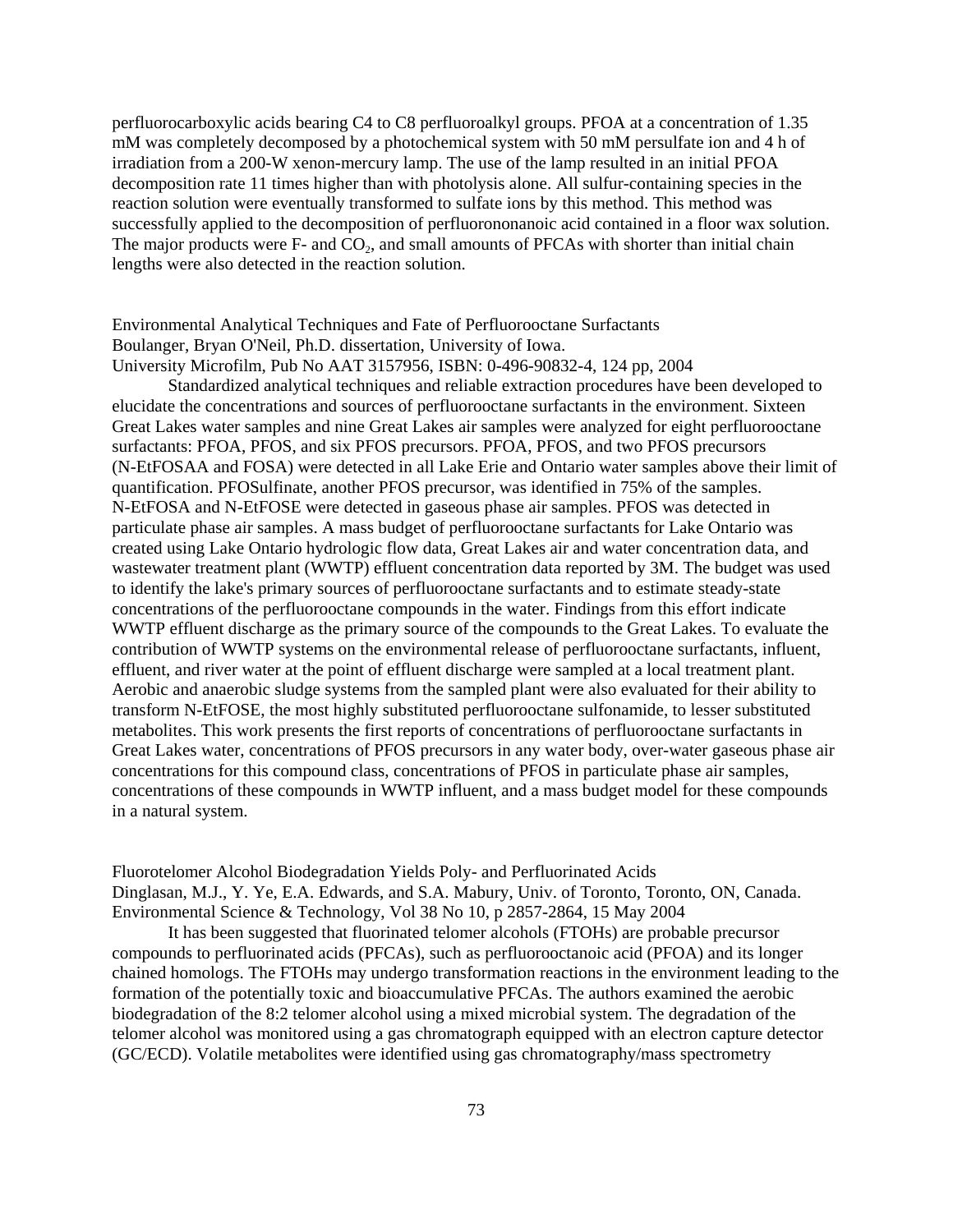perfluorocarboxylic acids bearing C4 to C8 perfluoroalkyl groups. PFOA at a concentration of 1.35 mM was completely decomposed by a photochemical system with 50 mM persulfate ion and 4 h of irradiation from a 200-W xenon-mercury lamp. The use of the lamp resulted in an initial PFOA decomposition rate 11 times higher than with photolysis alone. All sulfur-containing species in the reaction solution were eventually transformed to sulfate ions by this method. This method was successfully applied to the decomposition of perfluorononanoic acid contained in a floor wax solution. The major products were F- and $CO_2$, and small amounts of PFCAs with shorter than initial chain lengths were also detected in the reaction solution.

Environmental Analytical Techniques and Fate of Perfluorooctane Surfactants
Boulanger, Bryan O'Neil, Ph.D. dissertation, University of Iowa.
University Microfilm, Pub No AAT 3157956, ISBN: 0-496-90832-4, 124 pp, 2004

Standardized analytical techniques and reliable extraction procedures have been developed to elucidate the concentrations and sources of perfluorooctane surfactants in the environment. Sixteen Great Lakes water samples and nine Great Lakes air samples were analyzed for eight perfluorooctane surfactants: PFOA, PFOS, and six PFOS precursors. PFOA, PFOS, and two PFOS precursors (N-EtFOSAA and FOSA) were detected in all Lake Erie and Ontario water samples above their limit of quantification. PFOSulfinate, another PFOS precursor, was identified in 75% of the samples. N-EtFOSA and N-EtFOSE were detected in gaseous phase air samples. PFOS was detected in particulate phase air samples. A mass budget of perfluorooctane surfactants for Lake Ontario was created using Lake Ontario hydrologic flow data, Great Lakes air and water concentration data, and wastewater treatment plant (WWTP) effluent concentration data reported by 3M. The budget was used to identify the lake's primary sources of perfluorooctane surfactants and to estimate steady-state concentrations of the perfluorooctane compounds in the water. Findings from this effort indicate WWTP effluent discharge as the primary source of the compounds to the Great Lakes. To evaluate the contribution of WWTP systems on the environmental release of perfluorooctane surfactants, influent, effluent, and river water at the point of effluent discharge were sampled at a local treatment plant. Aerobic and anaerobic sludge systems from the sampled plant were also evaluated for their ability to transform N-EtFOSE, the most highly substituted perfluorooctane sulfonamide, to lesser substituted metabolites. This work presents the first reports of concentrations of perfluorooctane surfactants in Great Lakes water, concentrations of PFOS precursors in any water body, over-water gaseous phase air concentrations for this compound class, concentrations of PFOS in particulate phase air samples, concentrations of these compounds in WWTP influent, and a mass budget model for these compounds in a natural system.

Fluorotelomer Alcohol Biodegradation Yields Poly- and Perfluorinated Acids
Dinglasan, M.J., Y. Ye, E.A. Edwards, and S.A. Mabury, Univ. of Toronto, Toronto, ON, Canada.
Environmental Science & Technology, Vol 38 No 10, p 2857-2864, 15 May 2004

It has been suggested that fluorinated telomer alcohols (FTOHs) are probable precursor compounds to perfluorinated acids (PFCAs), such as perfluorooctanoic acid (PFOA) and its longer chained homologs. The FTOHs may undergo transformation reactions in the environment leading to the formation of the potentially toxic and bioaccumulative PFCAs. The authors examined the aerobic biodegradation of the 8:2 telomer alcohol using a mixed microbial system. The degradation of the telomer alcohol was monitored using a gas chromatograph equipped with an electron capture detector (GC/ECD). Volatile metabolites were identified using gas chromatography/mass spectrometry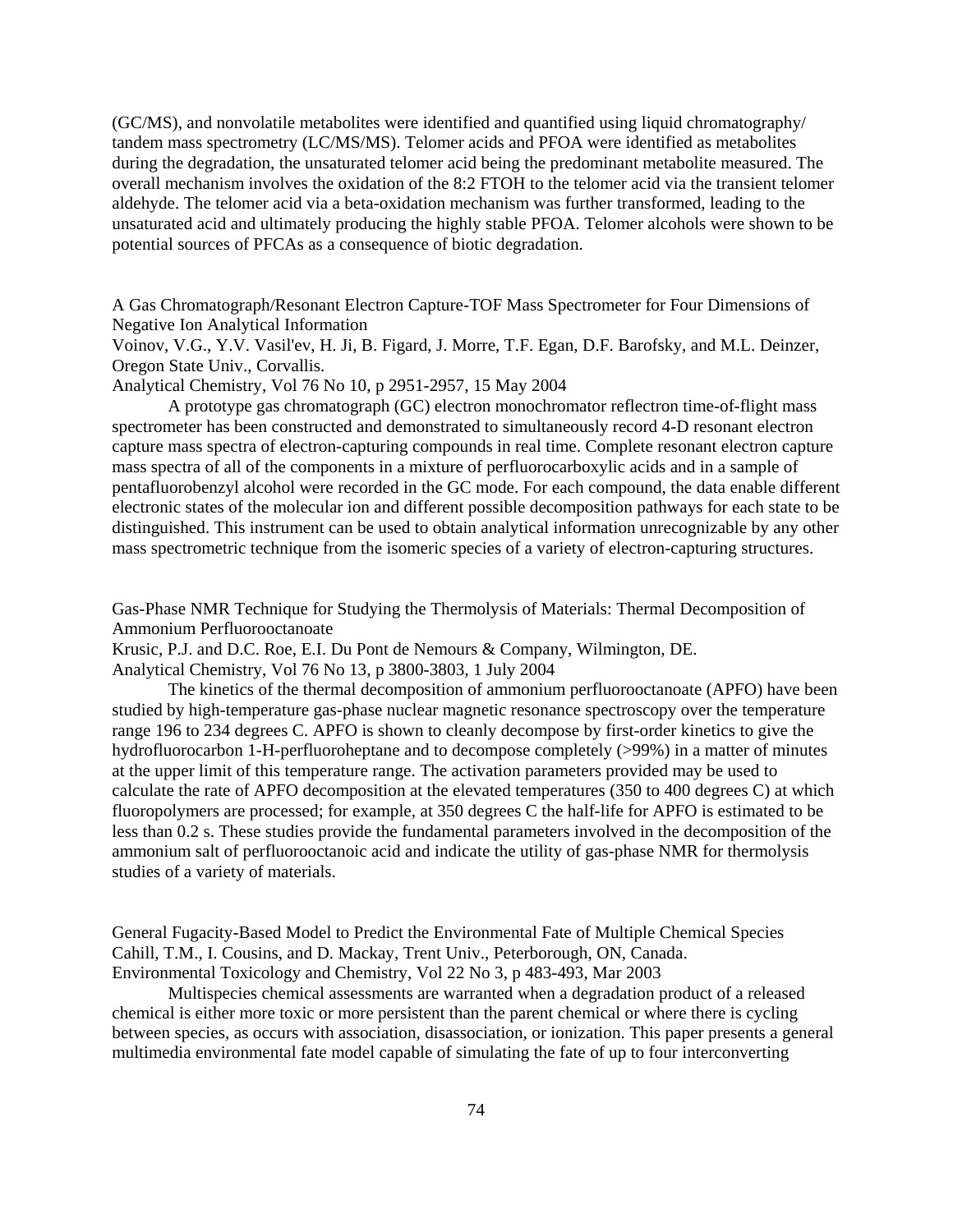(GC/MS), and nonvolatile metabolites were identified and quantified using liquid chromatography/ tandem mass spectrometry (LC/MS/MS). Telomer acids and PFOA were identified as metabolites during the degradation, the unsaturated telomer acid being the predominant metabolite measured. The overall mechanism involves the oxidation of the 8:2 FTOH to the telomer acid via the transient telomer aldehyde. The telomer acid via a beta-oxidation mechanism was further transformed, leading to the unsaturated acid and ultimately producing the highly stable PFOA. Telomer alcohols were shown to be potential sources of PFCAs as a consequence of biotic degradation.

A Gas Chromatograph/Resonant Electron Capture-TOF Mass Spectrometer for Four Dimensions of Negative Ion Analytical Information
Voinov, V.G., Y.V. Vasil'ev, H. Ji, B. Figard, J. Morre, T.F. Egan, D.F. Barofsky, and M.L. Deinzer, Oregon State Univ., Corvallis.
Analytical Chemistry, Vol 76 No 10, p 2951-2957, 15 May 2004

A prototype gas chromatograph (GC) electron monochromator reflectron time-of-flight mass spectrometer has been constructed and demonstrated to simultaneously record 4-D resonant electron capture mass spectra of electron-capturing compounds in real time. Complete resonant electron capture mass spectra of all of the components in a mixture of perfluorocarboxylic acids and in a sample of pentafluorobenzyl alcohol were recorded in the GC mode. For each compound, the data enable different electronic states of the molecular ion and different possible decomposition pathways for each state to be distinguished. This instrument can be used to obtain analytical information unrecognizable by any other mass spectrometric technique from the isomeric species of a variety of electron-capturing structures.

Gas-Phase NMR Technique for Studying the Thermolysis of Materials: Thermal Decomposition of Ammonium Perfluorooctanoate
Krusic, P.J. and D.C. Roe, E.I. Du Pont de Nemours & Company, Wilmington, DE.
Analytical Chemistry, Vol 76 No 13, p 3800-3803, 1 July 2004

The kinetics of the thermal decomposition of ammonium perfluorooctanoate (APFO) have been studied by high-temperature gas-phase nuclear magnetic resonance spectroscopy over the temperature range 196 to 234 degrees C. APFO is shown to cleanly decompose by first-order kinetics to give the hydrofluorocarbon 1-H-perfluoroheptane and to decompose completely (>99%) in a matter of minutes at the upper limit of this temperature range. The activation parameters provided may be used to calculate the rate of APFO decomposition at the elevated temperatures (350 to 400 degrees C) at which fluoropolymers are processed; for example, at 350 degrees C the half-life for APFO is estimated to be less than 0.2 s. These studies provide the fundamental parameters involved in the decomposition of the ammonium salt of perfluorooctanoic acid and indicate the utility of gas-phase NMR for thermolysis studies of a variety of materials.

General Fugacity-Based Model to Predict the Environmental Fate of Multiple Chemical Species
Cahill, T.M., I. Cousins, and D. Mackay, Trent Univ., Peterborough, ON, Canada.
Environmental Toxicology and Chemistry, Vol 22 No 3, p 483-493, Mar 2003

Multispecies chemical assessments are warranted when a degradation product of a released chemical is either more toxic or more persistent than the parent chemical or where there is cycling between species, as occurs with association, disassociation, or ionization. This paper presents a general multimedia environmental fate model capable of simulating the fate of up to four interconverting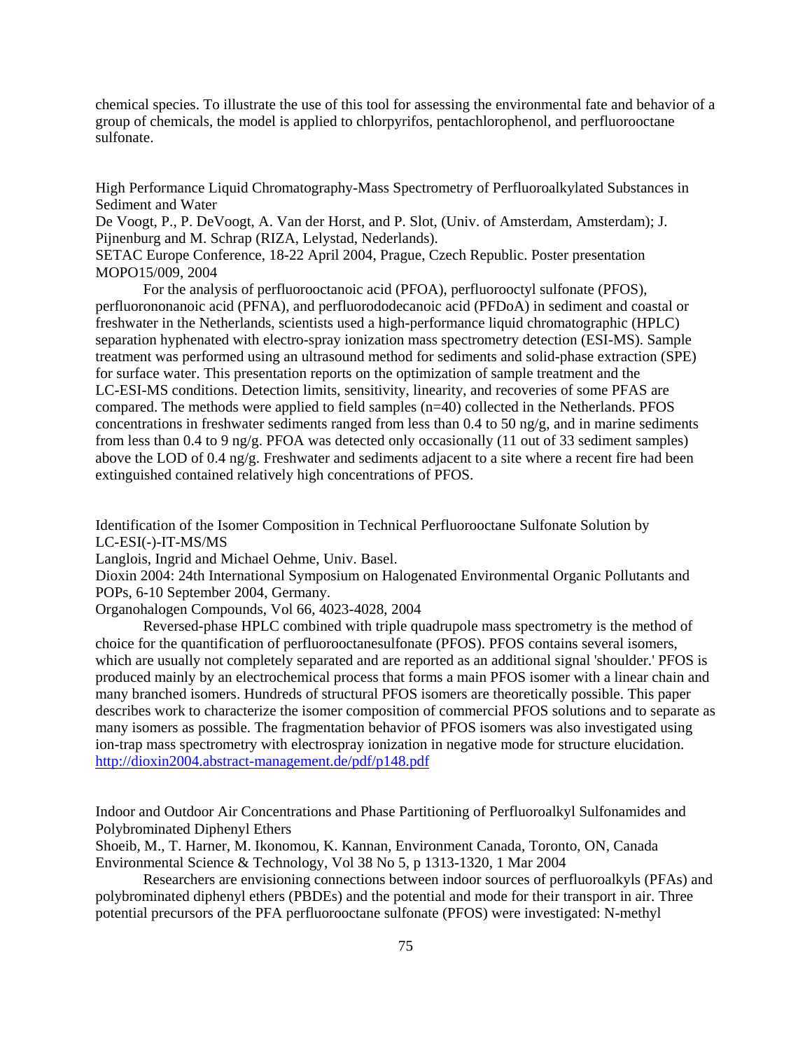chemical species. To illustrate the use of this tool for assessing the environmental fate and behavior of a group of chemicals, the model is applied to chlorpyrifos, pentachlorophenol, and perfluorooctane sulfonate.

High Performance Liquid Chromatography-Mass Spectrometry of Perfluoroalkylated Substances in Sediment and Water
De Voogt, P., P. DeVoogt, A. Van der Horst, and P. Slot, (Univ. of Amsterdam, Amsterdam); J. Pijnenburg and M. Schrap (RIZA, Lelystad, Nederlands).
SETAC Europe Conference, 18-22 April 2004, Prague, Czech Republic. Poster presentation MOPO15/009, 2004

For the analysis of perfluorooctanoic acid (PFOA), perfluorooctyl sulfonate (PFOS), perfluorononanoic acid (PFNA), and perfluorododecanoic acid (PFDoA) in sediment and coastal or freshwater in the Netherlands, scientists used a high-performance liquid chromatographic (HPLC) separation hyphenated with electro-spray ionization mass spectrometry detection (ESI-MS). Sample treatment was performed using an ultrasound method for sediments and solid-phase extraction (SPE) for surface water. This presentation reports on the optimization of sample treatment and the LC-ESI-MS conditions. Detection limits, sensitivity, linearity, and recoveries of some PFAS are compared. The methods were applied to field samples (n=40) collected in the Netherlands. PFOS concentrations in freshwater sediments ranged from less than 0.4 to 50 ng/g, and in marine sediments from less than 0.4 to 9 ng/g. PFOA was detected only occasionally (11 out of 33 sediment samples) above the LOD of 0.4 ng/g. Freshwater and sediments adjacent to a site where a recent fire had been extinguished contained relatively high concentrations of PFOS.

Identification of the Isomer Composition in Technical Perfluorooctane Sulfonate Solution by LC-ESI(-)-IT-MS/MS
Langlois, Ingrid and Michael Oehme, Univ. Basel.
Dioxin 2004: 24th International Symposium on Halogenated Environmental Organic Pollutants and POPs, 6-10 September 2004, Germany.
Organohalogen Compounds, Vol 66, 4023-4028, 2004

Reversed-phase HPLC combined with triple quadrupole mass spectrometry is the method of choice for the quantification of perfluorooctanesulfonate (PFOS). PFOS contains several isomers, which are usually not completely separated and are reported as an additional signal 'shoulder.' PFOS is produced mainly by an electrochemical process that forms a main PFOS isomer with a linear chain and many branched isomers. Hundreds of structural PFOS isomers are theoretically possible. This paper describes work to characterize the isomer composition of commercial PFOS solutions and to separate as many isomers as possible. The fragmentation behavior of PFOS isomers was also investigated using ion-trap mass spectrometry with electrospray ionization in negative mode for structure elucidation.
http://dioxin2004.abstract-management.de/pdf/p148.pdf

Indoor and Outdoor Air Concentrations and Phase Partitioning of Perfluoroalkyl Sulfonamides and Polybrominated Diphenyl Ethers
Shoeib, M., T. Harner, M. Ikonomou, K. Kannan, Environment Canada, Toronto, ON, Canada
Environmental Science & Technology, Vol 38 No 5, p 1313-1320, 1 Mar 2004

Researchers are envisioning connections between indoor sources of perfluoroalkyls (PFAs) and polybrominated diphenyl ethers (PBDEs) and the potential and mode for their transport in air. Three potential precursors of the PFA perfluorooctane sulfonate (PFOS) were investigated: N-methyl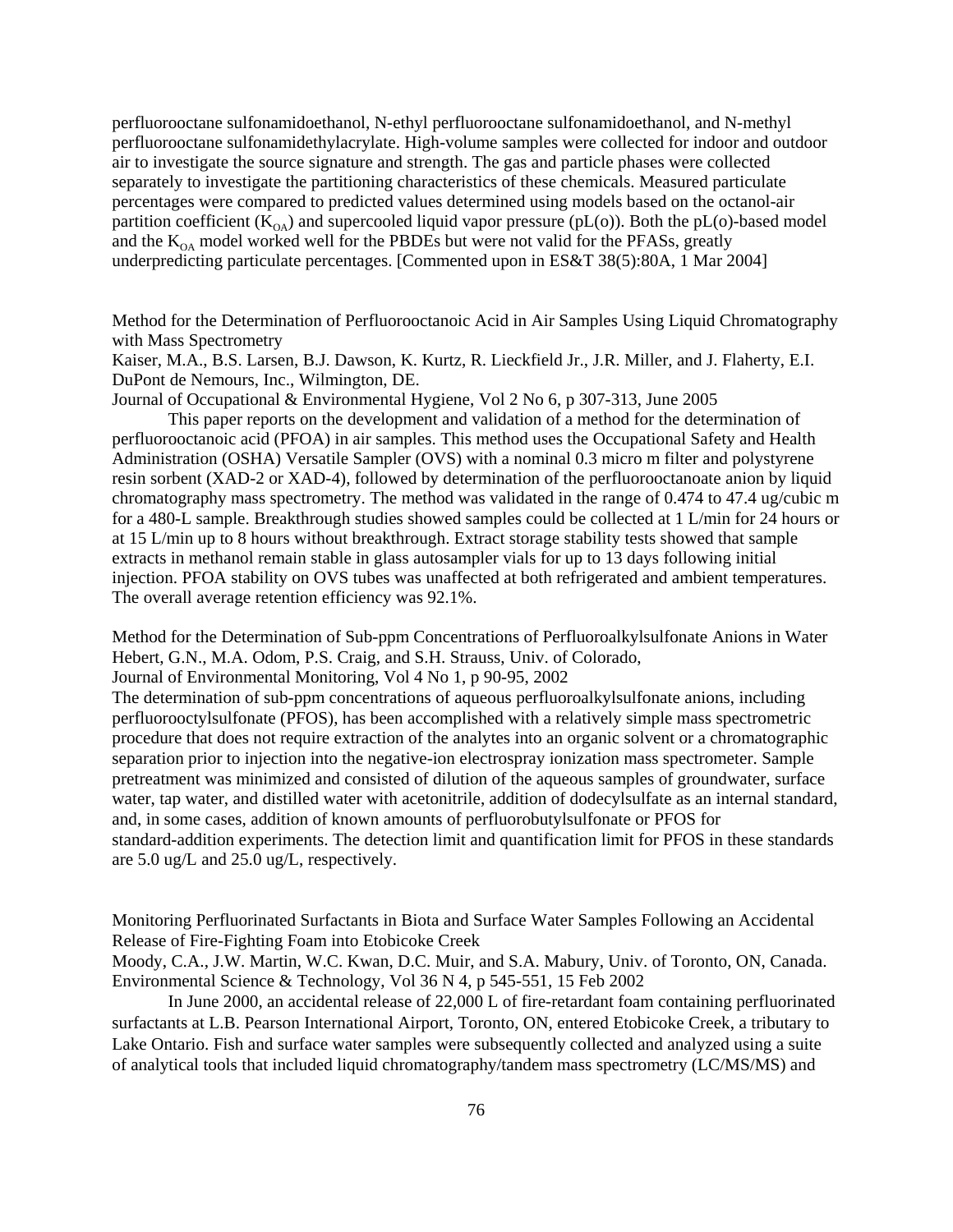perfluorooctane sulfonamidoethanol, N-ethyl perfluorooctane sulfonamidoethanol, and N-methyl perfluorooctane sulfonamidethylacrylate. High-volume samples were collected for indoor and outdoor air to investigate the source signature and strength. The gas and particle phases were collected separately to investigate the partitioning characteristics of these chemicals. Measured particulate percentages were compared to predicted values determined using models based on the octanol-air partition coefficient ($K_{OA}$) and supercooled liquid vapor pressure (pL(o)). Both the pL(o)-based model and the $K_{OA}$ model worked well for the PBDEs but were not valid for the PFASs, greatly underpredicting particulate percentages. [Commented upon in ES&T 38(5):80A, 1 Mar 2004]

Method for the Determination of Perfluorooctanoic Acid in Air Samples Using Liquid Chromatography with Mass Spectrometry
Kaiser, M.A., B.S. Larsen, B.J. Dawson, K. Kurtz, R. Lieckfield Jr., J.R. Miller, and J. Flaherty, E.I. DuPont de Nemours, Inc., Wilmington, DE.
Journal of Occupational & Environmental Hygiene, Vol 2 No 6, p 307-313, June 2005

This paper reports on the development and validation of a method for the determination of perfluorooctanoic acid (PFOA) in air samples. This method uses the Occupational Safety and Health Administration (OSHA) Versatile Sampler (OVS) with a nominal 0.3 micro m filter and polystyrene resin sorbent (XAD-2 or XAD-4), followed by determination of the perfluorooctanoate anion by liquid chromatography mass spectrometry. The method was validated in the range of 0.474 to 47.4 ug/cubic m for a 480-L sample. Breakthrough studies showed samples could be collected at 1 L/min for 24 hours or at 15 L/min up to 8 hours without breakthrough. Extract storage stability tests showed that sample extracts in methanol remain stable in glass autosampler vials for up to 13 days following initial injection. PFOA stability on OVS tubes was unaffected at both refrigerated and ambient temperatures. The overall average retention efficiency was 92.1%.

Method for the Determination of Sub-ppm Concentrations of Perfluoroalkylsulfonate Anions in Water
Hebert, G.N., M.A. Odom, P.S. Craig, and S.H. Strauss, Univ. of Colorado,
Journal of Environmental Monitoring, Vol 4 No 1, p 90-95, 2002
The determination of sub-ppm concentrations of aqueous perfluoroalkylsulfonate anions, including perfluorooctylsulfonate (PFOS), has been accomplished with a relatively simple mass spectrometric procedure that does not require extraction of the analytes into an organic solvent or a chromatographic separation prior to injection into the negative-ion electrospray ionization mass spectrometer. Sample pretreatment was minimized and consisted of dilution of the aqueous samples of groundwater, surface water, tap water, and distilled water with acetonitrile, addition of dodecylsulfate as an internal standard, and, in some cases, addition of known amounts of perfluorobutylsulfonate or PFOS for standard-addition experiments. The detection limit and quantification limit for PFOS in these standards are 5.0 ug/L and 25.0 ug/L, respectively.

Monitoring Perfluorinated Surfactants in Biota and Surface Water Samples Following an Accidental Release of Fire-Fighting Foam into Etobicoke Creek
Moody, C.A., J.W. Martin, W.C. Kwan, D.C. Muir, and S.A. Mabury, Univ. of Toronto, ON, Canada.
Environmental Science & Technology, Vol 36 N 4, p 545-551, 15 Feb 2002

In June 2000, an accidental release of 22,000 L of fire-retardant foam containing perfluorinated surfactants at L.B. Pearson International Airport, Toronto, ON, entered Etobicoke Creek, a tributary to Lake Ontario. Fish and surface water samples were subsequently collected and analyzed using a suite of analytical tools that included liquid chromatography/tandem mass spectrometry (LC/MS/MS) and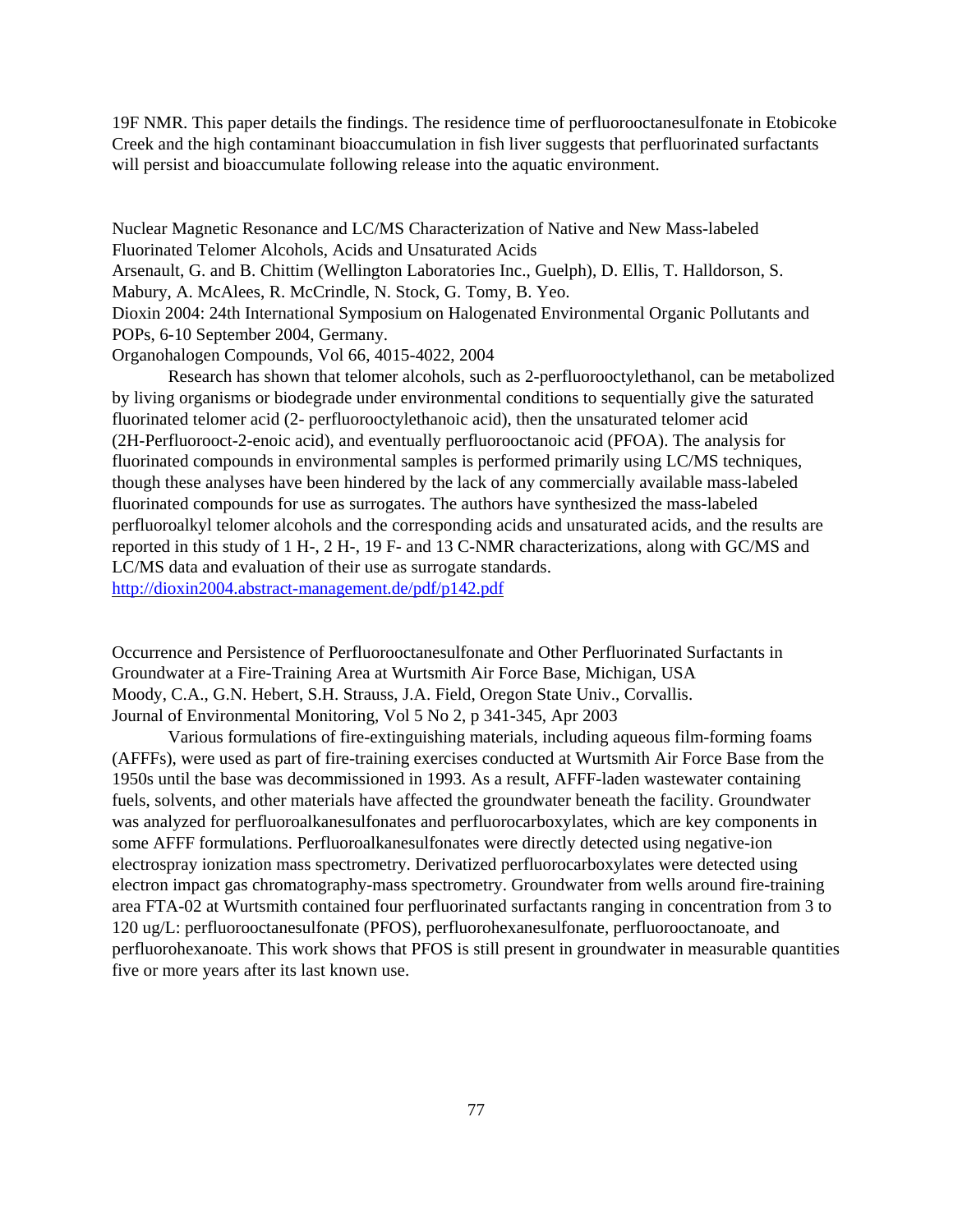19F NMR. This paper details the findings. The residence time of perfluorooctanesulfonate in Etobicoke Creek and the high contaminant bioaccumulation in fish liver suggests that perfluorinated surfactants will persist and bioaccumulate following release into the aquatic environment.

Nuclear Magnetic Resonance and LC/MS Characterization of Native and New Mass-labeled Fluorinated Telomer Alcohols, Acids and Unsaturated Acids
Arsenault, G. and B. Chittim (Wellington Laboratories Inc., Guelph), D. Ellis, T. Halldorson, S. Mabury, A. McAlees, R. McCrindle, N. Stock, G. Tomy, B. Yeo.
Dioxin 2004: 24th International Symposium on Halogenated Environmental Organic Pollutants and POPs, 6-10 September 2004, Germany.
Organohalogen Compounds, Vol 66, 4015-4022, 2004

Research has shown that telomer alcohols, such as 2-perfluorooctylethanol, can be metabolized by living organisms or biodegrade under environmental conditions to sequentially give the saturated fluorinated telomer acid (2- perfluorooctylethanoic acid), then the unsaturated telomer acid (2H-Perfluorooct-2-enoic acid), and eventually perfluorooctanoic acid (PFOA). The analysis for fluorinated compounds in environmental samples is performed primarily using LC/MS techniques, though these analyses have been hindered by the lack of any commercially available mass-labeled fluorinated compounds for use as surrogates. The authors have synthesized the mass-labeled perfluoroalkyl telomer alcohols and the corresponding acids and unsaturated acids, and the results are reported in this study of 1 H-, 2 H-, 19 F- and 13 C-NMR characterizations, along with GC/MS and LC/MS data and evaluation of their use as surrogate standards.
http://dioxin2004.abstract-management.de/pdf/p142.pdf

Occurrence and Persistence of Perfluorooctanesulfonate and Other Perfluorinated Surfactants in Groundwater at a Fire-Training Area at Wurtsmith Air Force Base, Michigan, USA
Moody, C.A., G.N. Hebert, S.H. Strauss, J.A. Field, Oregon State Univ., Corvallis.
Journal of Environmental Monitoring, Vol 5 No 2, p 341-345, Apr 2003

Various formulations of fire-extinguishing materials, including aqueous film-forming foams (AFFFs), were used as part of fire-training exercises conducted at Wurtsmith Air Force Base from the 1950s until the base was decommissioned in 1993. As a result, AFFF-laden wastewater containing fuels, solvents, and other materials have affected the groundwater beneath the facility. Groundwater was analyzed for perfluoroalkanesulfonates and perfluorocarboxylates, which are key components in some AFFF formulations. Perfluoroalkanesulfonates were directly detected using negative-ion electrospray ionization mass spectrometry. Derivatized perfluorocarboxylates were detected using electron impact gas chromatography-mass spectrometry. Groundwater from wells around fire-training area FTA-02 at Wurtsmith contained four perfluorinated surfactants ranging in concentration from 3 to 120 ug/L: perfluorooctanesulfonate (PFOS), perfluorohexanesulfonate, perfluorooctanoate, and perfluorohexanoate. This work shows that PFOS is still present in groundwater in measurable quantities five or more years after its last known use.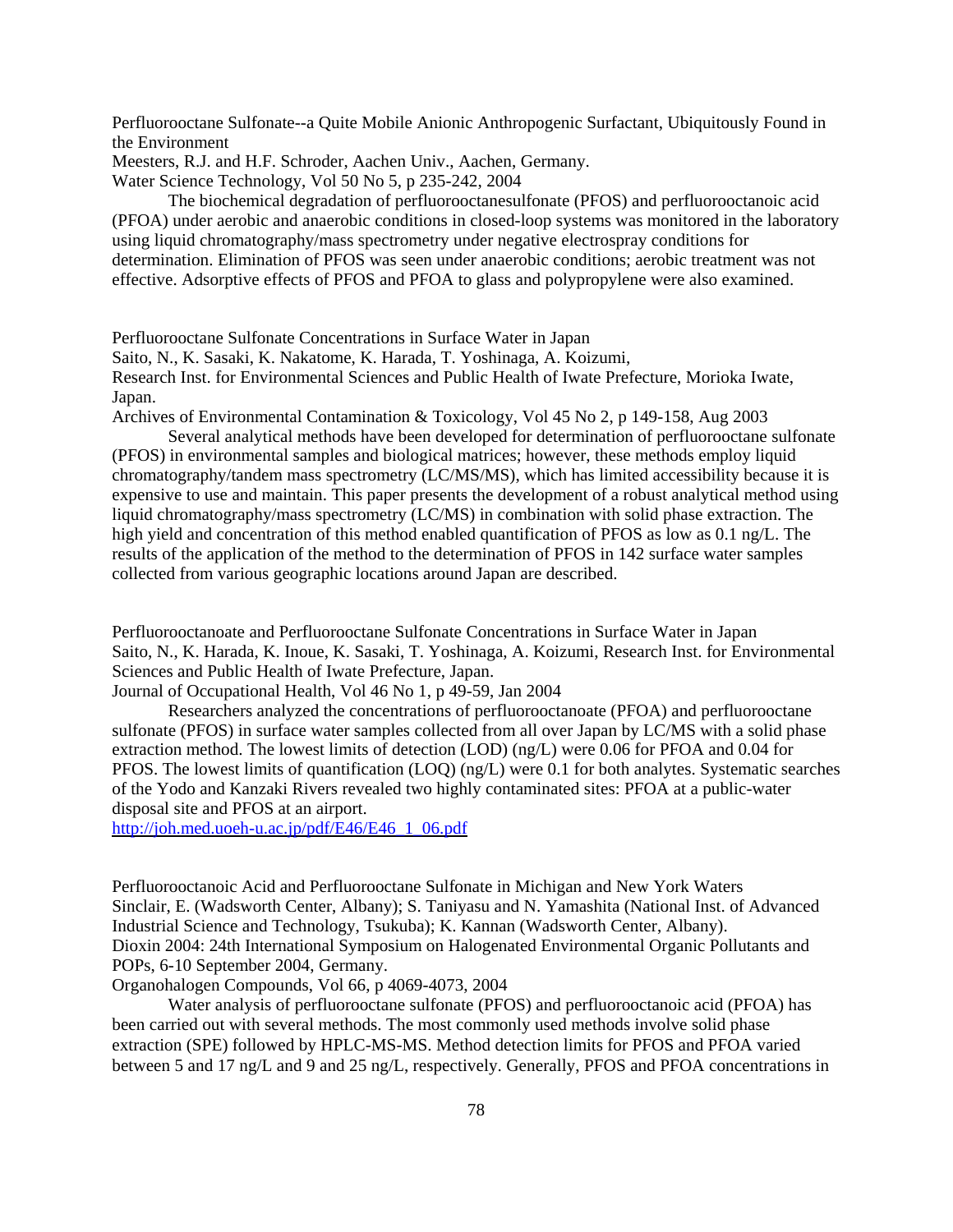Perfluorooctane Sulfonate--a Quite Mobile Anionic Anthropogenic Surfactant, Ubiquitously Found in the Environment
Meesters, R.J. and H.F. Schroder, Aachen Univ., Aachen, Germany.
Water Science Technology, Vol 50 No 5, p 235-242, 2004

The biochemical degradation of perfluorooctanesulfonate (PFOS) and perfluorooctanoic acid (PFOA) under aerobic and anaerobic conditions in closed-loop systems was monitored in the laboratory using liquid chromatography/mass spectrometry under negative electrospray conditions for determination. Elimination of PFOS was seen under anaerobic conditions; aerobic treatment was not effective. Adsorptive effects of PFOS and PFOA to glass and polypropylene were also examined.

Perfluorooctane Sulfonate Concentrations in Surface Water in Japan
Saito, N., K. Sasaki, K. Nakatome, K. Harada, T. Yoshinaga, A. Koizumi,
Research Inst. for Environmental Sciences and Public Health of Iwate Prefecture, Morioka Iwate, Japan.
Archives of Environmental Contamination & Toxicology, Vol 45 No 2, p 149-158, Aug 2003

Several analytical methods have been developed for determination of perfluorooctane sulfonate (PFOS) in environmental samples and biological matrices; however, these methods employ liquid chromatography/tandem mass spectrometry (LC/MS/MS), which has limited accessibility because it is expensive to use and maintain. This paper presents the development of a robust analytical method using liquid chromatography/mass spectrometry (LC/MS) in combination with solid phase extraction. The high yield and concentration of this method enabled quantification of PFOS as low as 0.1 ng/L. The results of the application of the method to the determination of PFOS in 142 surface water samples collected from various geographic locations around Japan are described.

Perfluorooctanoate and Perfluorooctane Sulfonate Concentrations in Surface Water in Japan
Saito, N., K. Harada, K. Inoue, K. Sasaki, T. Yoshinaga, A. Koizumi, Research Inst. for Environmental Sciences and Public Health of Iwate Prefecture, Japan.
Journal of Occupational Health, Vol 46 No 1, p 49-59, Jan 2004

Researchers analyzed the concentrations of perfluorooctanoate (PFOA) and perfluorooctane sulfonate (PFOS) in surface water samples collected from all over Japan by LC/MS with a solid phase extraction method. The lowest limits of detection (LOD) (ng/L) were 0.06 for PFOA and 0.04 for PFOS. The lowest limits of quantification (LOQ) (ng/L) were 0.1 for both analytes. Systematic searches of the Yodo and Kanzaki Rivers revealed two highly contaminated sites: PFOA at a public-water disposal site and PFOS at an airport.
http://joh.med.uoeh-u.ac.jp/pdf/E46/E46_1_06.pdf

Perfluorooctanoic Acid and Perfluorooctane Sulfonate in Michigan and New York Waters
Sinclair, E. (Wadsworth Center, Albany); S. Taniyasu and N. Yamashita (National Inst. of Advanced Industrial Science and Technology, Tsukuba); K. Kannan (Wadsworth Center, Albany).
Dioxin 2004: 24th International Symposium on Halogenated Environmental Organic Pollutants and POPs, 6-10 September 2004, Germany.
Organohalogen Compounds, Vol 66, p 4069-4073, 2004

Water analysis of perfluorooctane sulfonate (PFOS) and perfluorooctanoic acid (PFOA) has been carried out with several methods. The most commonly used methods involve solid phase extraction (SPE) followed by HPLC-MS-MS. Method detection limits for PFOS and PFOA varied between 5 and 17 ng/L and 9 and 25 ng/L, respectively. Generally, PFOS and PFOA concentrations in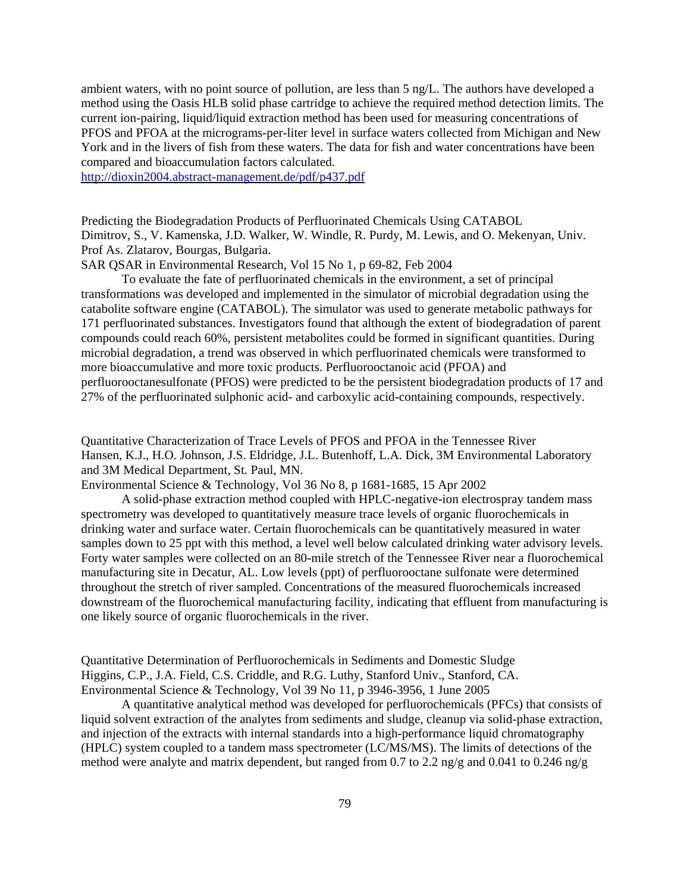ambient waters, with no point source of pollution, are less than 5 ng/L. The authors have developed a method using the Oasis HLB solid phase cartridge to achieve the required method detection limits. The current ion-pairing, liquid/liquid extraction method has been used for measuring concentrations of PFOS and PFOA at the micrograms-per-liter level in surface waters collected from Michigan and New York and in the livers of fish from these waters. The data for fish and water concentrations have been compared and bioaccumulation factors calculated.
http://dioxin2004.abstract-management.de/pdf/p437.pdf

Predicting the Biodegradation Products of Perfluorinated Chemicals Using CATABOL
Dimitrov, S., V. Kamenska, J.D. Walker, W. Windle, R. Purdy, M. Lewis, and O. Mekenyan, Univ. Prof As. Zlatarov, Bourgas, Bulgaria.
SAR QSAR in Environmental Research, Vol 15 No 1, p 69-82, Feb 2004

To evaluate the fate of perfluorinated chemicals in the environment, a set of principal transformations was developed and implemented in the simulator of microbial degradation using the catabolite software engine (CATABOL). The simulator was used to generate metabolic pathways for 171 perfluorinated substances. Investigators found that although the extent of biodegradation of parent compounds could reach 60%, persistent metabolites could be formed in significant quantities. During microbial degradation, a trend was observed in which perfluorinated chemicals were transformed to more bioaccumulative and more toxic products. Perfluorooctanoic acid (PFOA) and perfluorooctanesulfonate (PFOS) were predicted to be the persistent biodegradation products of 17 and 27% of the perfluorinated sulphonic acid- and carboxylic acid-containing compounds, respectively.

Quantitative Characterization of Trace Levels of PFOS and PFOA in the Tennessee River
Hansen, K.J., H.O. Johnson, J.S. Eldridge, J.L. Butenhoff, L.A. Dick, 3M Environmental Laboratory and 3M Medical Department, St. Paul, MN.
Environmental Science & Technology, Vol 36 No 8, p 1681-1685, 15 Apr 2002

A solid-phase extraction method coupled with HPLC-negative-ion electrospray tandem mass spectrometry was developed to quantitatively measure trace levels of organic fluorochemicals in drinking water and surface water. Certain fluorochemicals can be quantitatively measured in water samples down to 25 ppt with this method, a level well below calculated drinking water advisory levels. Forty water samples were collected on an 80-mile stretch of the Tennessee River near a fluorochemical manufacturing site in Decatur, AL. Low levels (ppt) of perfluorooctane sulfonate were determined throughout the stretch of river sampled. Concentrations of the measured fluorochemicals increased downstream of the fluorochemical manufacturing facility, indicating that effluent from manufacturing is one likely source of organic fluorochemicals in the river.

Quantitative Determination of Perfluorochemicals in Sediments and Domestic Sludge
Higgins, C.P., J.A. Field, C.S. Criddle, and R.G. Luthy, Stanford Univ., Stanford, CA.
Environmental Science & Technology, Vol 39 No 11, p 3946-3956, 1 June 2005

A quantitative analytical method was developed for perfluorochemicals (PFCs) that consists of liquid solvent extraction of the analytes from sediments and sludge, cleanup via solid-phase extraction, and injection of the extracts with internal standards into a high-performance liquid chromatography (HPLC) system coupled to a tandem mass spectrometer (LC/MS/MS). The limits of detections of the method were analyte and matrix dependent, but ranged from 0.7 to 2.2 ng/g and 0.041 to 0.246 ng/g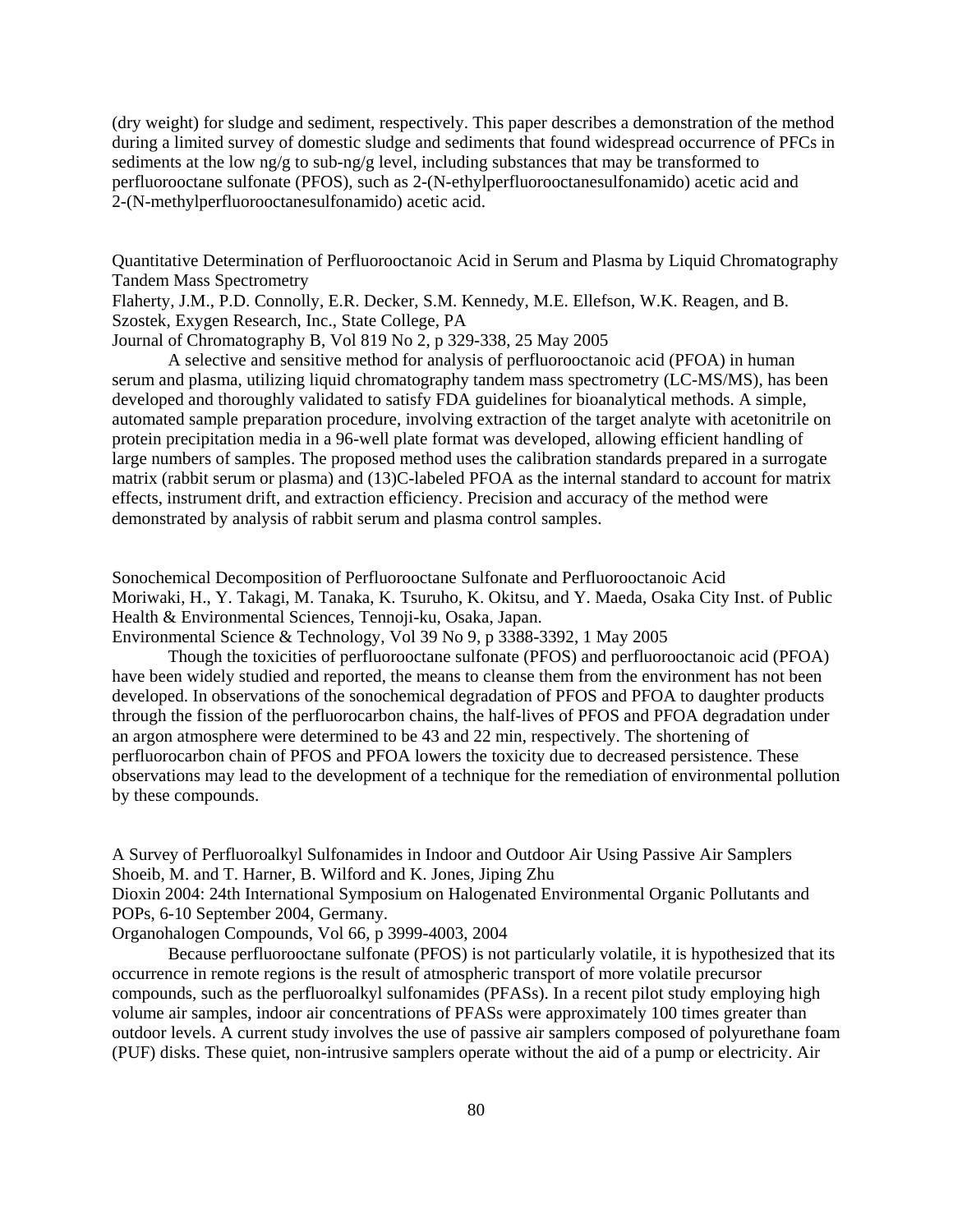(dry weight) for sludge and sediment, respectively. This paper describes a demonstration of the method during a limited survey of domestic sludge and sediments that found widespread occurrence of PFCs in sediments at the low ng/g to sub-ng/g level, including substances that may be transformed to perfluorooctane sulfonate (PFOS), such as 2-(N-ethylperfluorooctanesulfonamido) acetic acid and 2-(N-methylperfluorooctanesulfonamido) acetic acid.

Quantitative Determination of Perfluorooctanoic Acid in Serum and Plasma by Liquid Chromatography Tandem Mass Spectrometry
Flaherty, J.M., P.D. Connolly, E.R. Decker, S.M. Kennedy, M.E. Ellefson, W.K. Reagen, and B. Szostek, Exygen Research, Inc., State College, PA
Journal of Chromatography B, Vol 819 No 2, p 329-338, 25 May 2005

A selective and sensitive method for analysis of perfluorooctanoic acid (PFOA) in human serum and plasma, utilizing liquid chromatography tandem mass spectrometry (LC-MS/MS), has been developed and thoroughly validated to satisfy FDA guidelines for bioanalytical methods. A simple, automated sample preparation procedure, involving extraction of the target analyte with acetonitrile on protein precipitation media in a 96-well plate format was developed, allowing efficient handling of large numbers of samples. The proposed method uses the calibration standards prepared in a surrogate matrix (rabbit serum or plasma) and (13)C-labeled PFOA as the internal standard to account for matrix effects, instrument drift, and extraction efficiency. Precision and accuracy of the method were demonstrated by analysis of rabbit serum and plasma control samples.

Sonochemical Decomposition of Perfluorooctane Sulfonate and Perfluorooctanoic Acid
Moriwaki, H., Y. Takagi, M. Tanaka, K. Tsuruho, K. Okitsu, and Y. Maeda, Osaka City Inst. of Public Health & Environmental Sciences, Tennoji-ku, Osaka, Japan.
Environmental Science & Technology, Vol 39 No 9, p 3388-3392, 1 May 2005

Though the toxicities of perfluorooctane sulfonate (PFOS) and perfluorooctanoic acid (PFOA) have been widely studied and reported, the means to cleanse them from the environment has not been developed. In observations of the sonochemical degradation of PFOS and PFOA to daughter products through the fission of the perfluorocarbon chains, the half-lives of PFOS and PFOA degradation under an argon atmosphere were determined to be 43 and 22 min, respectively. The shortening of perfluorocarbon chain of PFOS and PFOA lowers the toxicity due to decreased persistence. These observations may lead to the development of a technique for the remediation of environmental pollution by these compounds.

A Survey of Perfluoroalkyl Sulfonamides in Indoor and Outdoor Air Using Passive Air Samplers
Shoeib, M. and T. Harner, B. Wilford and K. Jones, Jiping Zhu
Dioxin 2004: 24th International Symposium on Halogenated Environmental Organic Pollutants and POPs, 6-10 September 2004, Germany.
Organohalogen Compounds, Vol 66, p 3999-4003, 2004

Because perfluorooctane sulfonate (PFOS) is not particularly volatile, it is hypothesized that its occurrence in remote regions is the result of atmospheric transport of more volatile precursor compounds, such as the perfluoroalkyl sulfonamides (PFASs). In a recent pilot study employing high volume air samples, indoor air concentrations of PFASs were approximately 100 times greater than outdoor levels. A current study involves the use of passive air samplers composed of polyurethane foam (PUF) disks. These quiet, non-intrusive samplers operate without the aid of a pump or electricity. Air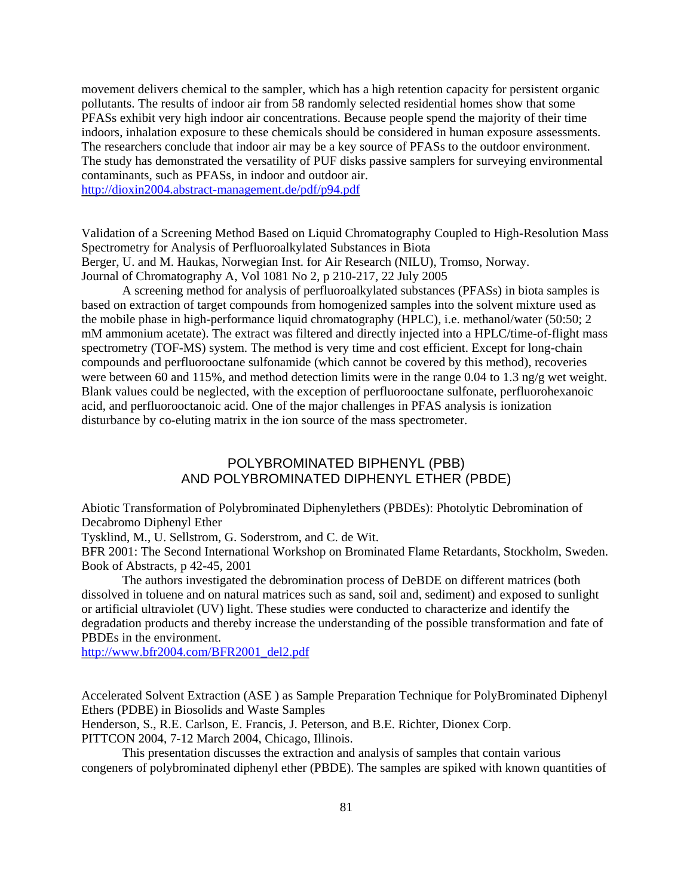movement delivers chemical to the sampler, which has a high retention capacity for persistent organic pollutants. The results of indoor air from 58 randomly selected residential homes show that some PFASs exhibit very high indoor air concentrations. Because people spend the majority of their time indoors, inhalation exposure to these chemicals should be considered in human exposure assessments. The researchers conclude that indoor air may be a key source of PFASs to the outdoor environment. The study has demonstrated the versatility of PUF disks passive samplers for surveying environmental contaminants, such as PFASs, in indoor and outdoor air.
http://dioxin2004.abstract-management.de/pdf/p94.pdf

Validation of a Screening Method Based on Liquid Chromatography Coupled to High-Resolution Mass Spectrometry for Analysis of Perfluoroalkylated Substances in Biota
Berger, U. and M. Haukas, Norwegian Inst. for Air Research (NILU), Tromso, Norway.
Journal of Chromatography A, Vol 1081 No 2, p 210-217, 22 July 2005

A screening method for analysis of perfluoroalkylated substances (PFASs) in biota samples is based on extraction of target compounds from homogenized samples into the solvent mixture used as the mobile phase in high-performance liquid chromatography (HPLC), i.e. methanol/water (50:50; 2 mM ammonium acetate). The extract was filtered and directly injected into a HPLC/time-of-flight mass spectrometry (TOF-MS) system. The method is very time and cost efficient. Except for long-chain compounds and perfluorooctane sulfonamide (which cannot be covered by this method), recoveries were between 60 and 115%, and method detection limits were in the range 0.04 to 1.3 ng/g wet weight. Blank values could be neglected, with the exception of perfluorooctane sulfonate, perfluorohexanoic acid, and perfluorooctanoic acid. One of the major challenges in PFAS analysis is ionization disturbance by co-eluting matrix in the ion source of the mass spectrometer.

## POLYBROMINATED BIPHENYL (PBB) AND POLYBROMINATED DIPHENYL ETHER (PBDE)

Abiotic Transformation of Polybrominated Diphenylethers (PBDEs): Photolytic Debromination of Decabromo Diphenyl Ether
Tysklind, M., U. Sellstrom, G. Soderstrom, and C. de Wit.
BFR 2001: The Second International Workshop on Brominated Flame Retardants, Stockholm, Sweden. Book of Abstracts, p 42-45, 2001

The authors investigated the debromination process of DeBDE on different matrices (both dissolved in toluene and on natural matrices such as sand, soil and, sediment) and exposed to sunlight or artificial ultraviolet (UV) light. These studies were conducted to characterize and identify the degradation products and thereby increase the understanding of the possible transformation and fate of PBDEs in the environment.
http://www.bfr2004.com/BFR2001_del2.pdf

Accelerated Solvent Extraction (ASE ) as Sample Preparation Technique for PolyBrominated Diphenyl Ethers (PDBE) in Biosolids and Waste Samples
Henderson, S., R.E. Carlson, E. Francis, J. Peterson, and B.E. Richter, Dionex Corp.
PITTCON 2004, 7-12 March 2004, Chicago, Illinois.

This presentation discusses the extraction and analysis of samples that contain various congeners of polybrominated diphenyl ether (PBDE). The samples are spiked with known quantities of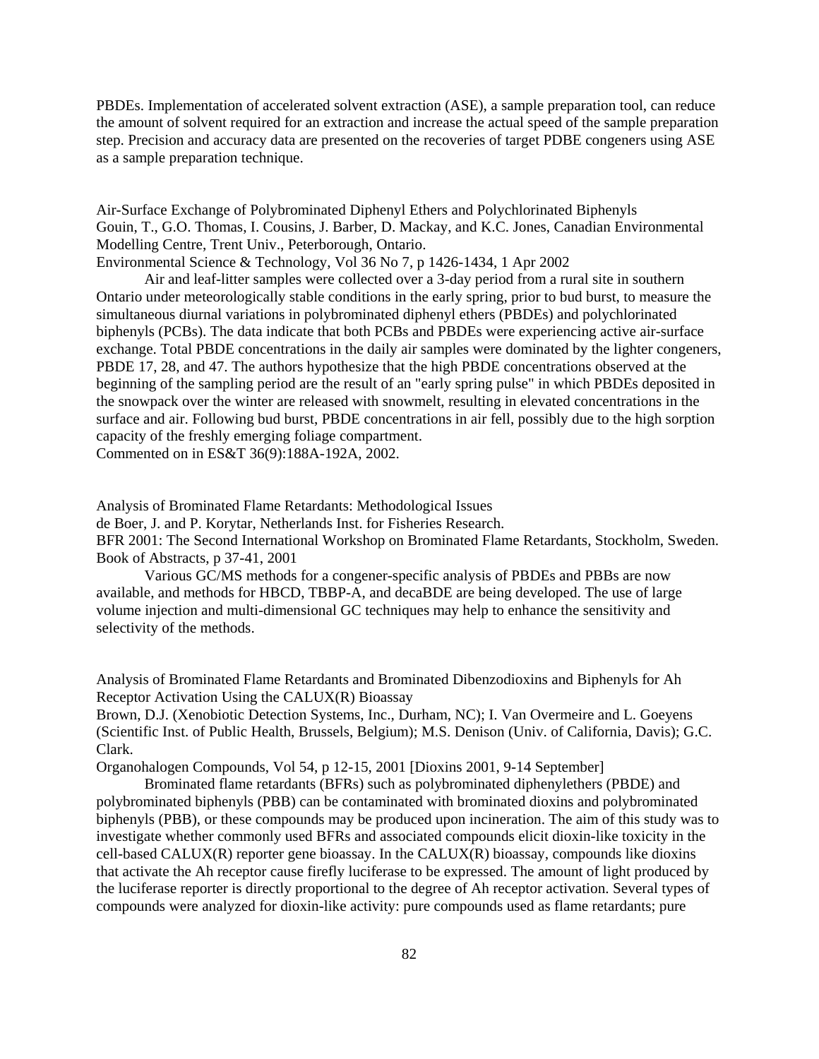PBDEs. Implementation of accelerated solvent extraction (ASE), a sample preparation tool, can reduce the amount of solvent required for an extraction and increase the actual speed of the sample preparation step. Precision and accuracy data are presented on the recoveries of target PDBE congeners using ASE as a sample preparation technique.

Air-Surface Exchange of Polybrominated Diphenyl Ethers and Polychlorinated Biphenyls
Gouin, T., G.O. Thomas, I. Cousins, J. Barber, D. Mackay, and K.C. Jones, Canadian Environmental Modelling Centre, Trent Univ., Peterborough, Ontario.
Environmental Science & Technology, Vol 36 No 7, p 1426-1434, 1 Apr 2002

Air and leaf-litter samples were collected over a 3-day period from a rural site in southern Ontario under meteorologically stable conditions in the early spring, prior to bud burst, to measure the simultaneous diurnal variations in polybrominated diphenyl ethers (PBDEs) and polychlorinated biphenyls (PCBs). The data indicate that both PCBs and PBDEs were experiencing active air-surface exchange. Total PBDE concentrations in the daily air samples were dominated by the lighter congeners, PBDE 17, 28, and 47. The authors hypothesize that the high PBDE concentrations observed at the beginning of the sampling period are the result of an "early spring pulse" in which PBDEs deposited in the snowpack over the winter are released with snowmelt, resulting in elevated concentrations in the surface and air. Following bud burst, PBDE concentrations in air fell, possibly due to the high sorption capacity of the freshly emerging foliage compartment.
Commented on in ES&T 36(9):188A-192A, 2002.

Analysis of Brominated Flame Retardants: Methodological Issues
de Boer, J. and P. Korytar, Netherlands Inst. for Fisheries Research.
BFR 2001: The Second International Workshop on Brominated Flame Retardants, Stockholm, Sweden. Book of Abstracts, p 37-41, 2001

Various GC/MS methods for a congener-specific analysis of PBDEs and PBBs are now available, and methods for HBCD, TBBP-A, and decaBDE are being developed. The use of large volume injection and multi-dimensional GC techniques may help to enhance the sensitivity and selectivity of the methods.

Analysis of Brominated Flame Retardants and Brominated Dibenzodioxins and Biphenyls for Ah Receptor Activation Using the CALUX(R) Bioassay
Brown, D.J. (Xenobiotic Detection Systems, Inc., Durham, NC); I. Van Overmeire and L. Goeyens (Scientific Inst. of Public Health, Brussels, Belgium); M.S. Denison (Univ. of California, Davis); G.C. Clark.
Organohalogen Compounds, Vol 54, p 12-15, 2001 [Dioxins 2001, 9-14 September]

Brominated flame retardants (BFRs) such as polybrominated diphenylethers (PBDE) and polybrominated biphenyls (PBB) can be contaminated with brominated dioxins and polybrominated biphenyls (PBB), or these compounds may be produced upon incineration. The aim of this study was to investigate whether commonly used BFRs and associated compounds elicit dioxin-like toxicity in the cell-based CALUX(R) reporter gene bioassay. In the CALUX(R) bioassay, compounds like dioxins that activate the Ah receptor cause firefly luciferase to be expressed. The amount of light produced by the luciferase reporter is directly proportional to the degree of Ah receptor activation. Several types of compounds were analyzed for dioxin-like activity: pure compounds used as flame retardants; pure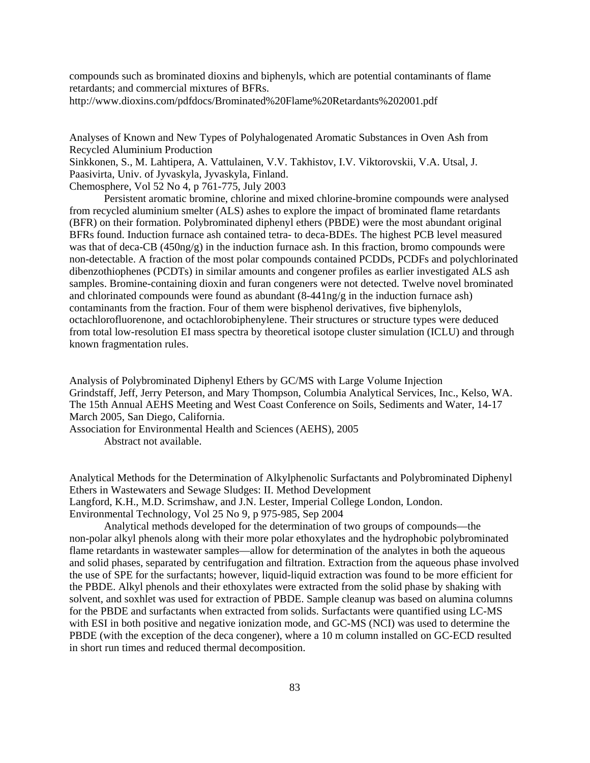compounds such as brominated dioxins and biphenyls, which are potential contaminants of flame retardants; and commercial mixtures of BFRs.
http://www.dioxins.com/pdfdocs/Brominated%20Flame%20Retardants%202001.pdf

Analyses of Known and New Types of Polyhalogenated Aromatic Substances in Oven Ash from Recycled Aluminium Production
Sinkkonen, S., M. Lahtipera, A. Vattulainen, V.V. Takhistov, I.V. Viktorovskii, V.A. Utsal, J. Paasivirta, Univ. of Jyvaskyla, Jyvaskyla, Finland.
Chemosphere, Vol 52 No 4, p 761-775, July 2003

Persistent aromatic bromine, chlorine and mixed chlorine-bromine compounds were analysed from recycled aluminium smelter (ALS) ashes to explore the impact of brominated flame retardants (BFR) on their formation. Polybrominated diphenyl ethers (PBDE) were the most abundant original BFRs found. Induction furnace ash contained tetra- to deca-BDEs. The highest PCB level measured was that of deca-CB (450ng/g) in the induction furnace ash. In this fraction, bromo compounds were non-detectable. A fraction of the most polar compounds contained PCDDs, PCDFs and polychlorinated dibenzothiophenes (PCDTs) in similar amounts and congener profiles as earlier investigated ALS ash samples. Bromine-containing dioxin and furan congeners were not detected. Twelve novel brominated and chlorinated compounds were found as abundant (8-441ng/g in the induction furnace ash) contaminants from the fraction. Four of them were bisphenol derivatives, five biphenylols, octachlorofluorenone, and octachlorobiphenylene. Their structures or structure types were deduced from total low-resolution EI mass spectra by theoretical isotope cluster simulation (ICLU) and through known fragmentation rules.

Analysis of Polybrominated Diphenyl Ethers by GC/MS with Large Volume Injection
Grindstaff, Jeff, Jerry Peterson, and Mary Thompson, Columbia Analytical Services, Inc., Kelso, WA.
The 15th Annual AEHS Meeting and West Coast Conference on Soils, Sediments and Water, 14-17 March 2005, San Diego, California.
Association for Environmental Health and Sciences (AEHS), 2005

Abstract not available.

Analytical Methods for the Determination of Alkylphenolic Surfactants and Polybrominated Diphenyl Ethers in Wastewaters and Sewage Sludges: II. Method Development
Langford, K.H., M.D. Scrimshaw, and J.N. Lester, Imperial College London, London.
Environmental Technology, Vol 25 No 9, p 975-985, Sep 2004

Analytical methods developed for the determination of two groups of compounds—the non-polar alkyl phenols along with their more polar ethoxylates and the hydrophobic polybrominated flame retardants in wastewater samples—allow for determination of the analytes in both the aqueous and solid phases, separated by centrifugation and filtration. Extraction from the aqueous phase involved the use of SPE for the surfactants; however, liquid-liquid extraction was found to be more efficient for the PBDE. Alkyl phenols and their ethoxylates were extracted from the solid phase by shaking with solvent, and soxhlet was used for extraction of PBDE. Sample cleanup was based on alumina columns for the PBDE and surfactants when extracted from solids. Surfactants were quantified using LC-MS with ESI in both positive and negative ionization mode, and GC-MS (NCI) was used to determine the PBDE (with the exception of the deca congener), where a 10 m column installed on GC-ECD resulted in short run times and reduced thermal decomposition.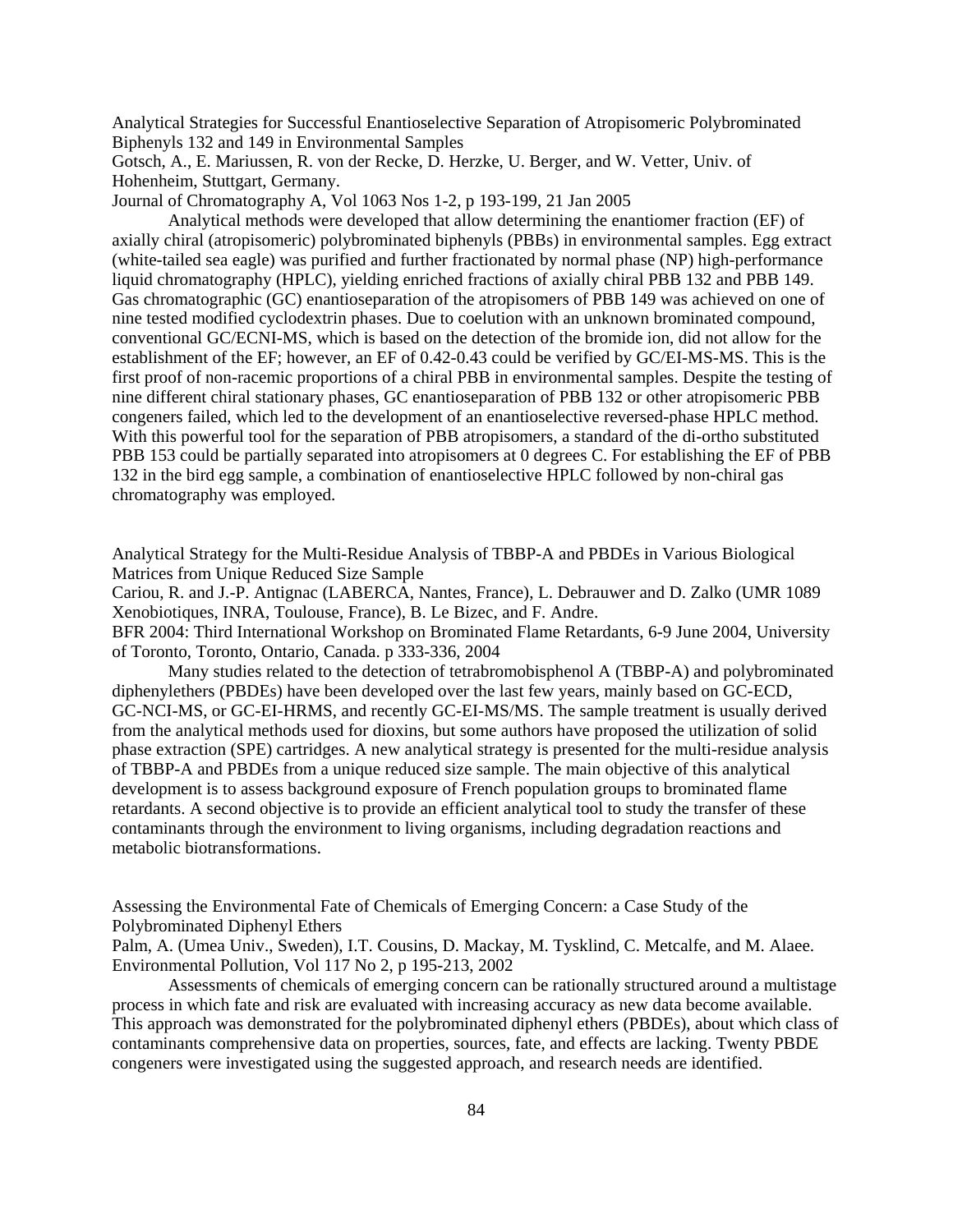Analytical Strategies for Successful Enantioselective Separation of Atropisomeric Polybrominated Biphenyls 132 and 149 in Environmental Samples
Gotsch, A., E. Mariussen, R. von der Recke, D. Herzke, U. Berger, and W. Vetter, Univ. of Hohenheim, Stuttgart, Germany.
Journal of Chromatography A, Vol 1063 Nos 1-2, p 193-199, 21 Jan 2005

Analytical methods were developed that allow determining the enantiomer fraction (EF) of axially chiral (atropisomeric) polybrominated biphenyls (PBBs) in environmental samples. Egg extract (white-tailed sea eagle) was purified and further fractionated by normal phase (NP) high-performance liquid chromatography (HPLC), yielding enriched fractions of axially chiral PBB 132 and PBB 149. Gas chromatographic (GC) enantioseparation of the atropisomers of PBB 149 was achieved on one of nine tested modified cyclodextrin phases. Due to coelution with an unknown brominated compound, conventional GC/ECNI-MS, which is based on the detection of the bromide ion, did not allow for the establishment of the EF; however, an EF of 0.42-0.43 could be verified by GC/EI-MS-MS. This is the first proof of non-racemic proportions of a chiral PBB in environmental samples. Despite the testing of nine different chiral stationary phases, GC enantioseparation of PBB 132 or other atropisomeric PBB congeners failed, which led to the development of an enantioselective reversed-phase HPLC method. With this powerful tool for the separation of PBB atropisomers, a standard of the di-ortho substituted PBB 153 could be partially separated into atropisomers at 0 degrees C. For establishing the EF of PBB 132 in the bird egg sample, a combination of enantioselective HPLC followed by non-chiral gas chromatography was employed.

Analytical Strategy for the Multi-Residue Analysis of TBBP-A and PBDEs in Various Biological Matrices from Unique Reduced Size Sample
Cariou, R. and J.-P. Antignac (LABERCA, Nantes, France), L. Debrauwer and D. Zalko (UMR 1089 Xenobiotiques, INRA, Toulouse, France), B. Le Bizec, and F. Andre.
BFR 2004: Third International Workshop on Brominated Flame Retardants, 6-9 June 2004, University of Toronto, Toronto, Ontario, Canada. p 333-336, 2004

Many studies related to the detection of tetrabromobisphenol A (TBBP-A) and polybrominated diphenylethers (PBDEs) have been developed over the last few years, mainly based on GC-ECD, GC-NCI-MS, or GC-EI-HRMS, and recently GC-EI-MS/MS. The sample treatment is usually derived from the analytical methods used for dioxins, but some authors have proposed the utilization of solid phase extraction (SPE) cartridges. A new analytical strategy is presented for the multi-residue analysis of TBBP-A and PBDEs from a unique reduced size sample. The main objective of this analytical development is to assess background exposure of French population groups to brominated flame retardants. A second objective is to provide an efficient analytical tool to study the transfer of these contaminants through the environment to living organisms, including degradation reactions and metabolic biotransformations.

Assessing the Environmental Fate of Chemicals of Emerging Concern: a Case Study of the Polybrominated Diphenyl Ethers
Palm, A. (Umea Univ., Sweden), I.T. Cousins, D. Mackay, M. Tysklind, C. Metcalfe, and M. Alaee.
Environmental Pollution, Vol 117 No 2, p 195-213, 2002

Assessments of chemicals of emerging concern can be rationally structured around a multistage process in which fate and risk are evaluated with increasing accuracy as new data become available. This approach was demonstrated for the polybrominated diphenyl ethers (PBDEs), about which class of contaminants comprehensive data on properties, sources, fate, and effects are lacking. Twenty PBDE congeners were investigated using the suggested approach, and research needs are identified.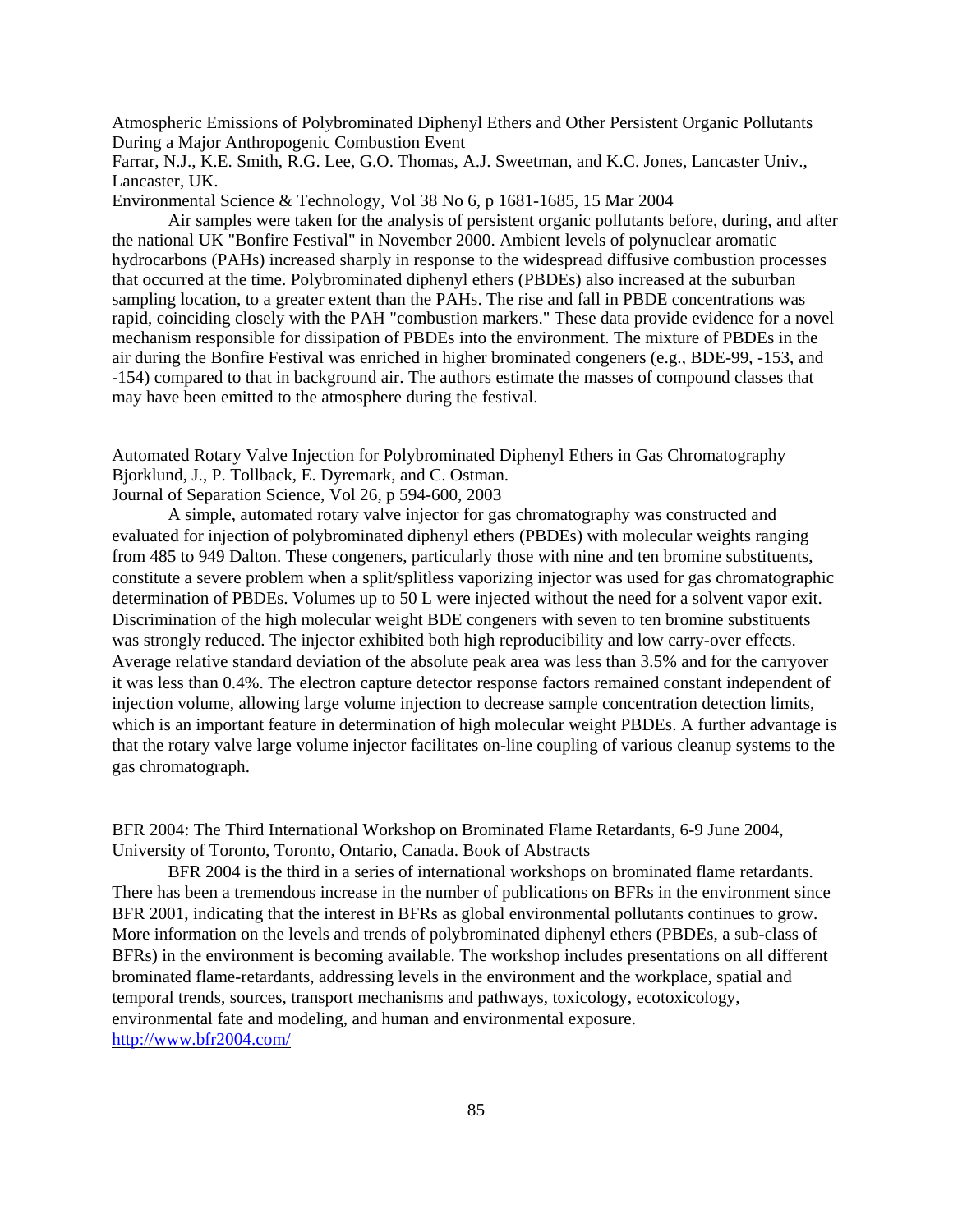Atmospheric Emissions of Polybrominated Diphenyl Ethers and Other Persistent Organic Pollutants During a Major Anthropogenic Combustion Event
Farrar, N.J., K.E. Smith, R.G. Lee, G.O. Thomas, A.J. Sweetman, and K.C. Jones, Lancaster Univ., Lancaster, UK.
Environmental Science & Technology, Vol 38 No 6, p 1681-1685, 15 Mar 2004

Air samples were taken for the analysis of persistent organic pollutants before, during, and after the national UK "Bonfire Festival" in November 2000. Ambient levels of polynuclear aromatic hydrocarbons (PAHs) increased sharply in response to the widespread diffusive combustion processes that occurred at the time. Polybrominated diphenyl ethers (PBDEs) also increased at the suburban sampling location, to a greater extent than the PAHs. The rise and fall in PBDE concentrations was rapid, coinciding closely with the PAH "combustion markers." These data provide evidence for a novel mechanism responsible for dissipation of PBDEs into the environment. The mixture of PBDEs in the air during the Bonfire Festival was enriched in higher brominated congeners (e.g., BDE-99, -153, and -154) compared to that in background air. The authors estimate the masses of compound classes that may have been emitted to the atmosphere during the festival.

Automated Rotary Valve Injection for Polybrominated Diphenyl Ethers in Gas Chromatography
Bjorklund, J., P. Tollback, E. Dyremark, and C. Ostman.
Journal of Separation Science, Vol 26, p 594-600, 2003

A simple, automated rotary valve injector for gas chromatography was constructed and evaluated for injection of polybrominated diphenyl ethers (PBDEs) with molecular weights ranging from 485 to 949 Dalton. These congeners, particularly those with nine and ten bromine substituents, constitute a severe problem when a split/splitless vaporizing injector was used for gas chromatographic determination of PBDEs. Volumes up to 50 L were injected without the need for a solvent vapor exit. Discrimination of the high molecular weight BDE congeners with seven to ten bromine substituents was strongly reduced. The injector exhibited both high reproducibility and low carry-over effects. Average relative standard deviation of the absolute peak area was less than 3.5% and for the carryover it was less than 0.4%. The electron capture detector response factors remained constant independent of injection volume, allowing large volume injection to decrease sample concentration detection limits, which is an important feature in determination of high molecular weight PBDEs. A further advantage is that the rotary valve large volume injector facilitates on-line coupling of various cleanup systems to the gas chromatograph.

BFR 2004: The Third International Workshop on Brominated Flame Retardants, 6-9 June 2004, University of Toronto, Toronto, Ontario, Canada. Book of Abstracts

BFR 2004 is the third in a series of international workshops on brominated flame retardants. There has been a tremendous increase in the number of publications on BFRs in the environment since BFR 2001, indicating that the interest in BFRs as global environmental pollutants continues to grow. More information on the levels and trends of polybrominated diphenyl ethers (PBDEs, a sub-class of BFRs) in the environment is becoming available. The workshop includes presentations on all different brominated flame-retardants, addressing levels in the environment and the workplace, spatial and temporal trends, sources, transport mechanisms and pathways, toxicology, ecotoxicology, environmental fate and modeling, and human and environmental exposure.
http://www.bfr2004.com/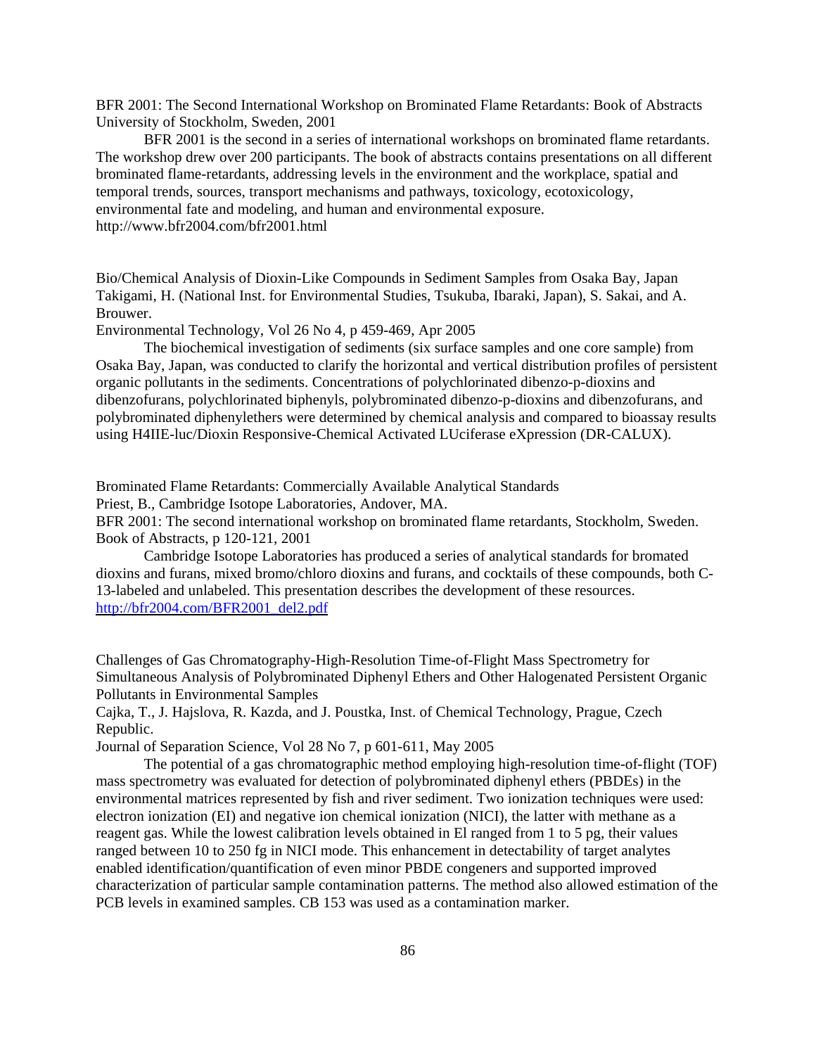BFR 2001: The Second International Workshop on Brominated Flame Retardants: Book of Abstracts
University of Stockholm, Sweden, 2001

BFR 2001 is the second in a series of international workshops on brominated flame retardants. The workshop drew over 200 participants. The book of abstracts contains presentations on all different brominated flame-retardants, addressing levels in the environment and the workplace, spatial and temporal trends, sources, transport mechanisms and pathways, toxicology, ecotoxicology, environmental fate and modeling, and human and environmental exposure.
http://www.bfr2004.com/bfr2001.html

Bio/Chemical Analysis of Dioxin-Like Compounds in Sediment Samples from Osaka Bay, Japan
Takigami, H. (National Inst. for Environmental Studies, Tsukuba, Ibaraki, Japan), S. Sakai, and A. Brouwer.
Environmental Technology, Vol 26 No 4, p 459-469, Apr 2005

The biochemical investigation of sediments (six surface samples and one core sample) from Osaka Bay, Japan, was conducted to clarify the horizontal and vertical distribution profiles of persistent organic pollutants in the sediments. Concentrations of polychlorinated dibenzo-p-dioxins and dibenzofurans, polychlorinated biphenyls, polybrominated dibenzo-p-dioxins and dibenzofurans, and polybrominated diphenylethers were determined by chemical analysis and compared to bioassay results using H4IIE-luc/Dioxin Responsive-Chemical Activated LUciferase eXpression (DR-CALUX).

Brominated Flame Retardants: Commercially Available Analytical Standards
Priest, B., Cambridge Isotope Laboratories, Andover, MA.
BFR 2001: The second international workshop on brominated flame retardants, Stockholm, Sweden. Book of Abstracts, p 120-121, 2001

Cambridge Isotope Laboratories has produced a series of analytical standards for bromated dioxins and furans, mixed bromo/chloro dioxins and furans, and cocktails of these compounds, both C-13-labeled and unlabeled. This presentation describes the development of these resources.
http://bfr2004.com/BFR2001_del2.pdf

Challenges of Gas Chromatography-High-Resolution Time-of-Flight Mass Spectrometry for Simultaneous Analysis of Polybrominated Diphenyl Ethers and Other Halogenated Persistent Organic Pollutants in Environmental Samples
Cajka, T., J. Hajslova, R. Kazda, and J. Poustka, Inst. of Chemical Technology, Prague, Czech Republic.
Journal of Separation Science, Vol 28 No 7, p 601-611, May 2005

The potential of a gas chromatographic method employing high-resolution time-of-flight (TOF) mass spectrometry was evaluated for detection of polybrominated diphenyl ethers (PBDEs) in the environmental matrices represented by fish and river sediment. Two ionization techniques were used: electron ionization (EI) and negative ion chemical ionization (NICI), the latter with methane as a reagent gas. While the lowest calibration levels obtained in El ranged from 1 to 5 pg, their values ranged between 10 to 250 fg in NICI mode. This enhancement in detectability of target analytes enabled identification/quantification of even minor PBDE congeners and supported improved characterization of particular sample contamination patterns. The method also allowed estimation of the PCB levels in examined samples. CB 153 was used as a contamination marker.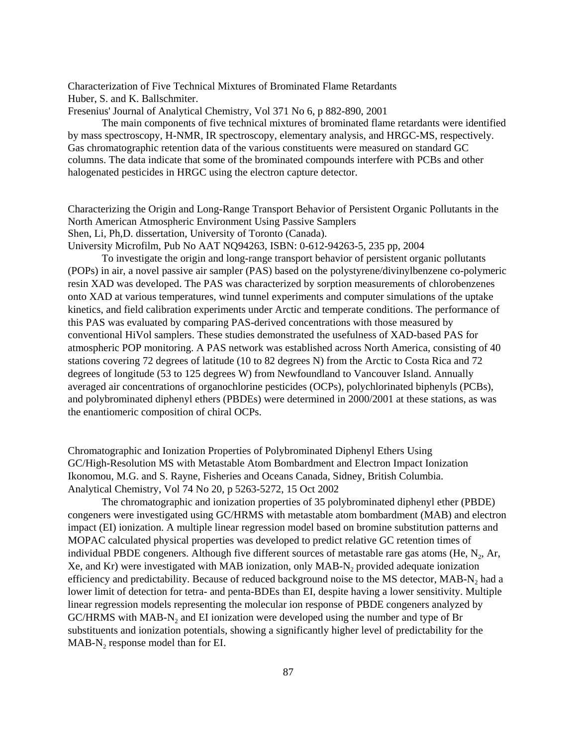Characterization of Five Technical Mixtures of Brominated Flame Retardants
Huber, S. and K. Ballschmiter.
Fresenius' Journal of Analytical Chemistry, Vol 371 No 6, p 882-890, 2001

The main components of five technical mixtures of brominated flame retardants were identified by mass spectroscopy, H-NMR, IR spectroscopy, elementary analysis, and HRGC-MS, respectively. Gas chromatographic retention data of the various constituents were measured on standard GC columns. The data indicate that some of the brominated compounds interfere with PCBs and other halogenated pesticides in HRGC using the electron capture detector.

Characterizing the Origin and Long-Range Transport Behavior of Persistent Organic Pollutants in the North American Atmospheric Environment Using Passive Samplers
Shen, Li, Ph,D. dissertation, University of Toronto (Canada).
University Microfilm, Pub No AAT NQ94263, ISBN: 0-612-94263-5, 235 pp, 2004

To investigate the origin and long-range transport behavior of persistent organic pollutants (POPs) in air, a novel passive air sampler (PAS) based on the polystyrene/divinylbenzene co-polymeric resin XAD was developed. The PAS was characterized by sorption measurements of chlorobenzenes onto XAD at various temperatures, wind tunnel experiments and computer simulations of the uptake kinetics, and field calibration experiments under Arctic and temperate conditions. The performance of this PAS was evaluated by comparing PAS-derived concentrations with those measured by conventional HiVol samplers. These studies demonstrated the usefulness of XAD-based PAS for atmospheric POP monitoring. A PAS network was established across North America, consisting of 40 stations covering 72 degrees of latitude (10 to 82 degrees N) from the Arctic to Costa Rica and 72 degrees of longitude (53 to 125 degrees W) from Newfoundland to Vancouver Island. Annually averaged air concentrations of organochlorine pesticides (OCPs), polychlorinated biphenyls (PCBs), and polybrominated diphenyl ethers (PBDEs) were determined in 2000/2001 at these stations, as was the enantiomeric composition of chiral OCPs.

Chromatographic and Ionization Properties of Polybrominated Diphenyl Ethers Using GC/High-Resolution MS with Metastable Atom Bombardment and Electron Impact Ionization
Ikonomou, M.G. and S. Rayne, Fisheries and Oceans Canada, Sidney, British Columbia.
Analytical Chemistry, Vol 74 No 20, p 5263-5272, 15 Oct 2002

The chromatographic and ionization properties of 35 polybrominated diphenyl ether (PBDE) congeners were investigated using GC/HRMS with metastable atom bombardment (MAB) and electron impact (EI) ionization. A multiple linear regression model based on bromine substitution patterns and MOPAC calculated physical properties was developed to predict relative GC retention times of individual PBDE congeners. Although five different sources of metastable rare gas atoms (He, $N_2$, Ar, Xe, and Kr) were investigated with MAB ionization, only MAB-$N_2$ provided adequate ionization efficiency and predictability. Because of reduced background noise to the MS detector, MAB-$N_2$ had a lower limit of detection for tetra- and penta-BDEs than EI, despite having a lower sensitivity. Multiple linear regression models representing the molecular ion response of PBDE congeners analyzed by GC/HRMS with MAB-$N_2$ and EI ionization were developed using the number and type of Br substituents and ionization potentials, showing a significantly higher level of predictability for the MAB-$N_2$ response model than for EI.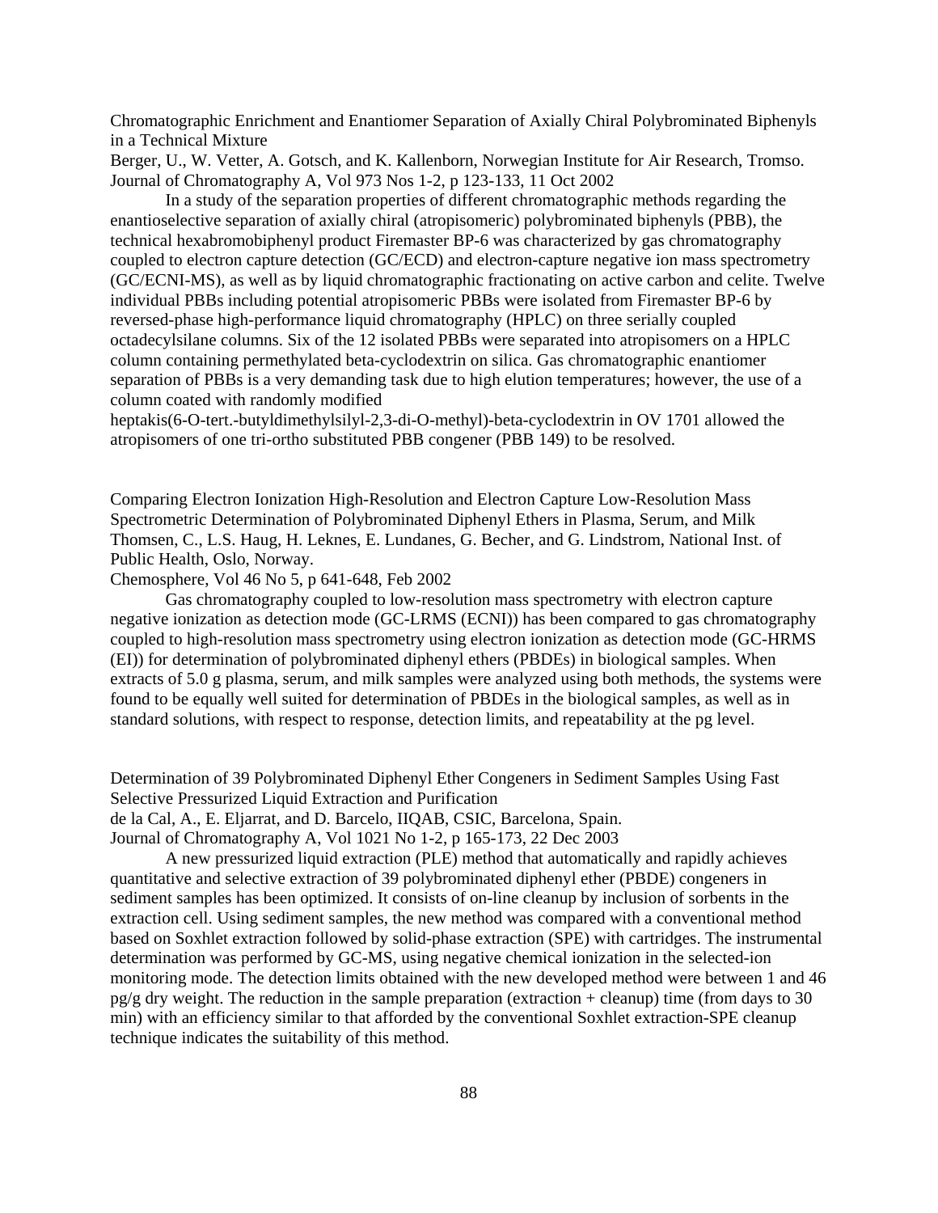Chromatographic Enrichment and Enantiomer Separation of Axially Chiral Polybrominated Biphenyls in a Technical Mixture

Berger, U., W. Vetter, A. Gotsch, and K. Kallenborn, Norwegian Institute for Air Research, Tromso.
Journal of Chromatography A, Vol 973 Nos 1-2, p 123-133, 11 Oct 2002

In a study of the separation properties of different chromatographic methods regarding the enantioselective separation of axially chiral (atropisomeric) polybrominated biphenyls (PBB), the technical hexabromobiphenyl product Firemaster BP-6 was characterized by gas chromatography coupled to electron capture detection (GC/ECD) and electron-capture negative ion mass spectrometry (GC/ECNI-MS), as well as by liquid chromatographic fractionating on active carbon and celite. Twelve individual PBBs including potential atropisomeric PBBs were isolated from Firemaster BP-6 by reversed-phase high-performance liquid chromatography (HPLC) on three serially coupled octadecylsilane columns. Six of the 12 isolated PBBs were separated into atropisomers on a HPLC column containing permethylated beta-cyclodextrin on silica. Gas chromatographic enantiomer separation of PBBs is a very demanding task due to high elution temperatures; however, the use of a column coated with randomly modified heptakis(6-O-tert.-butyldimethylsilyl-2,3-di-O-methyl)-beta-cyclodextrin in OV 1701 allowed the atropisomers of one tri-ortho substituted PBB congener (PBB 149) to be resolved.

Comparing Electron Ionization High-Resolution and Electron Capture Low-Resolution Mass Spectrometric Determination of Polybrominated Diphenyl Ethers in Plasma, Serum, and Milk

Thomsen, C., L.S. Haug, H. Leknes, E. Lundanes, G. Becher, and G. Lindstrom, National Inst. of Public Health, Oslo, Norway.
Chemosphere, Vol 46 No 5, p 641-648, Feb 2002

Gas chromatography coupled to low-resolution mass spectrometry with electron capture negative ionization as detection mode (GC-LRMS (ECNI)) has been compared to gas chromatography coupled to high-resolution mass spectrometry using electron ionization as detection mode (GC-HRMS (EI)) for determination of polybrominated diphenyl ethers (PBDEs) in biological samples. When extracts of 5.0 g plasma, serum, and milk samples were analyzed using both methods, the systems were found to be equally well suited for determination of PBDEs in the biological samples, as well as in standard solutions, with respect to response, detection limits, and repeatability at the pg level.

Determination of 39 Polybrominated Diphenyl Ether Congeners in Sediment Samples Using Fast Selective Pressurized Liquid Extraction and Purification

de la Cal, A., E. Eljarrat, and D. Barcelo, IIQAB, CSIC, Barcelona, Spain.
Journal of Chromatography A, Vol 1021 No 1-2, p 165-173, 22 Dec 2003

A new pressurized liquid extraction (PLE) method that automatically and rapidly achieves quantitative and selective extraction of 39 polybrominated diphenyl ether (PBDE) congeners in sediment samples has been optimized. It consists of on-line cleanup by inclusion of sorbents in the extraction cell. Using sediment samples, the new method was compared with a conventional method based on Soxhlet extraction followed by solid-phase extraction (SPE) with cartridges. The instrumental determination was performed by GC-MS, using negative chemical ionization in the selected-ion monitoring mode. The detection limits obtained with the new developed method were between 1 and 46 pg/g dry weight. The reduction in the sample preparation (extraction + cleanup) time (from days to 30 min) with an efficiency similar to that afforded by the conventional Soxhlet extraction-SPE cleanup technique indicates the suitability of this method.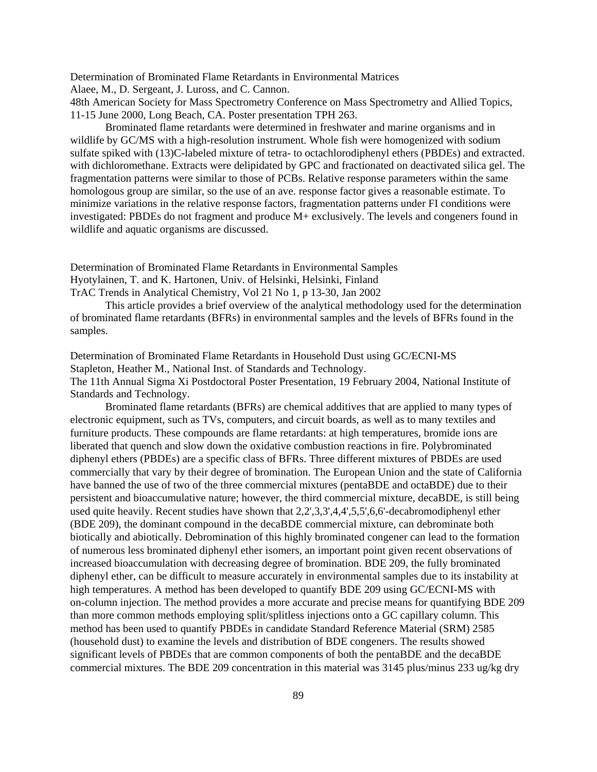Determination of Brominated Flame Retardants in Environmental Matrices
Alaee, M., D. Sergeant, J. Luross, and C. Cannon.
48th American Society for Mass Spectrometry Conference on Mass Spectrometry and Allied Topics, 11-15 June 2000, Long Beach, CA. Poster presentation TPH 263.

Brominated flame retardants were determined in freshwater and marine organisms and in wildlife by GC/MS with a high-resolution instrument. Whole fish were homogenized with sodium sulfate spiked with (13)C-labeled mixture of tetra- to octachlorodiphenyl ethers (PBDEs) and extracted. with dichloromethane. Extracts were delipidated by GPC and fractionated on deactivated silica gel. The fragmentation patterns were similar to those of PCBs. Relative response parameters within the same homologous group are similar, so the use of an ave. response factor gives a reasonable estimate. To minimize variations in the relative response factors, fragmentation patterns under FI conditions were investigated: PBDEs do not fragment and produce M+ exclusively. The levels and congeners found in wildlife and aquatic organisms are discussed.

Determination of Brominated Flame Retardants in Environmental Samples
Hyotylainen, T. and K. Hartonen, Univ. of Helsinki, Helsinki, Finland
TrAC Trends in Analytical Chemistry, Vol 21 No 1, p 13-30, Jan 2002

This article provides a brief overview of the analytical methodology used for the determination of brominated flame retardants (BFRs) in environmental samples and the levels of BFRs found in the samples.

Determination of Brominated Flame Retardants in Household Dust using GC/ECNI-MS
Stapleton, Heather M., National Inst. of Standards and Technology.
The 11th Annual Sigma Xi Postdoctoral Poster Presentation, 19 February 2004, National Institute of Standards and Technology.

Brominated flame retardants (BFRs) are chemical additives that are applied to many types of electronic equipment, such as TVs, computers, and circuit boards, as well as to many textiles and furniture products. These compounds are flame retardants: at high temperatures, bromide ions are liberated that quench and slow down the oxidative combustion reactions in fire. Polybrominated diphenyl ethers (PBDEs) are a specific class of BFRs. Three different mixtures of PBDEs are used commercially that vary by their degree of bromination. The European Union and the state of California have banned the use of two of the three commercial mixtures (pentaBDE and octaBDE) due to their persistent and bioaccumulative nature; however, the third commercial mixture, decaBDE, is still being used quite heavily. Recent studies have shown that 2,2',3,3',4,4',5,5',6,6'-decabromodiphenyl ether (BDE 209), the dominant compound in the decaBDE commercial mixture, can debrominate both biotically and abiotically. Debromination of this highly brominated congener can lead to the formation of numerous less brominated diphenyl ether isomers, an important point given recent observations of increased bioaccumulation with decreasing degree of bromination. BDE 209, the fully brominated diphenyl ether, can be difficult to measure accurately in environmental samples due to its instability at high temperatures. A method has been developed to quantify BDE 209 using GC/ECNI-MS with on-column injection. The method provides a more accurate and precise means for quantifying BDE 209 than more common methods employing split/splitless injections onto a GC capillary column. This method has been used to quantify PBDEs in candidate Standard Reference Material (SRM) 2585 (household dust) to examine the levels and distribution of BDE congeners. The results showed significant levels of PBDEs that are common components of both the pentaBDE and the decaBDE commercial mixtures. The BDE 209 concentration in this material was 3145 plus/minus 233 ug/kg dry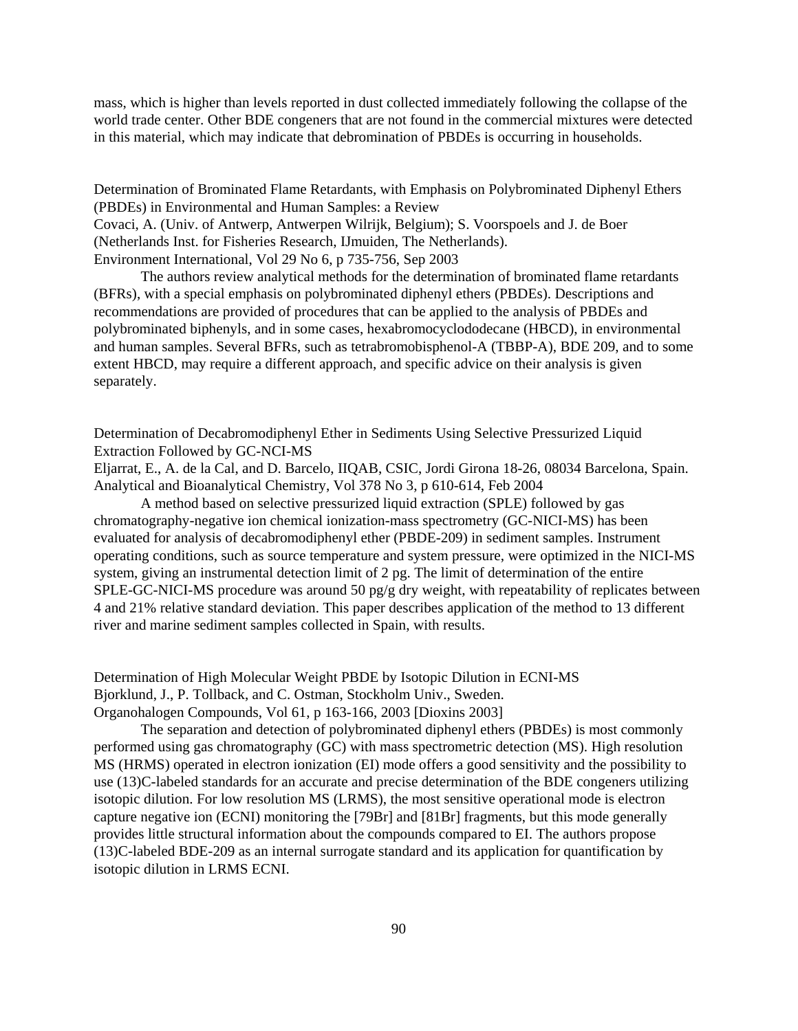mass, which is higher than levels reported in dust collected immediately following the collapse of the world trade center. Other BDE congeners that are not found in the commercial mixtures were detected in this material, which may indicate that debromination of PBDEs is occurring in households.

Determination of Brominated Flame Retardants, with Emphasis on Polybrominated Diphenyl Ethers (PBDEs) in Environmental and Human Samples: a Review
Covaci, A. (Univ. of Antwerp, Antwerpen Wilrijk, Belgium); S. Voorspoels and J. de Boer (Netherlands Inst. for Fisheries Research, IJmuiden, The Netherlands).
Environment International, Vol 29 No 6, p 735-756, Sep 2003

The authors review analytical methods for the determination of brominated flame retardants (BFRs), with a special emphasis on polybrominated diphenyl ethers (PBDEs). Descriptions and recommendations are provided of procedures that can be applied to the analysis of PBDEs and polybrominated biphenyls, and in some cases, hexabromocyclododecane (HBCD), in environmental and human samples. Several BFRs, such as tetrabromobisphenol-A (TBBP-A), BDE 209, and to some extent HBCD, may require a different approach, and specific advice on their analysis is given separately.

Determination of Decabromodiphenyl Ether in Sediments Using Selective Pressurized Liquid Extraction Followed by GC-NCI-MS
Eljarrat, E., A. de la Cal, and D. Barcelo, IIQAB, CSIC, Jordi Girona 18-26, 08034 Barcelona, Spain.
Analytical and Bioanalytical Chemistry, Vol 378 No 3, p 610-614, Feb 2004

A method based on selective pressurized liquid extraction (SPLE) followed by gas chromatography-negative ion chemical ionization-mass spectrometry (GC-NICI-MS) has been evaluated for analysis of decabromodiphenyl ether (PBDE-209) in sediment samples. Instrument operating conditions, such as source temperature and system pressure, were optimized in the NICI-MS system, giving an instrumental detection limit of 2 pg. The limit of determination of the entire SPLE-GC-NICI-MS procedure was around 50 pg/g dry weight, with repeatability of replicates between 4 and 21% relative standard deviation. This paper describes application of the method to 13 different river and marine sediment samples collected in Spain, with results.

Determination of High Molecular Weight PBDE by Isotopic Dilution in ECNI-MS
Bjorklund, J., P. Tollback, and C. Ostman, Stockholm Univ., Sweden.
Organohalogen Compounds, Vol 61, p 163-166, 2003 [Dioxins 2003]

The separation and detection of polybrominated diphenyl ethers (PBDEs) is most commonly performed using gas chromatography (GC) with mass spectrometric detection (MS). High resolution MS (HRMS) operated in electron ionization (EI) mode offers a good sensitivity and the possibility to use (13)C-labeled standards for an accurate and precise determination of the BDE congeners utilizing isotopic dilution. For low resolution MS (LRMS), the most sensitive operational mode is electron capture negative ion (ECNI) monitoring the [79Br] and [81Br] fragments, but this mode generally provides little structural information about the compounds compared to EI. The authors propose (13)C-labeled BDE-209 as an internal surrogate standard and its application for quantification by isotopic dilution in LRMS ECNI.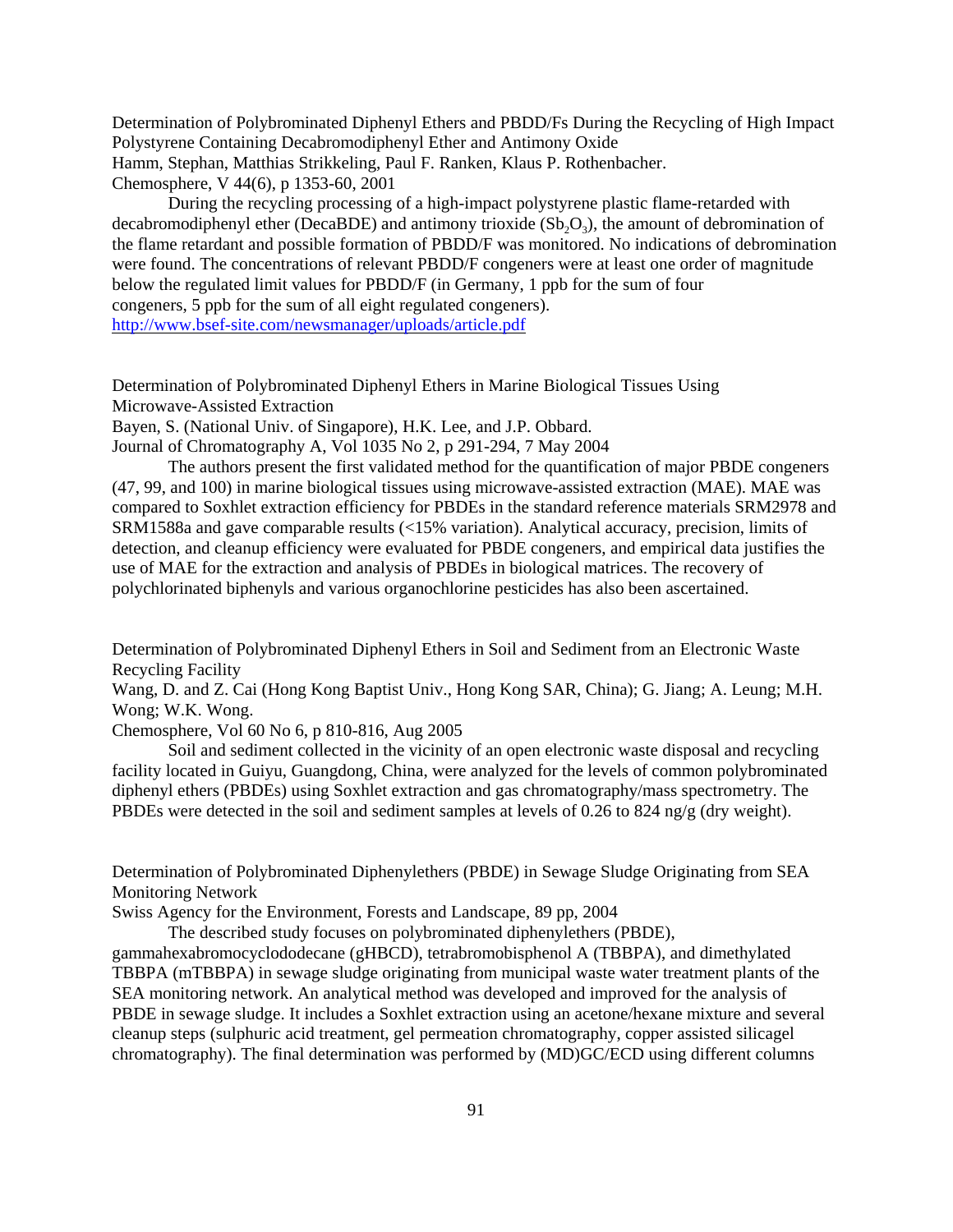Determination of Polybrominated Diphenyl Ethers and PBDD/Fs During the Recycling of High Impact Polystyrene Containing Decabromodiphenyl Ether and Antimony Oxide
Hamm, Stephan, Matthias Strikkeling, Paul F. Ranken, Klaus P. Rothenbacher.
Chemosphere, V 44(6), p 1353-60, 2001

During the recycling processing of a high-impact polystyrene plastic flame-retarded with decabromodiphenyl ether (DecaBDE) and antimony trioxide ($Sb_2O_3$), the amount of debromination of the flame retardant and possible formation of PBDD/F was monitored. No indications of debromination were found. The concentrations of relevant PBDD/F congeners were at least one order of magnitude below the regulated limit values for PBDD/F (in Germany, 1 ppb for the sum of four congeners, 5 ppb for the sum of all eight regulated congeners).
http://www.bsef-site.com/newsmanager/uploads/article.pdf

Determination of Polybrominated Diphenyl Ethers in Marine Biological Tissues Using Microwave-Assisted Extraction
Bayen, S. (National Univ. of Singapore), H.K. Lee, and J.P. Obbard.
Journal of Chromatography A, Vol 1035 No 2, p 291-294, 7 May 2004

The authors present the first validated method for the quantification of major PBDE congeners (47, 99, and 100) in marine biological tissues using microwave-assisted extraction (MAE). MAE was compared to Soxhlet extraction efficiency for PBDEs in the standard reference materials SRM2978 and SRM1588a and gave comparable results (<15% variation). Analytical accuracy, precision, limits of detection, and cleanup efficiency were evaluated for PBDE congeners, and empirical data justifies the use of MAE for the extraction and analysis of PBDEs in biological matrices. The recovery of polychlorinated biphenyls and various organochlorine pesticides has also been ascertained.

Determination of Polybrominated Diphenyl Ethers in Soil and Sediment from an Electronic Waste Recycling Facility
Wang, D. and Z. Cai (Hong Kong Baptist Univ., Hong Kong SAR, China); G. Jiang; A. Leung; M.H. Wong; W.K. Wong.
Chemosphere, Vol 60 No 6, p 810-816, Aug 2005

Soil and sediment collected in the vicinity of an open electronic waste disposal and recycling facility located in Guiyu, Guangdong, China, were analyzed for the levels of common polybrominated diphenyl ethers (PBDEs) using Soxhlet extraction and gas chromatography/mass spectrometry. The PBDEs were detected in the soil and sediment samples at levels of 0.26 to 824 ng/g (dry weight).

Determination of Polybrominated Diphenylethers (PBDE) in Sewage Sludge Originating from SEA Monitoring Network
Swiss Agency for the Environment, Forests and Landscape, 89 pp, 2004

The described study focuses on polybrominated diphenylethers (PBDE), gammahexabromocyclododecane (gHBCD), tetrabromobisphenol A (TBBPA), and dimethylated TBBPA (mTBBPA) in sewage sludge originating from municipal waste water treatment plants of the SEA monitoring network. An analytical method was developed and improved for the analysis of PBDE in sewage sludge. It includes a Soxhlet extraction using an acetone/hexane mixture and several cleanup steps (sulphuric acid treatment, gel permeation chromatography, copper assisted silicagel chromatography). The final determination was performed by (MD)GC/ECD using different columns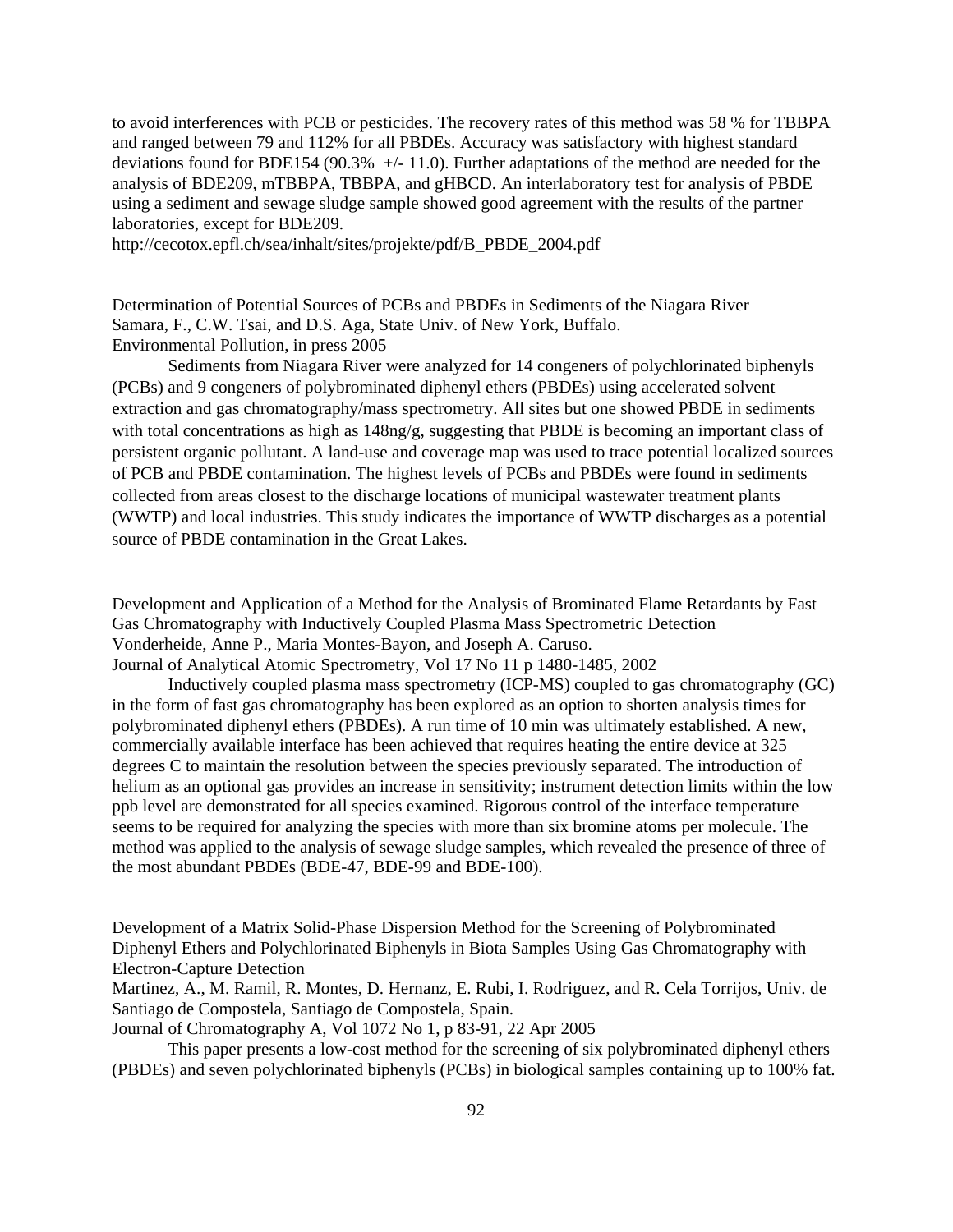to avoid interferences with PCB or pesticides. The recovery rates of this method was 58 % for TBBPA and ranged between 79 and 112% for all PBDEs. Accuracy was satisfactory with highest standard deviations found for BDE154 (90.3% +/- 11.0). Further adaptations of the method are needed for the analysis of BDE209, mTBBPA, TBBPA, and gHBCD. An interlaboratory test for analysis of PBDE using a sediment and sewage sludge sample showed good agreement with the results of the partner laboratories, except for BDE209.
http://cecotox.epfl.ch/sea/inhalt/sites/projekte/pdf/B_PBDE_2004.pdf

Determination of Potential Sources of PCBs and PBDEs in Sediments of the Niagara River
Samara, F., C.W. Tsai, and D.S. Aga, State Univ. of New York, Buffalo.
Environmental Pollution, in press 2005

Sediments from Niagara River were analyzed for 14 congeners of polychlorinated biphenyls (PCBs) and 9 congeners of polybrominated diphenyl ethers (PBDEs) using accelerated solvent extraction and gas chromatography/mass spectrometry. All sites but one showed PBDE in sediments with total concentrations as high as 148ng/g, suggesting that PBDE is becoming an important class of persistent organic pollutant. A land-use and coverage map was used to trace potential localized sources of PCB and PBDE contamination. The highest levels of PCBs and PBDEs were found in sediments collected from areas closest to the discharge locations of municipal wastewater treatment plants (WWTP) and local industries. This study indicates the importance of WWTP discharges as a potential source of PBDE contamination in the Great Lakes.

Development and Application of a Method for the Analysis of Brominated Flame Retardants by Fast Gas Chromatography with Inductively Coupled Plasma Mass Spectrometric Detection
Vonderheide, Anne P., Maria Montes-Bayon, and Joseph A. Caruso.
Journal of Analytical Atomic Spectrometry, Vol 17 No 11 p 1480-1485, 2002

Inductively coupled plasma mass spectrometry (ICP-MS) coupled to gas chromatography (GC) in the form of fast gas chromatography has been explored as an option to shorten analysis times for polybrominated diphenyl ethers (PBDEs). A run time of 10 min was ultimately established. A new, commercially available interface has been achieved that requires heating the entire device at 325 degrees C to maintain the resolution between the species previously separated. The introduction of helium as an optional gas provides an increase in sensitivity; instrument detection limits within the low ppb level are demonstrated for all species examined. Rigorous control of the interface temperature seems to be required for analyzing the species with more than six bromine atoms per molecule. The method was applied to the analysis of sewage sludge samples, which revealed the presence of three of the most abundant PBDEs (BDE-47, BDE-99 and BDE-100).

Development of a Matrix Solid-Phase Dispersion Method for the Screening of Polybrominated Diphenyl Ethers and Polychlorinated Biphenyls in Biota Samples Using Gas Chromatography with Electron-Capture Detection
Martinez, A., M. Ramil, R. Montes, D. Hernanz, E. Rubi, I. Rodriguez, and R. Cela Torrijos, Univ. de Santiago de Compostela, Santiago de Compostela, Spain.
Journal of Chromatography A, Vol 1072 No 1, p 83-91, 22 Apr 2005

This paper presents a low-cost method for the screening of six polybrominated diphenyl ethers (PBDEs) and seven polychlorinated biphenyls (PCBs) in biological samples containing up to 100% fat.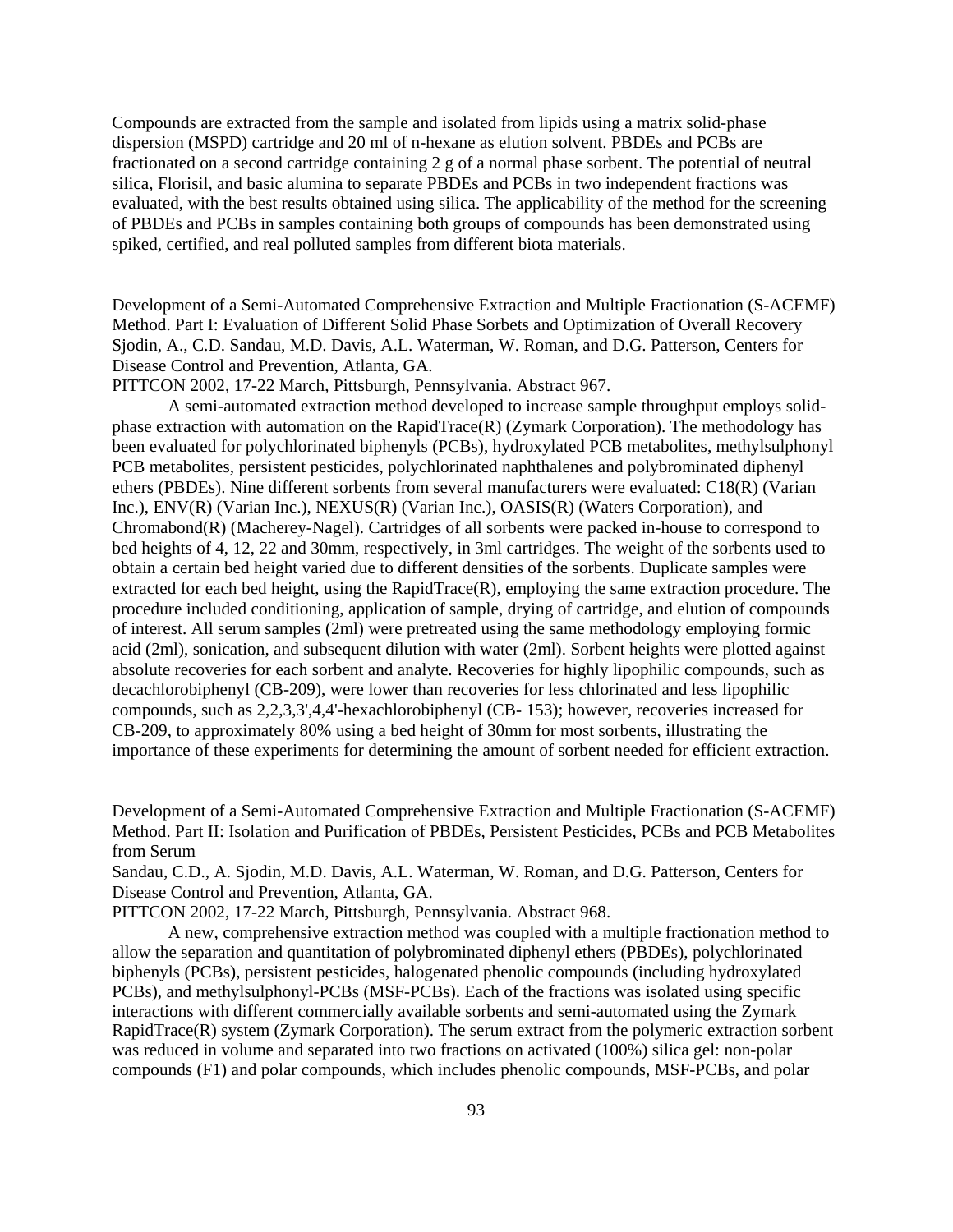Compounds are extracted from the sample and isolated from lipids using a matrix solid-phase dispersion (MSPD) cartridge and 20 ml of n-hexane as elution solvent. PBDEs and PCBs are fractionated on a second cartridge containing 2 g of a normal phase sorbent. The potential of neutral silica, Florisil, and basic alumina to separate PBDEs and PCBs in two independent fractions was evaluated, with the best results obtained using silica. The applicability of the method for the screening of PBDEs and PCBs in samples containing both groups of compounds has been demonstrated using spiked, certified, and real polluted samples from different biota materials.

Development of a Semi-Automated Comprehensive Extraction and Multiple Fractionation (S-ACEMF) Method. Part I: Evaluation of Different Solid Phase Sorbets and Optimization of Overall Recovery
Sjodin, A., C.D. Sandau, M.D. Davis, A.L. Waterman, W. Roman, and D.G. Patterson, Centers for Disease Control and Prevention, Atlanta, GA.
PITTCON 2002, 17-22 March, Pittsburgh, Pennsylvania. Abstract 967.

A semi-automated extraction method developed to increase sample throughput employs solid-phase extraction with automation on the RapidTrace(R) (Zymark Corporation). The methodology has been evaluated for polychlorinated biphenyls (PCBs), hydroxylated PCB metabolites, methylsulphonyl PCB metabolites, persistent pesticides, polychlorinated naphthalenes and polybrominated diphenyl ethers (PBDEs). Nine different sorbents from several manufacturers were evaluated: C18(R) (Varian Inc.), ENV(R) (Varian Inc.), NEXUS(R) (Varian Inc.), OASIS(R) (Waters Corporation), and Chromabond(R) (Macherey-Nagel). Cartridges of all sorbents were packed in-house to correspond to bed heights of 4, 12, 22 and 30mm, respectively, in 3ml cartridges. The weight of the sorbents used to obtain a certain bed height varied due to different densities of the sorbents. Duplicate samples were extracted for each bed height, using the RapidTrace(R), employing the same extraction procedure. The procedure included conditioning, application of sample, drying of cartridge, and elution of compounds of interest. All serum samples (2ml) were pretreated using the same methodology employing formic acid (2ml), sonication, and subsequent dilution with water (2ml). Sorbent heights were plotted against absolute recoveries for each sorbent and analyte. Recoveries for highly lipophilic compounds, such as decachlorobiphenyl (CB-209), were lower than recoveries for less chlorinated and less lipophilic compounds, such as 2,2,3,3',4,4'-hexachlorobiphenyl (CB- 153); however, recoveries increased for CB-209, to approximately 80% using a bed height of 30mm for most sorbents, illustrating the importance of these experiments for determining the amount of sorbent needed for efficient extraction.

Development of a Semi-Automated Comprehensive Extraction and Multiple Fractionation (S-ACEMF) Method. Part II: Isolation and Purification of PBDEs, Persistent Pesticides, PCBs and PCB Metabolites from Serum
Sandau, C.D., A. Sjodin, M.D. Davis, A.L. Waterman, W. Roman, and D.G. Patterson, Centers for Disease Control and Prevention, Atlanta, GA.
PITTCON 2002, 17-22 March, Pittsburgh, Pennsylvania. Abstract 968.

A new, comprehensive extraction method was coupled with a multiple fractionation method to allow the separation and quantitation of polybrominated diphenyl ethers (PBDEs), polychlorinated biphenyls (PCBs), persistent pesticides, halogenated phenolic compounds (including hydroxylated PCBs), and methylsulphonyl-PCBs (MSF-PCBs). Each of the fractions was isolated using specific interactions with different commercially available sorbents and semi-automated using the Zymark RapidTrace(R) system (Zymark Corporation). The serum extract from the polymeric extraction sorbent was reduced in volume and separated into two fractions on activated (100%) silica gel: non-polar compounds (F1) and polar compounds, which includes phenolic compounds, MSF-PCBs, and polar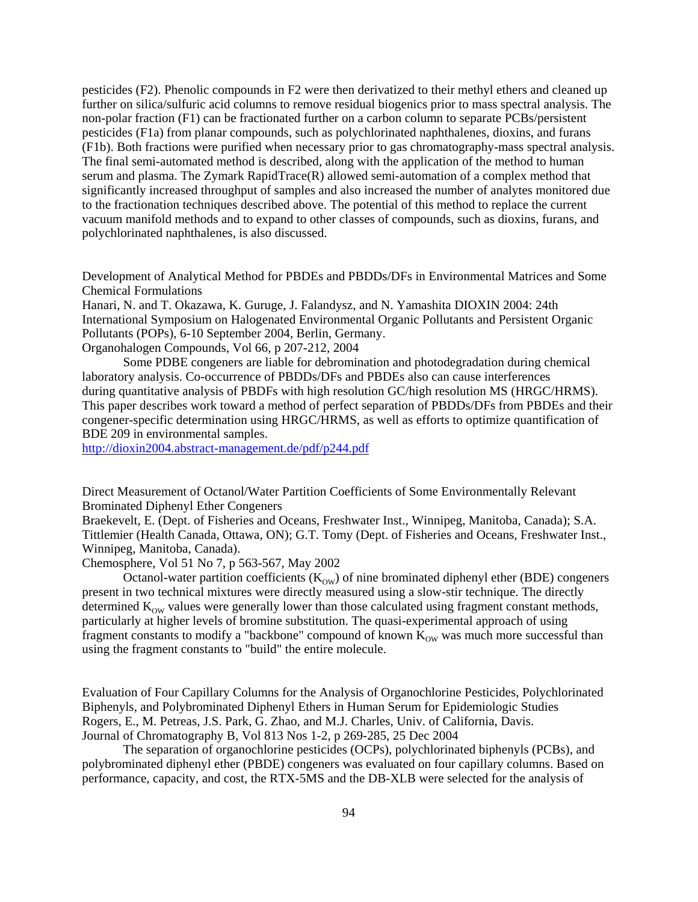pesticides (F2). Phenolic compounds in F2 were then derivatized to their methyl ethers and cleaned up further on silica/sulfuric acid columns to remove residual biogenics prior to mass spectral analysis. The non-polar fraction (F1) can be fractionated further on a carbon column to separate PCBs/persistent pesticides (F1a) from planar compounds, such as polychlorinated naphthalenes, dioxins, and furans (F1b). Both fractions were purified when necessary prior to gas chromatography-mass spectral analysis. The final semi-automated method is described, along with the application of the method to human serum and plasma. The Zymark RapidTrace(R) allowed semi-automation of a complex method that significantly increased throughput of samples and also increased the number of analytes monitored due to the fractionation techniques described above. The potential of this method to replace the current vacuum manifold methods and to expand to other classes of compounds, such as dioxins, furans, and polychlorinated naphthalenes, is also discussed.

Development of Analytical Method for PBDEs and PBDDs/DFs in Environmental Matrices and Some Chemical Formulations
Hanari, N. and T. Okazawa, K. Guruge, J. Falandysz, and N. Yamashita DIOXIN 2004: 24th International Symposium on Halogenated Environmental Organic Pollutants and Persistent Organic Pollutants (POPs), 6-10 September 2004, Berlin, Germany.
Organohalogen Compounds, Vol 66, p 207-212, 2004

Some PDBE congeners are liable for debromination and photodegradation during chemical laboratory analysis. Co-occurrence of PBDDs/DFs and PBDEs also can cause interferences during quantitative analysis of PBDFs with high resolution GC/high resolution MS (HRGC/HRMS). This paper describes work toward a method of perfect separation of PBDDs/DFs from PBDEs and their congener-specific determination using HRGC/HRMS, as well as efforts to optimize quantification of BDE 209 in environmental samples.
http://dioxin2004.abstract-management.de/pdf/p244.pdf

Direct Measurement of Octanol/Water Partition Coefficients of Some Environmentally Relevant Brominated Diphenyl Ether Congeners
Braekevelt, E. (Dept. of Fisheries and Oceans, Freshwater Inst., Winnipeg, Manitoba, Canada); S.A. Tittlemier (Health Canada, Ottawa, ON); G.T. Tomy (Dept. of Fisheries and Oceans, Freshwater Inst., Winnipeg, Manitoba, Canada).
Chemosphere, Vol 51 No 7, p 563-567, May 2002

Octanol-water partition coefficients ($K_{OW}$) of nine brominated diphenyl ether (BDE) congeners present in two technical mixtures were directly measured using a slow-stir technique. The directly determined $K_{OW}$ values were generally lower than those calculated using fragment constant methods, particularly at higher levels of bromine substitution. The quasi-experimental approach of using fragment constants to modify a "backbone" compound of known $K_{OW}$ was much more successful than using the fragment constants to "build" the entire molecule.

Evaluation of Four Capillary Columns for the Analysis of Organochlorine Pesticides, Polychlorinated Biphenyls, and Polybrominated Diphenyl Ethers in Human Serum for Epidemiologic Studies
Rogers, E., M. Petreas, J.S. Park, G. Zhao, and M.J. Charles, Univ. of California, Davis.
Journal of Chromatography B, Vol 813 Nos 1-2, p 269-285, 25 Dec 2004

The separation of organochlorine pesticides (OCPs), polychlorinated biphenyls (PCBs), and polybrominated diphenyl ether (PBDE) congeners was evaluated on four capillary columns. Based on performance, capacity, and cost, the RTX-5MS and the DB-XLB were selected for the analysis of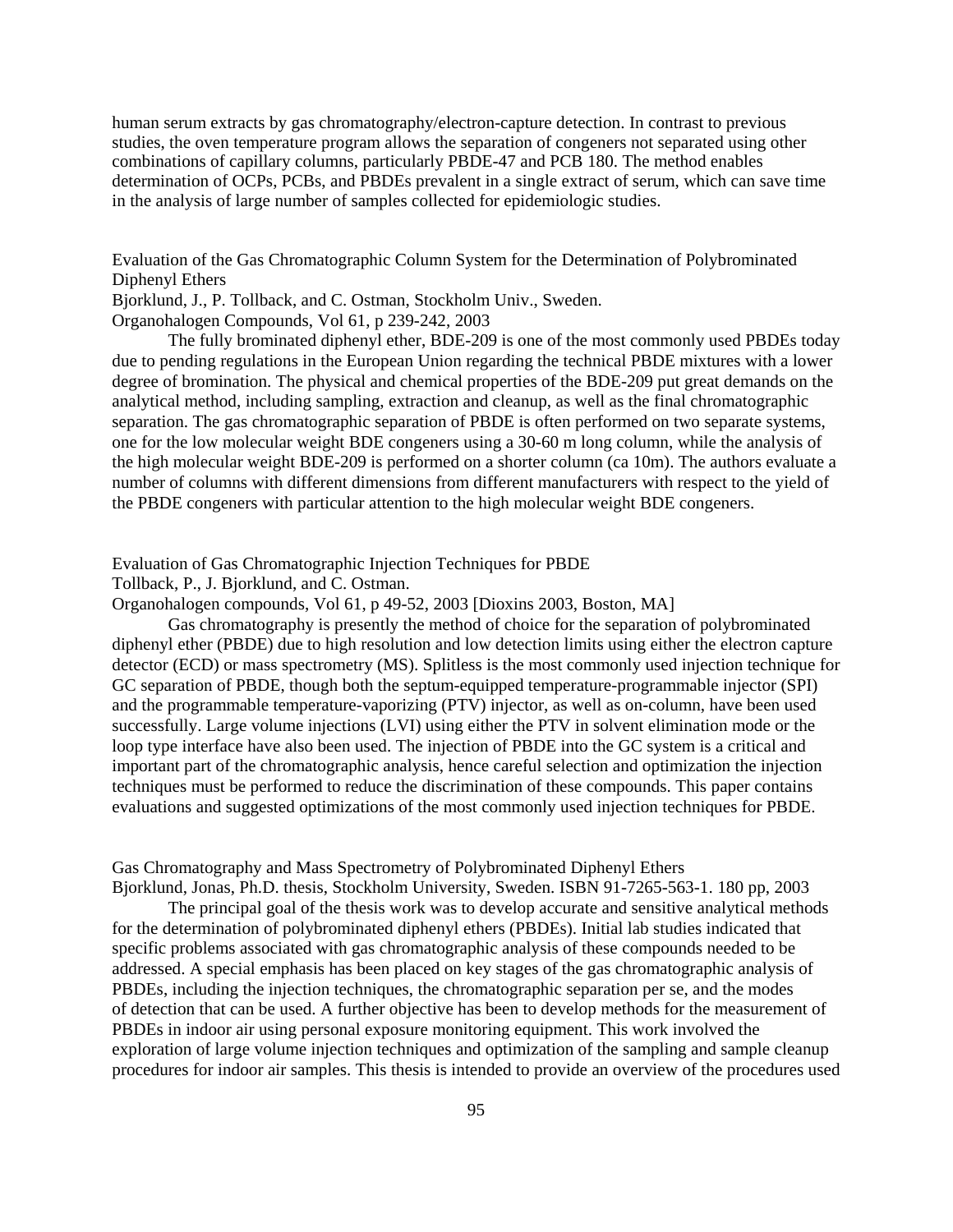human serum extracts by gas chromatography/electron-capture detection. In contrast to previous studies, the oven temperature program allows the separation of congeners not separated using other combinations of capillary columns, particularly PBDE-47 and PCB 180. The method enables determination of OCPs, PCBs, and PBDEs prevalent in a single extract of serum, which can save time in the analysis of large number of samples collected for epidemiologic studies.

Evaluation of the Gas Chromatographic Column System for the Determination of Polybrominated Diphenyl Ethers
Bjorklund, J., P. Tollback, and C. Ostman, Stockholm Univ., Sweden.
Organohalogen Compounds, Vol 61, p 239-242, 2003

The fully brominated diphenyl ether, BDE-209 is one of the most commonly used PBDEs today due to pending regulations in the European Union regarding the technical PBDE mixtures with a lower degree of bromination. The physical and chemical properties of the BDE-209 put great demands on the analytical method, including sampling, extraction and cleanup, as well as the final chromatographic separation. The gas chromatographic separation of PBDE is often performed on two separate systems, one for the low molecular weight BDE congeners using a 30-60 m long column, while the analysis of the high molecular weight BDE-209 is performed on a shorter column (ca 10m). The authors evaluate a number of columns with different dimensions from different manufacturers with respect to the yield of the PBDE congeners with particular attention to the high molecular weight BDE congeners.

Evaluation of Gas Chromatographic Injection Techniques for PBDE
Tollback, P., J. Bjorklund, and C. Ostman.
Organohalogen compounds, Vol 61, p 49-52, 2003 [Dioxins 2003, Boston, MA]

Gas chromatography is presently the method of choice for the separation of polybrominated diphenyl ether (PBDE) due to high resolution and low detection limits using either the electron capture detector (ECD) or mass spectrometry (MS). Splitless is the most commonly used injection technique for GC separation of PBDE, though both the septum-equipped temperature-programmable injector (SPI) and the programmable temperature-vaporizing (PTV) injector, as well as on-column, have been used successfully. Large volume injections (LVI) using either the PTV in solvent elimination mode or the loop type interface have also been used. The injection of PBDE into the GC system is a critical and important part of the chromatographic analysis, hence careful selection and optimization the injection techniques must be performed to reduce the discrimination of these compounds. This paper contains evaluations and suggested optimizations of the most commonly used injection techniques for PBDE.

Gas Chromatography and Mass Spectrometry of Polybrominated Diphenyl Ethers
Bjorklund, Jonas, Ph.D. thesis, Stockholm University, Sweden. ISBN 91-7265-563-1. 180 pp, 2003

The principal goal of the thesis work was to develop accurate and sensitive analytical methods for the determination of polybrominated diphenyl ethers (PBDEs). Initial lab studies indicated that specific problems associated with gas chromatographic analysis of these compounds needed to be addressed. A special emphasis has been placed on key stages of the gas chromatographic analysis of PBDEs, including the injection techniques, the chromatographic separation per se, and the modes of detection that can be used. A further objective has been to develop methods for the measurement of PBDEs in indoor air using personal exposure monitoring equipment. This work involved the exploration of large volume injection techniques and optimization of the sampling and sample cleanup procedures for indoor air samples. This thesis is intended to provide an overview of the procedures used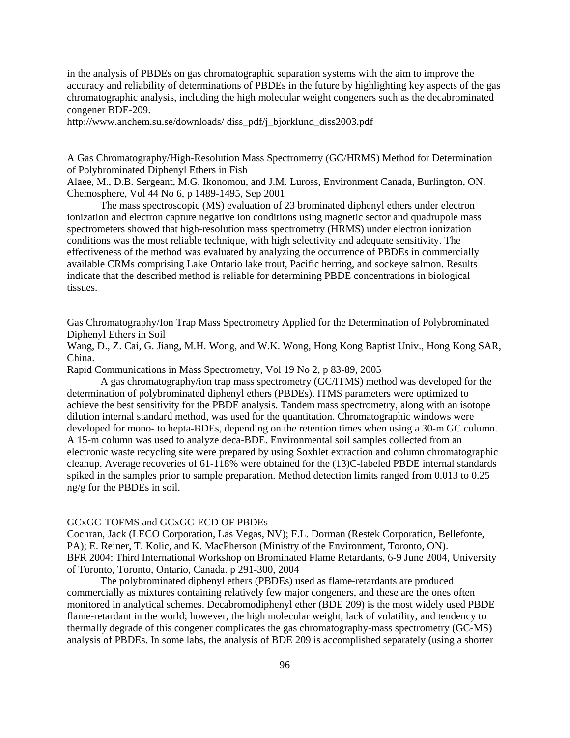in the analysis of PBDEs on gas chromatographic separation systems with the aim to improve the accuracy and reliability of determinations of PBDEs in the future by highlighting key aspects of the gas chromatographic analysis, including the high molecular weight congeners such as the decabrominated congener BDE-209.
http://www.anchem.su.se/downloads/ diss_pdf/j_bjorklund_diss2003.pdf

A Gas Chromatography/High-Resolution Mass Spectrometry (GC/HRMS) Method for Determination of Polybrominated Diphenyl Ethers in Fish
Alaee, M., D.B. Sergeant, M.G. Ikonomou, and J.M. Luross, Environment Canada, Burlington, ON.
Chemosphere, Vol 44 No 6, p 1489-1495, Sep 2001

The mass spectroscopic (MS) evaluation of 23 brominated diphenyl ethers under electron ionization and electron capture negative ion conditions using magnetic sector and quadrupole mass spectrometers showed that high-resolution mass spectrometry (HRMS) under electron ionization conditions was the most reliable technique, with high selectivity and adequate sensitivity. The effectiveness of the method was evaluated by analyzing the occurrence of PBDEs in commercially available CRMs comprising Lake Ontario lake trout, Pacific herring, and sockeye salmon. Results indicate that the described method is reliable for determining PBDE concentrations in biological tissues.

Gas Chromatography/Ion Trap Mass Spectrometry Applied for the Determination of Polybrominated Diphenyl Ethers in Soil
Wang, D., Z. Cai, G. Jiang, M.H. Wong, and W.K. Wong, Hong Kong Baptist Univ., Hong Kong SAR, China.
Rapid Communications in Mass Spectrometry, Vol 19 No 2, p 83-89, 2005

A gas chromatography/ion trap mass spectrometry (GC/ITMS) method was developed for the determination of polybrominated diphenyl ethers (PBDEs). ITMS parameters were optimized to achieve the best sensitivity for the PBDE analysis. Tandem mass spectrometry, along with an isotope dilution internal standard method, was used for the quantitation. Chromatographic windows were developed for mono- to hepta-BDEs, depending on the retention times when using a 30-m GC column. A 15-m column was used to analyze deca-BDE. Environmental soil samples collected from an electronic waste recycling site were prepared by using Soxhlet extraction and column chromatographic cleanup. Average recoveries of 61-118% were obtained for the (13)C-labeled PBDE internal standards spiked in the samples prior to sample preparation. Method detection limits ranged from 0.013 to 0.25 ng/g for the PBDEs in soil.

GCxGC-TOFMS and GCxGC-ECD OF PBDEs
Cochran, Jack (LECO Corporation, Las Vegas, NV); F.L. Dorman (Restek Corporation, Bellefonte, PA); E. Reiner, T. Kolic, and K. MacPherson (Ministry of the Environment, Toronto, ON).
BFR 2004: Third International Workshop on Brominated Flame Retardants, 6-9 June 2004, University of Toronto, Toronto, Ontario, Canada. p 291-300, 2004

The polybrominated diphenyl ethers (PBDEs) used as flame-retardants are produced commercially as mixtures containing relatively few major congeners, and these are the ones often monitored in analytical schemes. Decabromodiphenyl ether (BDE 209) is the most widely used PBDE flame-retardant in the world; however, the high molecular weight, lack of volatility, and tendency to thermally degrade of this congener complicates the gas chromatography-mass spectrometry (GC-MS) analysis of PBDEs. In some labs, the analysis of BDE 209 is accomplished separately (using a shorter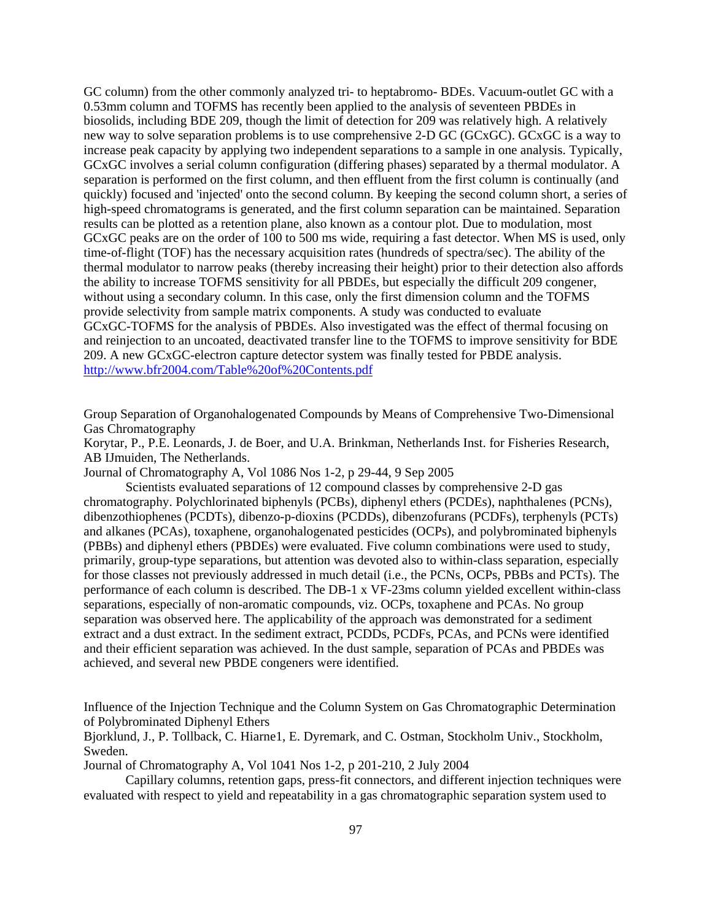GC column) from the other commonly analyzed tri- to heptabromo- BDEs. Vacuum-outlet GC with a 0.53mm column and TOFMS has recently been applied to the analysis of seventeen PBDEs in biosolids, including BDE 209, though the limit of detection for 209 was relatively high. A relatively new way to solve separation problems is to use comprehensive 2-D GC (GCxGC). GCxGC is a way to increase peak capacity by applying two independent separations to a sample in one analysis. Typically, GCxGC involves a serial column configuration (differing phases) separated by a thermal modulator. A separation is performed on the first column, and then effluent from the first column is continually (and quickly) focused and 'injected' onto the second column. By keeping the second column short, a series of high-speed chromatograms is generated, and the first column separation can be maintained. Separation results can be plotted as a retention plane, also known as a contour plot. Due to modulation, most GCxGC peaks are on the order of 100 to 500 ms wide, requiring a fast detector. When MS is used, only time-of-flight (TOF) has the necessary acquisition rates (hundreds of spectra/sec). The ability of the thermal modulator to narrow peaks (thereby increasing their height) prior to their detection also affords the ability to increase TOFMS sensitivity for all PBDEs, but especially the difficult 209 congener, without using a secondary column. In this case, only the first dimension column and the TOFMS provide selectivity from sample matrix components. A study was conducted to evaluate GCxGC-TOFMS for the analysis of PBDEs. Also investigated was the effect of thermal focusing on and reinjection to an uncoated, deactivated transfer line to the TOFMS to improve sensitivity for BDE 209. A new GCxGC-electron capture detector system was finally tested for PBDE analysis.
http://www.bfr2004.com/Table%20of%20Contents.pdf

Group Separation of Organohalogenated Compounds by Means of Comprehensive Two-Dimensional Gas Chromatography
Korytar, P., P.E. Leonards, J. de Boer, and U.A. Brinkman, Netherlands Inst. for Fisheries Research, AB IJmuiden, The Netherlands.
Journal of Chromatography A, Vol 1086 Nos 1-2, p 29-44, 9 Sep 2005

Scientists evaluated separations of 12 compound classes by comprehensive 2-D gas chromatography. Polychlorinated biphenyls (PCBs), diphenyl ethers (PCDEs), naphthalenes (PCNs), dibenzothiophenes (PCDTs), dibenzo-p-dioxins (PCDDs), dibenzofurans (PCDFs), terphenyls (PCTs) and alkanes (PCAs), toxaphene, organohalogenated pesticides (OCPs), and polybrominated biphenyls (PBBs) and diphenyl ethers (PBDEs) were evaluated. Five column combinations were used to study, primarily, group-type separations, but attention was devoted also to within-class separation, especially for those classes not previously addressed in much detail (i.e., the PCNs, OCPs, PBBs and PCTs). The performance of each column is described. The DB-1 x VF-23ms column yielded excellent within-class separations, especially of non-aromatic compounds, viz. OCPs, toxaphene and PCAs. No group separation was observed here. The applicability of the approach was demonstrated for a sediment extract and a dust extract. In the sediment extract, PCDDs, PCDFs, PCAs, and PCNs were identified and their efficient separation was achieved. In the dust sample, separation of PCAs and PBDEs was achieved, and several new PBDE congeners were identified.

Influence of the Injection Technique and the Column System on Gas Chromatographic Determination of Polybrominated Diphenyl Ethers
Bjorklund, J., P. Tollback, C. Hiarne1, E. Dyremark, and C. Ostman, Stockholm Univ., Stockholm, Sweden.
Journal of Chromatography A, Vol 1041 Nos 1-2, p 201-210, 2 July 2004

Capillary columns, retention gaps, press-fit connectors, and different injection techniques were evaluated with respect to yield and repeatability in a gas chromatographic separation system used to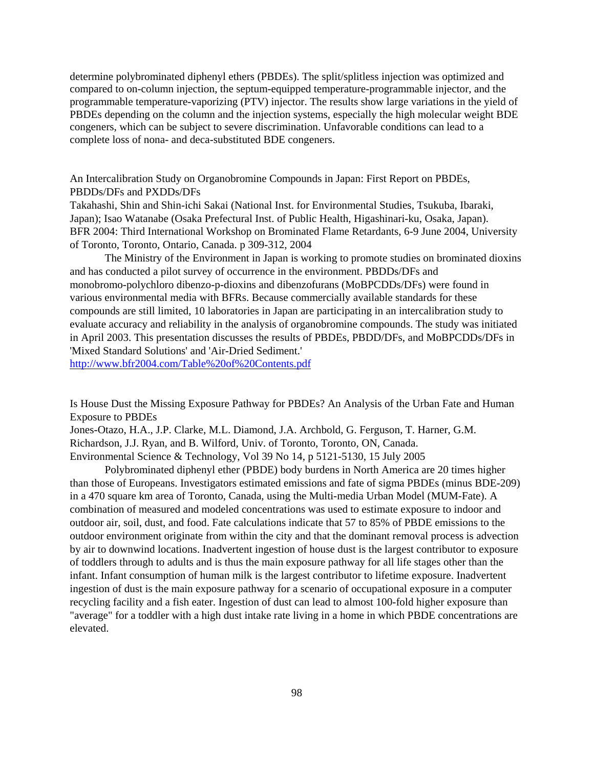determine polybrominated diphenyl ethers (PBDEs). The split/splitless injection was optimized and compared to on-column injection, the septum-equipped temperature-programmable injector, and the programmable temperature-vaporizing (PTV) injector. The results show large variations in the yield of PBDEs depending on the column and the injection systems, especially the high molecular weight BDE congeners, which can be subject to severe discrimination. Unfavorable conditions can lead to a complete loss of nona- and deca-substituted BDE congeners.

An Intercalibration Study on Organobromine Compounds in Japan: First Report on PBDEs, PBDDs/DFs and PXDDs/DFs
Takahashi, Shin and Shin-ichi Sakai (National Inst. for Environmental Studies, Tsukuba, Ibaraki, Japan); Isao Watanabe (Osaka Prefectural Inst. of Public Health, Higashinari-ku, Osaka, Japan).
BFR 2004: Third International Workshop on Brominated Flame Retardants, 6-9 June 2004, University of Toronto, Toronto, Ontario, Canada. p 309-312, 2004

The Ministry of the Environment in Japan is working to promote studies on brominated dioxins and has conducted a pilot survey of occurrence in the environment. PBDDs/DFs and monobromo-polychloro dibenzo-p-dioxins and dibenzofurans (MoBPCDDs/DFs) were found in various environmental media with BFRs. Because commercially available standards for these compounds are still limited, 10 laboratories in Japan are participating in an intercalibration study to evaluate accuracy and reliability in the analysis of organobromine compounds. The study was initiated in April 2003. This presentation discusses the results of PBDEs, PBDD/DFs, and MoBPCDDs/DFs in 'Mixed Standard Solutions' and 'Air-Dried Sediment.'
http://www.bfr2004.com/Table%20of%20Contents.pdf

Is House Dust the Missing Exposure Pathway for PBDEs? An Analysis of the Urban Fate and Human Exposure to PBDEs
Jones-Otazo, H.A., J.P. Clarke, M.L. Diamond, J.A. Archbold, G. Ferguson, T. Harner, G.M. Richardson, J.J. Ryan, and B. Wilford, Univ. of Toronto, Toronto, ON, Canada.
Environmental Science & Technology, Vol 39 No 14, p 5121-5130, 15 July 2005

Polybrominated diphenyl ether (PBDE) body burdens in North America are 20 times higher than those of Europeans. Investigators estimated emissions and fate of sigma PBDEs (minus BDE-209) in a 470 square km area of Toronto, Canada, using the Multi-media Urban Model (MUM-Fate). A combination of measured and modeled concentrations was used to estimate exposure to indoor and outdoor air, soil, dust, and food. Fate calculations indicate that 57 to 85% of PBDE emissions to the outdoor environment originate from within the city and that the dominant removal process is advection by air to downwind locations. Inadvertent ingestion of house dust is the largest contributor to exposure of toddlers through to adults and is thus the main exposure pathway for all life stages other than the infant. Infant consumption of human milk is the largest contributor to lifetime exposure. Inadvertent ingestion of dust is the main exposure pathway for a scenario of occupational exposure in a computer recycling facility and a fish eater. Ingestion of dust can lead to almost 100-fold higher exposure than "average" for a toddler with a high dust intake rate living in a home in which PBDE concentrations are elevated.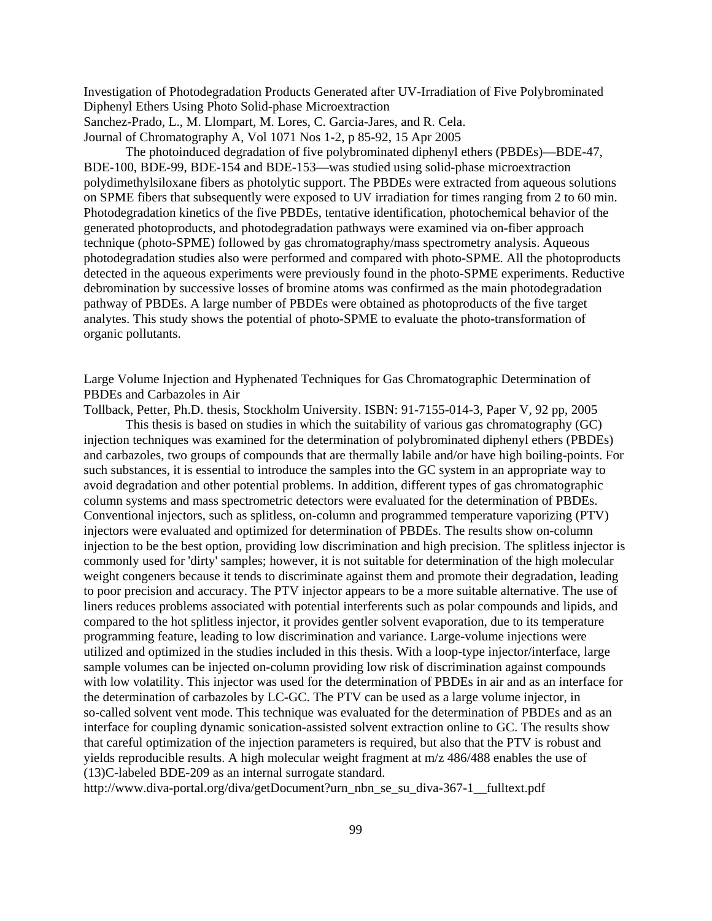Investigation of Photodegradation Products Generated after UV-Irradiation of Five Polybrominated Diphenyl Ethers Using Photo Solid-phase Microextraction
Sanchez-Prado, L., M. Llompart, M. Lores, C. Garcia-Jares, and R. Cela.
Journal of Chromatography A, Vol 1071 Nos 1-2, p 85-92, 15 Apr 2005

The photoinduced degradation of five polybrominated diphenyl ethers (PBDEs)—BDE-47, BDE-100, BDE-99, BDE-154 and BDE-153—was studied using solid-phase microextraction polydimethylsiloxane fibers as photolytic support. The PBDEs were extracted from aqueous solutions on SPME fibers that subsequently were exposed to UV irradiation for times ranging from 2 to 60 min. Photodegradation kinetics of the five PBDEs, tentative identification, photochemical behavior of the generated photoproducts, and photodegradation pathways were examined via on-fiber approach technique (photo-SPME) followed by gas chromatography/mass spectrometry analysis. Aqueous photodegradation studies also were performed and compared with photo-SPME. All the photoproducts detected in the aqueous experiments were previously found in the photo-SPME experiments. Reductive debromination by successive losses of bromine atoms was confirmed as the main photodegradation pathway of PBDEs. A large number of PBDEs were obtained as photoproducts of the five target analytes. This study shows the potential of photo-SPME to evaluate the photo-transformation of organic pollutants.

Large Volume Injection and Hyphenated Techniques for Gas Chromatographic Determination of PBDEs and Carbazoles in Air
Tollback, Petter, Ph.D. thesis, Stockholm University. ISBN: 91-7155-014-3, Paper V, 92 pp, 2005

This thesis is based on studies in which the suitability of various gas chromatography (GC) injection techniques was examined for the determination of polybrominated diphenyl ethers (PBDEs) and carbazoles, two groups of compounds that are thermally labile and/or have high boiling-points. For such substances, it is essential to introduce the samples into the GC system in an appropriate way to avoid degradation and other potential problems. In addition, different types of gas chromatographic column systems and mass spectrometric detectors were evaluated for the determination of PBDEs. Conventional injectors, such as splitless, on-column and programmed temperature vaporizing (PTV) injectors were evaluated and optimized for determination of PBDEs. The results show on-column injection to be the best option, providing low discrimination and high precision. The splitless injector is commonly used for 'dirty' samples; however, it is not suitable for determination of the high molecular weight congeners because it tends to discriminate against them and promote their degradation, leading to poor precision and accuracy. The PTV injector appears to be a more suitable alternative. The use of liners reduces problems associated with potential interferents such as polar compounds and lipids, and compared to the hot splitless injector, it provides gentler solvent evaporation, due to its temperature programming feature, leading to low discrimination and variance. Large-volume injections were utilized and optimized in the studies included in this thesis. With a loop-type injector/interface, large sample volumes can be injected on-column providing low risk of discrimination against compounds with low volatility. This injector was used for the determination of PBDEs in air and as an interface for the determination of carbazoles by LC-GC. The PTV can be used as a large volume injector, in so-called solvent vent mode. This technique was evaluated for the determination of PBDEs and as an interface for coupling dynamic sonication-assisted solvent extraction online to GC. The results show that careful optimization of the injection parameters is required, but also that the PTV is robust and yields reproducible results. A high molecular weight fragment at m/z 486/488 enables the use of (13)C-labeled BDE-209 as an internal surrogate standard.
http://www.diva-portal.org/diva/getDocument?urn_nbn_se_su_diva-367-1__fulltext.pdf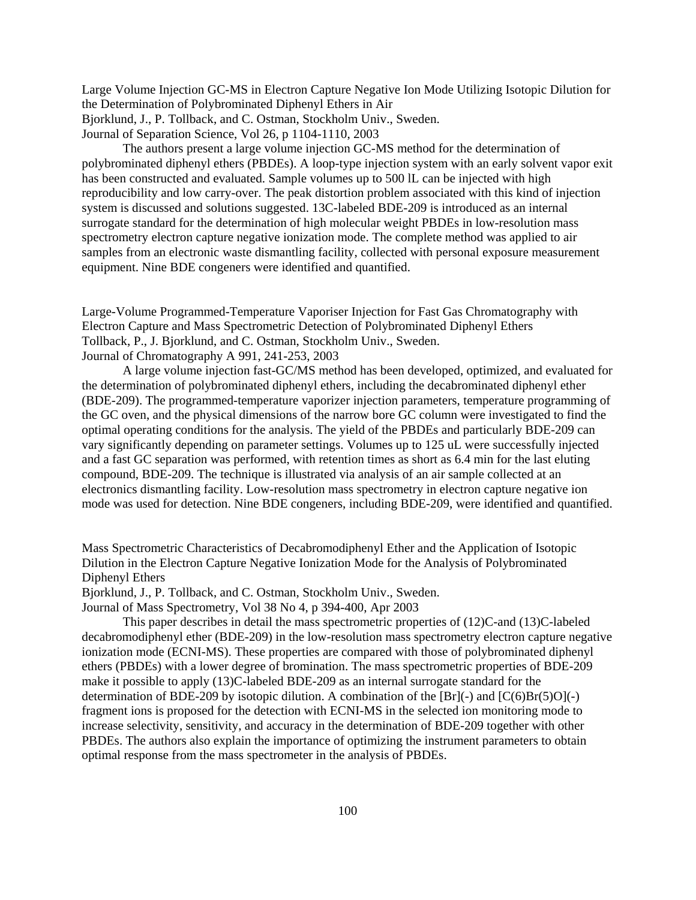Large Volume Injection GC-MS in Electron Capture Negative Ion Mode Utilizing Isotopic Dilution for the Determination of Polybrominated Diphenyl Ethers in Air
Bjorklund, J., P. Tollback, and C. Ostman, Stockholm Univ., Sweden.
Journal of Separation Science, Vol 26, p 1104-1110, 2003

The authors present a large volume injection GC-MS method for the determination of polybrominated diphenyl ethers (PBDEs). A loop-type injection system with an early solvent vapor exit has been constructed and evaluated. Sample volumes up to 500 lL can be injected with high reproducibility and low carry-over. The peak distortion problem associated with this kind of injection system is discussed and solutions suggested. 13C-labeled BDE-209 is introduced as an internal surrogate standard for the determination of high molecular weight PBDEs in low-resolution mass spectrometry electron capture negative ionization mode. The complete method was applied to air samples from an electronic waste dismantling facility, collected with personal exposure measurement equipment. Nine BDE congeners were identified and quantified.

Large-Volume Programmed-Temperature Vaporiser Injection for Fast Gas Chromatography with Electron Capture and Mass Spectrometric Detection of Polybrominated Diphenyl Ethers
Tollback, P., J. Bjorklund, and C. Ostman, Stockholm Univ., Sweden.
Journal of Chromatography A 991, 241-253, 2003

A large volume injection fast-GC/MS method has been developed, optimized, and evaluated for the determination of polybrominated diphenyl ethers, including the decabrominated diphenyl ether (BDE-209). The programmed-temperature vaporizer injection parameters, temperature programming of the GC oven, and the physical dimensions of the narrow bore GC column were investigated to find the optimal operating conditions for the analysis. The yield of the PBDEs and particularly BDE-209 can vary significantly depending on parameter settings. Volumes up to 125 uL were successfully injected and a fast GC separation was performed, with retention times as short as 6.4 min for the last eluting compound, BDE-209. The technique is illustrated via analysis of an air sample collected at an electronics dismantling facility. Low-resolution mass spectrometry in electron capture negative ion mode was used for detection. Nine BDE congeners, including BDE-209, were identified and quantified.

Mass Spectrometric Characteristics of Decabromodiphenyl Ether and the Application of Isotopic Dilution in the Electron Capture Negative Ionization Mode for the Analysis of Polybrominated Diphenyl Ethers
Bjorklund, J., P. Tollback, and C. Ostman, Stockholm Univ., Sweden.
Journal of Mass Spectrometry, Vol 38 No 4, p 394-400, Apr 2003

This paper describes in detail the mass spectrometric properties of (12)C-and (13)C-labeled decabromodiphenyl ether (BDE-209) in the low-resolution mass spectrometry electron capture negative ionization mode (ECNI-MS). These properties are compared with those of polybrominated diphenyl ethers (PBDEs) with a lower degree of bromination. The mass spectrometric properties of BDE-209 make it possible to apply (13)C-labeled BDE-209 as an internal surrogate standard for the determination of BDE-209 by isotopic dilution. A combination of the [Br](-) and [C(6)Br(5)O](-) fragment ions is proposed for the detection with ECNI-MS in the selected ion monitoring mode to increase selectivity, sensitivity, and accuracy in the determination of BDE-209 together with other PBDEs. The authors also explain the importance of optimizing the instrument parameters to obtain optimal response from the mass spectrometer in the analysis of PBDEs.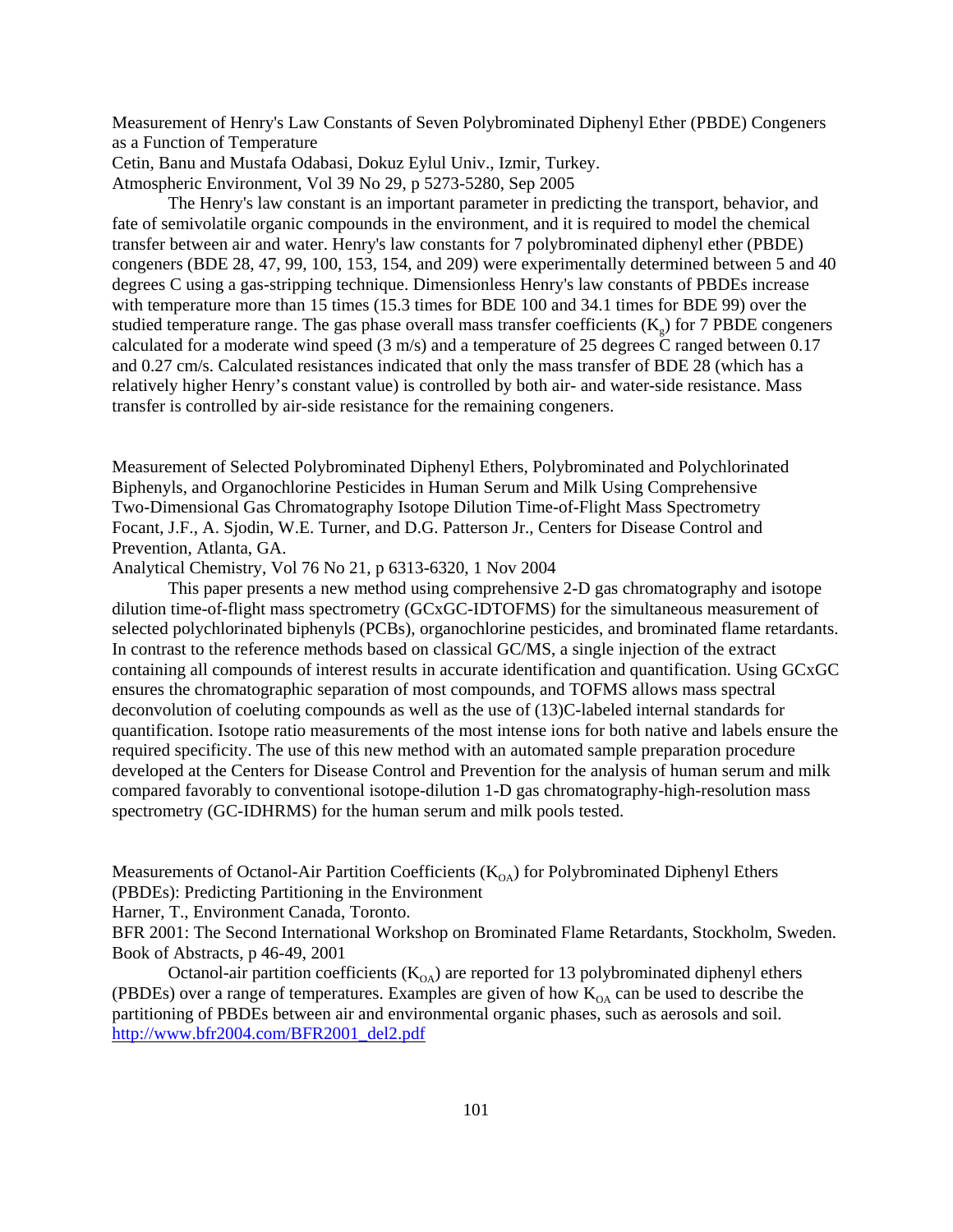Measurement of Henry's Law Constants of Seven Polybrominated Diphenyl Ether (PBDE) Congeners as a Function of Temperature

Cetin, Banu and Mustafa Odabasi, Dokuz Eylul Univ., Izmir, Turkey.

Atmospheric Environment, Vol 39 No 29, p 5273-5280, Sep 2005

The Henry's law constant is an important parameter in predicting the transport, behavior, and fate of semivolatile organic compounds in the environment, and it is required to model the chemical transfer between air and water. Henry's law constants for 7 polybrominated diphenyl ether (PBDE) congeners (BDE 28, 47, 99, 100, 153, 154, and 209) were experimentally determined between 5 and 40 degrees C using a gas-stripping technique. Dimensionless Henry's law constants of PBDEs increase with temperature more than 15 times (15.3 times for BDE 100 and 34.1 times for BDE 99) over the studied temperature range. The gas phase overall mass transfer coefficients ($K_g$) for 7 PBDE congeners calculated for a moderate wind speed (3 m/s) and a temperature of 25 degrees C ranged between 0.17 and 0.27 cm/s. Calculated resistances indicated that only the mass transfer of BDE 28 (which has a relatively higher Henry's constant value) is controlled by both air- and water-side resistance. Mass transfer is controlled by air-side resistance for the remaining congeners.

Measurement of Selected Polybrominated Diphenyl Ethers, Polybrominated and Polychlorinated Biphenyls, and Organochlorine Pesticides in Human Serum and Milk Using Comprehensive Two-Dimensional Gas Chromatography Isotope Dilution Time-of-Flight Mass Spectrometry

Focant, J.F., A. Sjodin, W.E. Turner, and D.G. Patterson Jr., Centers for Disease Control and Prevention, Atlanta, GA.

Analytical Chemistry, Vol 76 No 21, p 6313-6320, 1 Nov 2004

This paper presents a new method using comprehensive 2-D gas chromatography and isotope dilution time-of-flight mass spectrometry (GCxGC-IDTOFMS) for the simultaneous measurement of selected polychlorinated biphenyls (PCBs), organochlorine pesticides, and brominated flame retardants. In contrast to the reference methods based on classical GC/MS, a single injection of the extract containing all compounds of interest results in accurate identification and quantification. Using GCxGC ensures the chromatographic separation of most compounds, and TOFMS allows mass spectral deconvolution of coeluting compounds as well as the use of (13)C-labeled internal standards for quantification. Isotope ratio measurements of the most intense ions for both native and labels ensure the required specificity. The use of this new method with an automated sample preparation procedure developed at the Centers for Disease Control and Prevention for the analysis of human serum and milk compared favorably to conventional isotope-dilution 1-D gas chromatography-high-resolution mass spectrometry (GC-IDHRMS) for the human serum and milk pools tested.

Measurements of Octanol-Air Partition Coefficients ($K_{OA}$) for Polybrominated Diphenyl Ethers (PBDEs): Predicting Partitioning in the Environment

Harner, T., Environment Canada, Toronto.

BFR 2001: The Second International Workshop on Brominated Flame Retardants, Stockholm, Sweden. Book of Abstracts, p 46-49, 2001

Octanol-air partition coefficients ($K_{OA}$) are reported for 13 polybrominated diphenyl ethers (PBDEs) over a range of temperatures. Examples are given of how $K_{OA}$ can be used to describe the partitioning of PBDEs between air and environmental organic phases, such as aerosols and soil. http://www.bfr2004.com/BFR2001_del2.pdf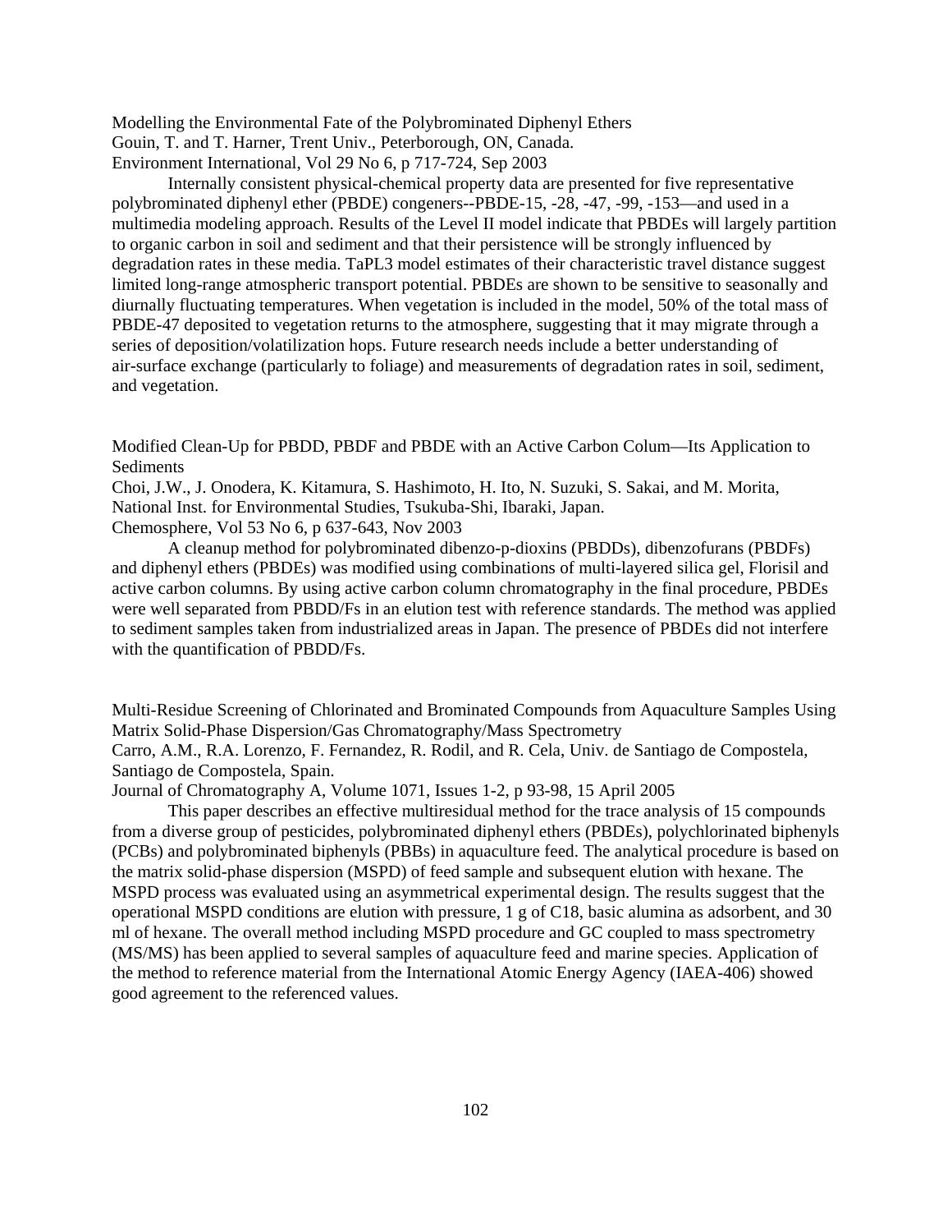Modelling the Environmental Fate of the Polybrominated Diphenyl Ethers
Gouin, T. and T. Harner, Trent Univ., Peterborough, ON, Canada.
Environment International, Vol 29 No 6, p 717-724, Sep 2003

Internally consistent physical-chemical property data are presented for five representative polybrominated diphenyl ether (PBDE) congeners--PBDE-15, -28, -47, -99, -153—and used in a multimedia modeling approach. Results of the Level II model indicate that PBDEs will largely partition to organic carbon in soil and sediment and that their persistence will be strongly influenced by degradation rates in these media. TaPL3 model estimates of their characteristic travel distance suggest limited long-range atmospheric transport potential. PBDEs are shown to be sensitive to seasonally and diurnally fluctuating temperatures. When vegetation is included in the model, 50% of the total mass of PBDE-47 deposited to vegetation returns to the atmosphere, suggesting that it may migrate through a series of deposition/volatilization hops. Future research needs include a better understanding of air-surface exchange (particularly to foliage) and measurements of degradation rates in soil, sediment, and vegetation.

Modified Clean-Up for PBDD, PBDF and PBDE with an Active Carbon Colum—Its Application to Sediments
Choi, J.W., J. Onodera, K. Kitamura, S. Hashimoto, H. Ito, N. Suzuki, S. Sakai, and M. Morita, National Inst. for Environmental Studies, Tsukuba-Shi, Ibaraki, Japan.
Chemosphere, Vol 53 No 6, p 637-643, Nov 2003

A cleanup method for polybrominated dibenzo-p-dioxins (PBDDs), dibenzofurans (PBDFs) and diphenyl ethers (PBDEs) was modified using combinations of multi-layered silica gel, Florisil and active carbon columns. By using active carbon column chromatography in the final procedure, PBDEs were well separated from PBDD/Fs in an elution test with reference standards. The method was applied to sediment samples taken from industrialized areas in Japan. The presence of PBDEs did not interfere with the quantification of PBDD/Fs.

Multi-Residue Screening of Chlorinated and Brominated Compounds from Aquaculture Samples Using Matrix Solid-Phase Dispersion/Gas Chromatography/Mass Spectrometry
Carro, A.M., R.A. Lorenzo, F. Fernandez, R. Rodil, and R. Cela, Univ. de Santiago de Compostela, Santiago de Compostela, Spain.
Journal of Chromatography A, Volume 1071, Issues 1-2, p 93-98, 15 April 2005

This paper describes an effective multiresidual method for the trace analysis of 15 compounds from a diverse group of pesticides, polybrominated diphenyl ethers (PBDEs), polychlorinated biphenyls (PCBs) and polybrominated biphenyls (PBBs) in aquaculture feed. The analytical procedure is based on the matrix solid-phase dispersion (MSPD) of feed sample and subsequent elution with hexane. The MSPD process was evaluated using an asymmetrical experimental design. The results suggest that the operational MSPD conditions are elution with pressure, 1 g of C18, basic alumina as adsorbent, and 30 ml of hexane. The overall method including MSPD procedure and GC coupled to mass spectrometry (MS/MS) has been applied to several samples of aquaculture feed and marine species. Application of the method to reference material from the International Atomic Energy Agency (IAEA-406) showed good agreement to the referenced values.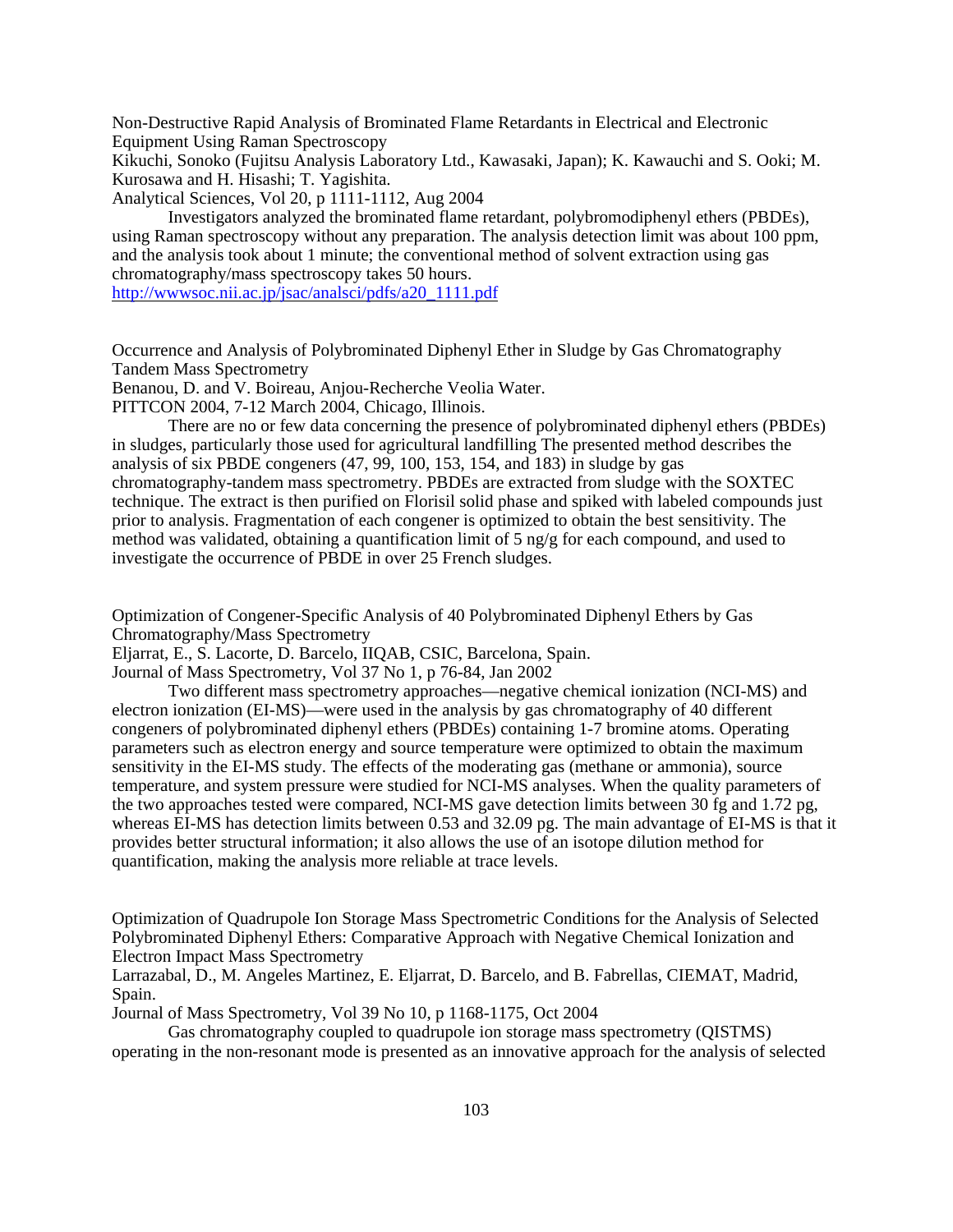Non-Destructive Rapid Analysis of Brominated Flame Retardants in Electrical and Electronic Equipment Using Raman Spectroscopy
Kikuchi, Sonoko (Fujitsu Analysis Laboratory Ltd., Kawasaki, Japan); K. Kawauchi and S. Ooki; M. Kurosawa and H. Hisashi; T. Yagishita.
Analytical Sciences, Vol 20, p 1111-1112, Aug 2004

Investigators analyzed the brominated flame retardant, polybromodiphenyl ethers (PBDEs), using Raman spectroscopy without any preparation. The analysis detection limit was about 100 ppm, and the analysis took about 1 minute; the conventional method of solvent extraction using gas chromatography/mass spectroscopy takes 50 hours.
http://wwwsoc.nii.ac.jp/jsac/analsci/pdfs/a20_1111.pdf

Occurrence and Analysis of Polybrominated Diphenyl Ether in Sludge by Gas Chromatography Tandem Mass Spectrometry
Benanou, D. and V. Boireau, Anjou-Recherche Veolia Water.
PITTCON 2004, 7-12 March 2004, Chicago, Illinois.

There are no or few data concerning the presence of polybrominated diphenyl ethers (PBDEs) in sludges, particularly those used for agricultural landfilling The presented method describes the analysis of six PBDE congeners (47, 99, 100, 153, 154, and 183) in sludge by gas chromatography-tandem mass spectrometry. PBDEs are extracted from sludge with the SOXTEC technique. The extract is then purified on Florisil solid phase and spiked with labeled compounds just prior to analysis. Fragmentation of each congener is optimized to obtain the best sensitivity. The method was validated, obtaining a quantification limit of 5 ng/g for each compound, and used to investigate the occurrence of PBDE in over 25 French sludges.

Optimization of Congener-Specific Analysis of 40 Polybrominated Diphenyl Ethers by Gas Chromatography/Mass Spectrometry
Eljarrat, E., S. Lacorte, D. Barcelo, IIQAB, CSIC, Barcelona, Spain.
Journal of Mass Spectrometry, Vol 37 No 1, p 76-84, Jan 2002

Two different mass spectrometry approaches—negative chemical ionization (NCI-MS) and electron ionization (EI-MS)—were used in the analysis by gas chromatography of 40 different congeners of polybrominated diphenyl ethers (PBDEs) containing 1-7 bromine atoms. Operating parameters such as electron energy and source temperature were optimized to obtain the maximum sensitivity in the EI-MS study. The effects of the moderating gas (methane or ammonia), source temperature, and system pressure were studied for NCI-MS analyses. When the quality parameters of the two approaches tested were compared, NCI-MS gave detection limits between 30 fg and 1.72 pg, whereas EI-MS has detection limits between 0.53 and 32.09 pg. The main advantage of EI-MS is that it provides better structural information; it also allows the use of an isotope dilution method for quantification, making the analysis more reliable at trace levels.

Optimization of Quadrupole Ion Storage Mass Spectrometric Conditions for the Analysis of Selected Polybrominated Diphenyl Ethers: Comparative Approach with Negative Chemical Ionization and Electron Impact Mass Spectrometry
Larrazabal, D., M. Angeles Martinez, E. Eljarrat, D. Barcelo, and B. Fabrellas, CIEMAT, Madrid, Spain.
Journal of Mass Spectrometry, Vol 39 No 10, p 1168-1175, Oct 2004

Gas chromatography coupled to quadrupole ion storage mass spectrometry (QISTMS) operating in the non-resonant mode is presented as an innovative approach for the analysis of selected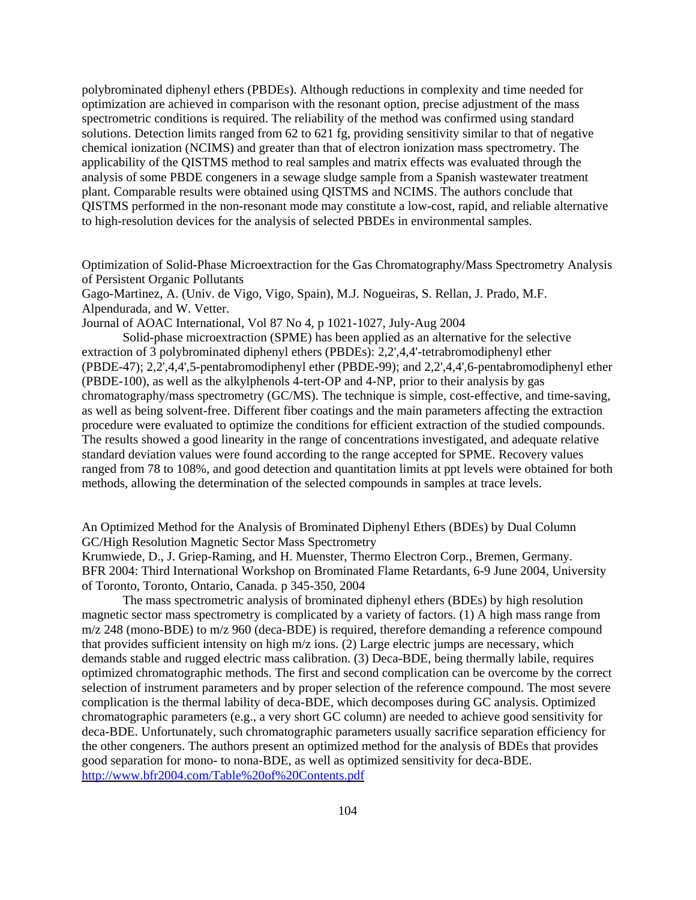polybrominated diphenyl ethers (PBDEs). Although reductions in complexity and time needed for optimization are achieved in comparison with the resonant option, precise adjustment of the mass spectrometric conditions is required. The reliability of the method was confirmed using standard solutions. Detection limits ranged from 62 to 621 fg, providing sensitivity similar to that of negative chemical ionization (NCIMS) and greater than that of electron ionization mass spectrometry. The applicability of the QISTMS method to real samples and matrix effects was evaluated through the analysis of some PBDE congeners in a sewage sludge sample from a Spanish wastewater treatment plant. Comparable results were obtained using QISTMS and NCIMS. The authors conclude that QISTMS performed in the non-resonant mode may constitute a low-cost, rapid, and reliable alternative to high-resolution devices for the analysis of selected PBDEs in environmental samples.

Optimization of Solid-Phase Microextraction for the Gas Chromatography/Mass Spectrometry Analysis of Persistent Organic Pollutants
Gago-Martinez, A. (Univ. de Vigo, Vigo, Spain), M.J. Nogueiras, S. Rellan, J. Prado, M.F. Alpendurada, and W. Vetter.
Journal of AOAC International, Vol 87 No 4, p 1021-1027, July-Aug 2004

Solid-phase microextraction (SPME) has been applied as an alternative for the selective extraction of 3 polybrominated diphenyl ethers (PBDEs): 2,2',4,4'-tetrabromodiphenyl ether (PBDE-47); 2,2',4,4',5-pentabromodiphenyl ether (PBDE-99); and 2,2',4,4',6-pentabromodiphenyl ether (PBDE-100), as well as the alkylphenols 4-tert-OP and 4-NP, prior to their analysis by gas chromatography/mass spectrometry (GC/MS). The technique is simple, cost-effective, and time-saving, as well as being solvent-free. Different fiber coatings and the main parameters affecting the extraction procedure were evaluated to optimize the conditions for efficient extraction of the studied compounds. The results showed a good linearity in the range of concentrations investigated, and adequate relative standard deviation values were found according to the range accepted for SPME. Recovery values ranged from 78 to 108%, and good detection and quantitation limits at ppt levels were obtained for both methods, allowing the determination of the selected compounds in samples at trace levels.

An Optimized Method for the Analysis of Brominated Diphenyl Ethers (BDEs) by Dual Column GC/High Resolution Magnetic Sector Mass Spectrometry
Krumwiede, D., J. Griep-Raming, and H. Muenster, Thermo Electron Corp., Bremen, Germany.
BFR 2004: Third International Workshop on Brominated Flame Retardants, 6-9 June 2004, University of Toronto, Toronto, Ontario, Canada. p 345-350, 2004

The mass spectrometric analysis of brominated diphenyl ethers (BDEs) by high resolution magnetic sector mass spectrometry is complicated by a variety of factors. (1) A high mass range from m/z 248 (mono-BDE) to m/z 960 (deca-BDE) is required, therefore demanding a reference compound that provides sufficient intensity on high m/z ions. (2) Large electric jumps are necessary, which demands stable and rugged electric mass calibration. (3) Deca-BDE, being thermally labile, requires optimized chromatographic methods. The first and second complication can be overcome by the correct selection of instrument parameters and by proper selection of the reference compound. The most severe complication is the thermal lability of deca-BDE, which decomposes during GC analysis. Optimized chromatographic parameters (e.g., a very short GC column) are needed to achieve good sensitivity for deca-BDE. Unfortunately, such chromatographic parameters usually sacrifice separation efficiency for the other congeners. The authors present an optimized method for the analysis of BDEs that provides good separation for mono- to nona-BDE, as well as optimized sensitivity for deca-BDE.
http://www.bfr2004.com/Table%20of%20Contents.pdf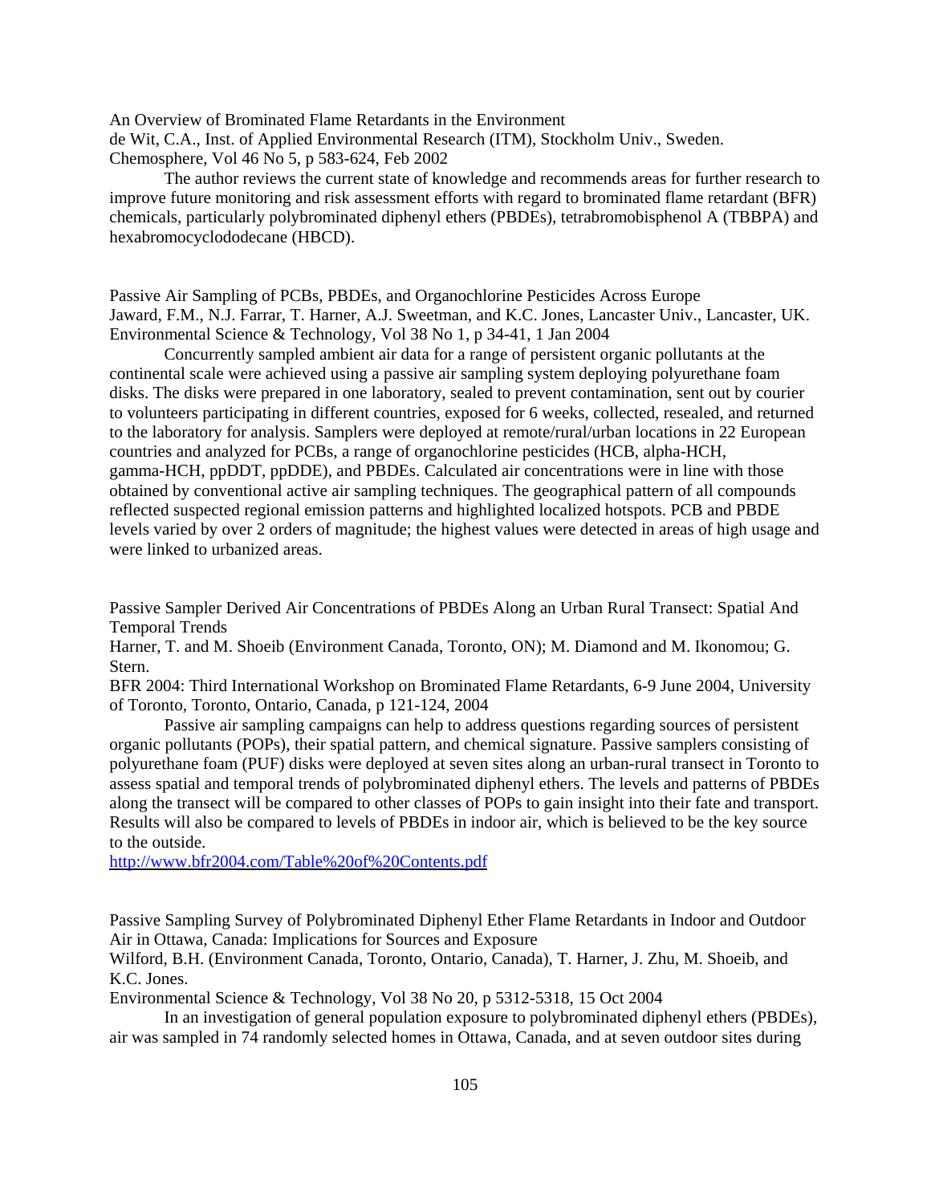An Overview of Brominated Flame Retardants in the Environment
de Wit, C.A., Inst. of Applied Environmental Research (ITM), Stockholm Univ., Sweden.
Chemosphere, Vol 46 No 5, p 583-624, Feb 2002

The author reviews the current state of knowledge and recommends areas for further research to improve future monitoring and risk assessment efforts with regard to brominated flame retardant (BFR) chemicals, particularly polybrominated diphenyl ethers (PBDEs), tetrabromobisphenol A (TBBPA) and hexabromocyclododecane (HBCD).

Passive Air Sampling of PCBs, PBDEs, and Organochlorine Pesticides Across Europe
Jaward, F.M., N.J. Farrar, T. Harner, A.J. Sweetman, and K.C. Jones, Lancaster Univ., Lancaster, UK.
Environmental Science & Technology, Vol 38 No 1, p 34-41, 1 Jan 2004

Concurrently sampled ambient air data for a range of persistent organic pollutants at the continental scale were achieved using a passive air sampling system deploying polyurethane foam disks. The disks were prepared in one laboratory, sealed to prevent contamination, sent out by courier to volunteers participating in different countries, exposed for 6 weeks, collected, resealed, and returned to the laboratory for analysis. Samplers were deployed at remote/rural/urban locations in 22 European countries and analyzed for PCBs, a range of organochlorine pesticides (HCB, alpha-HCH, gamma-HCH, ppDDT, ppDDE), and PBDEs. Calculated air concentrations were in line with those obtained by conventional active air sampling techniques. The geographical pattern of all compounds reflected suspected regional emission patterns and highlighted localized hotspots. PCB and PBDE levels varied by over 2 orders of magnitude; the highest values were detected in areas of high usage and were linked to urbanized areas.

Passive Sampler Derived Air Concentrations of PBDEs Along an Urban Rural Transect: Spatial And Temporal Trends
Harner, T. and M. Shoeib (Environment Canada, Toronto, ON); M. Diamond and M. Ikonomou; G. Stern.
BFR 2004: Third International Workshop on Brominated Flame Retardants, 6-9 June 2004, University of Toronto, Toronto, Ontario, Canada, p 121-124, 2004

Passive air sampling campaigns can help to address questions regarding sources of persistent organic pollutants (POPs), their spatial pattern, and chemical signature. Passive samplers consisting of polyurethane foam (PUF) disks were deployed at seven sites along an urban-rural transect in Toronto to assess spatial and temporal trends of polybrominated diphenyl ethers. The levels and patterns of PBDEs along the transect will be compared to other classes of POPs to gain insight into their fate and transport. Results will also be compared to levels of PBDEs in indoor air, which is believed to be the key source to the outside.
http://www.bfr2004.com/Table%20of%20Contents.pdf

Passive Sampling Survey of Polybrominated Diphenyl Ether Flame Retardants in Indoor and Outdoor Air in Ottawa, Canada: Implications for Sources and Exposure
Wilford, B.H. (Environment Canada, Toronto, Ontario, Canada), T. Harner, J. Zhu, M. Shoeib, and K.C. Jones.
Environmental Science & Technology, Vol 38 No 20, p 5312-5318, 15 Oct 2004

In an investigation of general population exposure to polybrominated diphenyl ethers (PBDEs), air was sampled in 74 randomly selected homes in Ottawa, Canada, and at seven outdoor sites during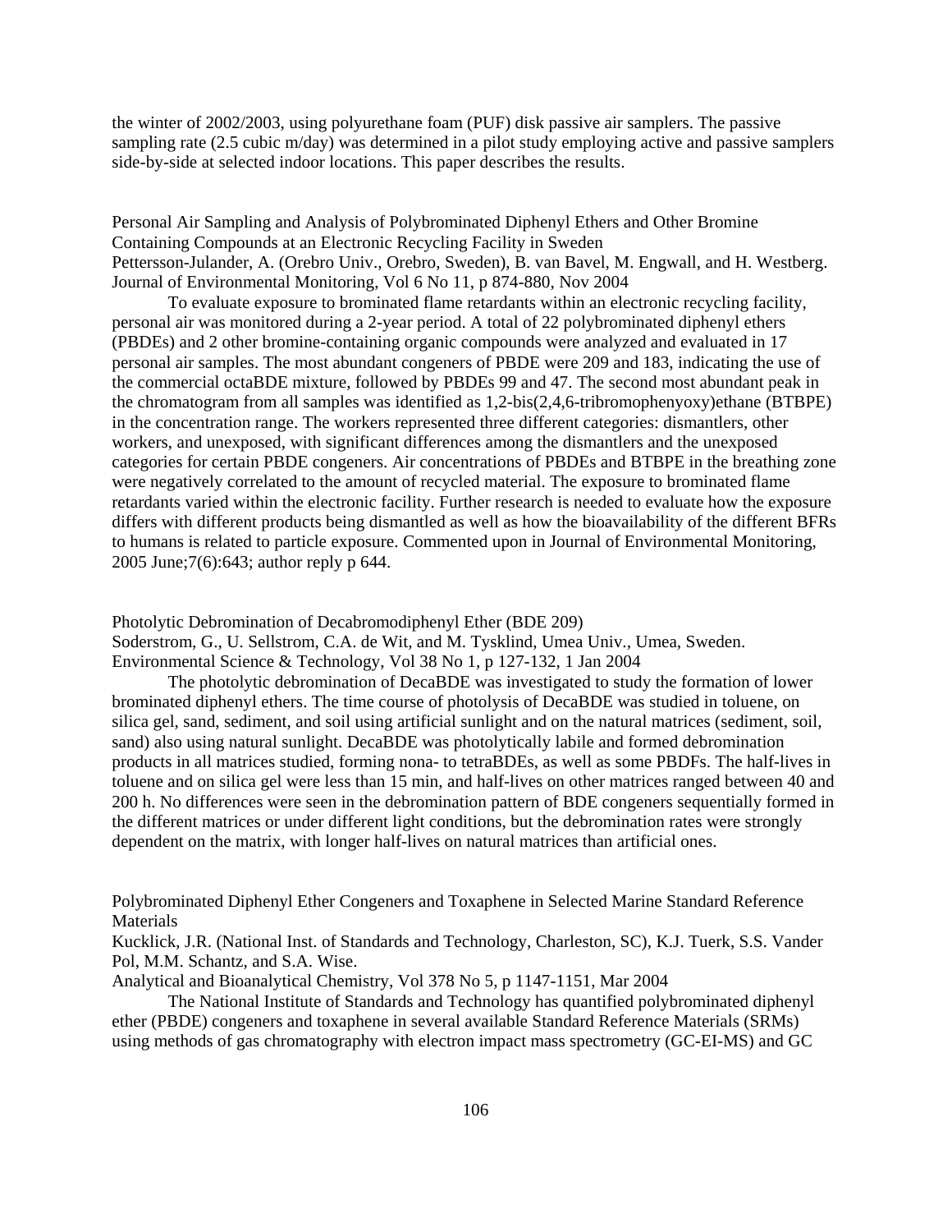the winter of 2002/2003, using polyurethane foam (PUF) disk passive air samplers. The passive sampling rate (2.5 cubic m/day) was determined in a pilot study employing active and passive samplers side-by-side at selected indoor locations. This paper describes the results.

Personal Air Sampling and Analysis of Polybrominated Diphenyl Ethers and Other Bromine Containing Compounds at an Electronic Recycling Facility in Sweden
Pettersson-Julander, A. (Orebro Univ., Orebro, Sweden), B. van Bavel, M. Engwall, and H. Westberg.
Journal of Environmental Monitoring, Vol 6 No 11, p 874-880, Nov 2004

To evaluate exposure to brominated flame retardants within an electronic recycling facility, personal air was monitored during a 2-year period. A total of 22 polybrominated diphenyl ethers (PBDEs) and 2 other bromine-containing organic compounds were analyzed and evaluated in 17 personal air samples. The most abundant congeners of PBDE were 209 and 183, indicating the use of the commercial octaBDE mixture, followed by PBDEs 99 and 47. The second most abundant peak in the chromatogram from all samples was identified as 1,2-bis(2,4,6-tribromophenyoxy)ethane (BTBPE) in the concentration range. The workers represented three different categories: dismantlers, other workers, and unexposed, with significant differences among the dismantlers and the unexposed categories for certain PBDE congeners. Air concentrations of PBDEs and BTBPE in the breathing zone were negatively correlated to the amount of recycled material. The exposure to brominated flame retardants varied within the electronic facility. Further research is needed to evaluate how the exposure differs with different products being dismantled as well as how the bioavailability of the different BFRs to humans is related to particle exposure. Commented upon in Journal of Environmental Monitoring, 2005 June;7(6):643; author reply p 644.

Photolytic Debromination of Decabromodiphenyl Ether (BDE 209)
Soderstrom, G., U. Sellstrom, C.A. de Wit, and M. Tysklind, Umea Univ., Umea, Sweden.
Environmental Science & Technology, Vol 38 No 1, p 127-132, 1 Jan 2004

The photolytic debromination of DecaBDE was investigated to study the formation of lower brominated diphenyl ethers. The time course of photolysis of DecaBDE was studied in toluene, on silica gel, sand, sediment, and soil using artificial sunlight and on the natural matrices (sediment, soil, sand) also using natural sunlight. DecaBDE was photolytically labile and formed debromination products in all matrices studied, forming nona- to tetraBDEs, as well as some PBDFs. The half-lives in toluene and on silica gel were less than 15 min, and half-lives on other matrices ranged between 40 and 200 h. No differences were seen in the debromination pattern of BDE congeners sequentially formed in the different matrices or under different light conditions, but the debromination rates were strongly dependent on the matrix, with longer half-lives on natural matrices than artificial ones.

Polybrominated Diphenyl Ether Congeners and Toxaphene in Selected Marine Standard Reference Materials
Kucklick, J.R. (National Inst. of Standards and Technology, Charleston, SC), K.J. Tuerk, S.S. Vander Pol, M.M. Schantz, and S.A. Wise.
Analytical and Bioanalytical Chemistry, Vol 378 No 5, p 1147-1151, Mar 2004

The National Institute of Standards and Technology has quantified polybrominated diphenyl ether (PBDE) congeners and toxaphene in several available Standard Reference Materials (SRMs) using methods of gas chromatography with electron impact mass spectrometry (GC-EI-MS) and GC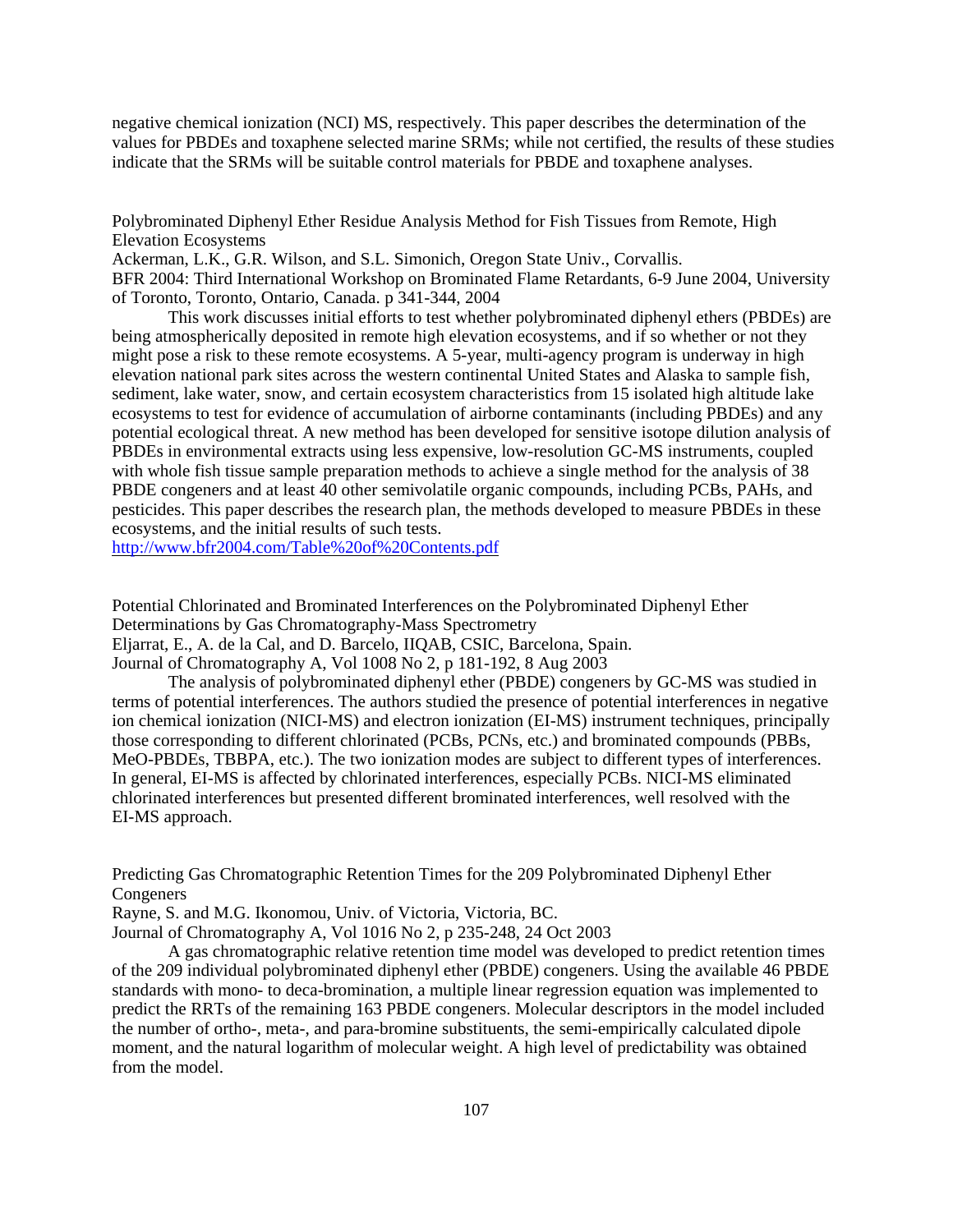negative chemical ionization (NCI) MS, respectively. This paper describes the determination of the values for PBDEs and toxaphene selected marine SRMs; while not certified, the results of these studies indicate that the SRMs will be suitable control materials for PBDE and toxaphene analyses.

Polybrominated Diphenyl Ether Residue Analysis Method for Fish Tissues from Remote, High Elevation Ecosystems

Ackerman, L.K., G.R. Wilson, and S.L. Simonich, Oregon State Univ., Corvallis.

BFR 2004: Third International Workshop on Brominated Flame Retardants, 6-9 June 2004, University of Toronto, Toronto, Ontario, Canada. p 341-344, 2004

This work discusses initial efforts to test whether polybrominated diphenyl ethers (PBDEs) are being atmospherically deposited in remote high elevation ecosystems, and if so whether or not they might pose a risk to these remote ecosystems. A 5-year, multi-agency program is underway in high elevation national park sites across the western continental United States and Alaska to sample fish, sediment, lake water, snow, and certain ecosystem characteristics from 15 isolated high altitude lake ecosystems to test for evidence of accumulation of airborne contaminants (including PBDEs) and any potential ecological threat. A new method has been developed for sensitive isotope dilution analysis of PBDEs in environmental extracts using less expensive, low-resolution GC-MS instruments, coupled with whole fish tissue sample preparation methods to achieve a single method for the analysis of 38 PBDE congeners and at least 40 other semivolatile organic compounds, including PCBs, PAHs, and pesticides. This paper describes the research plan, the methods developed to measure PBDEs in these ecosystems, and the initial results of such tests.

http://www.bfr2004.com/Table%20of%20Contents.pdf

Potential Chlorinated and Brominated Interferences on the Polybrominated Diphenyl Ether Determinations by Gas Chromatography-Mass Spectrometry

Eljarrat, E., A. de la Cal, and D. Barcelo, IIQAB, CSIC, Barcelona, Spain.

Journal of Chromatography A, Vol 1008 No 2, p 181-192, 8 Aug 2003

The analysis of polybrominated diphenyl ether (PBDE) congeners by GC-MS was studied in terms of potential interferences. The authors studied the presence of potential interferences in negative ion chemical ionization (NICI-MS) and electron ionization (EI-MS) instrument techniques, principally those corresponding to different chlorinated (PCBs, PCNs, etc.) and brominated compounds (PBBs, MeO-PBDEs, TBBPA, etc.). The two ionization modes are subject to different types of interferences. In general, EI-MS is affected by chlorinated interferences, especially PCBs. NICI-MS eliminated chlorinated interferences but presented different brominated interferences, well resolved with the EI-MS approach.

Predicting Gas Chromatographic Retention Times for the 209 Polybrominated Diphenyl Ether Congeners

Rayne, S. and M.G. Ikonomou, Univ. of Victoria, Victoria, BC.

Journal of Chromatography A, Vol 1016 No 2, p 235-248, 24 Oct 2003

A gas chromatographic relative retention time model was developed to predict retention times of the 209 individual polybrominated diphenyl ether (PBDE) congeners. Using the available 46 PBDE standards with mono- to deca-bromination, a multiple linear regression equation was implemented to predict the RRTs of the remaining 163 PBDE congeners. Molecular descriptors in the model included the number of ortho-, meta-, and para-bromine substituents, the semi-empirically calculated dipole moment, and the natural logarithm of molecular weight. A high level of predictability was obtained from the model.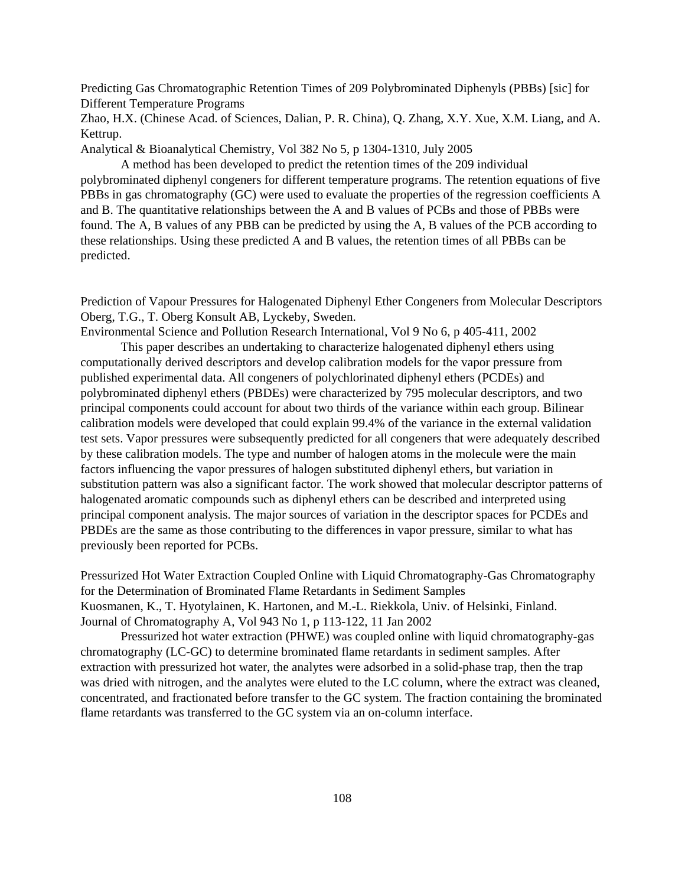Predicting Gas Chromatographic Retention Times of 209 Polybrominated Diphenyls (PBBs) [sic] for Different Temperature Programs
Zhao, H.X. (Chinese Acad. of Sciences, Dalian, P. R. China), Q. Zhang, X.Y. Xue, X.M. Liang, and A. Kettrup.
Analytical & Bioanalytical Chemistry, Vol 382 No 5, p 1304-1310, July 2005

A method has been developed to predict the retention times of the 209 individual polybrominated diphenyl congeners for different temperature programs. The retention equations of five PBBs in gas chromatography (GC) were used to evaluate the properties of the regression coefficients A and B. The quantitative relationships between the A and B values of PCBs and those of PBBs were found. The A, B values of any PBB can be predicted by using the A, B values of the PCB according to these relationships. Using these predicted A and B values, the retention times of all PBBs can be predicted.

Prediction of Vapour Pressures for Halogenated Diphenyl Ether Congeners from Molecular Descriptors
Oberg, T.G., T. Oberg Konsult AB, Lyckeby, Sweden.
Environmental Science and Pollution Research International, Vol 9 No 6, p 405-411, 2002

This paper describes an undertaking to characterize halogenated diphenyl ethers using computationally derived descriptors and develop calibration models for the vapor pressure from published experimental data. All congeners of polychlorinated diphenyl ethers (PCDEs) and polybrominated diphenyl ethers (PBDEs) were characterized by 795 molecular descriptors, and two principal components could account for about two thirds of the variance within each group. Bilinear calibration models were developed that could explain 99.4% of the variance in the external validation test sets. Vapor pressures were subsequently predicted for all congeners that were adequately described by these calibration models. The type and number of halogen atoms in the molecule were the main factors influencing the vapor pressures of halogen substituted diphenyl ethers, but variation in substitution pattern was also a significant factor. The work showed that molecular descriptor patterns of halogenated aromatic compounds such as diphenyl ethers can be described and interpreted using principal component analysis. The major sources of variation in the descriptor spaces for PCDEs and PBDEs are the same as those contributing to the differences in vapor pressure, similar to what has previously been reported for PCBs.

Pressurized Hot Water Extraction Coupled Online with Liquid Chromatography-Gas Chromatography for the Determination of Brominated Flame Retardants in Sediment Samples
Kuosmanen, K., T. Hyotylainen, K. Hartonen, and M.-L. Riekkola, Univ. of Helsinki, Finland.
Journal of Chromatography A, Vol 943 No 1, p 113-122, 11 Jan 2002

Pressurized hot water extraction (PHWE) was coupled online with liquid chromatography-gas chromatography (LC-GC) to determine brominated flame retardants in sediment samples. After extraction with pressurized hot water, the analytes were adsorbed in a solid-phase trap, then the trap was dried with nitrogen, and the analytes were eluted to the LC column, where the extract was cleaned, concentrated, and fractionated before transfer to the GC system. The fraction containing the brominated flame retardants was transferred to the GC system via an on-column interface.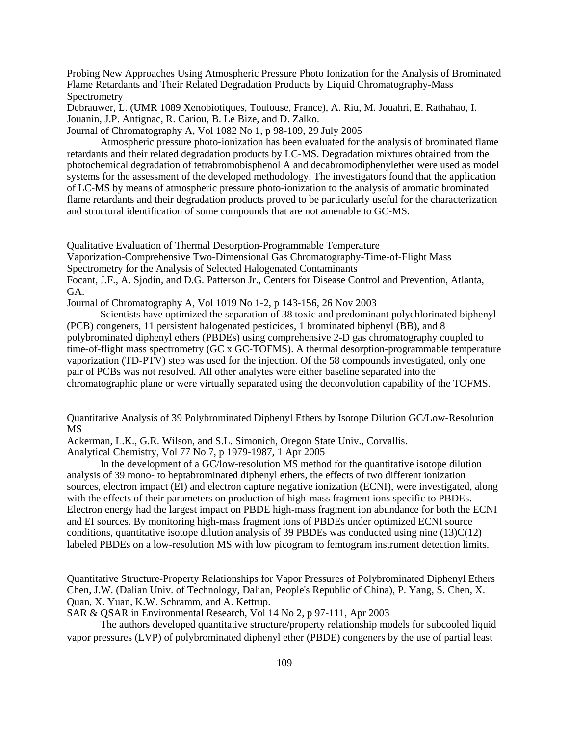Probing New Approaches Using Atmospheric Pressure Photo Ionization for the Analysis of Brominated Flame Retardants and Their Related Degradation Products by Liquid Chromatography-Mass Spectrometry
Debrauwer, L. (UMR 1089 Xenobiotiques, Toulouse, France), A. Riu, M. Jouahri, E. Rathahao, I. Jouanin, J.P. Antignac, R. Cariou, B. Le Bize, and D. Zalko.
Journal of Chromatography A, Vol 1082 No 1, p 98-109, 29 July 2005

Atmospheric pressure photo-ionization has been evaluated for the analysis of brominated flame retardants and their related degradation products by LC-MS. Degradation mixtures obtained from the photochemical degradation of tetrabromobisphenol A and decabromodiphenylether were used as model systems for the assessment of the developed methodology. The investigators found that the application of LC-MS by means of atmospheric pressure photo-ionization to the analysis of aromatic brominated flame retardants and their degradation products proved to be particularly useful for the characterization and structural identification of some compounds that are not amenable to GC-MS.

Qualitative Evaluation of Thermal Desorption-Programmable Temperature Vaporization-Comprehensive Two-Dimensional Gas Chromatography-Time-of-Flight Mass Spectrometry for the Analysis of Selected Halogenated Contaminants
Focant, J.F., A. Sjodin, and D.G. Patterson Jr., Centers for Disease Control and Prevention, Atlanta, GA.
Journal of Chromatography A, Vol 1019 No 1-2, p 143-156, 26 Nov 2003

Scientists have optimized the separation of 38 toxic and predominant polychlorinated biphenyl (PCB) congeners, 11 persistent halogenated pesticides, 1 brominated biphenyl (BB), and 8 polybrominated diphenyl ethers (PBDEs) using comprehensive 2-D gas chromatography coupled to time-of-flight mass spectrometry (GC x GC-TOFMS). A thermal desorption-programmable temperature vaporization (TD-PTV) step was used for the injection. Of the 58 compounds investigated, only one pair of PCBs was not resolved. All other analytes were either baseline separated into the chromatographic plane or were virtually separated using the deconvolution capability of the TOFMS.

Quantitative Analysis of 39 Polybrominated Diphenyl Ethers by Isotope Dilution GC/Low-Resolution MS
Ackerman, L.K., G.R. Wilson, and S.L. Simonich, Oregon State Univ., Corvallis.
Analytical Chemistry, Vol 77 No 7, p 1979-1987, 1 Apr 2005

In the development of a GC/low-resolution MS method for the quantitative isotope dilution analysis of 39 mono- to heptabrominated diphenyl ethers, the effects of two different ionization sources, electron impact (EI) and electron capture negative ionization (ECNI), were investigated, along with the effects of their parameters on production of high-mass fragment ions specific to PBDEs. Electron energy had the largest impact on PBDE high-mass fragment ion abundance for both the ECNI and EI sources. By monitoring high-mass fragment ions of PBDEs under optimized ECNI source conditions, quantitative isotope dilution analysis of 39 PBDEs was conducted using nine (13)C(12) labeled PBDEs on a low-resolution MS with low picogram to femtogram instrument detection limits.

Quantitative Structure-Property Relationships for Vapor Pressures of Polybrominated Diphenyl Ethers
Chen, J.W. (Dalian Univ. of Technology, Dalian, People's Republic of China), P. Yang, S. Chen, X. Quan, X. Yuan, K.W. Schramm, and A. Kettrup.
SAR & QSAR in Environmental Research, Vol 14 No 2, p 97-111, Apr 2003

The authors developed quantitative structure/property relationship models for subcooled liquid vapor pressures (LVP) of polybrominated diphenyl ether (PBDE) congeners by the use of partial least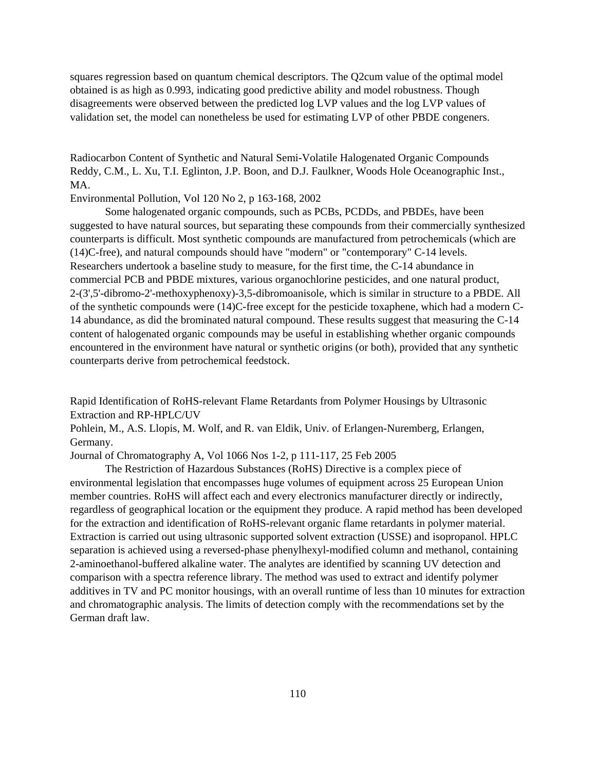squares regression based on quantum chemical descriptors. The Q2cum value of the optimal model obtained is as high as 0.993, indicating good predictive ability and model robustness. Though disagreements were observed between the predicted log LVP values and the log LVP values of validation set, the model can nonetheless be used for estimating LVP of other PBDE congeners.

Radiocarbon Content of Synthetic and Natural Semi-Volatile Halogenated Organic Compounds
Reddy, C.M., L. Xu, T.I. Eglinton, J.P. Boon, and D.J. Faulkner, Woods Hole Oceanographic Inst., MA.
Environmental Pollution, Vol 120 No 2, p 163-168, 2002

Some halogenated organic compounds, such as PCBs, PCDDs, and PBDEs, have been suggested to have natural sources, but separating these compounds from their commercially synthesized counterparts is difficult. Most synthetic compounds are manufactured from petrochemicals (which are (14)C-free), and natural compounds should have "modern" or "contemporary" C-14 levels. Researchers undertook a baseline study to measure, for the first time, the C-14 abundance in commercial PCB and PBDE mixtures, various organochlorine pesticides, and one natural product, 2-(3',5'-dibromo-2'-methoxyphenoxy)-3,5-dibromoanisole, which is similar in structure to a PBDE. All of the synthetic compounds were (14)C-free except for the pesticide toxaphene, which had a modern C-14 abundance, as did the brominated natural compound. These results suggest that measuring the C-14 content of halogenated organic compounds may be useful in establishing whether organic compounds encountered in the environment have natural or synthetic origins (or both), provided that any synthetic counterparts derive from petrochemical feedstock.

Rapid Identification of RoHS-relevant Flame Retardants from Polymer Housings by Ultrasonic Extraction and RP-HPLC/UV
Pohlein, M., A.S. Llopis, M. Wolf, and R. van Eldik, Univ. of Erlangen-Nuremberg, Erlangen, Germany.
Journal of Chromatography A, Vol 1066 Nos 1-2, p 111-117, 25 Feb 2005

The Restriction of Hazardous Substances (RoHS) Directive is a complex piece of environmental legislation that encompasses huge volumes of equipment across 25 European Union member countries. RoHS will affect each and every electronics manufacturer directly or indirectly, regardless of geographical location or the equipment they produce. A rapid method has been developed for the extraction and identification of RoHS-relevant organic flame retardants in polymer material. Extraction is carried out using ultrasonic supported solvent extraction (USSE) and isopropanol. HPLC separation is achieved using a reversed-phase phenylhexyl-modified column and methanol, containing 2-aminoethanol-buffered alkaline water. The analytes are identified by scanning UV detection and comparison with a spectra reference library. The method was used to extract and identify polymer additives in TV and PC monitor housings, with an overall runtime of less than 10 minutes for extraction and chromatographic analysis. The limits of detection comply with the recommendations set by the German draft law.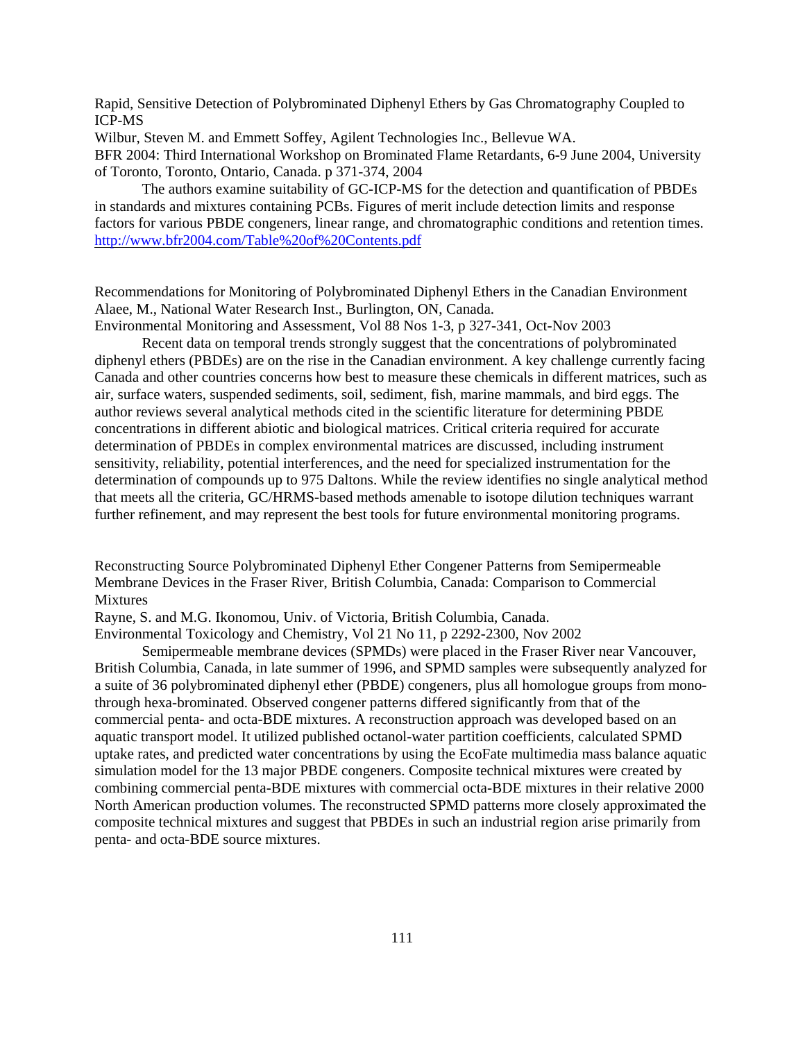Rapid, Sensitive Detection of Polybrominated Diphenyl Ethers by Gas Chromatography Coupled to ICP-MS

Wilbur, Steven M. and Emmett Soffey, Agilent Technologies Inc., Bellevue WA.

BFR 2004: Third International Workshop on Brominated Flame Retardants, 6-9 June 2004, University of Toronto, Toronto, Ontario, Canada. p 371-374, 2004

The authors examine suitability of GC-ICP-MS for the detection and quantification of PBDEs in standards and mixtures containing PCBs. Figures of merit include detection limits and response factors for various PBDE congeners, linear range, and chromatographic conditions and retention times. http://www.bfr2004.com/Table%20of%20Contents.pdf

Recommendations for Monitoring of Polybrominated Diphenyl Ethers in the Canadian Environment

Alaee, M., National Water Research Inst., Burlington, ON, Canada.

Environmental Monitoring and Assessment, Vol 88 Nos 1-3, p 327-341, Oct-Nov 2003

Recent data on temporal trends strongly suggest that the concentrations of polybrominated diphenyl ethers (PBDEs) are on the rise in the Canadian environment. A key challenge currently facing Canada and other countries concerns how best to measure these chemicals in different matrices, such as air, surface waters, suspended sediments, soil, sediment, fish, marine mammals, and bird eggs. The author reviews several analytical methods cited in the scientific literature for determining PBDE concentrations in different abiotic and biological matrices. Critical criteria required for accurate determination of PBDEs in complex environmental matrices are discussed, including instrument sensitivity, reliability, potential interferences, and the need for specialized instrumentation for the determination of compounds up to 975 Daltons. While the review identifies no single analytical method that meets all the criteria, GC/HRMS-based methods amenable to isotope dilution techniques warrant further refinement, and may represent the best tools for future environmental monitoring programs.

Reconstructing Source Polybrominated Diphenyl Ether Congener Patterns from Semipermeable Membrane Devices in the Fraser River, British Columbia, Canada: Comparison to Commercial Mixtures

Rayne, S. and M.G. Ikonomou, Univ. of Victoria, British Columbia, Canada.

Environmental Toxicology and Chemistry, Vol 21 No 11, p 2292-2300, Nov 2002

Semipermeable membrane devices (SPMDs) were placed in the Fraser River near Vancouver, British Columbia, Canada, in late summer of 1996, and SPMD samples were subsequently analyzed for a suite of 36 polybrominated diphenyl ether (PBDE) congeners, plus all homologue groups from mono- through hexa-brominated. Observed congener patterns differed significantly from that of the commercial penta- and octa-BDE mixtures. A reconstruction approach was developed based on an aquatic transport model. It utilized published octanol-water partition coefficients, calculated SPMD uptake rates, and predicted water concentrations by using the EcoFate multimedia mass balance aquatic simulation model for the 13 major PBDE congeners. Composite technical mixtures were created by combining commercial penta-BDE mixtures with commercial octa-BDE mixtures in their relative 2000 North American production volumes. The reconstructed SPMD patterns more closely approximated the composite technical mixtures and suggest that PBDEs in such an industrial region arise primarily from penta- and octa-BDE source mixtures.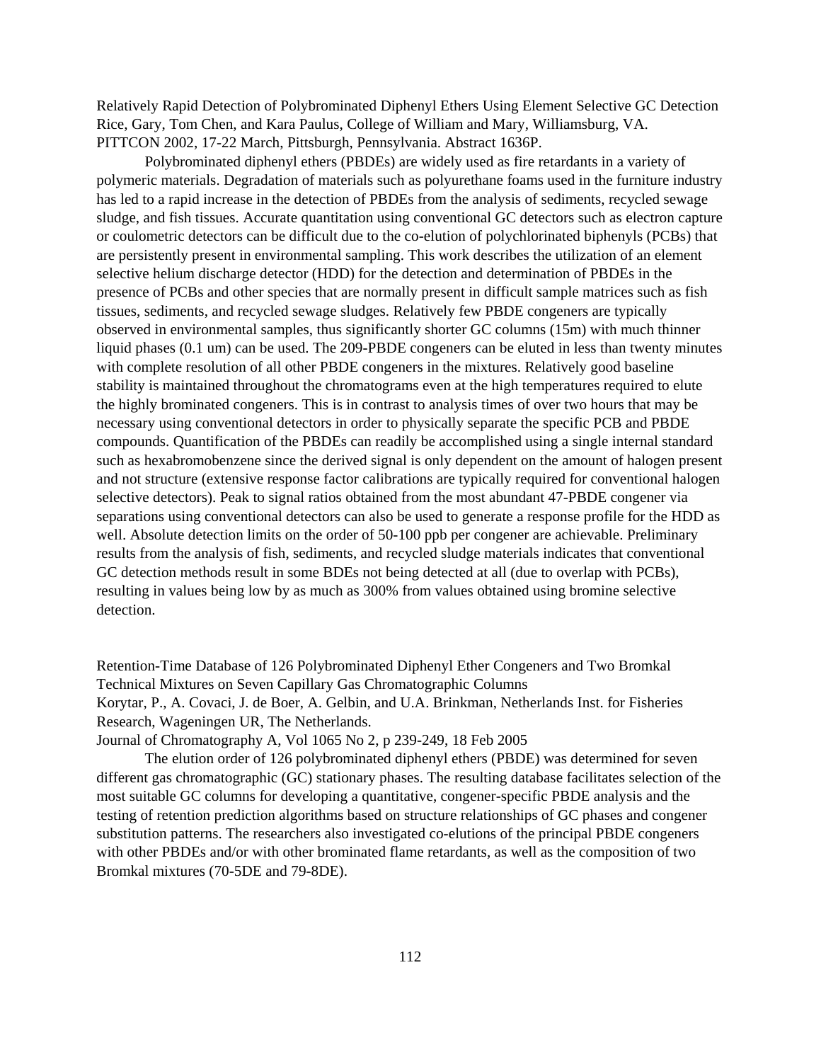Relatively Rapid Detection of Polybrominated Diphenyl Ethers Using Element Selective GC Detection
Rice, Gary, Tom Chen, and Kara Paulus, College of William and Mary, Williamsburg, VA.
PITTCON 2002, 17-22 March, Pittsburgh, Pennsylvania. Abstract 1636P.

Polybrominated diphenyl ethers (PBDEs) are widely used as fire retardants in a variety of polymeric materials. Degradation of materials such as polyurethane foams used in the furniture industry has led to a rapid increase in the detection of PBDEs from the analysis of sediments, recycled sewage sludge, and fish tissues. Accurate quantitation using conventional GC detectors such as electron capture or coulometric detectors can be difficult due to the co-elution of polychlorinated biphenyls (PCBs) that are persistently present in environmental sampling. This work describes the utilization of an element selective helium discharge detector (HDD) for the detection and determination of PBDEs in the presence of PCBs and other species that are normally present in difficult sample matrices such as fish tissues, sediments, and recycled sewage sludges. Relatively few PBDE congeners are typically observed in environmental samples, thus significantly shorter GC columns (15m) with much thinner liquid phases (0.1 um) can be used. The 209-PBDE congeners can be eluted in less than twenty minutes with complete resolution of all other PBDE congeners in the mixtures. Relatively good baseline stability is maintained throughout the chromatograms even at the high temperatures required to elute the highly brominated congeners. This is in contrast to analysis times of over two hours that may be necessary using conventional detectors in order to physically separate the specific PCB and PBDE compounds. Quantification of the PBDEs can readily be accomplished using a single internal standard such as hexabromobenzene since the derived signal is only dependent on the amount of halogen present and not structure (extensive response factor calibrations are typically required for conventional halogen selective detectors). Peak to signal ratios obtained from the most abundant 47-PBDE congener via separations using conventional detectors can also be used to generate a response profile for the HDD as well. Absolute detection limits on the order of 50-100 ppb per congener are achievable. Preliminary results from the analysis of fish, sediments, and recycled sludge materials indicates that conventional GC detection methods result in some BDEs not being detected at all (due to overlap with PCBs), resulting in values being low by as much as 300% from values obtained using bromine selective detection.

Retention-Time Database of 126 Polybrominated Diphenyl Ether Congeners and Two Bromkal Technical Mixtures on Seven Capillary Gas Chromatographic Columns
Korytar, P., A. Covaci, J. de Boer, A. Gelbin, and U.A. Brinkman, Netherlands Inst. for Fisheries Research, Wageningen UR, The Netherlands.
Journal of Chromatography A, Vol 1065 No 2, p 239-249, 18 Feb 2005

The elution order of 126 polybrominated diphenyl ethers (PBDE) was determined for seven different gas chromatographic (GC) stationary phases. The resulting database facilitates selection of the most suitable GC columns for developing a quantitative, congener-specific PBDE analysis and the testing of retention prediction algorithms based on structure relationships of GC phases and congener substitution patterns. The researchers also investigated co-elutions of the principal PBDE congeners with other PBDEs and/or with other brominated flame retardants, as well as the composition of two Bromkal mixtures (70-5DE and 79-8DE).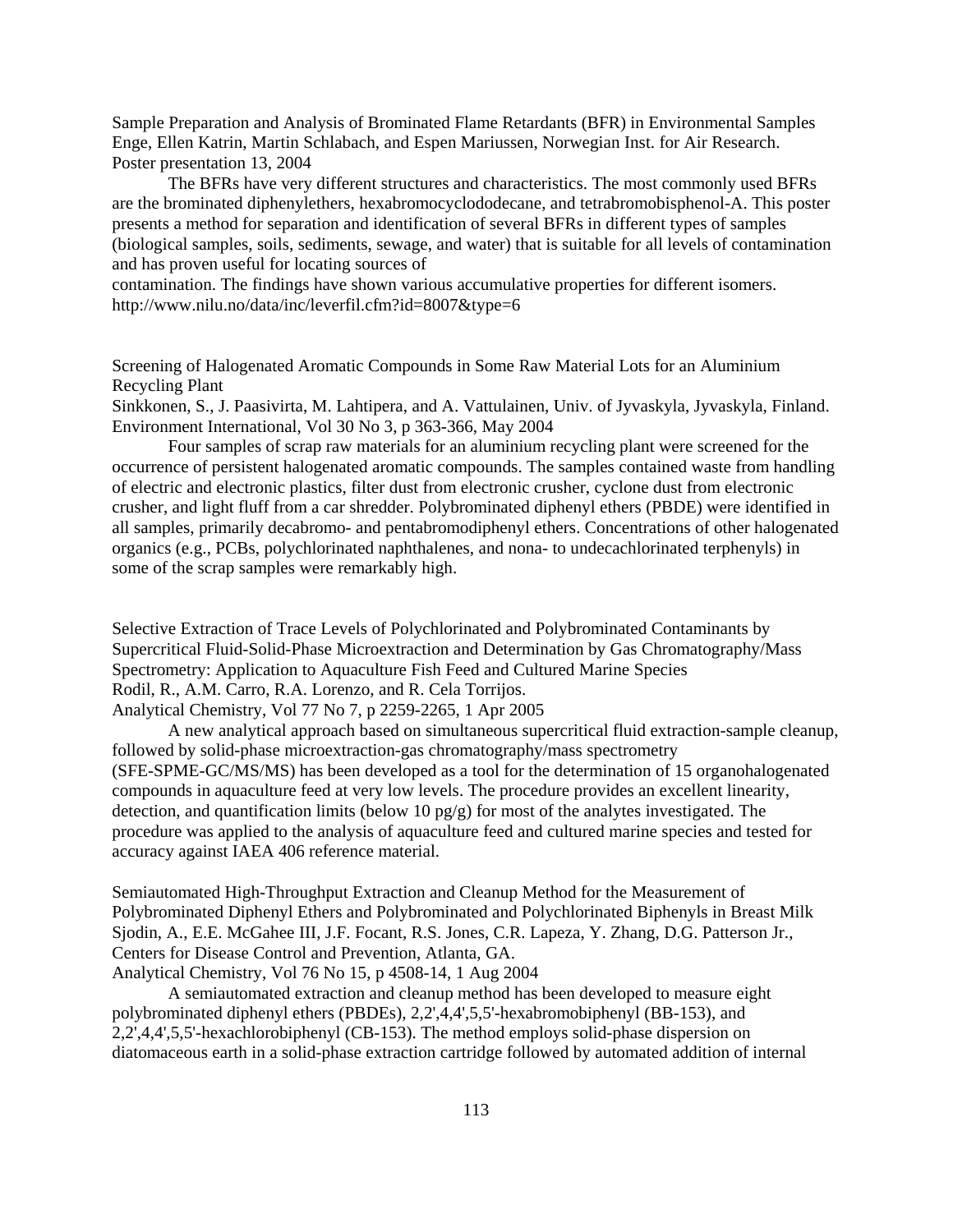Sample Preparation and Analysis of Brominated Flame Retardants (BFR) in Environmental Samples
Enge, Ellen Katrin, Martin Schlabach, and Espen Mariussen, Norwegian Inst. for Air Research.
Poster presentation 13, 2004

The BFRs have very different structures and characteristics. The most commonly used BFRs are the brominated diphenylethers, hexabromocyclododecane, and tetrabromobisphenol-A. This poster presents a method for separation and identification of several BFRs in different types of samples (biological samples, soils, sediments, sewage, and water) that is suitable for all levels of contamination and has proven useful for locating sources of contamination. The findings have shown various accumulative properties for different isomers.
http://www.nilu.no/data/inc/leverfil.cfm?id=8007&type=6

Screening of Halogenated Aromatic Compounds in Some Raw Material Lots for an Aluminium Recycling Plant
Sinkkonen, S., J. Paasivirta, M. Lahtipera, and A. Vattulainen, Univ. of Jyvaskyla, Jyvaskyla, Finland.
Environment International, Vol 30 No 3, p 363-366, May 2004

Four samples of scrap raw materials for an aluminium recycling plant were screened for the occurrence of persistent halogenated aromatic compounds. The samples contained waste from handling of electric and electronic plastics, filter dust from electronic crusher, cyclone dust from electronic crusher, and light fluff from a car shredder. Polybrominated diphenyl ethers (PBDE) were identified in all samples, primarily decabromo- and pentabromodiphenyl ethers. Concentrations of other halogenated organics (e.g., PCBs, polychlorinated naphthalenes, and nona- to undecachlorinated terphenyls) in some of the scrap samples were remarkably high.

Selective Extraction of Trace Levels of Polychlorinated and Polybrominated Contaminants by Supercritical Fluid-Solid-Phase Microextraction and Determination by Gas Chromatography/Mass Spectrometry: Application to Aquaculture Fish Feed and Cultured Marine Species
Rodil, R., A.M. Carro, R.A. Lorenzo, and R. Cela Torrijos.
Analytical Chemistry, Vol 77 No 7, p 2259-2265, 1 Apr 2005

A new analytical approach based on simultaneous supercritical fluid extraction-sample cleanup, followed by solid-phase microextraction-gas chromatography/mass spectrometry (SFE-SPME-GC/MS/MS) has been developed as a tool for the determination of 15 organohalogenated compounds in aquaculture feed at very low levels. The procedure provides an excellent linearity, detection, and quantification limits (below 10 pg/g) for most of the analytes investigated. The procedure was applied to the analysis of aquaculture feed and cultured marine species and tested for accuracy against IAEA 406 reference material.

Semiautomated High-Throughput Extraction and Cleanup Method for the Measurement of Polybrominated Diphenyl Ethers and Polybrominated and Polychlorinated Biphenyls in Breast Milk
Sjodin, A., E.E. McGahee III, J.F. Focant, R.S. Jones, C.R. Lapeza, Y. Zhang, D.G. Patterson Jr., Centers for Disease Control and Prevention, Atlanta, GA.
Analytical Chemistry, Vol 76 No 15, p 4508-14, 1 Aug 2004

A semiautomated extraction and cleanup method has been developed to measure eight polybrominated diphenyl ethers (PBDEs), 2,2',4,4',5,5'-hexabromobiphenyl (BB-153), and 2,2',4,4',5,5'-hexachlorobiphenyl (CB-153). The method employs solid-phase dispersion on diatomaceous earth in a solid-phase extraction cartridge followed by automated addition of internal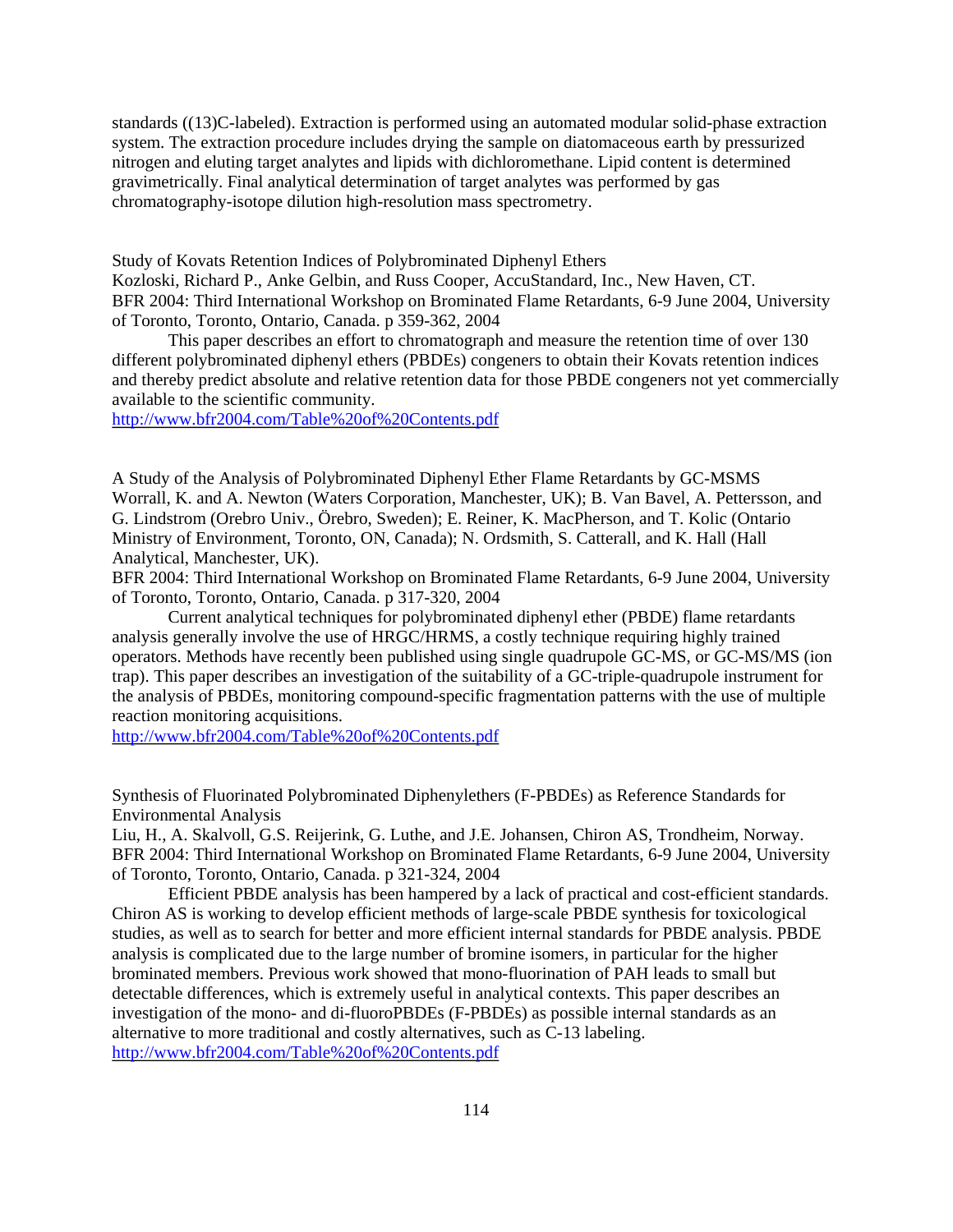standards ((13)C-labeled). Extraction is performed using an automated modular solid-phase extraction system. The extraction procedure includes drying the sample on diatomaceous earth by pressurized nitrogen and eluting target analytes and lipids with dichloromethane. Lipid content is determined gravimetrically. Final analytical determination of target analytes was performed by gas chromatography-isotope dilution high-resolution mass spectrometry.

Study of Kovats Retention Indices of Polybrominated Diphenyl Ethers
Kozloski, Richard P., Anke Gelbin, and Russ Cooper, AccuStandard, Inc., New Haven, CT.
BFR 2004: Third International Workshop on Brominated Flame Retardants, 6-9 June 2004, University of Toronto, Toronto, Ontario, Canada. p 359-362, 2004

This paper describes an effort to chromatograph and measure the retention time of over 130 different polybrominated diphenyl ethers (PBDEs) congeners to obtain their Kovats retention indices and thereby predict absolute and relative retention data for those PBDE congeners not yet commercially available to the scientific community.
http://www.bfr2004.com/Table%20of%20Contents.pdf

A Study of the Analysis of Polybrominated Diphenyl Ether Flame Retardants by GC-MSMS
Worrall, K. and A. Newton (Waters Corporation, Manchester, UK); B. Van Bavel, A. Pettersson, and G. Lindstrom (Orebro Univ., Örebro, Sweden); E. Reiner, K. MacPherson, and T. Kolic (Ontario Ministry of Environment, Toronto, ON, Canada); N. Ordsmith, S. Catterall, and K. Hall (Hall Analytical, Manchester, UK).
BFR 2004: Third International Workshop on Brominated Flame Retardants, 6-9 June 2004, University of Toronto, Toronto, Ontario, Canada. p 317-320, 2004

Current analytical techniques for polybrominated diphenyl ether (PBDE) flame retardants analysis generally involve the use of HRGC/HRMS, a costly technique requiring highly trained operators. Methods have recently been published using single quadrupole GC-MS, or GC-MS/MS (ion trap). This paper describes an investigation of the suitability of a GC-triple-quadrupole instrument for the analysis of PBDEs, monitoring compound-specific fragmentation patterns with the use of multiple reaction monitoring acquisitions.
http://www.bfr2004.com/Table%20of%20Contents.pdf

Synthesis of Fluorinated Polybrominated Diphenylethers (F-PBDEs) as Reference Standards for Environmental Analysis
Liu, H., A. Skalvoll, G.S. Reijerink, G. Luthe, and J.E. Johansen, Chiron AS, Trondheim, Norway.
BFR 2004: Third International Workshop on Brominated Flame Retardants, 6-9 June 2004, University of Toronto, Toronto, Ontario, Canada. p 321-324, 2004

Efficient PBDE analysis has been hampered by a lack of practical and cost-efficient standards. Chiron AS is working to develop efficient methods of large-scale PBDE synthesis for toxicological studies, as well as to search for better and more efficient internal standards for PBDE analysis. PBDE analysis is complicated due to the large number of bromine isomers, in particular for the higher brominated members. Previous work showed that mono-fluorination of PAH leads to small but detectable differences, which is extremely useful in analytical contexts. This paper describes an investigation of the mono- and di-fluoroPBDEs (F-PBDEs) as possible internal standards as an alternative to more traditional and costly alternatives, such as C-13 labeling.
http://www.bfr2004.com/Table%20of%20Contents.pdf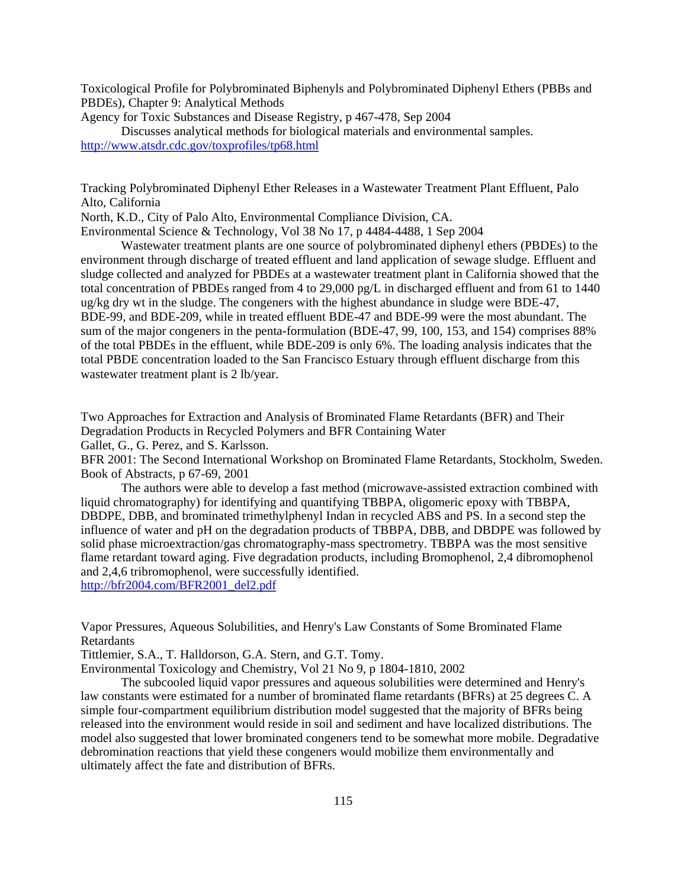Toxicological Profile for Polybrominated Biphenyls and Polybrominated Diphenyl Ethers (PBBs and PBDEs), Chapter 9: Analytical Methods

Agency for Toxic Substances and Disease Registry, p 467-478, Sep 2004

Discusses analytical methods for biological materials and environmental samples.

http://www.atsdr.cdc.gov/toxprofiles/tp68.html

Tracking Polybrominated Diphenyl Ether Releases in a Wastewater Treatment Plant Effluent, Palo Alto, California

North, K.D., City of Palo Alto, Environmental Compliance Division, CA.

Environmental Science & Technology, Vol 38 No 17, p 4484-4488, 1 Sep 2004

Wastewater treatment plants are one source of polybrominated diphenyl ethers (PBDEs) to the environment through discharge of treated effluent and land application of sewage sludge. Effluent and sludge collected and analyzed for PBDEs at a wastewater treatment plant in California showed that the total concentration of PBDEs ranged from 4 to 29,000 pg/L in discharged effluent and from 61 to 1440 ug/kg dry wt in the sludge. The congeners with the highest abundance in sludge were BDE-47, BDE-99, and BDE-209, while in treated effluent BDE-47 and BDE-99 were the most abundant. The sum of the major congeners in the penta-formulation (BDE-47, 99, 100, 153, and 154) comprises 88% of the total PBDEs in the effluent, while BDE-209 is only 6%. The loading analysis indicates that the total PBDE concentration loaded to the San Francisco Estuary through effluent discharge from this wastewater treatment plant is 2 lb/year.

Two Approaches for Extraction and Analysis of Brominated Flame Retardants (BFR) and Their Degradation Products in Recycled Polymers and BFR Containing Water

Gallet, G., G. Perez, and S. Karlsson.

BFR 2001: The Second International Workshop on Brominated Flame Retardants, Stockholm, Sweden. Book of Abstracts, p 67-69, 2001

The authors were able to develop a fast method (microwave-assisted extraction combined with liquid chromatography) for identifying and quantifying TBBPA, oligomeric epoxy with TBBPA, DBDPE, DBB, and brominated trimethylphenyl Indan in recycled ABS and PS. In a second step the influence of water and pH on the degradation products of TBBPA, DBB, and DBDPE was followed by solid phase microextraction/gas chromatography-mass spectrometry. TBBPA was the most sensitive flame retardant toward aging. Five degradation products, including Bromophenol, 2,4 dibromophenol and 2,4,6 tribromophenol, were successfully identified.

http://bfr2004.com/BFR2001_del2.pdf

Vapor Pressures, Aqueous Solubilities, and Henry's Law Constants of Some Brominated Flame Retardants

Tittlemier, S.A., T. Halldorson, G.A. Stern, and G.T. Tomy.

Environmental Toxicology and Chemistry, Vol 21 No 9, p 1804-1810, 2002

The subcooled liquid vapor pressures and aqueous solubilities were determined and Henry's law constants were estimated for a number of brominated flame retardants (BFRs) at 25 degrees C. A simple four-compartment equilibrium distribution model suggested that the majority of BFRs being released into the environment would reside in soil and sediment and have localized distributions. The model also suggested that lower brominated congeners tend to be somewhat more mobile. Degradative debromination reactions that yield these congeners would mobilize them environmentally and ultimately affect the fate and distribution of BFRs.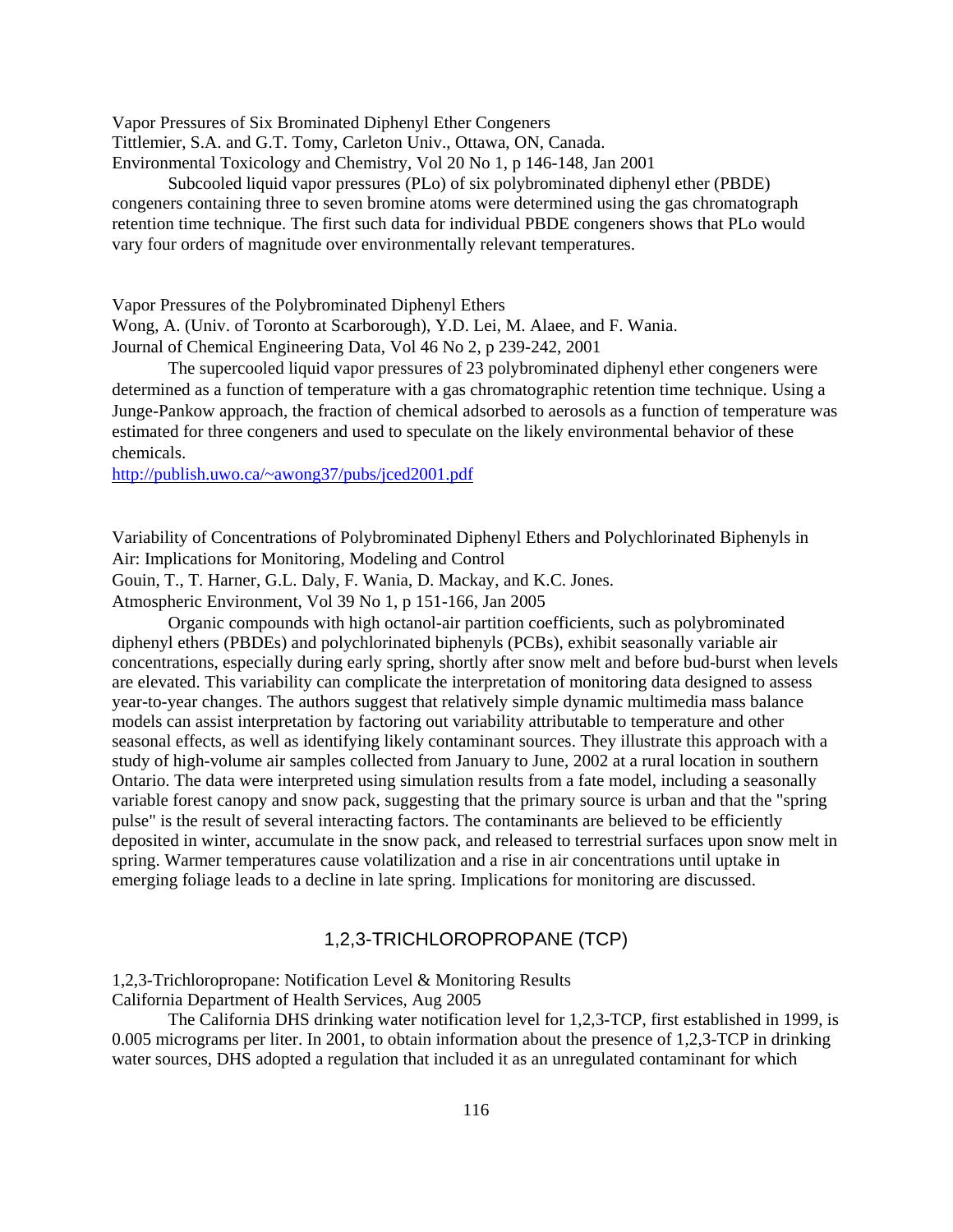Vapor Pressures of Six Brominated Diphenyl Ether Congeners
Tittlemier, S.A. and G.T. Tomy, Carleton Univ., Ottawa, ON, Canada.
Environmental Toxicology and Chemistry, Vol 20 No 1, p 146-148, Jan 2001

Subcooled liquid vapor pressures (PLo) of six polybrominated diphenyl ether (PBDE) congeners containing three to seven bromine atoms were determined using the gas chromatograph retention time technique. The first such data for individual PBDE congeners shows that PLo would vary four orders of magnitude over environmentally relevant temperatures.

Vapor Pressures of the Polybrominated Diphenyl Ethers
Wong, A. (Univ. of Toronto at Scarborough), Y.D. Lei, M. Alaee, and F. Wania.
Journal of Chemical Engineering Data, Vol 46 No 2, p 239-242, 2001

The supercooled liquid vapor pressures of 23 polybrominated diphenyl ether congeners were determined as a function of temperature with a gas chromatographic retention time technique. Using a Junge-Pankow approach, the fraction of chemical adsorbed to aerosols as a function of temperature was estimated for three congeners and used to speculate on the likely environmental behavior of these chemicals.
http://publish.uwo.ca/~awong37/pubs/jced2001.pdf

Variability of Concentrations of Polybrominated Diphenyl Ethers and Polychlorinated Biphenyls in Air: Implications for Monitoring, Modeling and Control
Gouin, T., T. Harner, G.L. Daly, F. Wania, D. Mackay, and K.C. Jones.
Atmospheric Environment, Vol 39 No 1, p 151-166, Jan 2005

Organic compounds with high octanol-air partition coefficients, such as polybrominated diphenyl ethers (PBDEs) and polychlorinated biphenyls (PCBs), exhibit seasonally variable air concentrations, especially during early spring, shortly after snow melt and before bud-burst when levels are elevated. This variability can complicate the interpretation of monitoring data designed to assess year-to-year changes. The authors suggest that relatively simple dynamic multimedia mass balance models can assist interpretation by factoring out variability attributable to temperature and other seasonal effects, as well as identifying likely contaminant sources. They illustrate this approach with a study of high-volume air samples collected from January to June, 2002 at a rural location in southern Ontario. The data were interpreted using simulation results from a fate model, including a seasonally variable forest canopy and snow pack, suggesting that the primary source is urban and that the "spring pulse" is the result of several interacting factors. The contaminants are believed to be efficiently deposited in winter, accumulate in the snow pack, and released to terrestrial surfaces upon snow melt in spring. Warmer temperatures cause volatilization and a rise in air concentrations until uptake in emerging foliage leads to a decline in late spring. Implications for monitoring are discussed.

## 1,2,3-TRICHLOROPROPANE (TCP)

1,2,3-Trichloropropane: Notification Level & Monitoring Results
California Department of Health Services, Aug 2005

The California DHS drinking water notification level for 1,2,3-TCP, first established in 1999, is 0.005 micrograms per liter. In 2001, to obtain information about the presence of 1,2,3-TCP in drinking water sources, DHS adopted a regulation that included it as an unregulated contaminant for which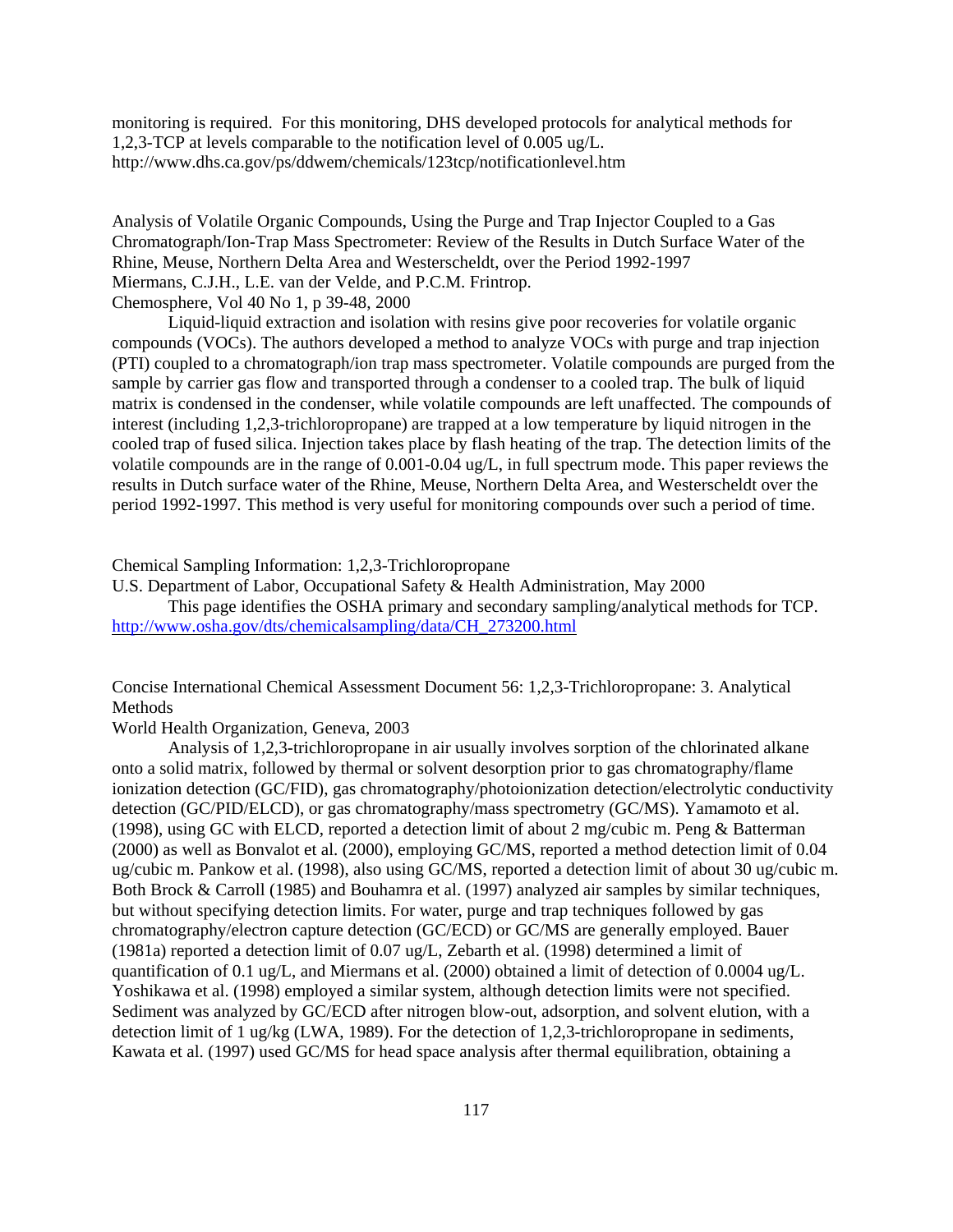monitoring is required. For this monitoring, DHS developed protocols for analytical methods for 1,2,3-TCP at levels comparable to the notification level of 0.005 ug/L.
http://www.dhs.ca.gov/ps/ddwem/chemicals/123tcp/notificationlevel.htm

Analysis of Volatile Organic Compounds, Using the Purge and Trap Injector Coupled to a Gas Chromatograph/Ion-Trap Mass Spectrometer: Review of the Results in Dutch Surface Water of the Rhine, Meuse, Northern Delta Area and Westerscheldt, over the Period 1992-1997
Miermans, C.J.H., L.E. van der Velde, and P.C.M. Frintrop.
Chemosphere, Vol 40 No 1, p 39-48, 2000

Liquid-liquid extraction and isolation with resins give poor recoveries for volatile organic compounds (VOCs). The authors developed a method to analyze VOCs with purge and trap injection (PTI) coupled to a chromatograph/ion trap mass spectrometer. Volatile compounds are purged from the sample by carrier gas flow and transported through a condenser to a cooled trap. The bulk of liquid matrix is condensed in the condenser, while volatile compounds are left unaffected. The compounds of interest (including 1,2,3-trichloropropane) are trapped at a low temperature by liquid nitrogen in the cooled trap of fused silica. Injection takes place by flash heating of the trap. The detection limits of the volatile compounds are in the range of 0.001-0.04 ug/L, in full spectrum mode. This paper reviews the results in Dutch surface water of the Rhine, Meuse, Northern Delta Area, and Westerscheldt over the period 1992-1997. This method is very useful for monitoring compounds over such a period of time.

Chemical Sampling Information: 1,2,3-Trichloropropane
U.S. Department of Labor, Occupational Safety & Health Administration, May 2000

This page identifies the OSHA primary and secondary sampling/analytical methods for TCP.
http://www.osha.gov/dts/chemicalsampling/data/CH_273200.html

Concise International Chemical Assessment Document 56: 1,2,3-Trichloropropane: 3. Analytical Methods
World Health Organization, Geneva, 2003

Analysis of 1,2,3-trichloropropane in air usually involves sorption of the chlorinated alkane onto a solid matrix, followed by thermal or solvent desorption prior to gas chromatography/flame ionization detection (GC/FID), gas chromatography/photoionization detection/electrolytic conductivity detection (GC/PID/ELCD), or gas chromatography/mass spectrometry (GC/MS). Yamamoto et al. (1998), using GC with ELCD, reported a detection limit of about 2 mg/cubic m. Peng & Batterman (2000) as well as Bonvalot et al. (2000), employing GC/MS, reported a method detection limit of 0.04 ug/cubic m. Pankow et al. (1998), also using GC/MS, reported a detection limit of about 30 ug/cubic m. Both Brock & Carroll (1985) and Bouhamra et al. (1997) analyzed air samples by similar techniques, but without specifying detection limits. For water, purge and trap techniques followed by gas chromatography/electron capture detection (GC/ECD) or GC/MS are generally employed. Bauer (1981a) reported a detection limit of 0.07 ug/L, Zebarth et al. (1998) determined a limit of quantification of 0.1 ug/L, and Miermans et al. (2000) obtained a limit of detection of 0.0004 ug/L. Yoshikawa et al. (1998) employed a similar system, although detection limits were not specified. Sediment was analyzed by GC/ECD after nitrogen blow-out, adsorption, and solvent elution, with a detection limit of 1 ug/kg (LWA, 1989). For the detection of 1,2,3-trichloropropane in sediments, Kawata et al. (1997) used GC/MS for head space analysis after thermal equilibration, obtaining a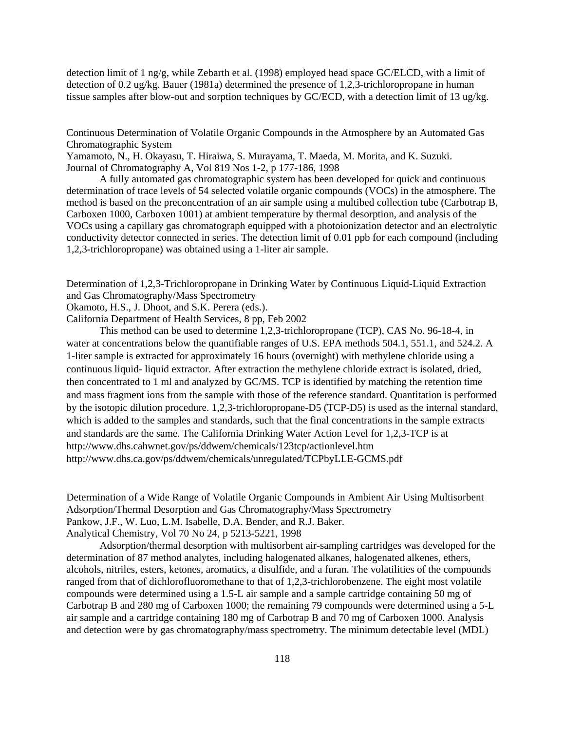detection limit of 1 ng/g, while Zebarth et al. (1998) employed head space GC/ELCD, with a limit of detection of 0.2 ug/kg. Bauer (1981a) determined the presence of 1,2,3-trichloropropane in human tissue samples after blow-out and sorption techniques by GC/ECD, with a detection limit of 13 ug/kg.

Continuous Determination of Volatile Organic Compounds in the Atmosphere by an Automated Gas Chromatographic System
Yamamoto, N., H. Okayasu, T. Hiraiwa, S. Murayama, T. Maeda, M. Morita, and K. Suzuki.
Journal of Chromatography A, Vol 819 Nos 1-2, p 177-186, 1998

A fully automated gas chromatographic system has been developed for quick and continuous determination of trace levels of 54 selected volatile organic compounds (VOCs) in the atmosphere. The method is based on the preconcentration of an air sample using a multibed collection tube (Carbotrap B, Carboxen 1000, Carboxen 1001) at ambient temperature by thermal desorption, and analysis of the VOCs using a capillary gas chromatograph equipped with a photoionization detector and an electrolytic conductivity detector connected in series. The detection limit of 0.01 ppb for each compound (including 1,2,3-trichloropropane) was obtained using a 1-liter air sample.

Determination of 1,2,3-Trichloropropane in Drinking Water by Continuous Liquid-Liquid Extraction and Gas Chromatography/Mass Spectrometry
Okamoto, H.S., J. Dhoot, and S.K. Perera (eds.).
California Department of Health Services, 8 pp, Feb 2002

This method can be used to determine 1,2,3-trichloropropane (TCP), CAS No. 96-18-4, in water at concentrations below the quantifiable ranges of U.S. EPA methods 504.1, 551.1, and 524.2. A 1-liter sample is extracted for approximately 16 hours (overnight) with methylene chloride using a continuous liquid- liquid extractor. After extraction the methylene chloride extract is isolated, dried, then concentrated to 1 ml and analyzed by GC/MS. TCP is identified by matching the retention time and mass fragment ions from the sample with those of the reference standard. Quantitation is performed by the isotopic dilution procedure. 1,2,3-trichloropropane-D5 (TCP-D5) is used as the internal standard, which is added to the samples and standards, such that the final concentrations in the sample extracts and standards are the same. The California Drinking Water Action Level for 1,2,3-TCP is at
http://www.dhs.cahwnet.gov/ps/ddwem/chemicals/123tcp/actionlevel.htm
http://www.dhs.ca.gov/ps/ddwem/chemicals/unregulated/TCPbyLLE-GCMS.pdf

Determination of a Wide Range of Volatile Organic Compounds in Ambient Air Using Multisorbent Adsorption/Thermal Desorption and Gas Chromatography/Mass Spectrometry
Pankow, J.F., W. Luo, L.M. Isabelle, D.A. Bender, and R.J. Baker.
Analytical Chemistry, Vol 70 No 24, p 5213-5221, 1998

Adsorption/thermal desorption with multisorbent air-sampling cartridges was developed for the determination of 87 method analytes, including halogenated alkanes, halogenated alkenes, ethers, alcohols, nitriles, esters, ketones, aromatics, a disulfide, and a furan. The volatilities of the compounds ranged from that of dichlorofluoromethane to that of 1,2,3-trichlorobenzene. The eight most volatile compounds were determined using a 1.5-L air sample and a sample cartridge containing 50 mg of Carbotrap B and 280 mg of Carboxen 1000; the remaining 79 compounds were determined using a 5-L air sample and a cartridge containing 180 mg of Carbotrap B and 70 mg of Carboxen 1000. Analysis and detection were by gas chromatography/mass spectrometry. The minimum detectable level (MDL)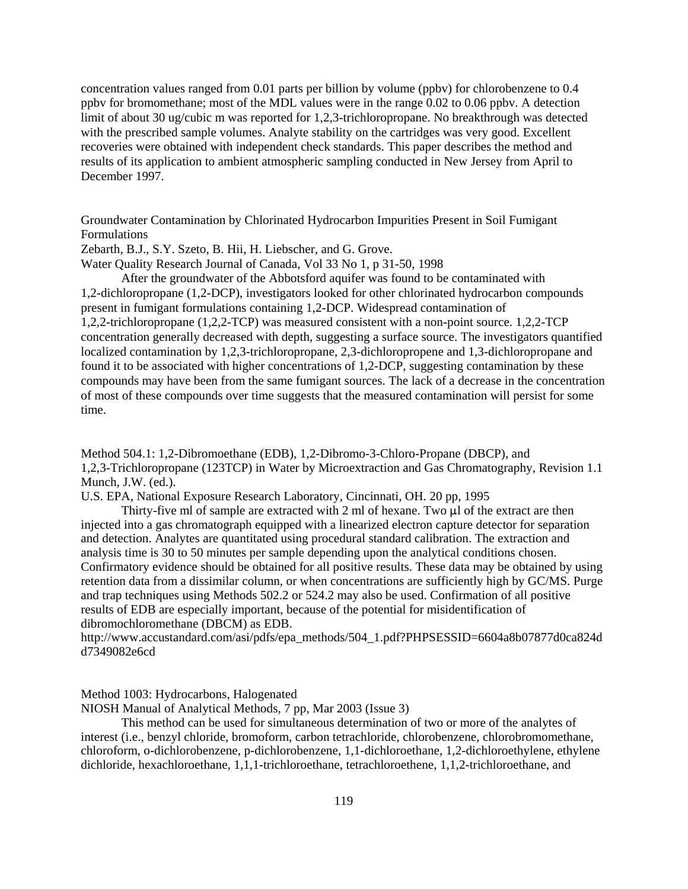concentration values ranged from 0.01 parts per billion by volume (ppbv) for chlorobenzene to 0.4 ppbv for bromomethane; most of the MDL values were in the range 0.02 to 0.06 ppbv. A detection limit of about 30 ug/cubic m was reported for 1,2,3-trichloropropane. No breakthrough was detected with the prescribed sample volumes. Analyte stability on the cartridges was very good. Excellent recoveries were obtained with independent check standards. This paper describes the method and results of its application to ambient atmospheric sampling conducted in New Jersey from April to December 1997.

Groundwater Contamination by Chlorinated Hydrocarbon Impurities Present in Soil Fumigant Formulations
Zebarth, B.J., S.Y. Szeto, B. Hii, H. Liebscher, and G. Grove.
Water Quality Research Journal of Canada, Vol 33 No 1, p 31-50, 1998

After the groundwater of the Abbotsford aquifer was found to be contaminated with 1,2-dichloropropane (1,2-DCP), investigators looked for other chlorinated hydrocarbon compounds present in fumigant formulations containing 1,2-DCP. Widespread contamination of 1,2,2-trichloropropane (1,2,2-TCP) was measured consistent with a non-point source. 1,2,2-TCP concentration generally decreased with depth, suggesting a surface source. The investigators quantified localized contamination by 1,2,3-trichloropropane, 2,3-dichloropropene and 1,3-dichloropropane and found it to be associated with higher concentrations of 1,2-DCP, suggesting contamination by these compounds may have been from the same fumigant sources. The lack of a decrease in the concentration of most of these compounds over time suggests that the measured contamination will persist for some time.

Method 504.1: 1,2-Dibromoethane (EDB), 1,2-Dibromo-3-Chloro-Propane (DBCP), and 1,2,3-Trichloropropane (123TCP) in Water by Microextraction and Gas Chromatography, Revision 1.1
Munch, J.W. (ed.).
U.S. EPA, National Exposure Research Laboratory, Cincinnati, OH. 20 pp, 1995

Thirty-five ml of sample are extracted with 2 ml of hexane. Two µl of the extract are then injected into a gas chromatograph equipped with a linearized electron capture detector for separation and detection. Analytes are quantitated using procedural standard calibration. The extraction and analysis time is 30 to 50 minutes per sample depending upon the analytical conditions chosen. Confirmatory evidence should be obtained for all positive results. These data may be obtained by using retention data from a dissimilar column, or when concentrations are sufficiently high by GC/MS. Purge and trap techniques using Methods 502.2 or 524.2 may also be used. Confirmation of all positive results of EDB are especially important, because of the potential for misidentification of dibromochloromethane (DBCM) as EDB.
http://www.accustandard.com/asi/pdfs/epa_methods/504_1.pdf?PHPSESSID=6604a8b07877d0ca824dd7349082e6cd

Method 1003: Hydrocarbons, Halogenated
NIOSH Manual of Analytical Methods, 7 pp, Mar 2003 (Issue 3)

This method can be used for simultaneous determination of two or more of the analytes of interest (i.e., benzyl chloride, bromoform, carbon tetrachloride, chlorobenzene, chlorobromomethane, chloroform, o-dichlorobenzene, p-dichlorobenzene, 1,1-dichloroethane, 1,2-dichloroethylene, ethylene dichloride, hexachloroethane, 1,1,1-trichloroethane, tetrachloroethene, 1,1,2-trichloroethane, and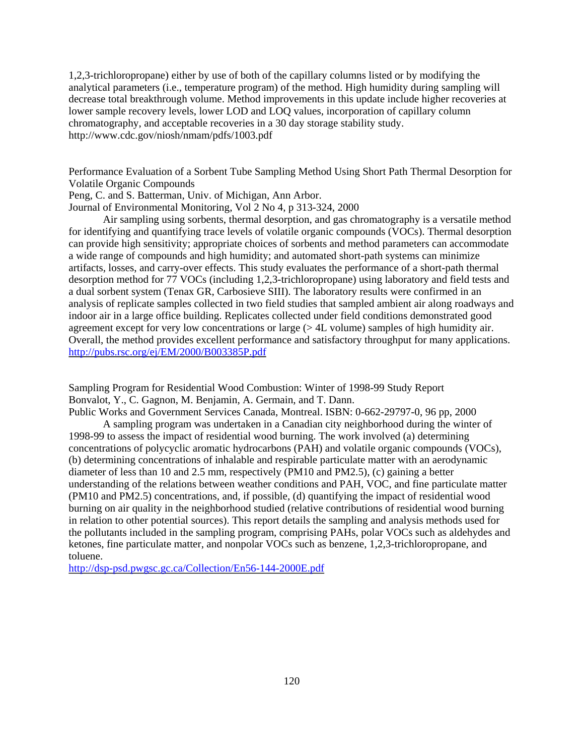1,2,3-trichloropropane) either by use of both of the capillary columns listed or by modifying the analytical parameters (i.e., temperature program) of the method. High humidity during sampling will decrease total breakthrough volume. Method improvements in this update include higher recoveries at lower sample recovery levels, lower LOD and LOQ values, incorporation of capillary column chromatography, and acceptable recoveries in a 30 day storage stability study.
http://www.cdc.gov/niosh/nmam/pdfs/1003.pdf

Performance Evaluation of a Sorbent Tube Sampling Method Using Short Path Thermal Desorption for Volatile Organic Compounds
Peng, C. and S. Batterman, Univ. of Michigan, Ann Arbor.
Journal of Environmental Monitoring, Vol 2 No 4, p 313-324, 2000

Air sampling using sorbents, thermal desorption, and gas chromatography is a versatile method for identifying and quantifying trace levels of volatile organic compounds (VOCs). Thermal desorption can provide high sensitivity; appropriate choices of sorbents and method parameters can accommodate a wide range of compounds and high humidity; and automated short-path systems can minimize artifacts, losses, and carry-over effects. This study evaluates the performance of a short-path thermal desorption method for 77 VOCs (including 1,2,3-trichloropropane) using laboratory and field tests and a dual sorbent system (Tenax GR, Carbosieve SIII). The laboratory results were confirmed in an analysis of replicate samples collected in two field studies that sampled ambient air along roadways and indoor air in a large office building. Replicates collected under field conditions demonstrated good agreement except for very low concentrations or large (> 4L volume) samples of high humidity air. Overall, the method provides excellent performance and satisfactory throughput for many applications.
http://pubs.rsc.org/ej/EM/2000/B003385P.pdf

Sampling Program for Residential Wood Combustion: Winter of 1998-99 Study Report
Bonvalot, Y., C. Gagnon, M. Benjamin, A. Germain, and T. Dann.
Public Works and Government Services Canada, Montreal. ISBN: 0-662-29797-0, 96 pp, 2000

A sampling program was undertaken in a Canadian city neighborhood during the winter of 1998-99 to assess the impact of residential wood burning. The work involved (a) determining concentrations of polycyclic aromatic hydrocarbons (PAH) and volatile organic compounds (VOCs), (b) determining concentrations of inhalable and respirable particulate matter with an aerodynamic diameter of less than 10 and 2.5 mm, respectively (PM10 and PM2.5), (c) gaining a better understanding of the relations between weather conditions and PAH, VOC, and fine particulate matter (PM10 and PM2.5) concentrations, and, if possible, (d) quantifying the impact of residential wood burning on air quality in the neighborhood studied (relative contributions of residential wood burning in relation to other potential sources). This report details the sampling and analysis methods used for the pollutants included in the sampling program, comprising PAHs, polar VOCs such as aldehydes and ketones, fine particulate matter, and nonpolar VOCs such as benzene, 1,2,3-trichloropropane, and toluene.
http://dsp-psd.pwgsc.gc.ca/Collection/En56-144-2000E.pdf